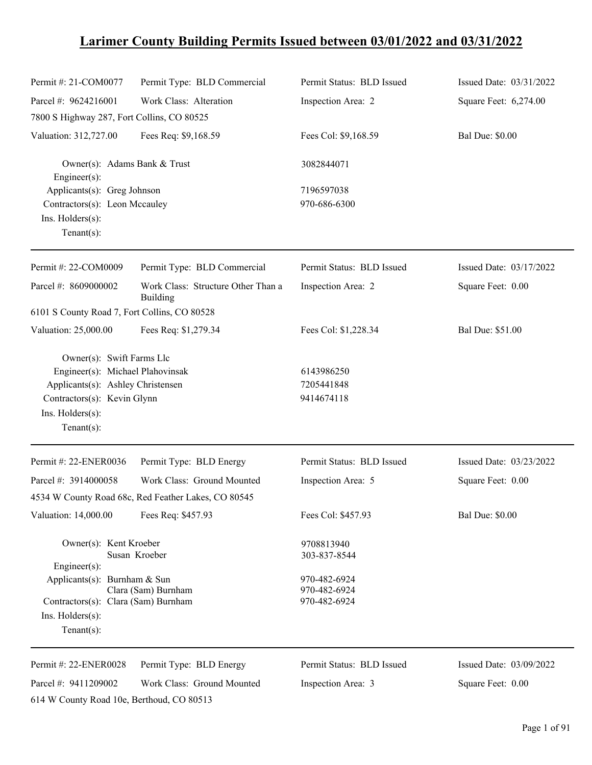# Larimer County Building Permits Issued between 03/01/2022 and 03/31/2022

| | | | |
|---|---|---|---|
| Permit #: 21-COM0077 | Permit Type: BLD Commercial | Permit Status: BLD Issued | Issued Date: 03/31/2022 |
| Parcel #: 9624216001 | Work Class: Alteration | Inspection Area: 2 | Square Feet: 6,274.00 |
| 7800 S Highway 287, Fort Collins, CO 80525 | | | |
| Valuation: 312,727.00 | Fees Req: $9,168.59 | Fees Col: $9,168.59 | Bal Due: $0.00 |

Owner(s): Adams Bank & Trust — 3082844071
Engineer(s):
Applicants(s): Greg Johnson — 7196597038
Contractors(s): Leon Mccauley — 970-686-6300
Ins. Holders(s):
Tenant(s):

---

| | | | |
|---|---|---|---|
| Permit #: 22-COM0009 | Permit Type: BLD Commercial | Permit Status: BLD Issued | Issued Date: 03/17/2022 |
| Parcel #: 8609000002 | Work Class: Structure Other Than a Building | Inspection Area: 2 | Square Feet: 0.00 |
| 6101 S County Road 7, Fort Collins, CO 80528 | | | |
| Valuation: 25,000.00 | Fees Req: $1,279.34 | Fees Col: $1,228.34 | Bal Due: $51.00 |

Owner(s): Swift Farms Llc
Engineer(s): Michael Plahovinsak — 6143986250
Applicants(s): Ashley Christensen — 7205441848
Contractors(s): Kevin Glynn — 9414674118
Ins. Holders(s):
Tenant(s):

---

| | | | |
|---|---|---|---|
| Permit #: 22-ENER0036 | Permit Type: BLD Energy | Permit Status: BLD Issued | Issued Date: 03/23/2022 |
| Parcel #: 3914000058 | Work Class: Ground Mounted | Inspection Area: 5 | Square Feet: 0.00 |
| 4534 W County Road 68c, Red Feather Lakes, CO 80545 | | | |
| Valuation: 14,000.00 | Fees Req: $457.93 | Fees Col: $457.93 | Bal Due: $0.00 |

Owner(s): Kent Kroeber — 9708813940
Susan Kroeber — 303-837-8544
Engineer(s):
Applicants(s): Burnham & Sun — 970-482-6924
Clara (Sam) Burnham — 970-482-6924
Contractors(s): Clara (Sam) Burnham — 970-482-6924
Ins. Holders(s):
Tenant(s):

---

| | | | |
|---|---|---|---|
| Permit #: 22-ENER0028 | Permit Type: BLD Energy | Permit Status: BLD Issued | Issued Date: 03/09/2022 |
| Parcel #: 9411209002 | Work Class: Ground Mounted | Inspection Area: 3 | Square Feet: 0.00 |
| 614 W County Road 10e, Berthoud, CO 80513 | | | |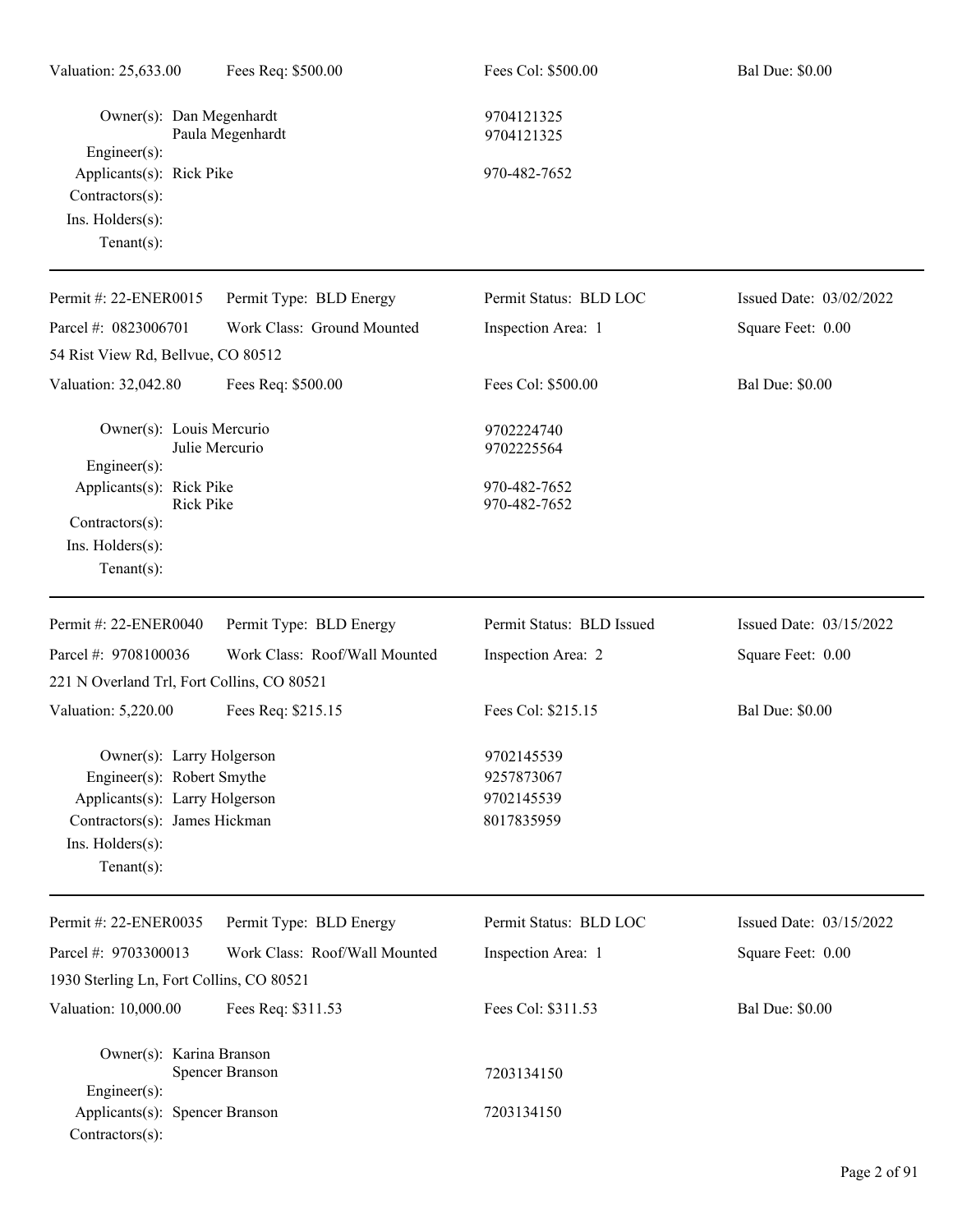Valuation: 25,633.00 | Fees Req: $500.00 | Fees Col: $500.00 | Bal Due: $0.00

Owner(s): Dan Megenhardt 9704121325
Paula Megenhardt 9704121325
Engineer(s):
Applicants(s): Rick Pike 970-482-7652
Contractors(s):
Ins. Holders(s):
Tenant(s):

---

Permit #: 22-ENER0015 | Permit Type: BLD Energy | Permit Status: BLD LOC | Issued Date: 03/02/2022
Parcel #: 0823006701 | Work Class: Ground Mounted | Inspection Area: 1 | Square Feet: 0.00
54 Rist View Rd, Bellvue, CO 80512
Valuation: 32,042.80 | Fees Req: $500.00 | Fees Col: $500.00 | Bal Due: $0.00

Owner(s): Louis Mercurio 9702224740
Julie Mercurio 9702225564
Engineer(s):
Applicants(s): Rick Pike 970-482-7652
Rick Pike 970-482-7652
Contractors(s):
Ins. Holders(s):
Tenant(s):

---

Permit #: 22-ENER0040 | Permit Type: BLD Energy | Permit Status: BLD Issued | Issued Date: 03/15/2022
Parcel #: 9708100036 | Work Class: Roof/Wall Mounted | Inspection Area: 2 | Square Feet: 0.00
221 N Overland Trl, Fort Collins, CO 80521
Valuation: 5,220.00 | Fees Req: $215.15 | Fees Col: $215.15 | Bal Due: $0.00

Owner(s): Larry Holgerson 9702145539
Engineer(s): Robert Smythe 9257873067
Applicants(s): Larry Holgerson 9702145539
Contractors(s): James Hickman 8017835959
Ins. Holders(s):
Tenant(s):

---

Permit #: 22-ENER0035 | Permit Type: BLD Energy | Permit Status: BLD LOC | Issued Date: 03/15/2022
Parcel #: 9703300013 | Work Class: Roof/Wall Mounted | Inspection Area: 1 | Square Feet: 0.00
1930 Sterling Ln, Fort Collins, CO 80521
Valuation: 10,000.00 | Fees Req: $311.53 | Fees Col: $311.53 | Bal Due: $0.00

Owner(s): Karina Branson
Spencer Branson 7203134150
Engineer(s):
Applicants(s): Spencer Branson 7203134150
Contractors(s):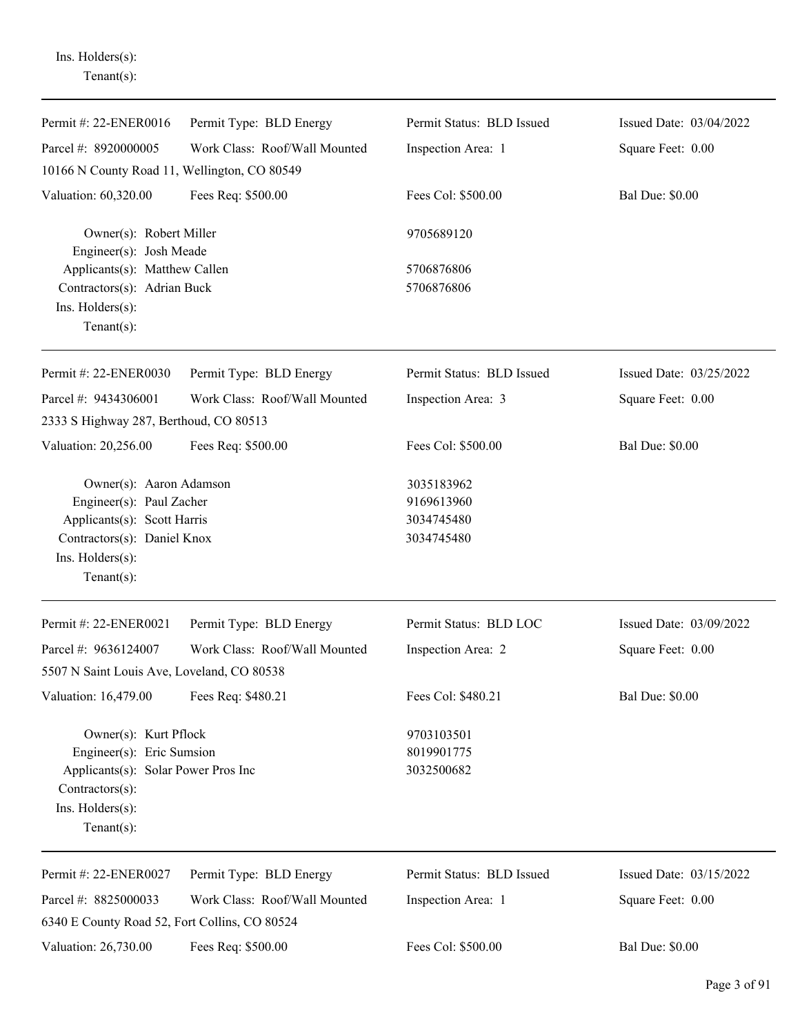Ins. Holders(s):
Tenant(s):

---

| Permit #: 22-ENER0016 | Permit Type: BLD Energy | Permit Status: BLD Issued | Issued Date: 03/04/2022 |
|---|---|---|---|
| Parcel #: 8920000005 | Work Class: Roof/Wall Mounted | Inspection Area: 1 | Square Feet: 0.00 |
| 10166 N County Road 11, Wellington, CO 80549 | | | |
| Valuation: 60,320.00 | Fees Req: $500.00 | Fees Col: $500.00 | Bal Due: $0.00 |

Owner(s): Robert Miller — 9705689120
Engineer(s): Josh Meade
Applicants(s): Matthew Callen — 5706876806
Contractors(s): Adrian Buck — 5706876806
Ins. Holders(s):
Tenant(s):

---

| Permit #: 22-ENER0030 | Permit Type: BLD Energy | Permit Status: BLD Issued | Issued Date: 03/25/2022 |
|---|---|---|---|
| Parcel #: 9434306001 | Work Class: Roof/Wall Mounted | Inspection Area: 3 | Square Feet: 0.00 |
| 2333 S Highway 287, Berthoud, CO 80513 | | | |
| Valuation: 20,256.00 | Fees Req: $500.00 | Fees Col: $500.00 | Bal Due: $0.00 |

Owner(s): Aaron Adamson — 3035183962
Engineer(s): Paul Zacher — 9169613960
Applicants(s): Scott Harris — 3034745480
Contractors(s): Daniel Knox — 3034745480
Ins. Holders(s):
Tenant(s):

---

| Permit #: 22-ENER0021 | Permit Type: BLD Energy | Permit Status: BLD LOC | Issued Date: 03/09/2022 |
|---|---|---|---|
| Parcel #: 9636124007 | Work Class: Roof/Wall Mounted | Inspection Area: 2 | Square Feet: 0.00 |
| 5507 N Saint Louis Ave, Loveland, CO 80538 | | | |
| Valuation: 16,479.00 | Fees Req: $480.21 | Fees Col: $480.21 | Bal Due: $0.00 |

Owner(s): Kurt Pflock — 9703103501
Engineer(s): Eric Sumsion — 8019901775
Applicants(s): Solar Power Pros Inc — 3032500682
Contractors(s):
Ins. Holders(s):
Tenant(s):

---

| Permit #: 22-ENER0027 | Permit Type: BLD Energy | Permit Status: BLD Issued | Issued Date: 03/15/2022 |
|---|---|---|---|
| Parcel #: 8825000033 | Work Class: Roof/Wall Mounted | Inspection Area: 1 | Square Feet: 0.00 |
| 6340 E County Road 52, Fort Collins, CO 80524 | | | |
| Valuation: 26,730.00 | Fees Req: $500.00 | Fees Col: $500.00 | Bal Due: $0.00 |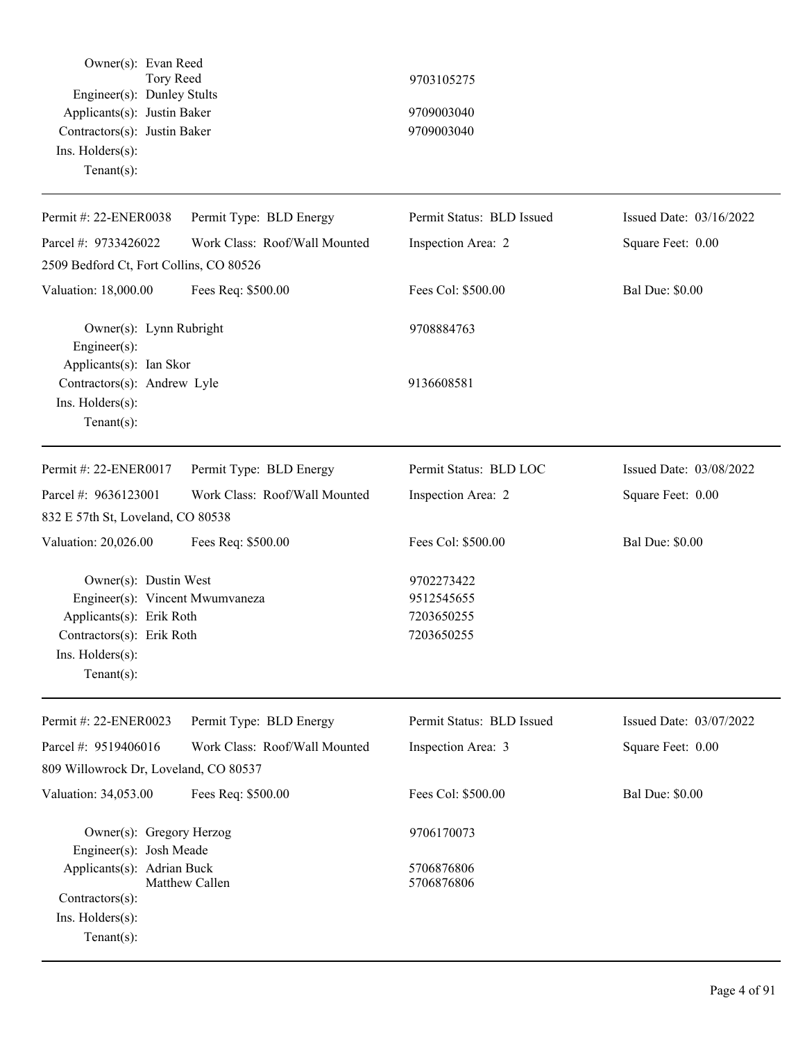Owner(s): Evan Reed
Tory Reed 9703105275
Engineer(s): Dunley Stults
Applicants(s): Justin Baker 9709003040
Contractors(s): Justin Baker 9709003040
Ins. Holders(s):
Tenant(s):

---

| Permit #: 22-ENER0038 | Permit Type: BLD Energy | Permit Status: BLD Issued | Issued Date: 03/16/2022 |
|---|---|---|---|
| Parcel #: 9733426022 | Work Class: Roof/Wall Mounted | Inspection Area: 2 | Square Feet: 0.00 |
| 2509 Bedford Ct, Fort Collins, CO 80526 | | | |
| Valuation: 18,000.00 | Fees Req: $500.00 | Fees Col: $500.00 | Bal Due: $0.00 |

Owner(s): Lynn Rubright 9708884763
Engineer(s):
Applicants(s): Ian Skor
Contractors(s): Andrew Lyle 9136608581
Ins. Holders(s):
Tenant(s):

---

| Permit #: 22-ENER0017 | Permit Type: BLD Energy | Permit Status: BLD LOC | Issued Date: 03/08/2022 |
|---|---|---|---|
| Parcel #: 9636123001 | Work Class: Roof/Wall Mounted | Inspection Area: 2 | Square Feet: 0.00 |
| 832 E 57th St, Loveland, CO 80538 | | | |
| Valuation: 20,026.00 | Fees Req: $500.00 | Fees Col: $500.00 | Bal Due: $0.00 |

Owner(s): Dustin West 9702273422
Engineer(s): Vincent Mwumvaneza 9512545655
Applicants(s): Erik Roth 7203650255
Contractors(s): Erik Roth 7203650255
Ins. Holders(s):
Tenant(s):

---

| Permit #: 22-ENER0023 | Permit Type: BLD Energy | Permit Status: BLD Issued | Issued Date: 03/07/2022 |
|---|---|---|---|
| Parcel #: 9519406016 | Work Class: Roof/Wall Mounted | Inspection Area: 3 | Square Feet: 0.00 |
| 809 Willowrock Dr, Loveland, CO 80537 | | | |
| Valuation: 34,053.00 | Fees Req: $500.00 | Fees Col: $500.00 | Bal Due: $0.00 |

Owner(s): Gregory Herzog 9706170073
Engineer(s): Josh Meade
Applicants(s): Adrian Buck 5706876806
Matthew Callen 5706876806
Contractors(s):
Ins. Holders(s):
Tenant(s):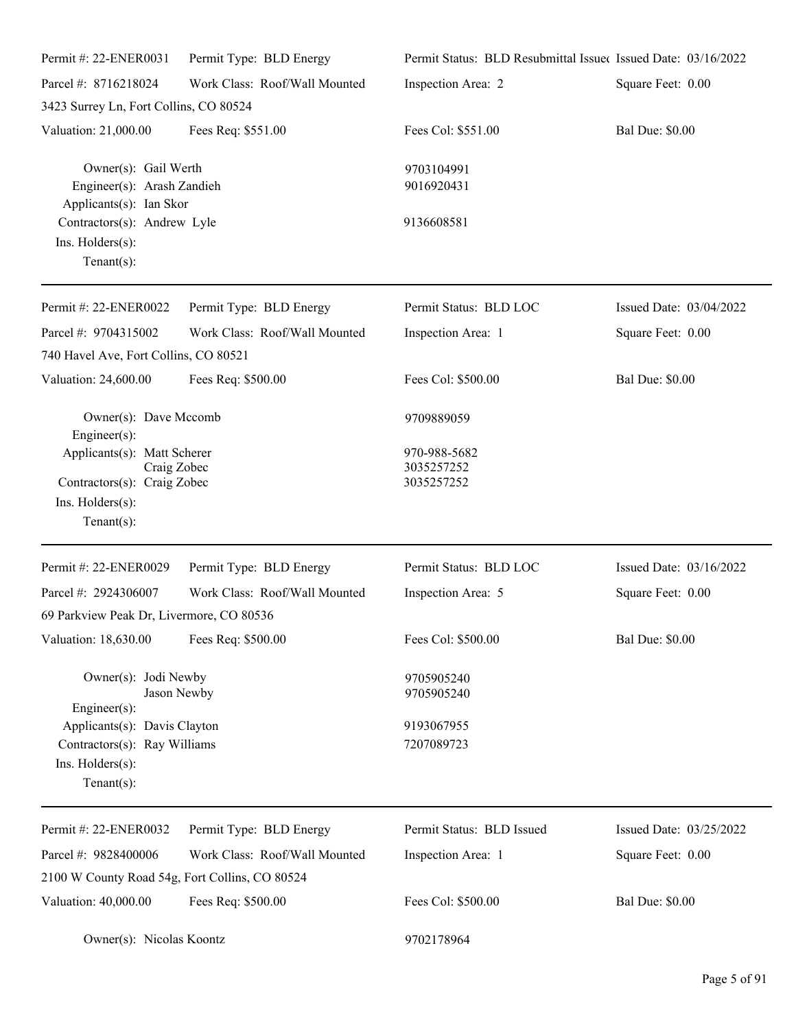Permit #: 22-ENER0031 | Permit Type: BLD Energy | Permit Status: BLD Resubmittal Issued | Issued Date: 03/16/2022
Parcel #: 8716218024 | Work Class: Roof/Wall Mounted | Inspection Area: 2 | Square Feet: 0.00

3423 Surrey Ln, Fort Collins, CO 80524

Valuation: 21,000.00 | Fees Req: $551.00 | Fees Col: $551.00 | Bal Due: $0.00

Owner(s): Gail Werth — 9703104991
Engineer(s): Arash Zandieh — 9016920431
Applicants(s): Ian Skor
Contractors(s): Andrew Lyle — 9136608581
Ins. Holders(s):
Tenant(s):

---

Permit #: 22-ENER0022 | Permit Type: BLD Energy | Permit Status: BLD LOC | Issued Date: 03/04/2022
Parcel #: 9704315002 | Work Class: Roof/Wall Mounted | Inspection Area: 1 | Square Feet: 0.00

740 Havel Ave, Fort Collins, CO 80521

Valuation: 24,600.00 | Fees Req: $500.00 | Fees Col: $500.00 | Bal Due: $0.00

Owner(s): Dave Mccomb — 9709889059
Engineer(s):
Applicants(s): Matt Scherer — 970-988-5682
Craig Zobec — 3035257252
Contractors(s): Craig Zobec — 3035257252
Ins. Holders(s):
Tenant(s):

---

Permit #: 22-ENER0029 | Permit Type: BLD Energy | Permit Status: BLD LOC | Issued Date: 03/16/2022
Parcel #: 2924306007 | Work Class: Roof/Wall Mounted | Inspection Area: 5 | Square Feet: 0.00

69 Parkview Peak Dr, Livermore, CO 80536

Valuation: 18,630.00 | Fees Req: $500.00 | Fees Col: $500.00 | Bal Due: $0.00

Owner(s): Jodi Newby — 9705905240
Jason Newby — 9705905240
Engineer(s):
Applicants(s): Davis Clayton — 9193067955
Contractors(s): Ray Williams — 7207089723
Ins. Holders(s):
Tenant(s):

---

Permit #: 22-ENER0032 | Permit Type: BLD Energy | Permit Status: BLD Issued | Issued Date: 03/25/2022
Parcel #: 9828400006 | Work Class: Roof/Wall Mounted | Inspection Area: 1 | Square Feet: 0.00

2100 W County Road 54g, Fort Collins, CO 80524

Valuation: 40,000.00 | Fees Req: $500.00 | Fees Col: $500.00 | Bal Due: $0.00

Owner(s): Nicolas Koontz — 9702178964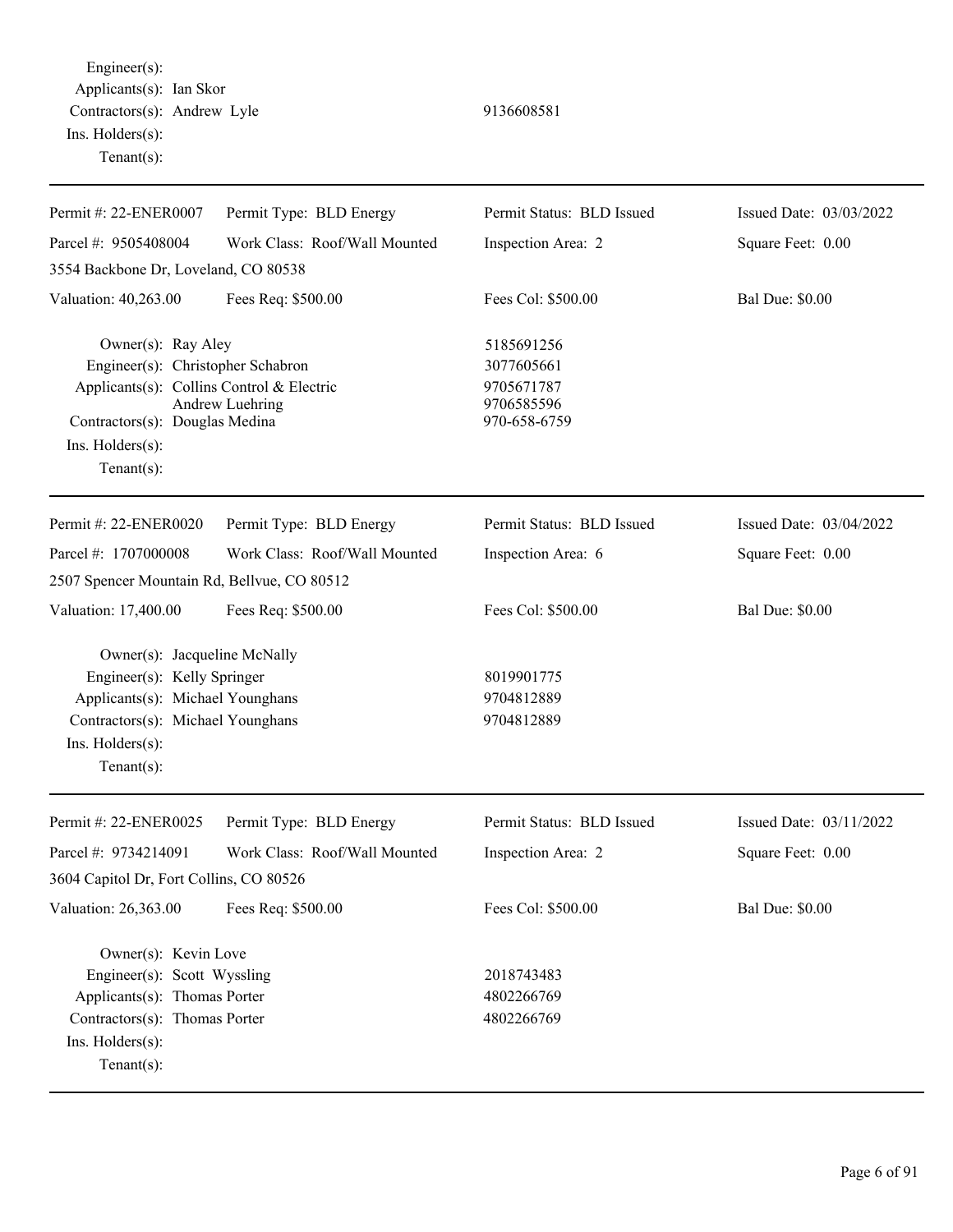Engineer(s):
Applicants(s): Ian Skor
Contractors(s): Andrew Lyle 9136608581
Ins. Holders(s):
Tenant(s):

---

| Permit #: 22-ENER0007 | Permit Type: BLD Energy | Permit Status: BLD Issued | Issued Date: 03/03/2022 |
|---|---|---|---|
| Parcel #: 9505408004 | Work Class: Roof/Wall Mounted | Inspection Area: 2 | Square Feet: 0.00 |
| 3554 Backbone Dr, Loveland, CO 80538 | | | |
| Valuation: 40,263.00 | Fees Req: $500.00 | Fees Col: $500.00 | Bal Due: $0.00 |

Owner(s): Ray Aley 5185691256
Engineer(s): Christopher Schabron 3077605661
Applicants(s): Collins Control & Electric 9705671787
Andrew Luehring 9706585596
Contractors(s): Douglas Medina 970-658-6759
Ins. Holders(s):
Tenant(s):

---

| Permit #: 22-ENER0020 | Permit Type: BLD Energy | Permit Status: BLD Issued | Issued Date: 03/04/2022 |
|---|---|---|---|
| Parcel #: 1707000008 | Work Class: Roof/Wall Mounted | Inspection Area: 6 | Square Feet: 0.00 |
| 2507 Spencer Mountain Rd, Bellvue, CO 80512 | | | |
| Valuation: 17,400.00 | Fees Req: $500.00 | Fees Col: $500.00 | Bal Due: $0.00 |

Owner(s): Jacqueline McNally
Engineer(s): Kelly Springer 8019901775
Applicants(s): Michael Younghans 9704812889
Contractors(s): Michael Younghans 9704812889
Ins. Holders(s):
Tenant(s):

---

| Permit #: 22-ENER0025 | Permit Type: BLD Energy | Permit Status: BLD Issued | Issued Date: 03/11/2022 |
|---|---|---|---|
| Parcel #: 9734214091 | Work Class: Roof/Wall Mounted | Inspection Area: 2 | Square Feet: 0.00 |
| 3604 Capitol Dr, Fort Collins, CO 80526 | | | |
| Valuation: 26,363.00 | Fees Req: $500.00 | Fees Col: $500.00 | Bal Due: $0.00 |

Owner(s): Kevin Love
Engineer(s): Scott Wyssling 2018743483
Applicants(s): Thomas Porter 4802266769
Contractors(s): Thomas Porter 4802266769
Ins. Holders(s):
Tenant(s):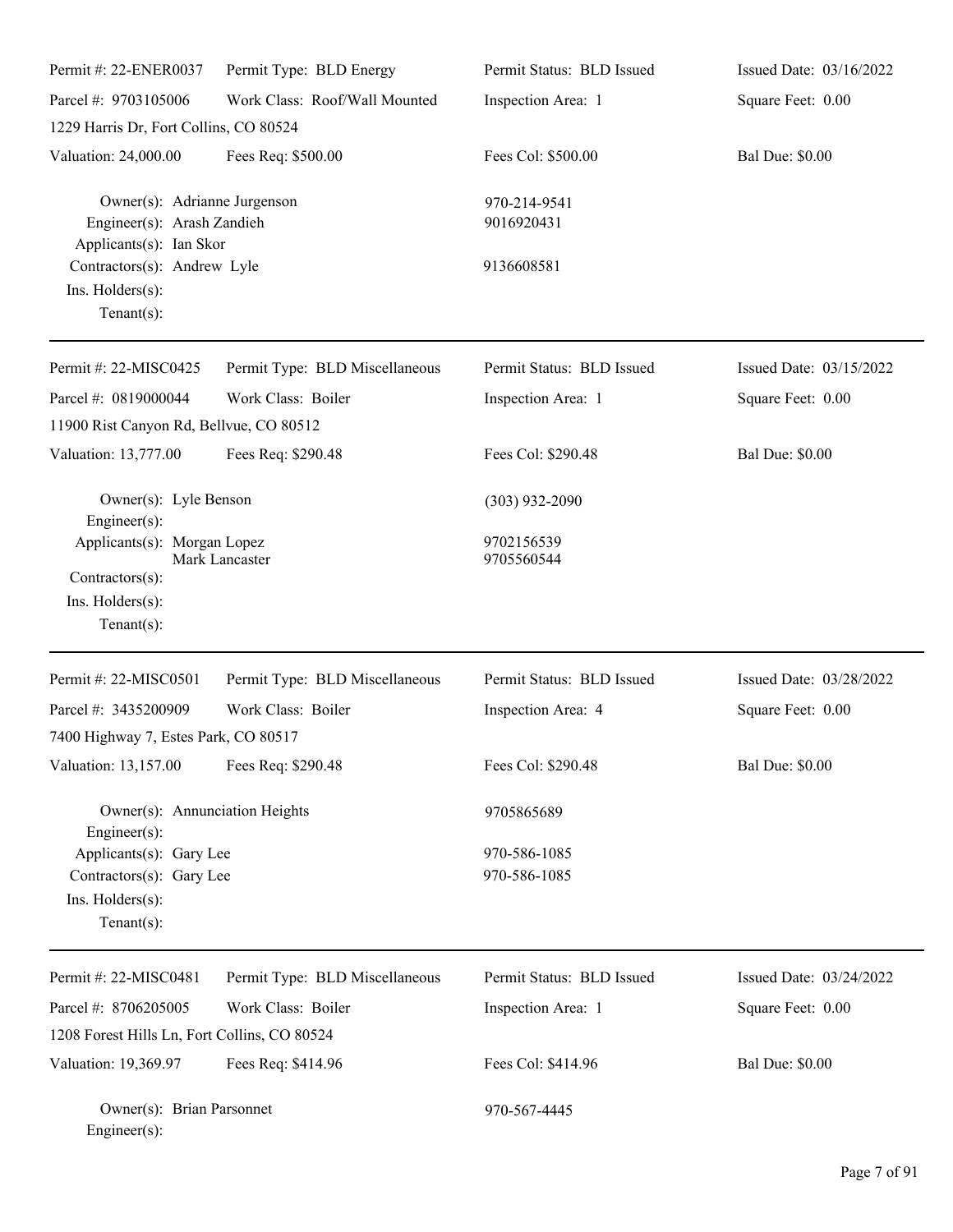Permit #: 22-ENER0037 | Permit Type: BLD Energy | Permit Status: BLD Issued | Issued Date: 03/16/2022
Parcel #: 9703105006 | Work Class: Roof/Wall Mounted | Inspection Area: 1 | Square Feet: 0.00
1229 Harris Dr, Fort Collins, CO 80524
Valuation: 24,000.00 | Fees Req: $500.00 | Fees Col: $500.00 | Bal Due: $0.00

Owner(s): Adrianne Jurgenson — 970-214-9541
Engineer(s): Arash Zandieh — 9016920431
Applicants(s): Ian Skor
Contractors(s): Andrew Lyle — 9136608581
Ins. Holders(s):
Tenant(s):

---

Permit #: 22-MISC0425 | Permit Type: BLD Miscellaneous | Permit Status: BLD Issued | Issued Date: 03/15/2022
Parcel #: 0819000044 | Work Class: Boiler | Inspection Area: 1 | Square Feet: 0.00
11900 Rist Canyon Rd, Bellvue, CO 80512
Valuation: 13,777.00 | Fees Req: $290.48 | Fees Col: $290.48 | Bal Due: $0.00

Owner(s): Lyle Benson — (303) 932-2090
Engineer(s):
Applicants(s): Morgan Lopez — 9702156539
Mark Lancaster — 9705560544
Contractors(s):
Ins. Holders(s):
Tenant(s):

---

Permit #: 22-MISC0501 | Permit Type: BLD Miscellaneous | Permit Status: BLD Issued | Issued Date: 03/28/2022
Parcel #: 3435200909 | Work Class: Boiler | Inspection Area: 4 | Square Feet: 0.00
7400 Highway 7, Estes Park, CO 80517
Valuation: 13,157.00 | Fees Req: $290.48 | Fees Col: $290.48 | Bal Due: $0.00

Owner(s): Annunciation Heights — 9705865689
Engineer(s):
Applicants(s): Gary Lee — 970-586-1085
Contractors(s): Gary Lee — 970-586-1085
Ins. Holders(s):
Tenant(s):

---

Permit #: 22-MISC0481 | Permit Type: BLD Miscellaneous | Permit Status: BLD Issued | Issued Date: 03/24/2022
Parcel #: 8706205005 | Work Class: Boiler | Inspection Area: 1 | Square Feet: 0.00
1208 Forest Hills Ln, Fort Collins, CO 80524
Valuation: 19,369.97 | Fees Req: $414.96 | Fees Col: $414.96 | Bal Due: $0.00

Owner(s): Brian Parsonnet — 970-567-4445
Engineer(s):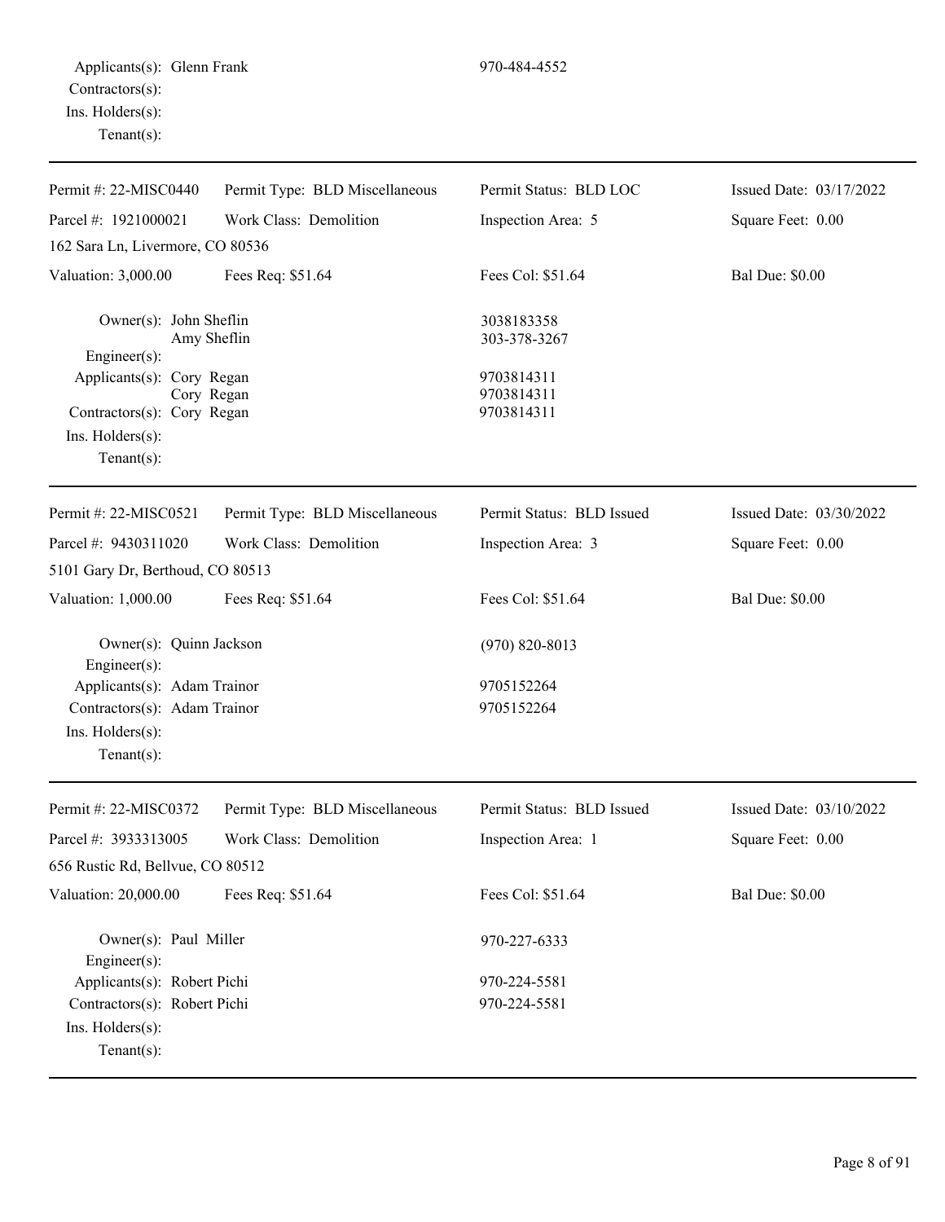Applicants(s): Glenn Frank 970-484-4552
Contractors(s):
Ins. Holders(s):
Tenant(s):

---

| Permit #: 22-MISC0440 | Permit Type: BLD Miscellaneous | Permit Status: BLD LOC | Issued Date: 03/17/2022 |
|---|---|---|---|
| Parcel #: 1921000021 | Work Class: Demolition | Inspection Area: 5 | Square Feet: 0.00 |
| 162 Sara Ln, Livermore, CO 80536 | | | |
| Valuation: 3,000.00 | Fees Req: $51.64 | Fees Col: $51.64 | Bal Due: $0.00 |

Owner(s): John Sheflin 3038183358
Amy Sheflin 303-378-3267
Engineer(s):
Applicants(s): Cory Regan 9703814311
Cory Regan 9703814311
Contractors(s): Cory Regan 9703814311
Ins. Holders(s):
Tenant(s):

---

| Permit #: 22-MISC0521 | Permit Type: BLD Miscellaneous | Permit Status: BLD Issued | Issued Date: 03/30/2022 |
|---|---|---|---|
| Parcel #: 9430311020 | Work Class: Demolition | Inspection Area: 3 | Square Feet: 0.00 |
| 5101 Gary Dr, Berthoud, CO 80513 | | | |
| Valuation: 1,000.00 | Fees Req: $51.64 | Fees Col: $51.64 | Bal Due: $0.00 |

Owner(s): Quinn Jackson (970) 820-8013
Engineer(s):
Applicants(s): Adam Trainor 9705152264
Contractors(s): Adam Trainor 9705152264
Ins. Holders(s):
Tenant(s):

---

| Permit #: 22-MISC0372 | Permit Type: BLD Miscellaneous | Permit Status: BLD Issued | Issued Date: 03/10/2022 |
|---|---|---|---|
| Parcel #: 3933313005 | Work Class: Demolition | Inspection Area: 1 | Square Feet: 0.00 |
| 656 Rustic Rd, Bellvue, CO 80512 | | | |
| Valuation: 20,000.00 | Fees Req: $51.64 | Fees Col: $51.64 | Bal Due: $0.00 |

Owner(s): Paul Miller 970-227-6333
Engineer(s):
Applicants(s): Robert Pichi 970-224-5581
Contractors(s): Robert Pichi 970-224-5581
Ins. Holders(s):
Tenant(s):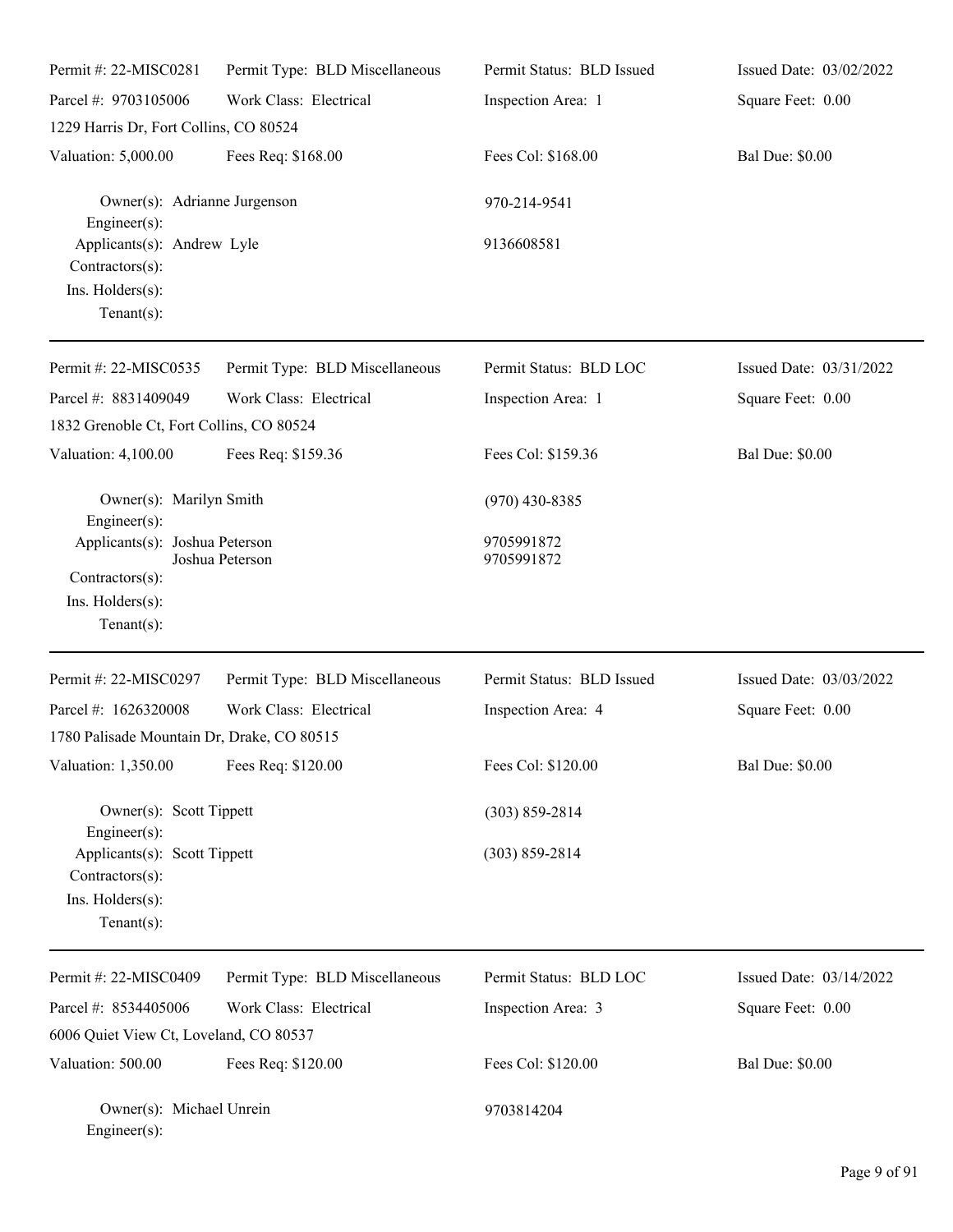| Permit #: 22-MISC0281 | Permit Type: BLD Miscellaneous | Permit Status: BLD Issued | Issued Date: 03/02/2022 |
|---|---|---|---|
| Parcel #: 9703105006 | Work Class: Electrical | Inspection Area: 1 | Square Feet: 0.00 |
| 1229 Harris Dr, Fort Collins, CO 80524 | | | |
| Valuation: 5,000.00 | Fees Req: $168.00 | Fees Col: $168.00 | Bal Due: $0.00 |

Owner(s): Adrianne Jurgenson 970-214-9541
Engineer(s):
Applicants(s): Andrew Lyle 9136608581
Contractors(s):
Ins. Holders(s):
Tenant(s):

---

| Permit #: 22-MISC0535 | Permit Type: BLD Miscellaneous | Permit Status: BLD LOC | Issued Date: 03/31/2022 |
|---|---|---|---|
| Parcel #: 8831409049 | Work Class: Electrical | Inspection Area: 1 | Square Feet: 0.00 |
| 1832 Grenoble Ct, Fort Collins, CO 80524 | | | |
| Valuation: 4,100.00 | Fees Req: $159.36 | Fees Col: $159.36 | Bal Due: $0.00 |

Owner(s): Marilyn Smith (970) 430-8385
Engineer(s):
Applicants(s): Joshua Peterson 9705991872
Joshua Peterson 9705991872
Contractors(s):
Ins. Holders(s):
Tenant(s):

---

| Permit #: 22-MISC0297 | Permit Type: BLD Miscellaneous | Permit Status: BLD Issued | Issued Date: 03/03/2022 |
|---|---|---|---|
| Parcel #: 1626320008 | Work Class: Electrical | Inspection Area: 4 | Square Feet: 0.00 |
| 1780 Palisade Mountain Dr, Drake, CO 80515 | | | |
| Valuation: 1,350.00 | Fees Req: $120.00 | Fees Col: $120.00 | Bal Due: $0.00 |

Owner(s): Scott Tippett (303) 859-2814
Engineer(s):
Applicants(s): Scott Tippett (303) 859-2814
Contractors(s):
Ins. Holders(s):
Tenant(s):

---

| Permit #: 22-MISC0409 | Permit Type: BLD Miscellaneous | Permit Status: BLD LOC | Issued Date: 03/14/2022 |
|---|---|---|---|
| Parcel #: 8534405006 | Work Class: Electrical | Inspection Area: 3 | Square Feet: 0.00 |
| 6006 Quiet View Ct, Loveland, CO 80537 | | | |
| Valuation: 500.00 | Fees Req: $120.00 | Fees Col: $120.00 | Bal Due: $0.00 |

Owner(s): Michael Unrein 9703814204
Engineer(s):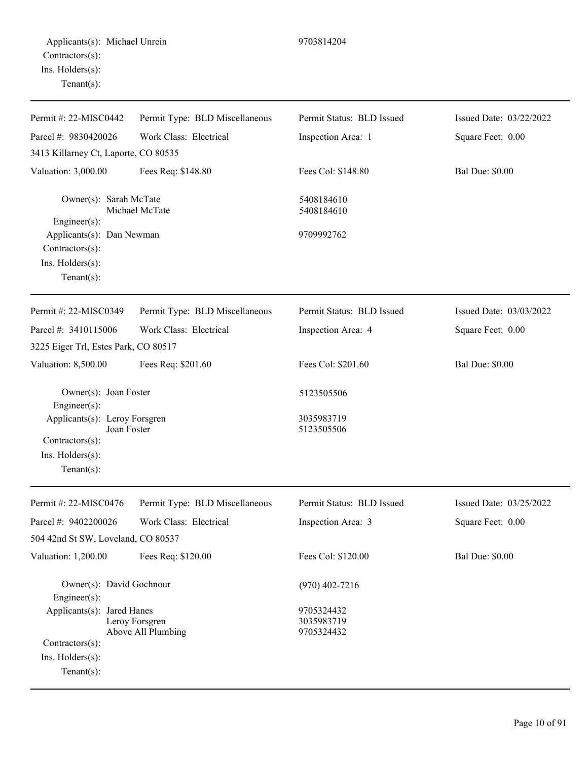Applicants(s): Michael Unrein 9703814204
Contractors(s):
Ins. Holders(s):
Tenant(s):

---

| Permit #: 22-MISC0442 | Permit Type: BLD Miscellaneous | Permit Status: BLD Issued | Issued Date: 03/22/2022 |
|---|---|---|---|
| Parcel #: 9830420026 | Work Class: Electrical | Inspection Area: 1 | Square Feet: 0.00 |
| 3413 Killarney Ct, Laporte, CO 80535 | | | |
| Valuation: 3,000.00 | Fees Req: $148.80 | Fees Col: $148.80 | Bal Due: $0.00 |

Owner(s): Sarah McTate 5408184610
Michael McTate 5408184610
Engineer(s):
Applicants(s): Dan Newman 9709992762
Contractors(s):
Ins. Holders(s):
Tenant(s):

---

| Permit #: 22-MISC0349 | Permit Type: BLD Miscellaneous | Permit Status: BLD Issued | Issued Date: 03/03/2022 |
|---|---|---|---|
| Parcel #: 3410115006 | Work Class: Electrical | Inspection Area: 4 | Square Feet: 0.00 |
| 3225 Eiger Trl, Estes Park, CO 80517 | | | |
| Valuation: 8,500.00 | Fees Req: $201.60 | Fees Col: $201.60 | Bal Due: $0.00 |

Owner(s): Joan Foster 5123505506
Engineer(s):
Applicants(s): Leroy Forsgren 3035983719
Joan Foster 5123505506
Contractors(s):
Ins. Holders(s):
Tenant(s):

---

| Permit #: 22-MISC0476 | Permit Type: BLD Miscellaneous | Permit Status: BLD Issued | Issued Date: 03/25/2022 |
|---|---|---|---|
| Parcel #: 9402200026 | Work Class: Electrical | Inspection Area: 3 | Square Feet: 0.00 |
| 504 42nd St SW, Loveland, CO 80537 | | | |
| Valuation: 1,200.00 | Fees Req: $120.00 | Fees Col: $120.00 | Bal Due: $0.00 |

Owner(s): David Gochnour (970) 402-7216
Engineer(s):
Applicants(s): Jared Hanes 9705324432
Leroy Forsgren 3035983719
Above All Plumbing 9705324432
Contractors(s):
Ins. Holders(s):
Tenant(s):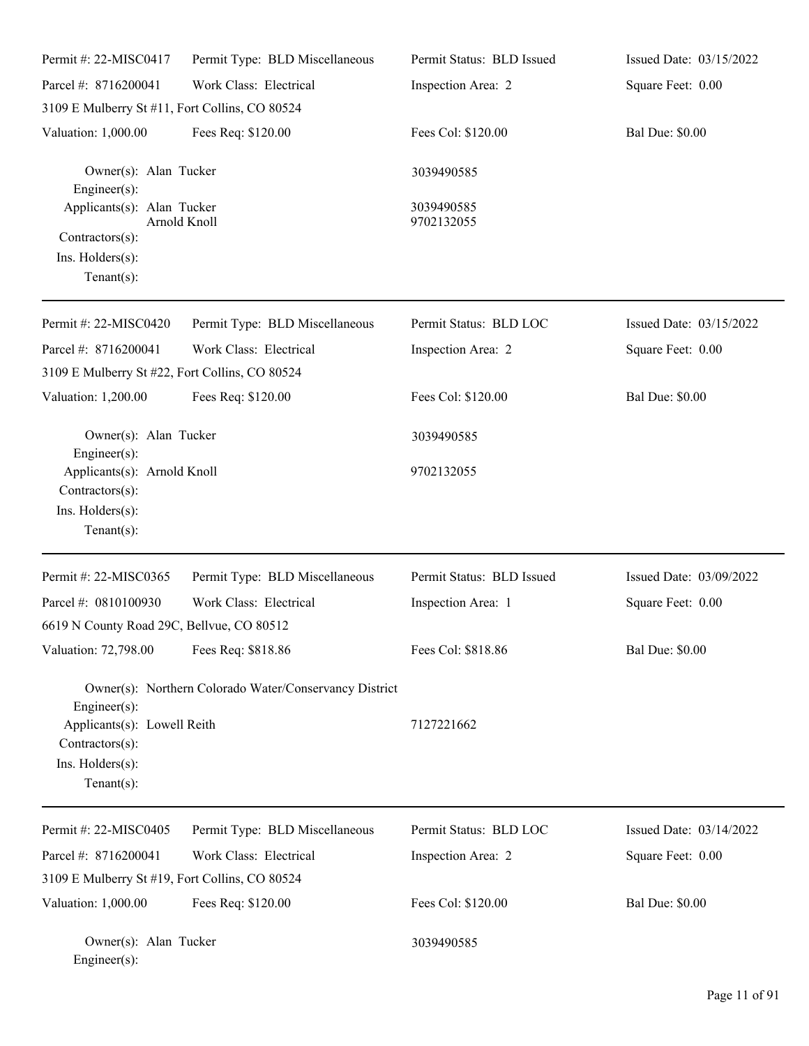| Permit #: 22-MISC0417 | Permit Type: BLD Miscellaneous | Permit Status: BLD Issued | Issued Date: 03/15/2022 |
|---|---|---|---|
| Parcel #: 8716200041 | Work Class: Electrical | Inspection Area: 2 | Square Feet: 0.00 |
| 3109 E Mulberry St #11, Fort Collins, CO 80524 | | | |
| Valuation: 1,000.00 | Fees Req: $120.00 | Fees Col: $120.00 | Bal Due: $0.00 |

Owner(s): Alan Tucker — 3039490585
Engineer(s):
Applicants(s): Alan Tucker — 3039490585
Arnold Knoll — 9702132055
Contractors(s):
Ins. Holders(s):
Tenant(s):

---

| Permit #: 22-MISC0420 | Permit Type: BLD Miscellaneous | Permit Status: BLD LOC | Issued Date: 03/15/2022 |
|---|---|---|---|
| Parcel #: 8716200041 | Work Class: Electrical | Inspection Area: 2 | Square Feet: 0.00 |
| 3109 E Mulberry St #22, Fort Collins, CO 80524 | | | |
| Valuation: 1,200.00 | Fees Req: $120.00 | Fees Col: $120.00 | Bal Due: $0.00 |

Owner(s): Alan Tucker — 3039490585
Engineer(s):
Applicants(s): Arnold Knoll — 9702132055
Contractors(s):
Ins. Holders(s):
Tenant(s):

---

| Permit #: 22-MISC0365 | Permit Type: BLD Miscellaneous | Permit Status: BLD Issued | Issued Date: 03/09/2022 |
|---|---|---|---|
| Parcel #: 0810100930 | Work Class: Electrical | Inspection Area: 1 | Square Feet: 0.00 |
| 6619 N County Road 29C, Bellvue, CO 80512 | | | |
| Valuation: 72,798.00 | Fees Req: $818.86 | Fees Col: $818.86 | Bal Due: $0.00 |

Owner(s): Northern Colorado Water/Conservancy District
Engineer(s):
Applicants(s): Lowell Reith — 7127221662
Contractors(s):
Ins. Holders(s):
Tenant(s):

---

| Permit #: 22-MISC0405 | Permit Type: BLD Miscellaneous | Permit Status: BLD LOC | Issued Date: 03/14/2022 |
|---|---|---|---|
| Parcel #: 8716200041 | Work Class: Electrical | Inspection Area: 2 | Square Feet: 0.00 |
| 3109 E Mulberry St #19, Fort Collins, CO 80524 | | | |
| Valuation: 1,000.00 | Fees Req: $120.00 | Fees Col: $120.00 | Bal Due: $0.00 |

Owner(s): Alan Tucker — 3039490585
Engineer(s):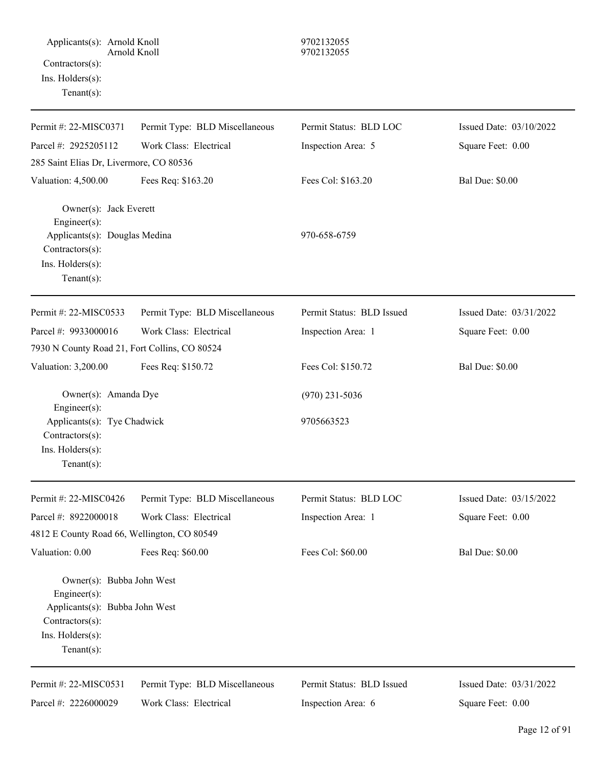Applicants(s): Arnold Knoll 9702132055
Arnold Knoll 9702132055
Contractors(s):
Ins. Holders(s):
Tenant(s):

---

| | | | |
|---|---|---|---|
| Permit #: 22-MISC0371 | Permit Type: BLD Miscellaneous | Permit Status: BLD LOC | Issued Date: 03/10/2022 |
| Parcel #: 2925205112 | Work Class: Electrical | Inspection Area: 5 | Square Feet: 0.00 |
| 285 Saint Elias Dr, Livermore, CO 80536 | | | |
| Valuation: 4,500.00 | Fees Req: $163.20 | Fees Col: $163.20 | Bal Due: $0.00 |

Owner(s): Jack Everett
Engineer(s):
Applicants(s): Douglas Medina 970-658-6759
Contractors(s):
Ins. Holders(s):
Tenant(s):

---

| | | | |
|---|---|---|---|
| Permit #: 22-MISC0533 | Permit Type: BLD Miscellaneous | Permit Status: BLD Issued | Issued Date: 03/31/2022 |
| Parcel #: 9933000016 | Work Class: Electrical | Inspection Area: 1 | Square Feet: 0.00 |
| 7930 N County Road 21, Fort Collins, CO 80524 | | | |
| Valuation: 3,200.00 | Fees Req: $150.72 | Fees Col: $150.72 | Bal Due: $0.00 |

Owner(s): Amanda Dye (970) 231-5036
Engineer(s):
Applicants(s): Tye Chadwick 9705663523
Contractors(s):
Ins. Holders(s):
Tenant(s):

---

| | | | |
|---|---|---|---|
| Permit #: 22-MISC0426 | Permit Type: BLD Miscellaneous | Permit Status: BLD LOC | Issued Date: 03/15/2022 |
| Parcel #: 8922000018 | Work Class: Electrical | Inspection Area: 1 | Square Feet: 0.00 |
| 4812 E County Road 66, Wellington, CO 80549 | | | |
| Valuation: 0.00 | Fees Req: $60.00 | Fees Col: $60.00 | Bal Due: $0.00 |

Owner(s): Bubba John West
Engineer(s):
Applicants(s): Bubba John West
Contractors(s):
Ins. Holders(s):
Tenant(s):

---

| | | | |
|---|---|---|---|
| Permit #: 22-MISC0531 | Permit Type: BLD Miscellaneous | Permit Status: BLD Issued | Issued Date: 03/31/2022 |
| Parcel #: 2226000029 | Work Class: Electrical | Inspection Area: 6 | Square Feet: 0.00 |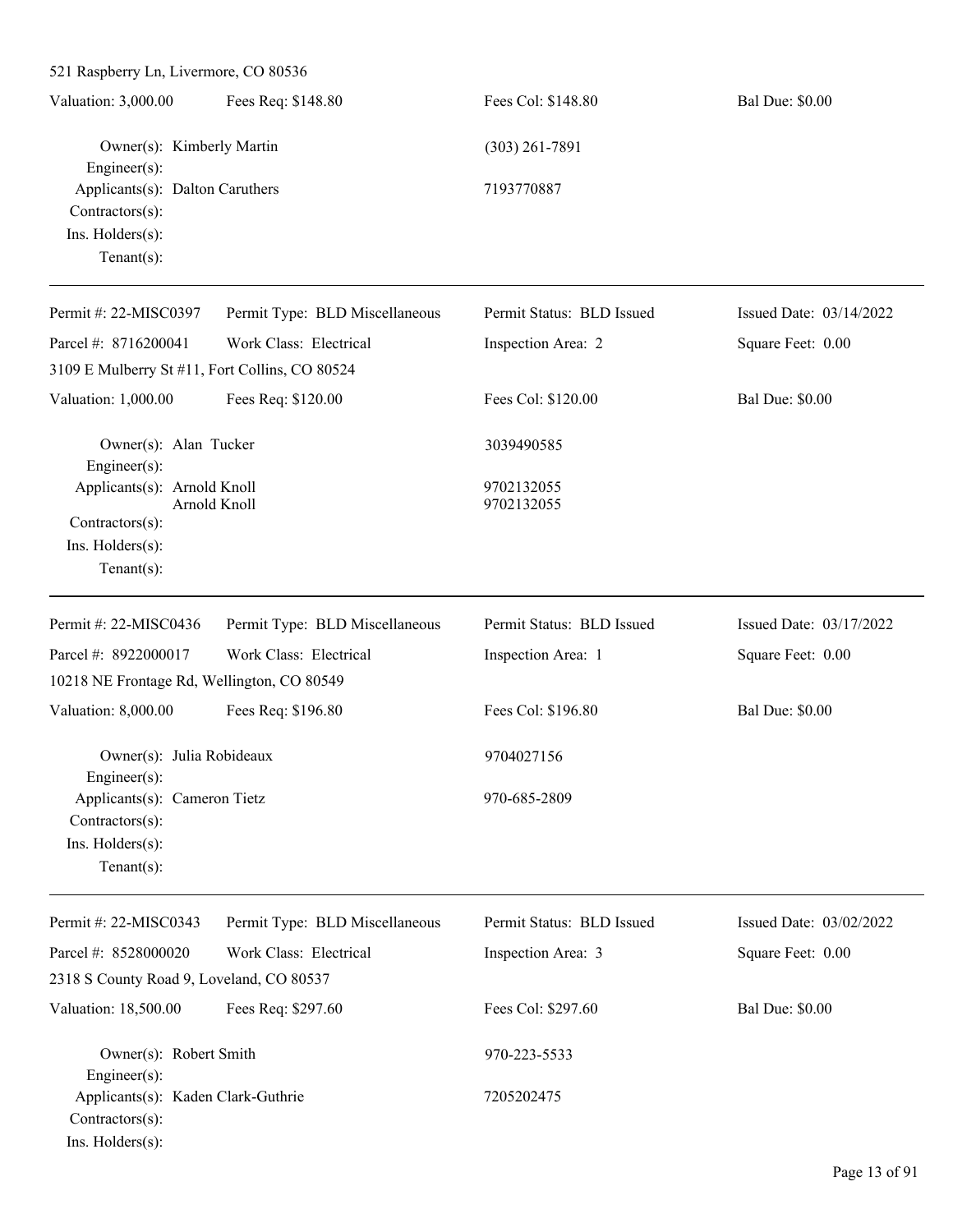521 Raspberry Ln, Livermore, CO 80536

| | | | |
|---|---|---|---|
| Valuation: 3,000.00 | Fees Req: $148.80 | Fees Col: $148.80 | Bal Due: $0.00 |

Owner(s): Kimberly Martin — (303) 261-7891
Engineer(s):
Applicants(s): Dalton Caruthers — 7193770887
Contractors(s):
Ins. Holders(s):
Tenant(s):

---

| | | | |
|---|---|---|---|
| Permit #: 22-MISC0397 | Permit Type: BLD Miscellaneous | Permit Status: BLD Issued | Issued Date: 03/14/2022 |
| Parcel #: 8716200041 | Work Class: Electrical | Inspection Area: 2 | Square Feet: 0.00 |

3109 E Mulberry St #11, Fort Collins, CO 80524

| | | | |
|---|---|---|---|
| Valuation: 1,000.00 | Fees Req: $120.00 | Fees Col: $120.00 | Bal Due: $0.00 |

Owner(s): Alan Tucker — 3039490585
Engineer(s):
Applicants(s): Arnold Knoll — 9702132055
Arnold Knoll — 9702132055
Contractors(s):
Ins. Holders(s):
Tenant(s):

---

| | | | |
|---|---|---|---|
| Permit #: 22-MISC0436 | Permit Type: BLD Miscellaneous | Permit Status: BLD Issued | Issued Date: 03/17/2022 |
| Parcel #: 8922000017 | Work Class: Electrical | Inspection Area: 1 | Square Feet: 0.00 |

10218 NE Frontage Rd, Wellington, CO 80549

| | | | |
|---|---|---|---|
| Valuation: 8,000.00 | Fees Req: $196.80 | Fees Col: $196.80 | Bal Due: $0.00 |

Owner(s): Julia Robideaux — 9704027156
Engineer(s):
Applicants(s): Cameron Tietz — 970-685-2809
Contractors(s):
Ins. Holders(s):
Tenant(s):

---

| | | | |
|---|---|---|---|
| Permit #: 22-MISC0343 | Permit Type: BLD Miscellaneous | Permit Status: BLD Issued | Issued Date: 03/02/2022 |
| Parcel #: 8528000020 | Work Class: Electrical | Inspection Area: 3 | Square Feet: 0.00 |

2318 S County Road 9, Loveland, CO 80537

| | | | |
|---|---|---|---|
| Valuation: 18,500.00 | Fees Req: $297.60 | Fees Col: $297.60 | Bal Due: $0.00 |

Owner(s): Robert Smith — 970-223-5533
Engineer(s):
Applicants(s): Kaden Clark-Guthrie — 7205202475
Contractors(s):
Ins. Holders(s):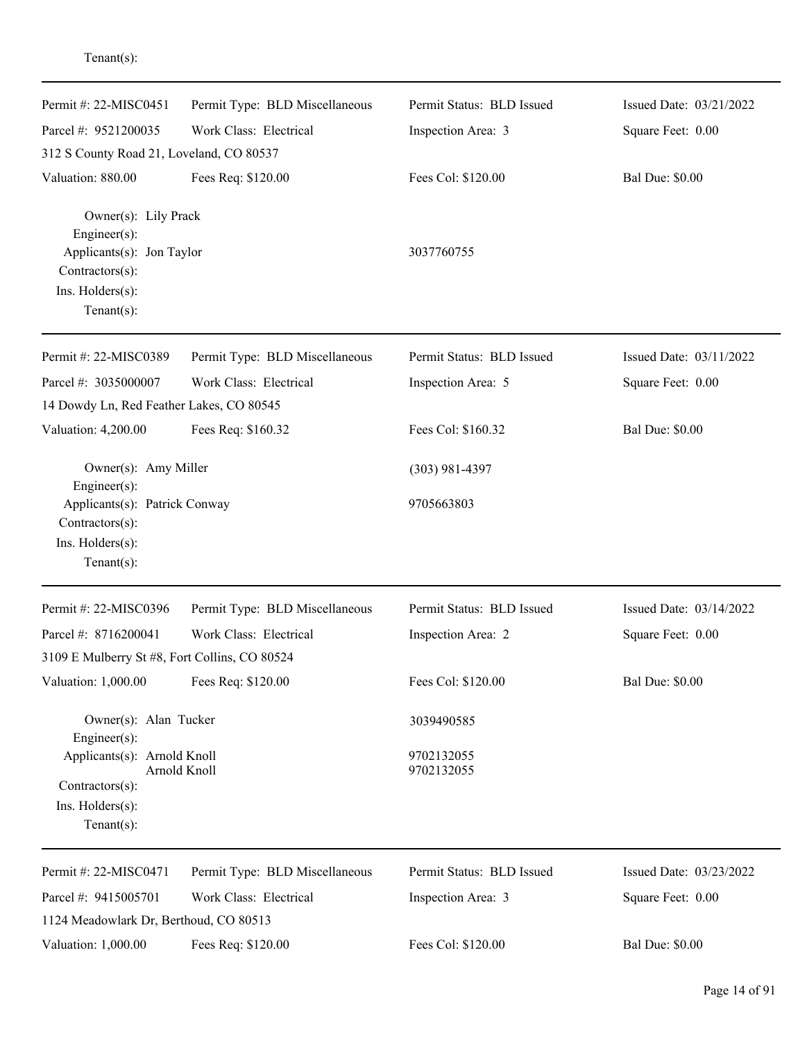Tenant(s):

---

| Permit #: 22-MISC0451 | Permit Type: BLD Miscellaneous | Permit Status: BLD Issued | Issued Date: 03/21/2022 |
|---|---|---|---|
| Parcel #: 9521200035 | Work Class: Electrical | Inspection Area: 3 | Square Feet: 0.00 |
| 312 S County Road 21, Loveland, CO 80537 | | | |
| Valuation: 880.00 | Fees Req: $120.00 | Fees Col: $120.00 | Bal Due: $0.00 |

Owner(s): Lily Prack
Engineer(s):
Applicants(s): Jon Taylor — 3037760755
Contractors(s):
Ins. Holders(s):
Tenant(s):

---

| Permit #: 22-MISC0389 | Permit Type: BLD Miscellaneous | Permit Status: BLD Issued | Issued Date: 03/11/2022 |
|---|---|---|---|
| Parcel #: 3035000007 | Work Class: Electrical | Inspection Area: 5 | Square Feet: 0.00 |
| 14 Dowdy Ln, Red Feather Lakes, CO 80545 | | | |
| Valuation: 4,200.00 | Fees Req: $160.32 | Fees Col: $160.32 | Bal Due: $0.00 |

Owner(s): Amy Miller — (303) 981-4397
Engineer(s):
Applicants(s): Patrick Conway — 9705663803
Contractors(s):
Ins. Holders(s):
Tenant(s):

---

| Permit #: 22-MISC0396 | Permit Type: BLD Miscellaneous | Permit Status: BLD Issued | Issued Date: 03/14/2022 |
|---|---|---|---|
| Parcel #: 8716200041 | Work Class: Electrical | Inspection Area: 2 | Square Feet: 0.00 |
| 3109 E Mulberry St #8, Fort Collins, CO 80524 | | | |
| Valuation: 1,000.00 | Fees Req: $120.00 | Fees Col: $120.00 | Bal Due: $0.00 |

Owner(s): Alan Tucker — 3039490585
Engineer(s):
Applicants(s): Arnold Knoll — 9702132055
Arnold Knoll — 9702132055
Contractors(s):
Ins. Holders(s):
Tenant(s):

---

| Permit #: 22-MISC0471 | Permit Type: BLD Miscellaneous | Permit Status: BLD Issued | Issued Date: 03/23/2022 |
|---|---|---|---|
| Parcel #: 9415005701 | Work Class: Electrical | Inspection Area: 3 | Square Feet: 0.00 |
| 1124 Meadowlark Dr, Berthoud, CO 80513 | | | |
| Valuation: 1,000.00 | Fees Req: $120.00 | Fees Col: $120.00 | Bal Due: $0.00 |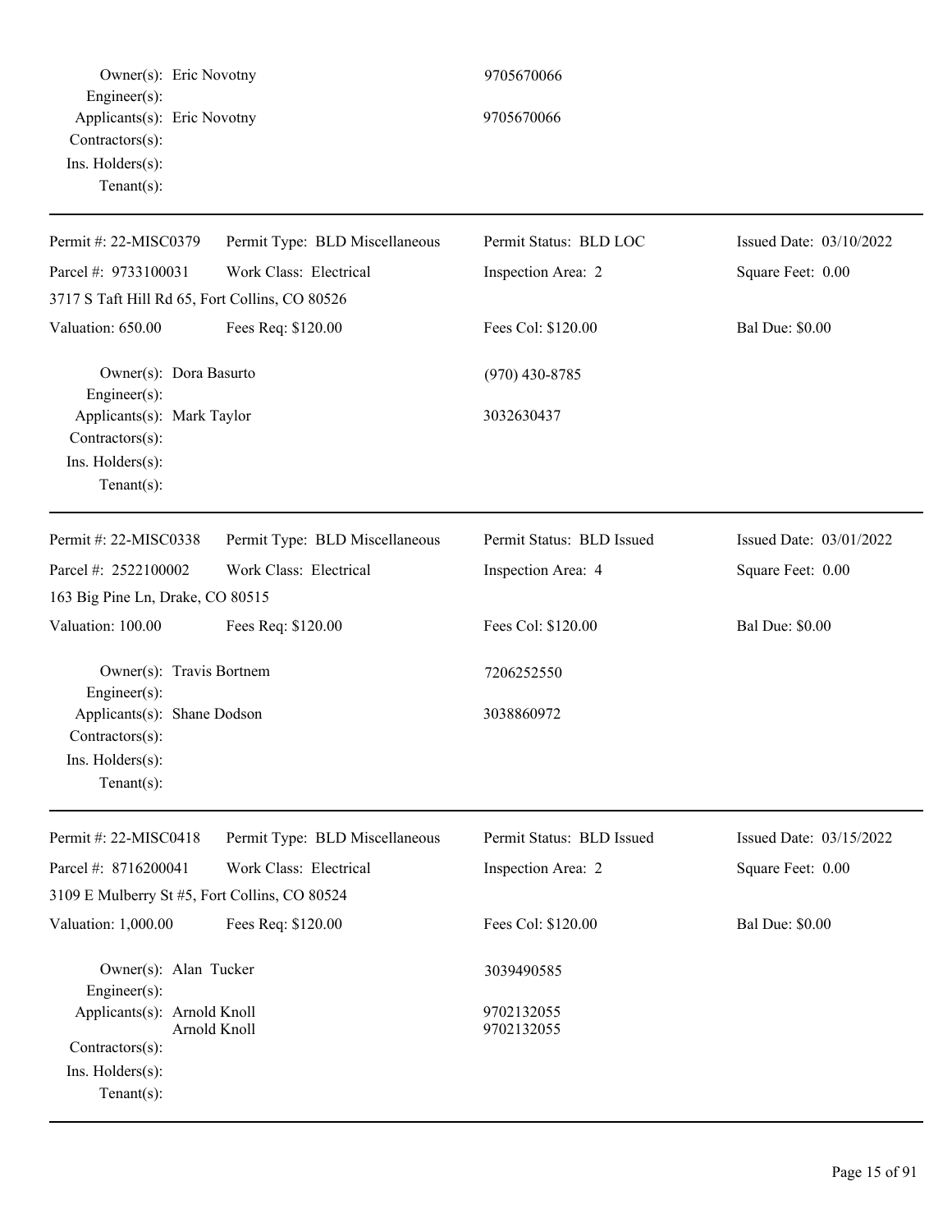Owner(s): Eric Novotny 9705670066
Engineer(s):
Applicants(s): Eric Novotny 9705670066
Contractors(s):
Ins. Holders(s):
Tenant(s):

---

Permit #: 22-MISC0379 | Permit Type: BLD Miscellaneous | Permit Status: BLD LOC | Issued Date: 03/10/2022
Parcel #: 9733100031 | Work Class: Electrical | Inspection Area: 2 | Square Feet: 0.00
3717 S Taft Hill Rd 65, Fort Collins, CO 80526
Valuation: 650.00 | Fees Req: $120.00 | Fees Col: $120.00 | Bal Due: $0.00

Owner(s): Dora Basurto (970) 430-8785
Engineer(s):
Applicants(s): Mark Taylor 3032630437
Contractors(s):
Ins. Holders(s):
Tenant(s):

---

Permit #: 22-MISC0338 | Permit Type: BLD Miscellaneous | Permit Status: BLD Issued | Issued Date: 03/01/2022
Parcel #: 2522100002 | Work Class: Electrical | Inspection Area: 4 | Square Feet: 0.00
163 Big Pine Ln, Drake, CO 80515
Valuation: 100.00 | Fees Req: $120.00 | Fees Col: $120.00 | Bal Due: $0.00

Owner(s): Travis Bortnem 7206252550
Engineer(s):
Applicants(s): Shane Dodson 3038860972
Contractors(s):
Ins. Holders(s):
Tenant(s):

---

Permit #: 22-MISC0418 | Permit Type: BLD Miscellaneous | Permit Status: BLD Issued | Issued Date: 03/15/2022
Parcel #: 8716200041 | Work Class: Electrical | Inspection Area: 2 | Square Feet: 0.00
3109 E Mulberry St #5, Fort Collins, CO 80524
Valuation: 1,000.00 | Fees Req: $120.00 | Fees Col: $120.00 | Bal Due: $0.00

Owner(s): Alan Tucker 3039490585
Engineer(s):
Applicants(s): Arnold Knoll 9702132055
Arnold Knoll 9702132055
Contractors(s):
Ins. Holders(s):
Tenant(s):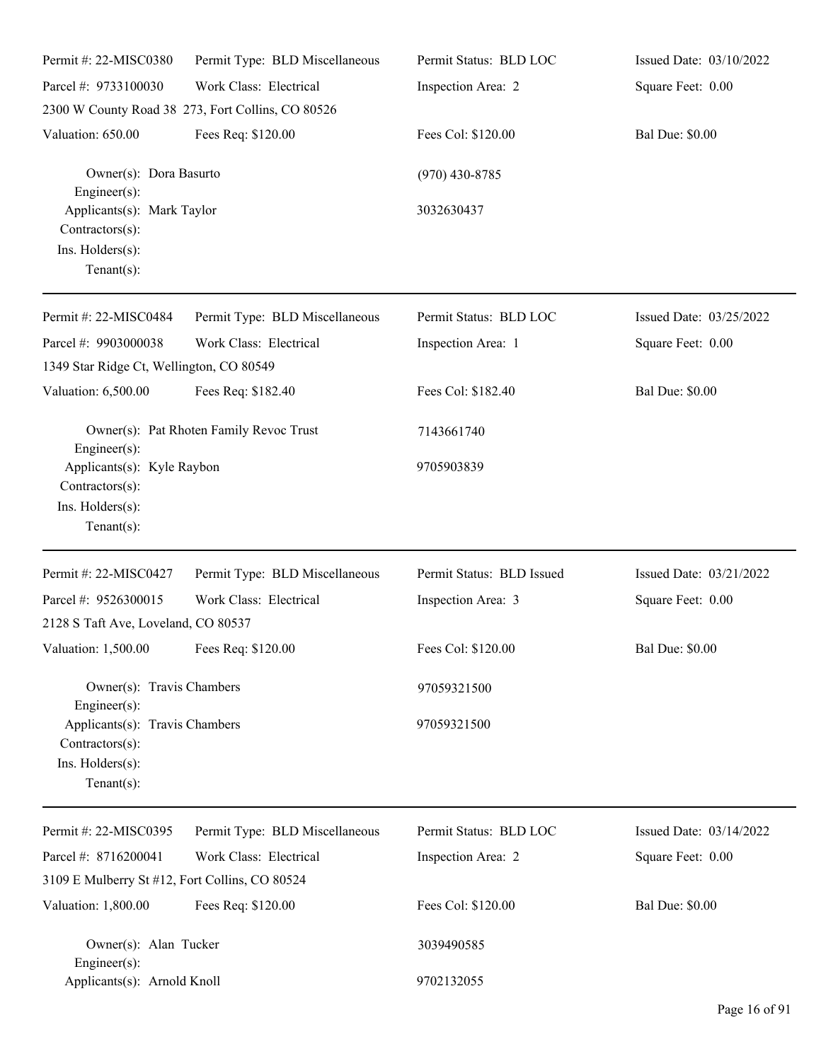Permit #: 22-MISC0380 | Permit Type: BLD Miscellaneous | Permit Status: BLD LOC | Issued Date: 03/10/2022

Parcel #: 9733100030 | Work Class: Electrical | Inspection Area: 2 | Square Feet: 0.00

2300 W County Road 38 273, Fort Collins, CO 80526

Valuation: 650.00 | Fees Req: $120.00 | Fees Col: $120.00 | Bal Due: $0.00

Owner(s): Dora Basurto (970) 430-8785
Engineer(s):
Applicants(s): Mark Taylor 3032630437
Contractors(s):
Ins. Holders(s):
Tenant(s):

---

Permit #: 22-MISC0484 | Permit Type: BLD Miscellaneous | Permit Status: BLD LOC | Issued Date: 03/25/2022

Parcel #: 9903000038 | Work Class: Electrical | Inspection Area: 1 | Square Feet: 0.00

1349 Star Ridge Ct, Wellington, CO 80549

Valuation: 6,500.00 | Fees Req: $182.40 | Fees Col: $182.40 | Bal Due: $0.00

Owner(s): Pat Rhoten Family Revoc Trust 7143661740
Engineer(s):
Applicants(s): Kyle Raybon 9705903839
Contractors(s):
Ins. Holders(s):
Tenant(s):

---

Permit #: 22-MISC0427 | Permit Type: BLD Miscellaneous | Permit Status: BLD Issued | Issued Date: 03/21/2022

Parcel #: 9526300015 | Work Class: Electrical | Inspection Area: 3 | Square Feet: 0.00

2128 S Taft Ave, Loveland, CO 80537

Valuation: 1,500.00 | Fees Req: $120.00 | Fees Col: $120.00 | Bal Due: $0.00

Owner(s): Travis Chambers 97059321500
Engineer(s):
Applicants(s): Travis Chambers 97059321500
Contractors(s):
Ins. Holders(s):
Tenant(s):

---

Permit #: 22-MISC0395 | Permit Type: BLD Miscellaneous | Permit Status: BLD LOC | Issued Date: 03/14/2022

Parcel #: 8716200041 | Work Class: Electrical | Inspection Area: 2 | Square Feet: 0.00

3109 E Mulberry St #12, Fort Collins, CO 80524

Valuation: 1,800.00 | Fees Req: $120.00 | Fees Col: $120.00 | Bal Due: $0.00

Owner(s): Alan Tucker 3039490585
Engineer(s):
Applicants(s): Arnold Knoll 9702132055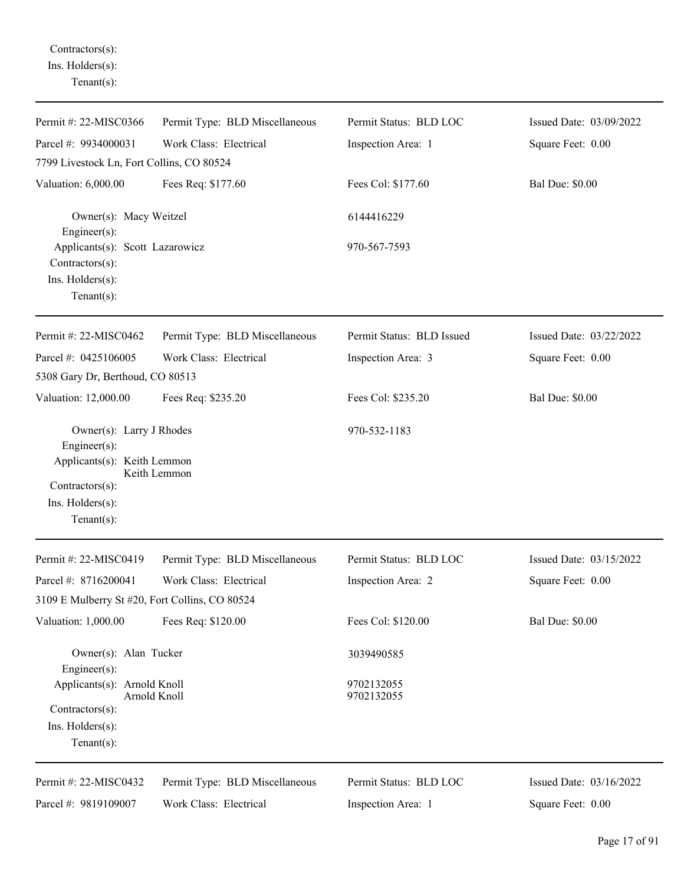Contractors(s):
Ins. Holders(s):
Tenant(s):

---

Permit #: 22-MISC0366 | Permit Type: BLD Miscellaneous | Permit Status: BLD LOC | Issued Date: 03/09/2022
Parcel #: 9934000031 | Work Class: Electrical | Inspection Area: 1 | Square Feet: 0.00
7799 Livestock Ln, Fort Collins, CO 80524
Valuation: 6,000.00 | Fees Req: $177.60 | Fees Col: $177.60 | Bal Due: $0.00

Owner(s): Macy Weitzel — 6144416229
Engineer(s):
Applicants(s): Scott Lazarowicz — 970-567-7593
Contractors(s):
Ins. Holders(s):
Tenant(s):

---

Permit #: 22-MISC0462 | Permit Type: BLD Miscellaneous | Permit Status: BLD Issued | Issued Date: 03/22/2022
Parcel #: 0425106005 | Work Class: Electrical | Inspection Area: 3 | Square Feet: 0.00
5308 Gary Dr, Berthoud, CO 80513
Valuation: 12,000.00 | Fees Req: $235.20 | Fees Col: $235.20 | Bal Due: $0.00

Owner(s): Larry J Rhodes — 970-532-1183
Engineer(s):
Applicants(s): Keith Lemmon
Keith Lemmon
Contractors(s):
Ins. Holders(s):
Tenant(s):

---

Permit #: 22-MISC0419 | Permit Type: BLD Miscellaneous | Permit Status: BLD LOC | Issued Date: 03/15/2022
Parcel #: 8716200041 | Work Class: Electrical | Inspection Area: 2 | Square Feet: 0.00
3109 E Mulberry St #20, Fort Collins, CO 80524
Valuation: 1,000.00 | Fees Req: $120.00 | Fees Col: $120.00 | Bal Due: $0.00

Owner(s): Alan Tucker — 3039490585
Engineer(s):
Applicants(s): Arnold Knoll — 9702132055
Arnold Knoll — 9702132055
Contractors(s):
Ins. Holders(s):
Tenant(s):

---

Permit #: 22-MISC0432 | Permit Type: BLD Miscellaneous | Permit Status: BLD LOC | Issued Date: 03/16/2022
Parcel #: 9819109007 | Work Class: Electrical | Inspection Area: 1 | Square Feet: 0.00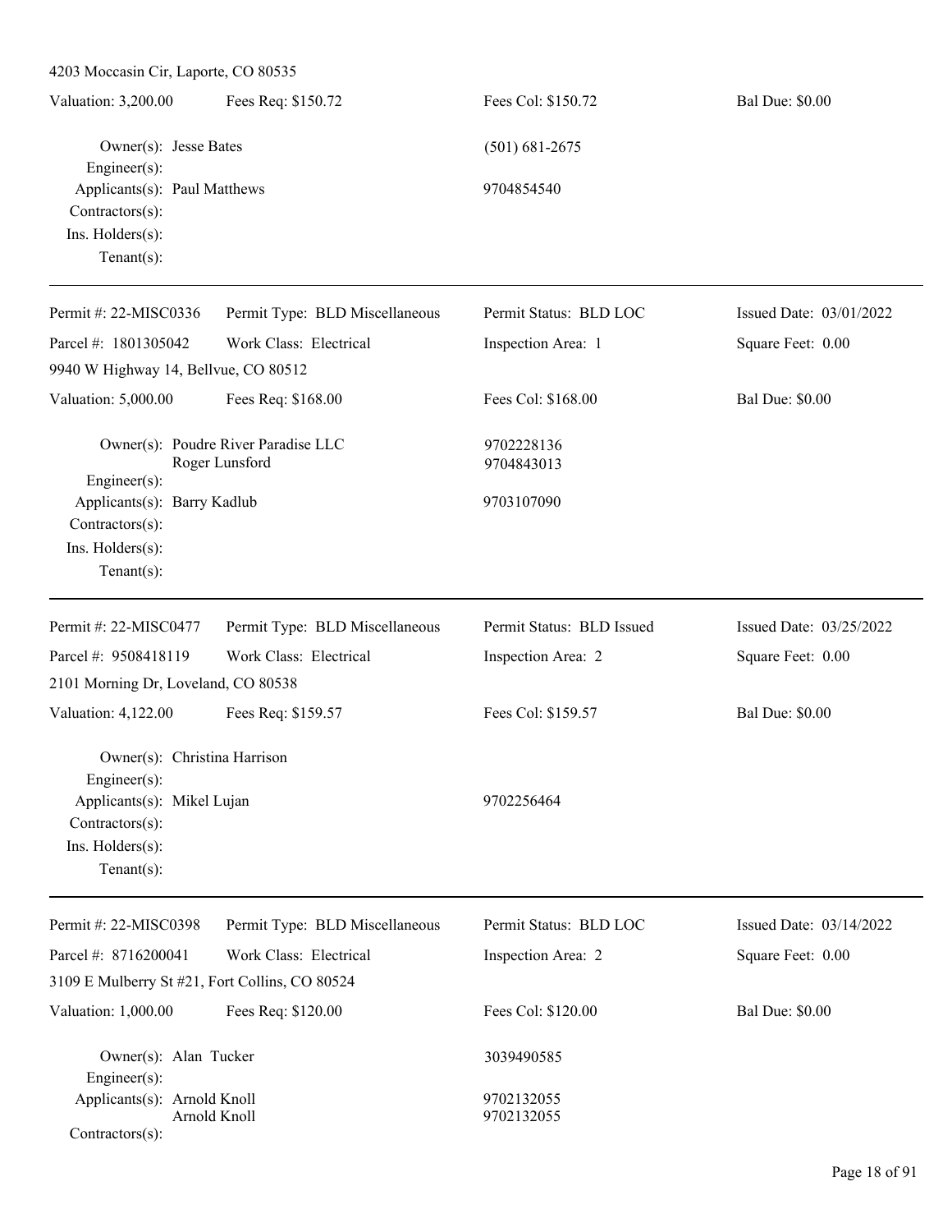4203 Moccasin Cir, Laporte, CO 80535

| Valuation: 3,200.00 | Fees Req: $150.72 | Fees Col: $150.72 | Bal Due: $0.00 |
|---|---|---|---|

Owner(s): Jesse Bates — (501) 681-2675
Engineer(s):
Applicants(s): Paul Matthews — 9704854540
Contractors(s):
Ins. Holders(s):
Tenant(s):

---

| Permit #: 22-MISC0336 | Permit Type: BLD Miscellaneous | Permit Status: BLD LOC | Issued Date: 03/01/2022 |
|---|---|---|---|
| Parcel #: 1801305042 | Work Class: Electrical | Inspection Area: 1 | Square Feet: 0.00 |

9940 W Highway 14, Bellvue, CO 80512

| Valuation: 5,000.00 | Fees Req: $168.00 | Fees Col: $168.00 | Bal Due: $0.00 |
|---|---|---|---|

Owner(s): Poudre River Paradise LLC — 9702228136
Roger Lunsford — 9704843013
Engineer(s):
Applicants(s): Barry Kadlub — 9703107090
Contractors(s):
Ins. Holders(s):
Tenant(s):

---

| Permit #: 22-MISC0477 | Permit Type: BLD Miscellaneous | Permit Status: BLD Issued | Issued Date: 03/25/2022 |
|---|---|---|---|
| Parcel #: 9508418119 | Work Class: Electrical | Inspection Area: 2 | Square Feet: 0.00 |

2101 Morning Dr, Loveland, CO 80538

| Valuation: 4,122.00 | Fees Req: $159.57 | Fees Col: $159.57 | Bal Due: $0.00 |
|---|---|---|---|

Owner(s): Christina Harrison
Engineer(s):
Applicants(s): Mikel Lujan — 9702256464
Contractors(s):
Ins. Holders(s):
Tenant(s):

---

| Permit #: 22-MISC0398 | Permit Type: BLD Miscellaneous | Permit Status: BLD LOC | Issued Date: 03/14/2022 |
|---|---|---|---|
| Parcel #: 8716200041 | Work Class: Electrical | Inspection Area: 2 | Square Feet: 0.00 |

3109 E Mulberry St #21, Fort Collins, CO 80524

| Valuation: 1,000.00 | Fees Req: $120.00 | Fees Col: $120.00 | Bal Due: $0.00 |
|---|---|---|---|

Owner(s): Alan Tucker — 3039490585
Engineer(s):
Applicants(s): Arnold Knoll — 9702132055
Arnold Knoll — 9702132055
Contractors(s):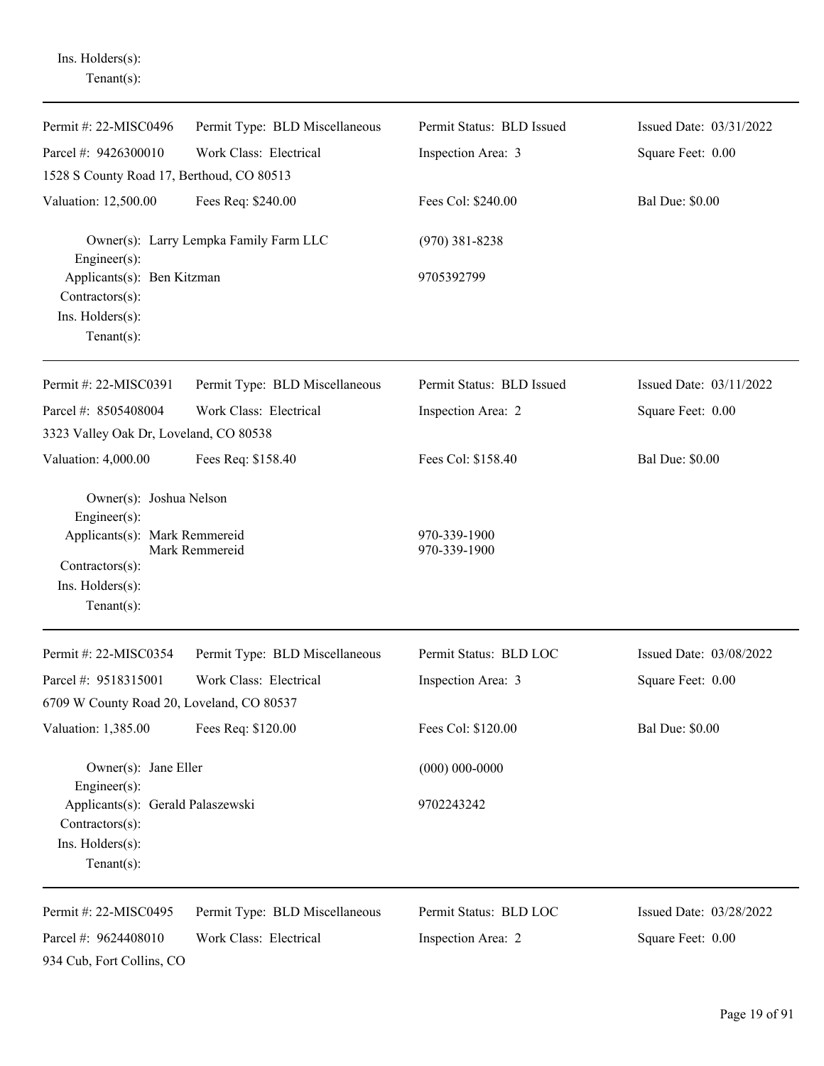Ins. Holders(s):
Tenant(s):

---

| Permit #: 22-MISC0496 | Permit Type: BLD Miscellaneous | Permit Status: BLD Issued | Issued Date: 03/31/2022 |
|---|---|---|---|
| Parcel #: 9426300010 | Work Class: Electrical | Inspection Area: 3 | Square Feet: 0.00 |
| 1528 S County Road 17, Berthoud, CO 80513 | | | |
| Valuation: 12,500.00 | Fees Req: $240.00 | Fees Col: $240.00 | Bal Due: $0.00 |

Owner(s): Larry Lempka Family Farm LLC (970) 381-8238
Engineer(s):
Applicants(s): Ben Kitzman 9705392799
Contractors(s):
Ins. Holders(s):
Tenant(s):

---

| Permit #: 22-MISC0391 | Permit Type: BLD Miscellaneous | Permit Status: BLD Issued | Issued Date: 03/11/2022 |
|---|---|---|---|
| Parcel #: 8505408004 | Work Class: Electrical | Inspection Area: 2 | Square Feet: 0.00 |
| 3323 Valley Oak Dr, Loveland, CO 80538 | | | |
| Valuation: 4,000.00 | Fees Req: $158.40 | Fees Col: $158.40 | Bal Due: $0.00 |

Owner(s): Joshua Nelson
Engineer(s):
Applicants(s): Mark Remmereid 970-339-1900
Mark Remmereid 970-339-1900
Contractors(s):
Ins. Holders(s):
Tenant(s):

---

| Permit #: 22-MISC0354 | Permit Type: BLD Miscellaneous | Permit Status: BLD LOC | Issued Date: 03/08/2022 |
|---|---|---|---|
| Parcel #: 9518315001 | Work Class: Electrical | Inspection Area: 3 | Square Feet: 0.00 |
| 6709 W County Road 20, Loveland, CO 80537 | | | |
| Valuation: 1,385.00 | Fees Req: $120.00 | Fees Col: $120.00 | Bal Due: $0.00 |

Owner(s): Jane Eller (000) 000-0000
Engineer(s):
Applicants(s): Gerald Palaszewski 9702243242
Contractors(s):
Ins. Holders(s):
Tenant(s):

---

| Permit #: 22-MISC0495 | Permit Type: BLD Miscellaneous | Permit Status: BLD LOC | Issued Date: 03/28/2022 |
|---|---|---|---|
| Parcel #: 9624408010 | Work Class: Electrical | Inspection Area: 2 | Square Feet: 0.00 |
| 934 Cub, Fort Collins, CO | | | |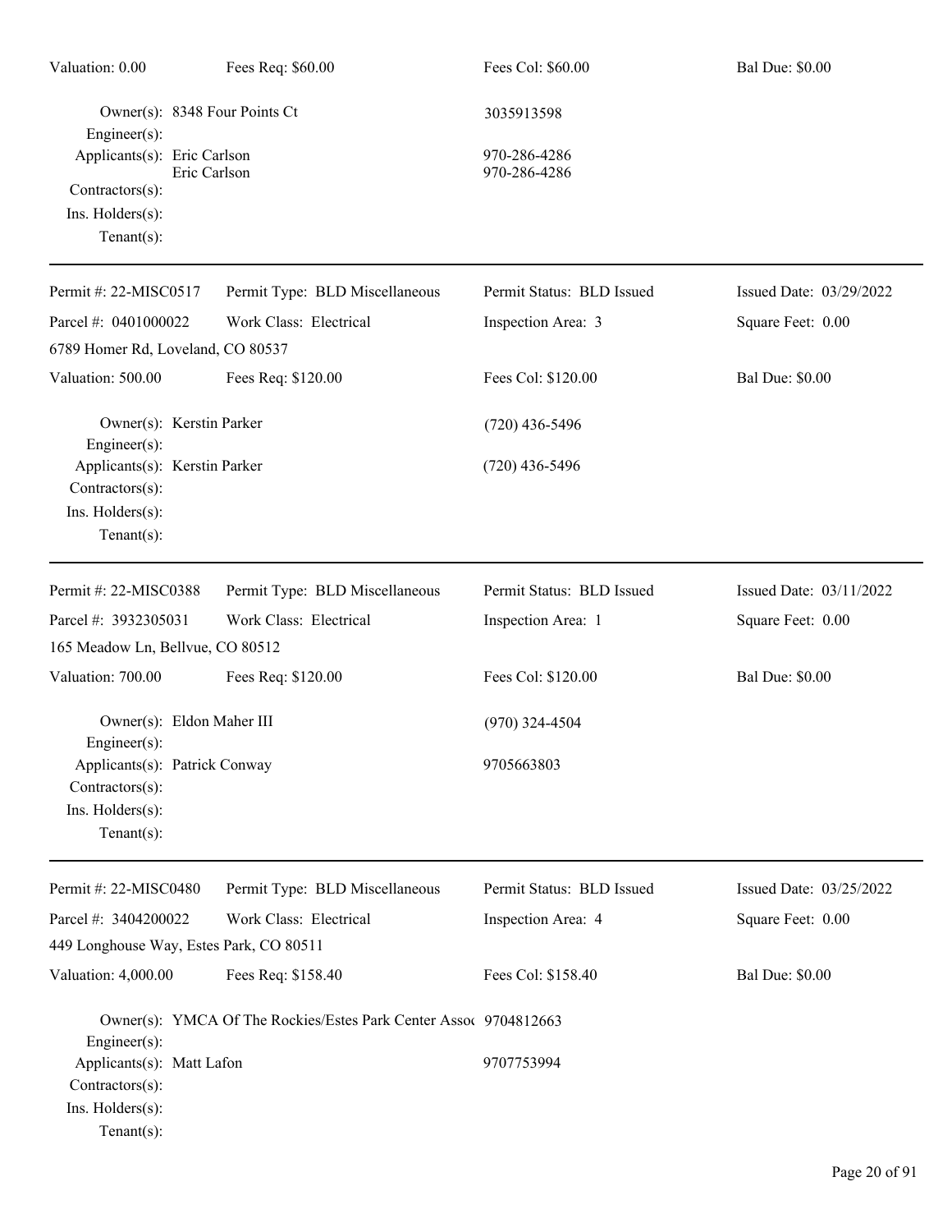| Valuation: 0.00 | Fees Req: $60.00 | Fees Col: $60.00 | Bal Due: $0.00 |
|---|---|---|---|

Owner(s): 8348 Four Points Ct — 3035913598
Engineer(s):
Applicants(s): Eric Carlson — 970-286-4286
Eric Carlson — 970-286-4286
Contractors(s):
Ins. Holders(s):
Tenant(s):

---

| Permit #: 22-MISC0517 | Permit Type: BLD Miscellaneous | Permit Status: BLD Issued | Issued Date: 03/29/2022 |
|---|---|---|---|
| Parcel #: 0401000022 | Work Class: Electrical | Inspection Area: 3 | Square Feet: 0.00 |
| 6789 Homer Rd, Loveland, CO 80537 | | | |
| Valuation: 500.00 | Fees Req: $120.00 | Fees Col: $120.00 | Bal Due: $0.00 |

Owner(s): Kerstin Parker — (720) 436-5496
Engineer(s):
Applicants(s): Kerstin Parker — (720) 436-5496
Contractors(s):
Ins. Holders(s):
Tenant(s):

---

| Permit #: 22-MISC0388 | Permit Type: BLD Miscellaneous | Permit Status: BLD Issued | Issued Date: 03/11/2022 |
|---|---|---|---|
| Parcel #: 3932305031 | Work Class: Electrical | Inspection Area: 1 | Square Feet: 0.00 |
| 165 Meadow Ln, Bellvue, CO 80512 | | | |
| Valuation: 700.00 | Fees Req: $120.00 | Fees Col: $120.00 | Bal Due: $0.00 |

Owner(s): Eldon Maher III — (970) 324-4504
Engineer(s):
Applicants(s): Patrick Conway — 9705663803
Contractors(s):
Ins. Holders(s):
Tenant(s):

---

| Permit #: 22-MISC0480 | Permit Type: BLD Miscellaneous | Permit Status: BLD Issued | Issued Date: 03/25/2022 |
|---|---|---|---|
| Parcel #: 3404200022 | Work Class: Electrical | Inspection Area: 4 | Square Feet: 0.00 |
| 449 Longhouse Way, Estes Park, CO 80511 | | | |
| Valuation: 4,000.00 | Fees Req: $158.40 | Fees Col: $158.40 | Bal Due: $0.00 |

Owner(s): YMCA Of The Rockies/Estes Park Center Assoc — 9704812663
Engineer(s):
Applicants(s): Matt Lafon — 9707753994
Contractors(s):
Ins. Holders(s):
Tenant(s):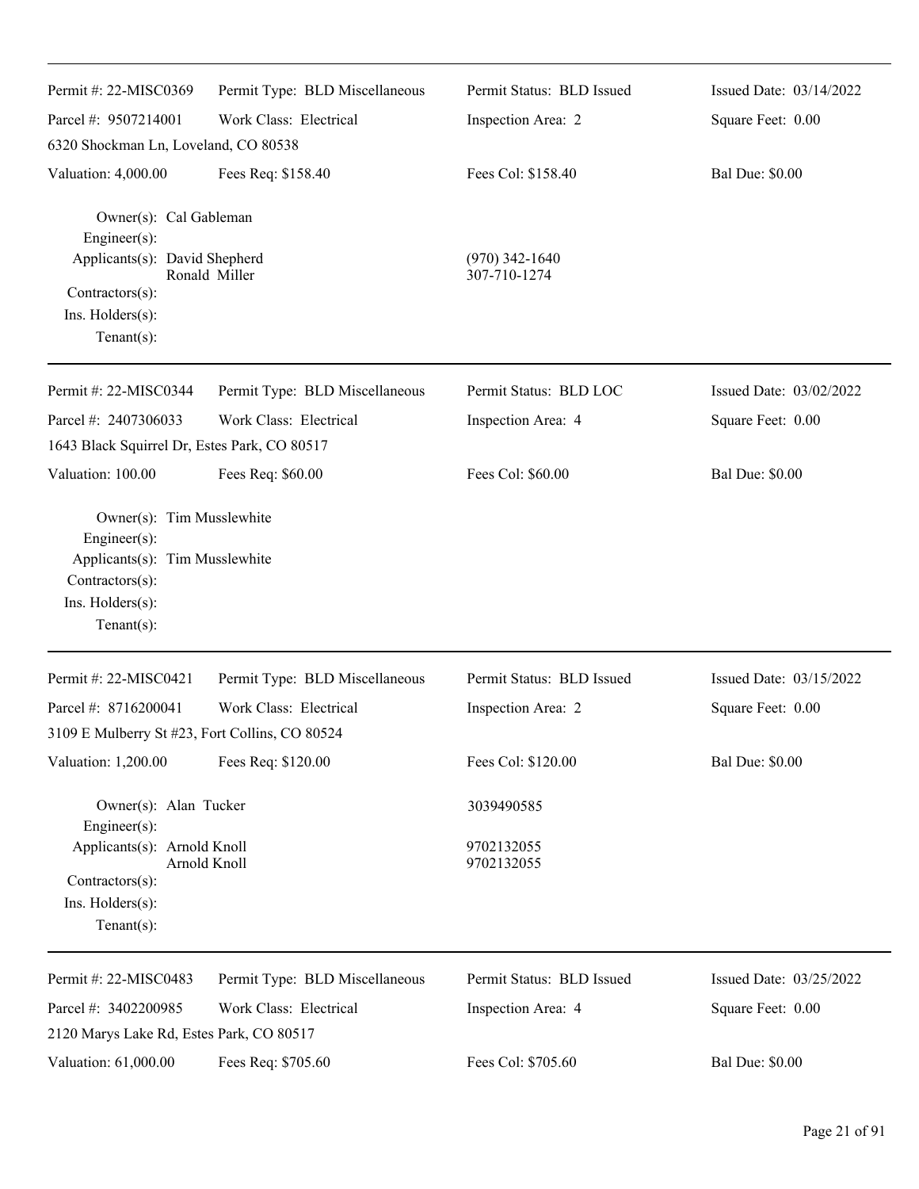| Permit #: 22-MISC0369 | Permit Type: BLD Miscellaneous | Permit Status: BLD Issued | Issued Date: 03/14/2022 |
|---|---|---|---|
| Parcel #: 9507214001 | Work Class: Electrical | Inspection Area: 2 | Square Feet: 0.00 |
| 6320 Shockman Ln, Loveland, CO 80538 | | | |
| Valuation: 4,000.00 | Fees Req: $158.40 | Fees Col: $158.40 | Bal Due: $0.00 |

Owner(s): Cal Gableman
Engineer(s):
Applicants(s): David Shepherd (970) 342-1640
Ronald Miller 307-710-1274
Contractors(s):
Ins. Holders(s):
Tenant(s):

| Permit #: 22-MISC0344 | Permit Type: BLD Miscellaneous | Permit Status: BLD LOC | Issued Date: 03/02/2022 |
|---|---|---|---|
| Parcel #: 2407306033 | Work Class: Electrical | Inspection Area: 4 | Square Feet: 0.00 |
| 1643 Black Squirrel Dr, Estes Park, CO 80517 | | | |
| Valuation: 100.00 | Fees Req: $60.00 | Fees Col: $60.00 | Bal Due: $0.00 |

Owner(s): Tim Musslewhite
Engineer(s):
Applicants(s): Tim Musslewhite
Contractors(s):
Ins. Holders(s):
Tenant(s):

| Permit #: 22-MISC0421 | Permit Type: BLD Miscellaneous | Permit Status: BLD Issued | Issued Date: 03/15/2022 |
|---|---|---|---|
| Parcel #: 8716200041 | Work Class: Electrical | Inspection Area: 2 | Square Feet: 0.00 |
| 3109 E Mulberry St #23, Fort Collins, CO 80524 | | | |
| Valuation: 1,200.00 | Fees Req: $120.00 | Fees Col: $120.00 | Bal Due: $0.00 |

Owner(s): Alan Tucker 3039490585
Engineer(s):
Applicants(s): Arnold Knoll 9702132055
Arnold Knoll 9702132055
Contractors(s):
Ins. Holders(s):
Tenant(s):

| Permit #: 22-MISC0483 | Permit Type: BLD Miscellaneous | Permit Status: BLD Issued | Issued Date: 03/25/2022 |
|---|---|---|---|
| Parcel #: 3402200985 | Work Class: Electrical | Inspection Area: 4 | Square Feet: 0.00 |
| 2120 Marys Lake Rd, Estes Park, CO 80517 | | | |
| Valuation: 61,000.00 | Fees Req: $705.60 | Fees Col: $705.60 | Bal Due: $0.00 |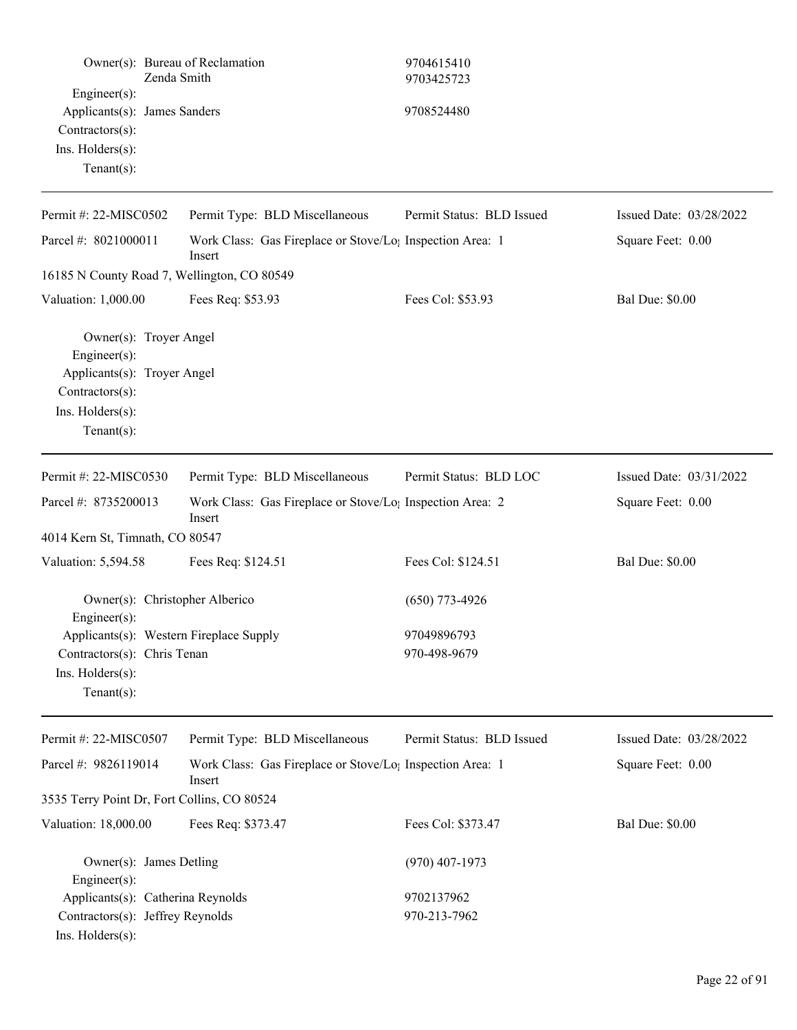Owner(s): Bureau of Reclamation 9704615410
Zenda Smith 9703425723
Engineer(s):
Applicants(s): James Sanders 9708524480
Contractors(s):
Ins. Holders(s):
Tenant(s):

---

Permit #: 22-MISC0502 | Permit Type: BLD Miscellaneous | Permit Status: BLD Issued | Issued Date: 03/28/2022
Parcel #: 8021000011 | Work Class: Gas Fireplace or Stove/Log Insert | Inspection Area: 1 | Square Feet: 0.00
16185 N County Road 7, Wellington, CO 80549
Valuation: 1,000.00 | Fees Req: $53.93 | Fees Col: $53.93 | Bal Due: $0.00

Owner(s): Troyer Angel
Engineer(s):
Applicants(s): Troyer Angel
Contractors(s):
Ins. Holders(s):
Tenant(s):

---

Permit #: 22-MISC0530 | Permit Type: BLD Miscellaneous | Permit Status: BLD LOC | Issued Date: 03/31/2022
Parcel #: 8735200013 | Work Class: Gas Fireplace or Stove/Log Insert | Inspection Area: 2 | Square Feet: 0.00
4014 Kern St, Timnath, CO 80547
Valuation: 5,594.58 | Fees Req: $124.51 | Fees Col: $124.51 | Bal Due: $0.00

Owner(s): Christopher Alberico (650) 773-4926
Engineer(s):
Applicants(s): Western Fireplace Supply 97049896793
Contractors(s): Chris Tenan 970-498-9679
Ins. Holders(s):
Tenant(s):

---

Permit #: 22-MISC0507 | Permit Type: BLD Miscellaneous | Permit Status: BLD Issued | Issued Date: 03/28/2022
Parcel #: 9826119014 | Work Class: Gas Fireplace or Stove/Log Insert | Inspection Area: 1 | Square Feet: 0.00
3535 Terry Point Dr, Fort Collins, CO 80524
Valuation: 18,000.00 | Fees Req: $373.47 | Fees Col: $373.47 | Bal Due: $0.00

Owner(s): James Detling (970) 407-1973
Engineer(s):
Applicants(s): Catherina Reynolds 9702137962
Contractors(s): Jeffrey Reynolds 970-213-7962
Ins. Holders(s):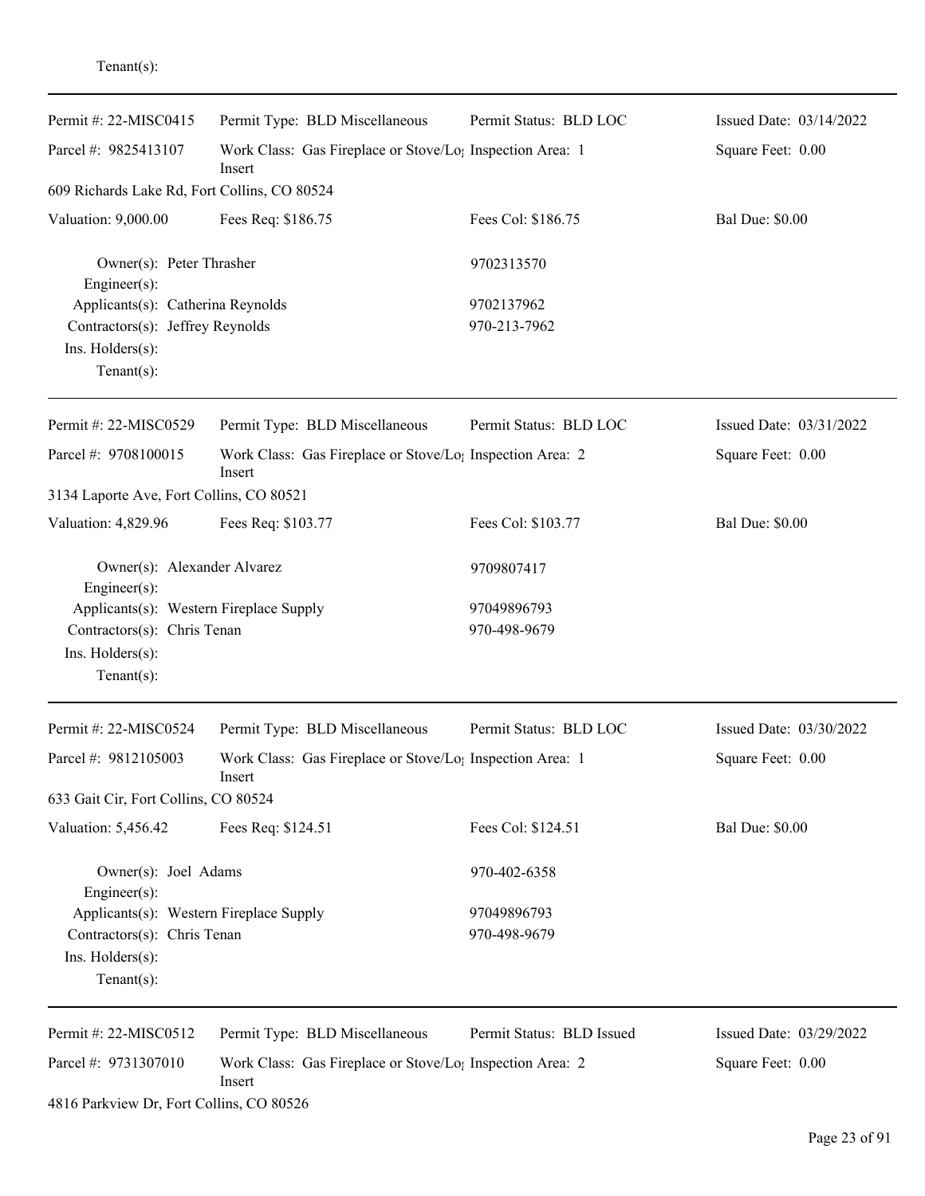Tenant(s):

---

Permit #: 22-MISC0415 | Permit Type: BLD Miscellaneous | Permit Status: BLD LOC | Issued Date: 03/14/2022

Parcel #: 9825413107 | Work Class: Gas Fireplace or Stove/Log Insert | Inspection Area: 1 | Square Feet: 0.00

609 Richards Lake Rd, Fort Collins, CO 80524

Valuation: 9,000.00 | Fees Req: $186.75 | Fees Col: $186.75 | Bal Due: $0.00

Owner(s): Peter Thrasher — 9702313570
Engineer(s):
Applicants(s): Catherina Reynolds — 9702137962
Contractors(s): Jeffrey Reynolds — 970-213-7962
Ins. Holders(s):
Tenant(s):

---

Permit #: 22-MISC0529 | Permit Type: BLD Miscellaneous | Permit Status: BLD LOC | Issued Date: 03/31/2022

Parcel #: 9708100015 | Work Class: Gas Fireplace or Stove/Log Insert | Inspection Area: 2 | Square Feet: 0.00

3134 Laporte Ave, Fort Collins, CO 80521

Valuation: 4,829.96 | Fees Req: $103.77 | Fees Col: $103.77 | Bal Due: $0.00

Owner(s): Alexander Alvarez — 9709807417
Engineer(s):
Applicants(s): Western Fireplace Supply — 97049896793
Contractors(s): Chris Tenan — 970-498-9679
Ins. Holders(s):
Tenant(s):

---

Permit #: 22-MISC0524 | Permit Type: BLD Miscellaneous | Permit Status: BLD LOC | Issued Date: 03/30/2022

Parcel #: 9812105003 | Work Class: Gas Fireplace or Stove/Log Insert | Inspection Area: 1 | Square Feet: 0.00

633 Gait Cir, Fort Collins, CO 80524

Valuation: 5,456.42 | Fees Req: $124.51 | Fees Col: $124.51 | Bal Due: $0.00

Owner(s): Joel Adams — 970-402-6358
Engineer(s):
Applicants(s): Western Fireplace Supply — 97049896793
Contractors(s): Chris Tenan — 970-498-9679
Ins. Holders(s):
Tenant(s):

---

Permit #: 22-MISC0512 | Permit Type: BLD Miscellaneous | Permit Status: BLD Issued | Issued Date: 03/29/2022

Parcel #: 9731307010 | Work Class: Gas Fireplace or Stove/Log Insert | Inspection Area: 2 | Square Feet: 0.00

4816 Parkview Dr, Fort Collins, CO 80526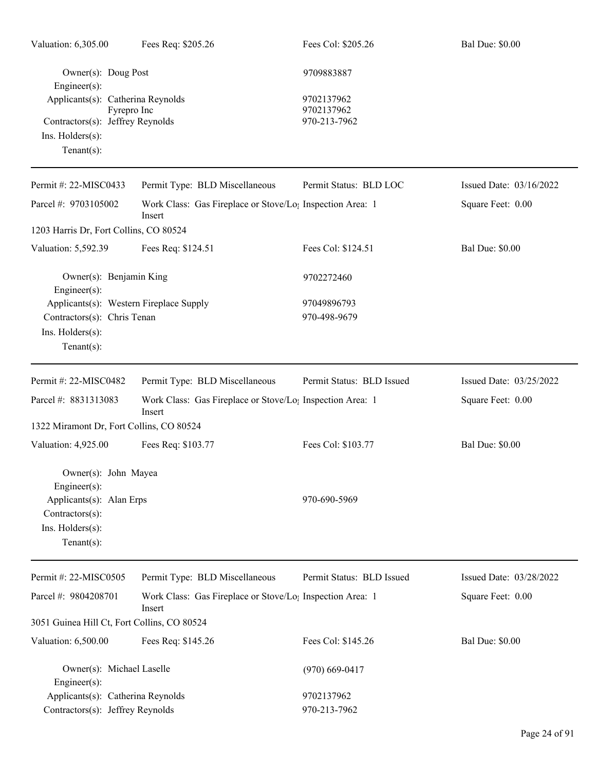| Valuation: 6,305.00 | Fees Req: $205.26 | Fees Col: $205.26 | Bal Due: $0.00 |
|---|---|---|---|

Owner(s): Doug Post 9709883887
Engineer(s):
Applicants(s): Catherina Reynolds 9702137962
Fyrepro Inc 9702137962
Contractors(s): Jeffrey Reynolds 970-213-7962
Ins. Holders(s):
Tenant(s):

---

| Permit #: 22-MISC0433 | Permit Type: BLD Miscellaneous | Permit Status: BLD LOC | Issued Date: 03/16/2022 |
|---|---|---|---|
| Parcel #: 9703105002 | Work Class: Gas Fireplace or Stove/Log Insert | Inspection Area: 1 | Square Feet: 0.00 |
| 1203 Harris Dr, Fort Collins, CO 80524 | | | |
| Valuation: 5,592.39 | Fees Req: $124.51 | Fees Col: $124.51 | Bal Due: $0.00 |

Owner(s): Benjamin King 9702272460
Engineer(s):
Applicants(s): Western Fireplace Supply 97049896793
Contractors(s): Chris Tenan 970-498-9679
Ins. Holders(s):
Tenant(s):

---

| Permit #: 22-MISC0482 | Permit Type: BLD Miscellaneous | Permit Status: BLD Issued | Issued Date: 03/25/2022 |
|---|---|---|---|
| Parcel #: 8831313083 | Work Class: Gas Fireplace or Stove/Log Insert | Inspection Area: 1 | Square Feet: 0.00 |
| 1322 Miramont Dr, Fort Collins, CO 80524 | | | |
| Valuation: 4,925.00 | Fees Req: $103.77 | Fees Col: $103.77 | Bal Due: $0.00 |

Owner(s): John Mayea
Engineer(s):
Applicants(s): Alan Erps 970-690-5969
Contractors(s):
Ins. Holders(s):
Tenant(s):

---

| Permit #: 22-MISC0505 | Permit Type: BLD Miscellaneous | Permit Status: BLD Issued | Issued Date: 03/28/2022 |
|---|---|---|---|
| Parcel #: 9804208701 | Work Class: Gas Fireplace or Stove/Log Insert | Inspection Area: 1 | Square Feet: 0.00 |
| 3051 Guinea Hill Ct, Fort Collins, CO 80524 | | | |
| Valuation: 6,500.00 | Fees Req: $145.26 | Fees Col: $145.26 | Bal Due: $0.00 |

Owner(s): Michael Laselle (970) 669-0417
Engineer(s):
Applicants(s): Catherina Reynolds 9702137962
Contractors(s): Jeffrey Reynolds 970-213-7962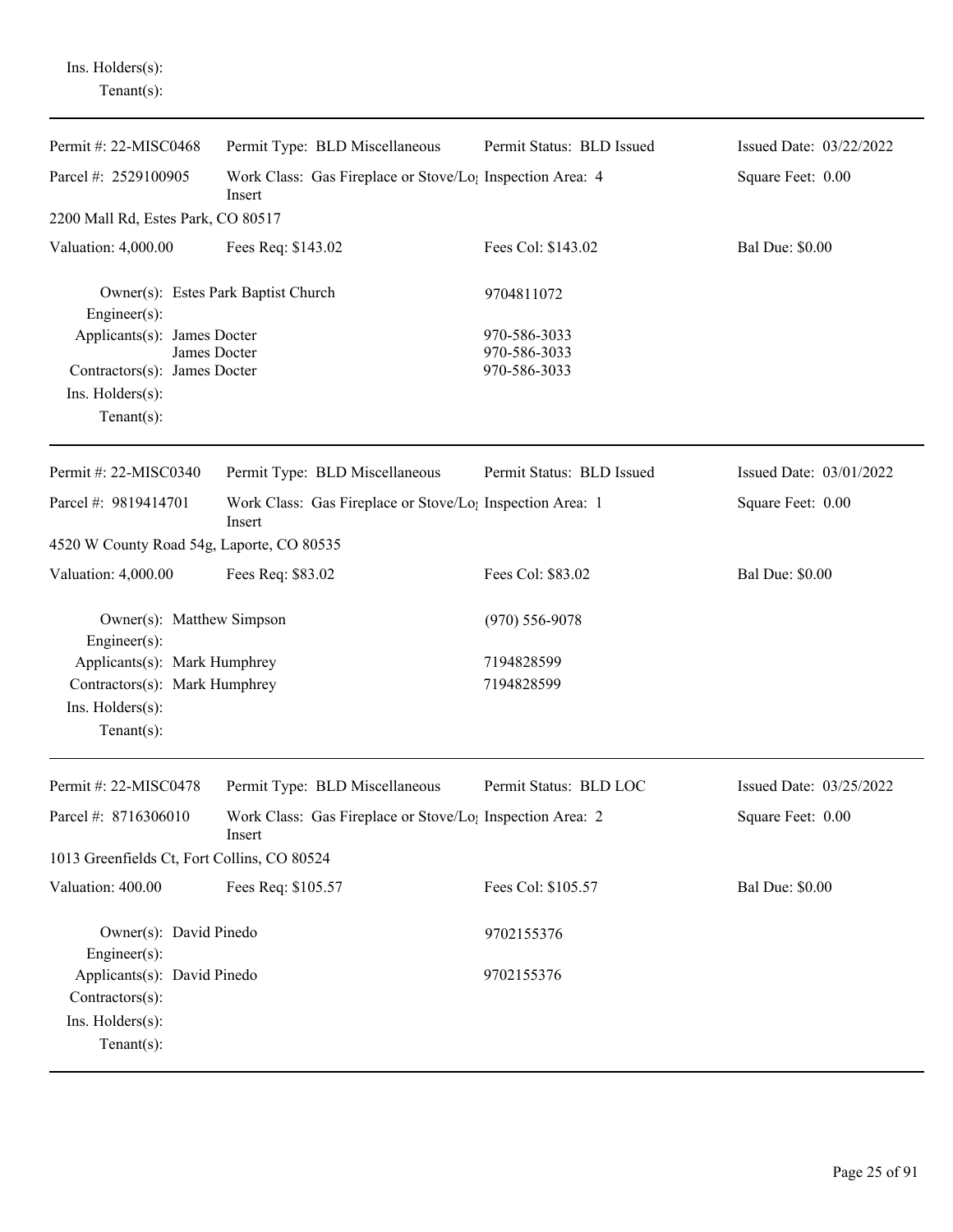Ins. Holders(s):
Tenant(s):

---

| Permit #: 22-MISC0468 | Permit Type: BLD Miscellaneous | Permit Status: BLD Issued | Issued Date: 03/22/2022 |
|---|---|---|---|
| Parcel #: 2529100905 | Work Class: Gas Fireplace or Stove/Log Insert | Inspection Area: 4 | Square Feet: 0.00 |
| 2200 Mall Rd, Estes Park, CO 80517 | | | |
| Valuation: 4,000.00 | Fees Req: $143.02 | Fees Col: $143.02 | Bal Due: $0.00 |

Owner(s): Estes Park Baptist Church — 9704811072
Engineer(s):
Applicants(s): James Docter — 970-586-3033
James Docter — 970-586-3033
Contractors(s): James Docter — 970-586-3033
Ins. Holders(s):
Tenant(s):

---

| Permit #: 22-MISC0340 | Permit Type: BLD Miscellaneous | Permit Status: BLD Issued | Issued Date: 03/01/2022 |
|---|---|---|---|
| Parcel #: 9819414701 | Work Class: Gas Fireplace or Stove/Log Insert | Inspection Area: 1 | Square Feet: 0.00 |
| 4520 W County Road 54g, Laporte, CO 80535 | | | |
| Valuation: 4,000.00 | Fees Req: $83.02 | Fees Col: $83.02 | Bal Due: $0.00 |

Owner(s): Matthew Simpson — (970) 556-9078
Engineer(s):
Applicants(s): Mark Humphrey — 7194828599
Contractors(s): Mark Humphrey — 7194828599
Ins. Holders(s):
Tenant(s):

---

| Permit #: 22-MISC0478 | Permit Type: BLD Miscellaneous | Permit Status: BLD LOC | Issued Date: 03/25/2022 |
|---|---|---|---|
| Parcel #: 8716306010 | Work Class: Gas Fireplace or Stove/Log Insert | Inspection Area: 2 | Square Feet: 0.00 |
| 1013 Greenfields Ct, Fort Collins, CO 80524 | | | |
| Valuation: 400.00 | Fees Req: $105.57 | Fees Col: $105.57 | Bal Due: $0.00 |

Owner(s): David Pinedo — 9702155376
Engineer(s):
Applicants(s): David Pinedo — 9702155376
Contractors(s):
Ins. Holders(s):
Tenant(s):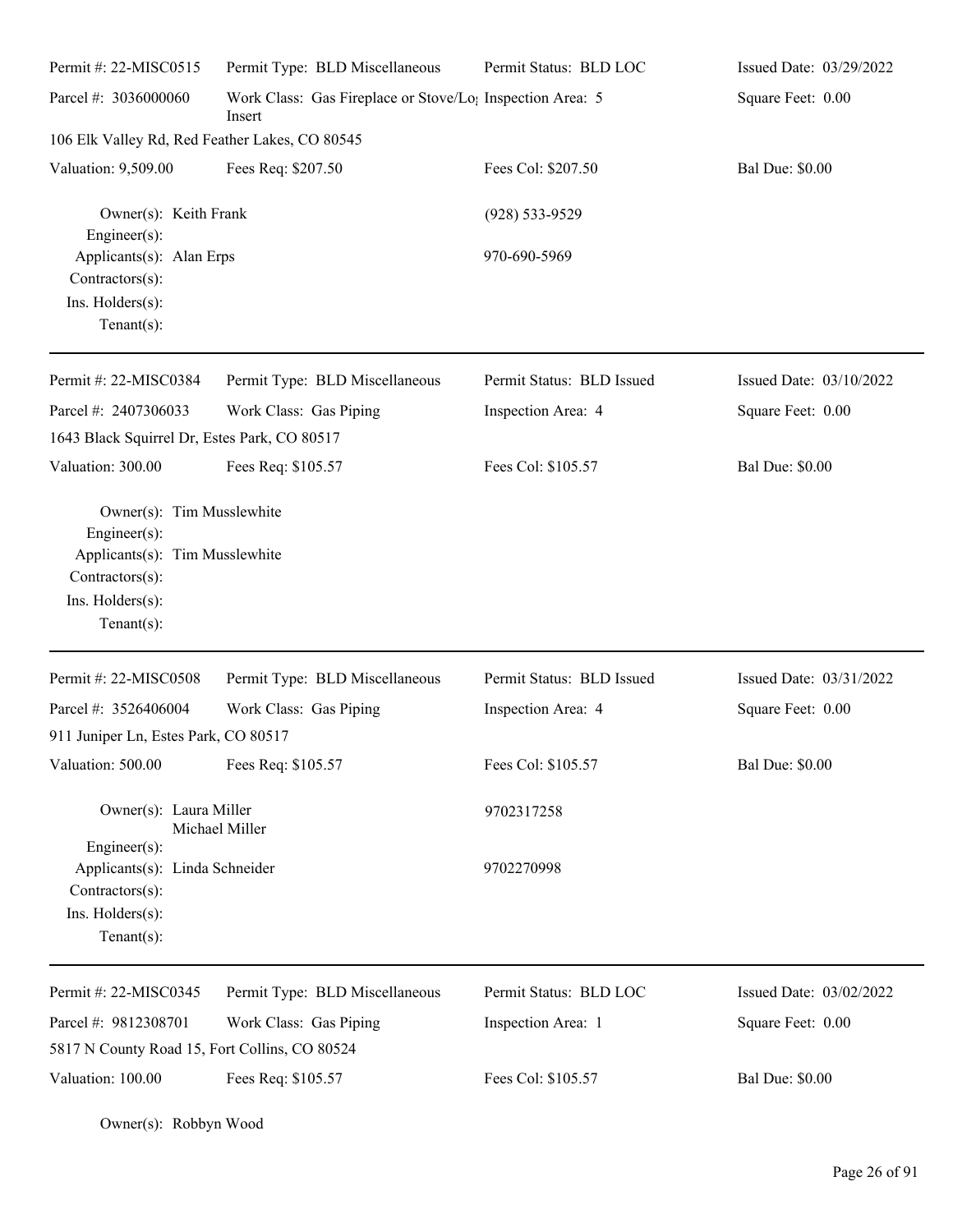Permit #: 22-MISC0515 | Permit Type: BLD Miscellaneous | Permit Status: BLD LOC | Issued Date: 03/29/2022

Parcel #: 3036000060 | Work Class: Gas Fireplace or Stove/Log Insert | Inspection Area: 5 | Square Feet: 0.00

106 Elk Valley Rd, Red Feather Lakes, CO 80545

Valuation: 9,509.00 | Fees Req: $207.50 | Fees Col: $207.50 | Bal Due: $0.00

Owner(s): Keith Frank (928) 533-9529
Engineer(s):
Applicants(s): Alan Erps 970-690-5969
Contractors(s):
Ins. Holders(s):
Tenant(s):

---

Permit #: 22-MISC0384 | Permit Type: BLD Miscellaneous | Permit Status: BLD Issued | Issued Date: 03/10/2022

Parcel #: 2407306033 | Work Class: Gas Piping | Inspection Area: 4 | Square Feet: 0.00

1643 Black Squirrel Dr, Estes Park, CO 80517

Valuation: 300.00 | Fees Req: $105.57 | Fees Col: $105.57 | Bal Due: $0.00

Owner(s): Tim Musslewhite
Engineer(s):
Applicants(s): Tim Musslewhite
Contractors(s):
Ins. Holders(s):
Tenant(s):

---

Permit #: 22-MISC0508 | Permit Type: BLD Miscellaneous | Permit Status: BLD Issued | Issued Date: 03/31/2022

Parcel #: 3526406004 | Work Class: Gas Piping | Inspection Area: 4 | Square Feet: 0.00

911 Juniper Ln, Estes Park, CO 80517

Valuation: 500.00 | Fees Req: $105.57 | Fees Col: $105.57 | Bal Due: $0.00

Owner(s): Laura Miller 9702317258
Michael Miller
Engineer(s):
Applicants(s): Linda Schneider 9702270998
Contractors(s):
Ins. Holders(s):
Tenant(s):

---

Permit #: 22-MISC0345 | Permit Type: BLD Miscellaneous | Permit Status: BLD LOC | Issued Date: 03/02/2022

Parcel #: 9812308701 | Work Class: Gas Piping | Inspection Area: 1 | Square Feet: 0.00

5817 N County Road 15, Fort Collins, CO 80524

Valuation: 100.00 | Fees Req: $105.57 | Fees Col: $105.57 | Bal Due: $0.00

Owner(s): Robbyn Wood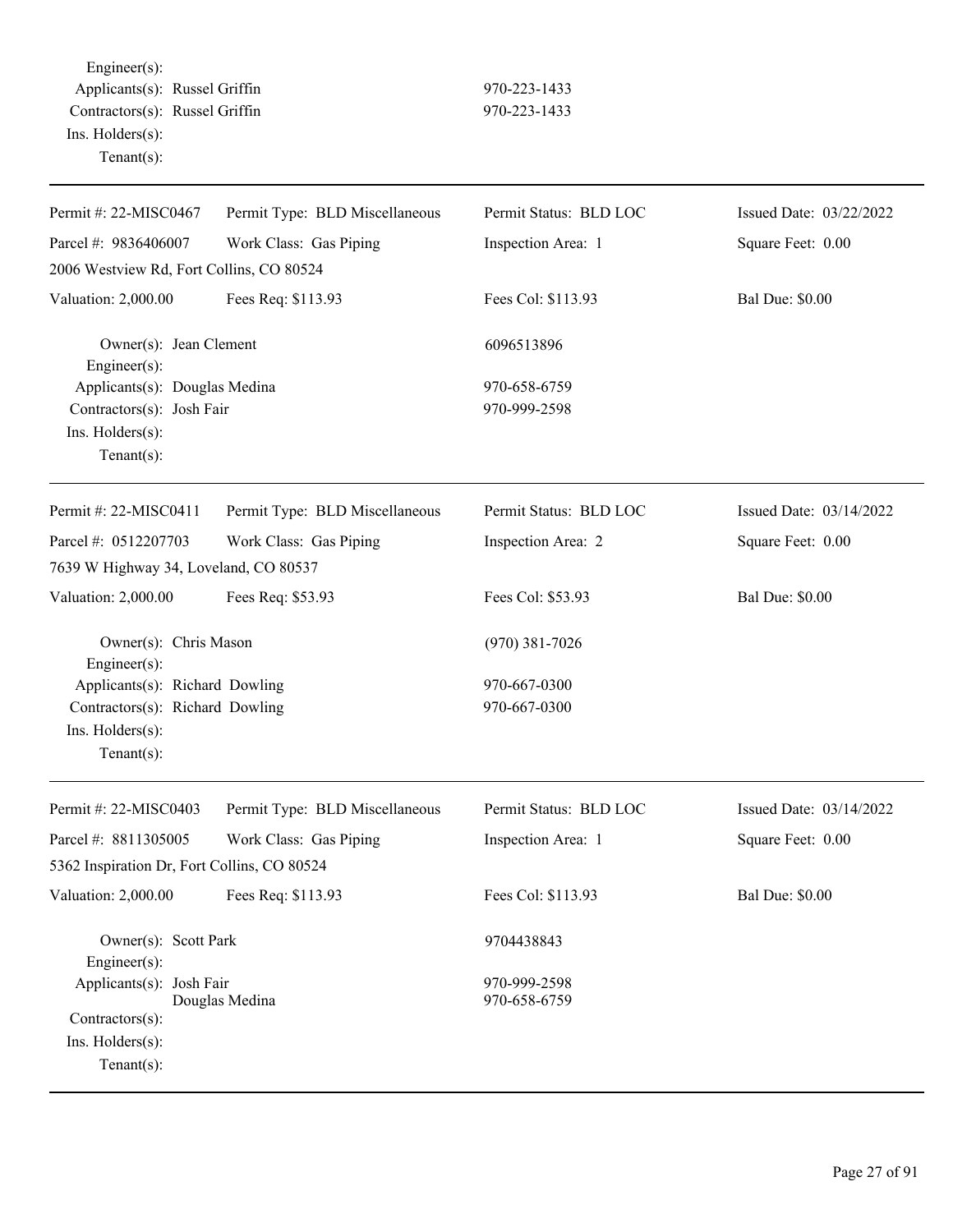Engineer(s):
Applicants(s): Russel Griffin 970-223-1433
Contractors(s): Russel Griffin 970-223-1433
Ins. Holders(s):
Tenant(s):

---

| Permit #: 22-MISC0467 | Permit Type: BLD Miscellaneous | Permit Status: BLD LOC | Issued Date: 03/22/2022 |
|---|---|---|---|
| Parcel #: 9836406007 | Work Class: Gas Piping | Inspection Area: 1 | Square Feet: 0.00 |
| 2006 Westview Rd, Fort Collins, CO 80524 | | | |
| Valuation: 2,000.00 | Fees Req: $113.93 | Fees Col: $113.93 | Bal Due: $0.00 |

Owner(s): Jean Clement 6096513896
Engineer(s):
Applicants(s): Douglas Medina 970-658-6759
Contractors(s): Josh Fair 970-999-2598
Ins. Holders(s):
Tenant(s):

---

| Permit #: 22-MISC0411 | Permit Type: BLD Miscellaneous | Permit Status: BLD LOC | Issued Date: 03/14/2022 |
|---|---|---|---|
| Parcel #: 0512207703 | Work Class: Gas Piping | Inspection Area: 2 | Square Feet: 0.00 |
| 7639 W Highway 34, Loveland, CO 80537 | | | |
| Valuation: 2,000.00 | Fees Req: $53.93 | Fees Col: $53.93 | Bal Due: $0.00 |

Owner(s): Chris Mason (970) 381-7026
Engineer(s):
Applicants(s): Richard Dowling 970-667-0300
Contractors(s): Richard Dowling 970-667-0300
Ins. Holders(s):
Tenant(s):

---

| Permit #: 22-MISC0403 | Permit Type: BLD Miscellaneous | Permit Status: BLD LOC | Issued Date: 03/14/2022 |
|---|---|---|---|
| Parcel #: 8811305005 | Work Class: Gas Piping | Inspection Area: 1 | Square Feet: 0.00 |
| 5362 Inspiration Dr, Fort Collins, CO 80524 | | | |
| Valuation: 2,000.00 | Fees Req: $113.93 | Fees Col: $113.93 | Bal Due: $0.00 |

Owner(s): Scott Park 9704438843
Engineer(s):
Applicants(s): Josh Fair 970-999-2598
Douglas Medina 970-658-6759
Contractors(s):
Ins. Holders(s):
Tenant(s):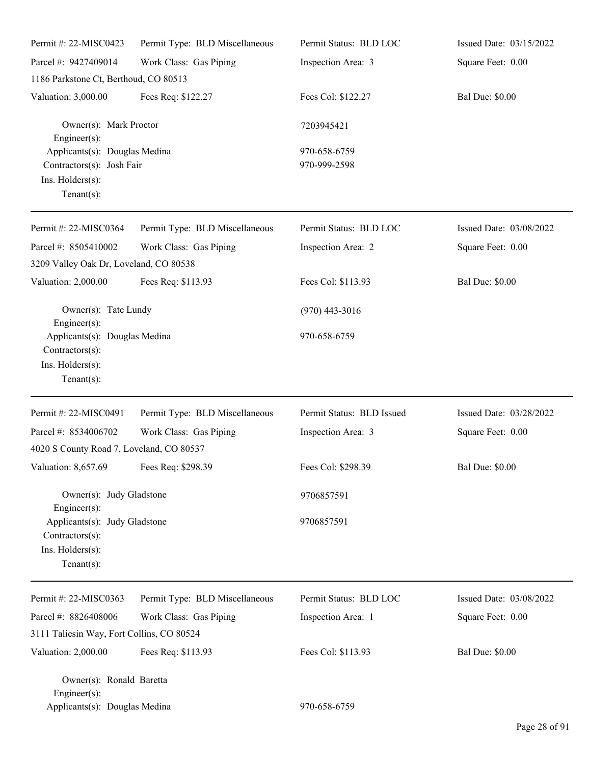| Permit #: 22-MISC0423 | Permit Type: BLD Miscellaneous | Permit Status: BLD LOC | Issued Date: 03/15/2022 |
|---|---|---|---|
| Parcel #: 9427409014 | Work Class: Gas Piping | Inspection Area: 3 | Square Feet: 0.00 |
| 1186 Parkstone Ct, Berthoud, CO 80513 | | | |
| Valuation: 3,000.00 | Fees Req: $122.27 | Fees Col: $122.27 | Bal Due: $0.00 |

Owner(s): Mark Proctor — 7203945421
Engineer(s):
Applicants(s): Douglas Medina — 970-658-6759
Contractors(s): Josh Fair — 970-999-2598
Ins. Holders(s):
Tenant(s):

---

| Permit #: 22-MISC0364 | Permit Type: BLD Miscellaneous | Permit Status: BLD LOC | Issued Date: 03/08/2022 |
|---|---|---|---|
| Parcel #: 8505410002 | Work Class: Gas Piping | Inspection Area: 2 | Square Feet: 0.00 |
| 3209 Valley Oak Dr, Loveland, CO 80538 | | | |
| Valuation: 2,000.00 | Fees Req: $113.93 | Fees Col: $113.93 | Bal Due: $0.00 |

Owner(s): Tate Lundy — (970) 443-3016
Engineer(s):
Applicants(s): Douglas Medina — 970-658-6759
Contractors(s):
Ins. Holders(s):
Tenant(s):

---

| Permit #: 22-MISC0491 | Permit Type: BLD Miscellaneous | Permit Status: BLD Issued | Issued Date: 03/28/2022 |
|---|---|---|---|
| Parcel #: 8534006702 | Work Class: Gas Piping | Inspection Area: 3 | Square Feet: 0.00 |
| 4020 S County Road 7, Loveland, CO 80537 | | | |
| Valuation: 8,657.69 | Fees Req: $298.39 | Fees Col: $298.39 | Bal Due: $0.00 |

Owner(s): Judy Gladstone — 9706857591
Engineer(s):
Applicants(s): Judy Gladstone — 9706857591
Contractors(s):
Ins. Holders(s):
Tenant(s):

---

| Permit #: 22-MISC0363 | Permit Type: BLD Miscellaneous | Permit Status: BLD LOC | Issued Date: 03/08/2022 |
|---|---|---|---|
| Parcel #: 8826408006 | Work Class: Gas Piping | Inspection Area: 1 | Square Feet: 0.00 |
| 3111 Taliesin Way, Fort Collins, CO 80524 | | | |
| Valuation: 2,000.00 | Fees Req: $113.93 | Fees Col: $113.93 | Bal Due: $0.00 |

Owner(s): Ronald Baretta
Engineer(s):
Applicants(s): Douglas Medina — 970-658-6759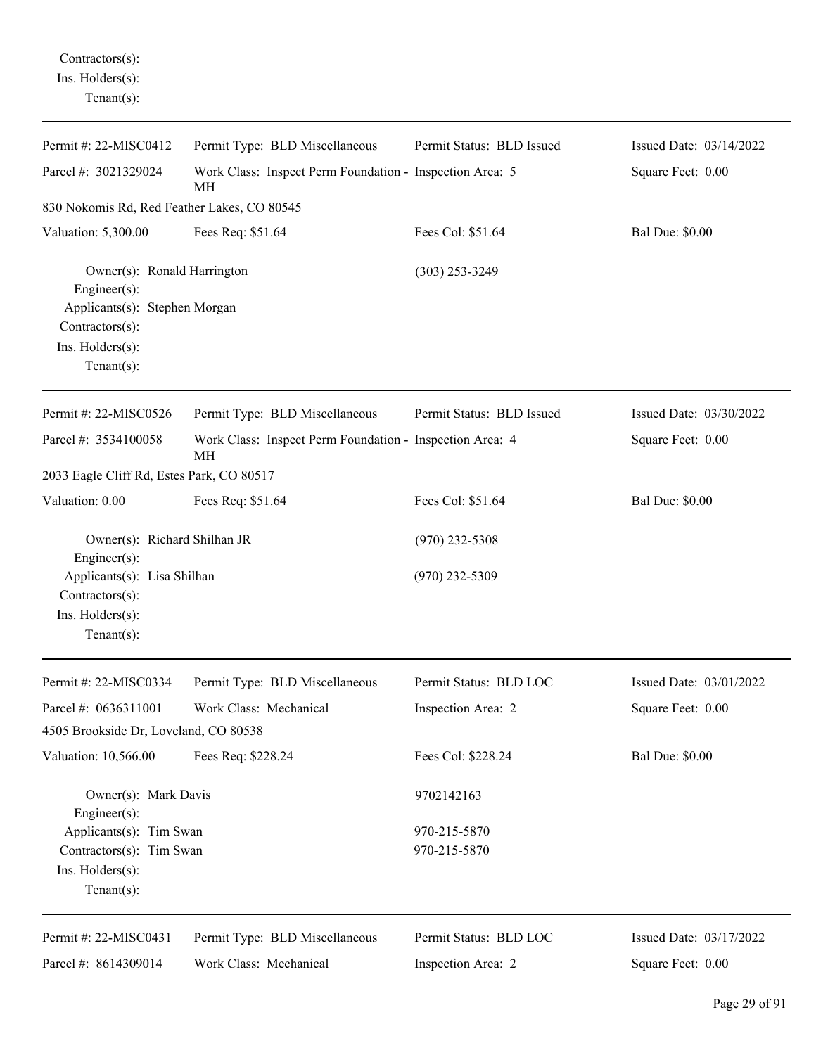Contractors(s):
Ins. Holders(s):
Tenant(s):

---

Permit #: 22-MISC0412 | Permit Type: BLD Miscellaneous | Permit Status: BLD Issued | Issued Date: 03/14/2022

Parcel #: 3021329024 | Work Class: Inspect Perm Foundation - MH | Inspection Area: 5 | Square Feet: 0.00

830 Nokomis Rd, Red Feather Lakes, CO 80545

Valuation: 5,300.00 | Fees Req: $51.64 | Fees Col: $51.64 | Bal Due: $0.00

Owner(s): Ronald Harrington (303) 253-3249
Engineer(s):
Applicants(s): Stephen Morgan
Contractors(s):
Ins. Holders(s):
Tenant(s):

---

Permit #: 22-MISC0526 | Permit Type: BLD Miscellaneous | Permit Status: BLD Issued | Issued Date: 03/30/2022

Parcel #: 3534100058 | Work Class: Inspect Perm Foundation - MH | Inspection Area: 4 | Square Feet: 0.00

2033 Eagle Cliff Rd, Estes Park, CO 80517

Valuation: 0.00 | Fees Req: $51.64 | Fees Col: $51.64 | Bal Due: $0.00

Owner(s): Richard Shilhan JR (970) 232-5308
Engineer(s):
Applicants(s): Lisa Shilhan (970) 232-5309
Contractors(s):
Ins. Holders(s):
Tenant(s):

---

Permit #: 22-MISC0334 | Permit Type: BLD Miscellaneous | Permit Status: BLD LOC | Issued Date: 03/01/2022

Parcel #: 0636311001 | Work Class: Mechanical | Inspection Area: 2 | Square Feet: 0.00

4505 Brookside Dr, Loveland, CO 80538

Valuation: 10,566.00 | Fees Req: $228.24 | Fees Col: $228.24 | Bal Due: $0.00

Owner(s): Mark Davis 9702142163
Engineer(s):
Applicants(s): Tim Swan 970-215-5870
Contractors(s): Tim Swan 970-215-5870
Ins. Holders(s):
Tenant(s):

---

Permit #: 22-MISC0431 | Permit Type: BLD Miscellaneous | Permit Status: BLD LOC | Issued Date: 03/17/2022

Parcel #: 8614309014 | Work Class: Mechanical | Inspection Area: 2 | Square Feet: 0.00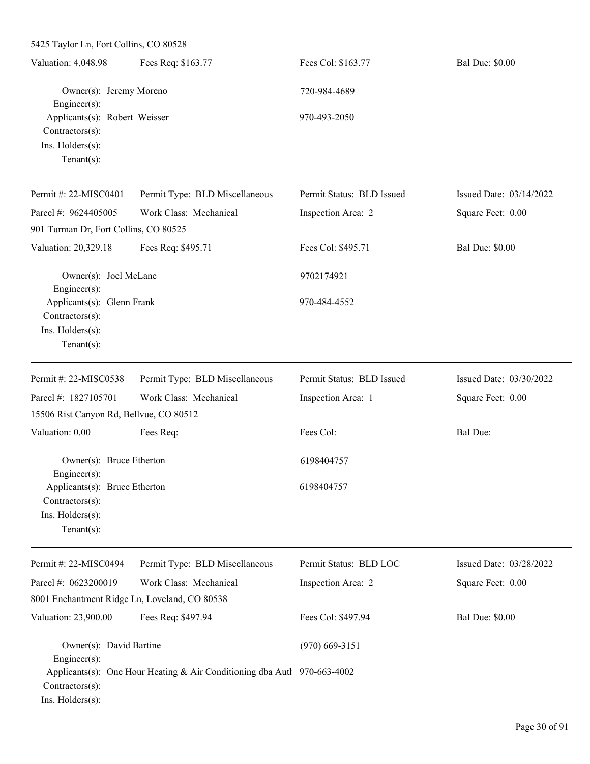5425 Taylor Ln, Fort Collins, CO 80528

| Valuation: 4,048.98 | Fees Req: $163.77 | Fees Col: $163.77 | Bal Due: $0.00 |
|---|---|---|---|

Owner(s): Jeremy Moreno — 720-984-4689
Engineer(s):
Applicants(s): Robert Weisser — 970-493-2050
Contractors(s):
Ins. Holders(s):
Tenant(s):

---

| Permit #: 22-MISC0401 | Permit Type: BLD Miscellaneous | Permit Status: BLD Issued | Issued Date: 03/14/2022 |
|---|---|---|---|
| Parcel #: 9624405005 | Work Class: Mechanical | Inspection Area: 2 | Square Feet: 0.00 |
| 901 Turman Dr, Fort Collins, CO 80525 | | | |
| Valuation: 20,329.18 | Fees Req: $495.71 | Fees Col: $495.71 | Bal Due: $0.00 |

Owner(s): Joel McLane — 9702174921
Engineer(s):
Applicants(s): Glenn Frank — 970-484-4552
Contractors(s):
Ins. Holders(s):
Tenant(s):

---

| Permit #: 22-MISC0538 | Permit Type: BLD Miscellaneous | Permit Status: BLD Issued | Issued Date: 03/30/2022 |
|---|---|---|---|
| Parcel #: 1827105701 | Work Class: Mechanical | Inspection Area: 1 | Square Feet: 0.00 |
| 15506 Rist Canyon Rd, Bellvue, CO 80512 | | | |
| Valuation: 0.00 | Fees Req: | Fees Col: | Bal Due: |

Owner(s): Bruce Etherton — 6198404757
Engineer(s):
Applicants(s): Bruce Etherton — 6198404757
Contractors(s):
Ins. Holders(s):
Tenant(s):

---

| Permit #: 22-MISC0494 | Permit Type: BLD Miscellaneous | Permit Status: BLD LOC | Issued Date: 03/28/2022 |
|---|---|---|---|
| Parcel #: 0623200019 | Work Class: Mechanical | Inspection Area: 2 | Square Feet: 0.00 |
| 8001 Enchantment Ridge Ln, Loveland, CO 80538 | | | |
| Valuation: 23,900.00 | Fees Req: $497.94 | Fees Col: $497.94 | Bal Due: $0.00 |

Owner(s): David Bartine — (970) 669-3151
Engineer(s):
Applicants(s): One Hour Heating & Air Conditioning dba Auth — 970-663-4002
Contractors(s):
Ins. Holders(s):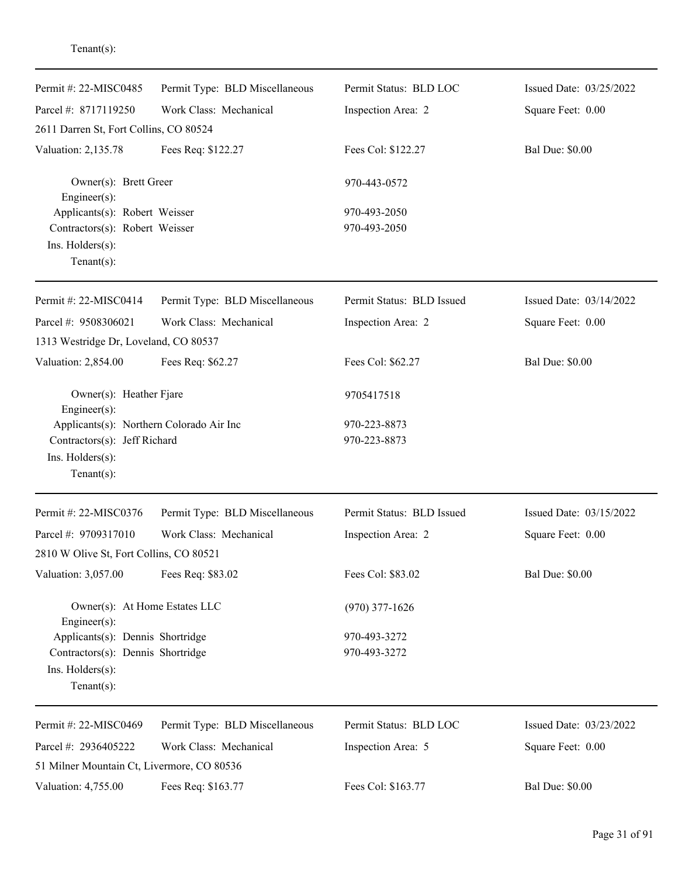Tenant(s):

---

| | | | |
|---|---|---|---|
| Permit #: 22-MISC0485 | Permit Type: BLD Miscellaneous | Permit Status: BLD LOC | Issued Date: 03/25/2022 |
| Parcel #: 8717119250 | Work Class: Mechanical | Inspection Area: 2 | Square Feet: 0.00 |
| 2611 Darren St, Fort Collins, CO 80524 | | | |
| Valuation: 2,135.78 | Fees Req: $122.27 | Fees Col: $122.27 | Bal Due: $0.00 |

Owner(s): Brett Greer — 970-443-0572
Engineer(s):
Applicants(s): Robert Weisser — 970-493-2050
Contractors(s): Robert Weisser — 970-493-2050
Ins. Holders(s):
Tenant(s):

---

| | | | |
|---|---|---|---|
| Permit #: 22-MISC0414 | Permit Type: BLD Miscellaneous | Permit Status: BLD Issued | Issued Date: 03/14/2022 |
| Parcel #: 9508306021 | Work Class: Mechanical | Inspection Area: 2 | Square Feet: 0.00 |
| 1313 Westridge Dr, Loveland, CO 80537 | | | |
| Valuation: 2,854.00 | Fees Req: $62.27 | Fees Col: $62.27 | Bal Due: $0.00 |

Owner(s): Heather Fjare — 9705417518
Engineer(s):
Applicants(s): Northern Colorado Air Inc — 970-223-8873
Contractors(s): Jeff Richard — 970-223-8873
Ins. Holders(s):
Tenant(s):

---

| | | | |
|---|---|---|---|
| Permit #: 22-MISC0376 | Permit Type: BLD Miscellaneous | Permit Status: BLD Issued | Issued Date: 03/15/2022 |
| Parcel #: 9709317010 | Work Class: Mechanical | Inspection Area: 2 | Square Feet: 0.00 |
| 2810 W Olive St, Fort Collins, CO 80521 | | | |
| Valuation: 3,057.00 | Fees Req: $83.02 | Fees Col: $83.02 | Bal Due: $0.00 |

Owner(s): At Home Estates LLC — (970) 377-1626
Engineer(s):
Applicants(s): Dennis Shortridge — 970-493-3272
Contractors(s): Dennis Shortridge — 970-493-3272
Ins. Holders(s):
Tenant(s):

---

| | | | |
|---|---|---|---|
| Permit #: 22-MISC0469 | Permit Type: BLD Miscellaneous | Permit Status: BLD LOC | Issued Date: 03/23/2022 |
| Parcel #: 2936405222 | Work Class: Mechanical | Inspection Area: 5 | Square Feet: 0.00 |
| 51 Milner Mountain Ct, Livermore, CO 80536 | | | |
| Valuation: 4,755.00 | Fees Req: $163.77 | Fees Col: $163.77 | Bal Due: $0.00 |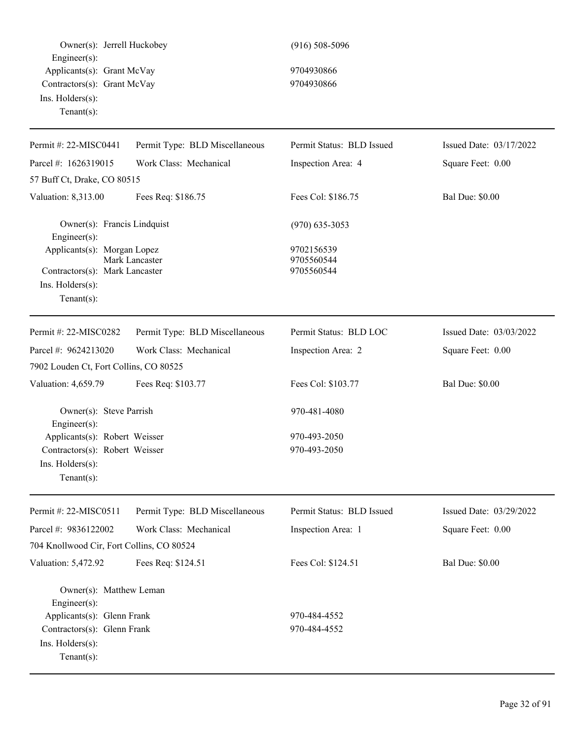Owner(s): Jerrell Huckobey (916) 508-5096
Engineer(s):
Applicants(s): Grant McVay 9704930866
Contractors(s): Grant McVay 9704930866
Ins. Holders(s):
Tenant(s):

---

| Permit #: 22-MISC0441 | Permit Type: BLD Miscellaneous | Permit Status: BLD Issued | Issued Date: 03/17/2022 |
|---|---|---|---|
| Parcel #: 1626319015 | Work Class: Mechanical | Inspection Area: 4 | Square Feet: 0.00 |
| 57 Buff Ct, Drake, CO 80515 | | | |
| Valuation: 8,313.00 | Fees Req: $186.75 | Fees Col: $186.75 | Bal Due: $0.00 |

Owner(s): Francis Lindquist (970) 635-3053
Engineer(s):
Applicants(s): Morgan Lopez 9702156539
Mark Lancaster 9705560544
Contractors(s): Mark Lancaster 9705560544
Ins. Holders(s):
Tenant(s):

---

| Permit #: 22-MISC0282 | Permit Type: BLD Miscellaneous | Permit Status: BLD LOC | Issued Date: 03/03/2022 |
|---|---|---|---|
| Parcel #: 9624213020 | Work Class: Mechanical | Inspection Area: 2 | Square Feet: 0.00 |
| 7902 Louden Ct, Fort Collins, CO 80525 | | | |
| Valuation: 4,659.79 | Fees Req: $103.77 | Fees Col: $103.77 | Bal Due: $0.00 |

Owner(s): Steve Parrish 970-481-4080
Engineer(s):
Applicants(s): Robert Weisser 970-493-2050
Contractors(s): Robert Weisser 970-493-2050
Ins. Holders(s):
Tenant(s):

---

| Permit #: 22-MISC0511 | Permit Type: BLD Miscellaneous | Permit Status: BLD Issued | Issued Date: 03/29/2022 |
|---|---|---|---|
| Parcel #: 9836122002 | Work Class: Mechanical | Inspection Area: 1 | Square Feet: 0.00 |
| 704 Knollwood Cir, Fort Collins, CO 80524 | | | |
| Valuation: 5,472.92 | Fees Req: $124.51 | Fees Col: $124.51 | Bal Due: $0.00 |

Owner(s): Matthew Leman
Engineer(s):
Applicants(s): Glenn Frank 970-484-4552
Contractors(s): Glenn Frank 970-484-4552
Ins. Holders(s):
Tenant(s):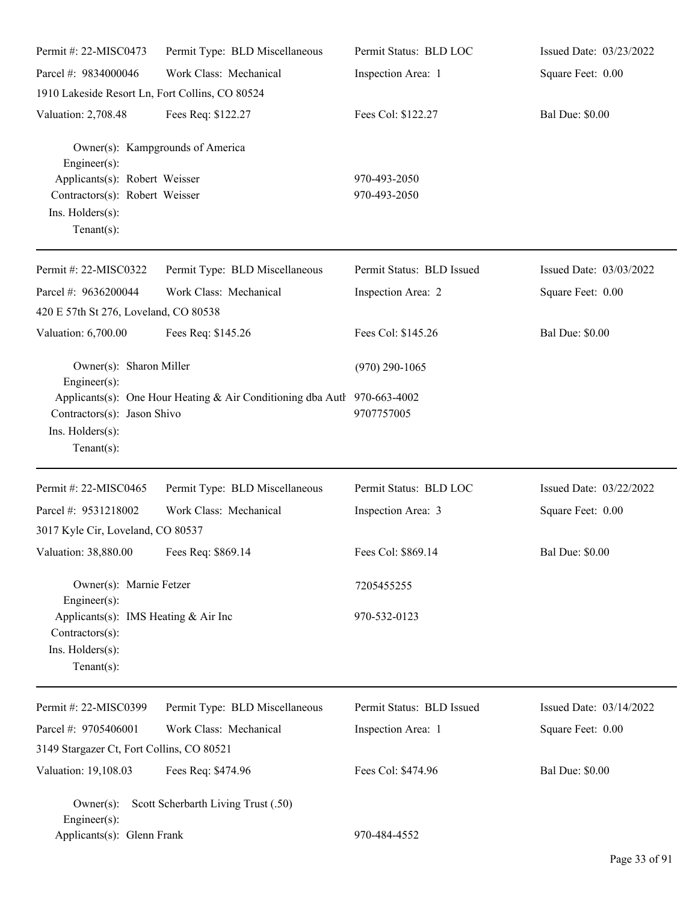Permit #: 22-MISC0473 | Permit Type: BLD Miscellaneous | Permit Status: BLD LOC | Issued Date: 03/23/2022
Parcel #: 9834000046 | Work Class: Mechanical | Inspection Area: 1 | Square Feet: 0.00
1910 Lakeside Resort Ln, Fort Collins, CO 80524
Valuation: 2,708.48 | Fees Req: $122.27 | Fees Col: $122.27 | Bal Due: $0.00

Owner(s): Kampgrounds of America
Engineer(s):
Applicants(s): Robert Weisser 970-493-2050
Contractors(s): Robert Weisser 970-493-2050
Ins. Holders(s):
Tenant(s):

---

Permit #: 22-MISC0322 | Permit Type: BLD Miscellaneous | Permit Status: BLD Issued | Issued Date: 03/03/2022
Parcel #: 9636200044 | Work Class: Mechanical | Inspection Area: 2 | Square Feet: 0.00
420 E 57th St 276, Loveland, CO 80538
Valuation: 6,700.00 | Fees Req: $145.26 | Fees Col: $145.26 | Bal Due: $0.00

Owner(s): Sharon Miller (970) 290-1065
Engineer(s):
Applicants(s): One Hour Heating & Air Conditioning dba Auth 970-663-4002
Contractors(s): Jason Shivo 9707757005
Ins. Holders(s):
Tenant(s):

---

Permit #: 22-MISC0465 | Permit Type: BLD Miscellaneous | Permit Status: BLD LOC | Issued Date: 03/22/2022
Parcel #: 9531218002 | Work Class: Mechanical | Inspection Area: 3 | Square Feet: 0.00
3017 Kyle Cir, Loveland, CO 80537
Valuation: 38,880.00 | Fees Req: $869.14 | Fees Col: $869.14 | Bal Due: $0.00

Owner(s): Marnie Fetzer 7205455255
Engineer(s):
Applicants(s): IMS Heating & Air Inc 970-532-0123
Contractors(s):
Ins. Holders(s):
Tenant(s):

---

Permit #: 22-MISC0399 | Permit Type: BLD Miscellaneous | Permit Status: BLD Issued | Issued Date: 03/14/2022
Parcel #: 9705406001 | Work Class: Mechanical | Inspection Area: 1 | Square Feet: 0.00
3149 Stargazer Ct, Fort Collins, CO 80521
Valuation: 19,108.03 | Fees Req: $474.96 | Fees Col: $474.96 | Bal Due: $0.00

Owner(s): Scott Scherbarth Living Trust (.50)
Engineer(s):
Applicants(s): Glenn Frank 970-484-4552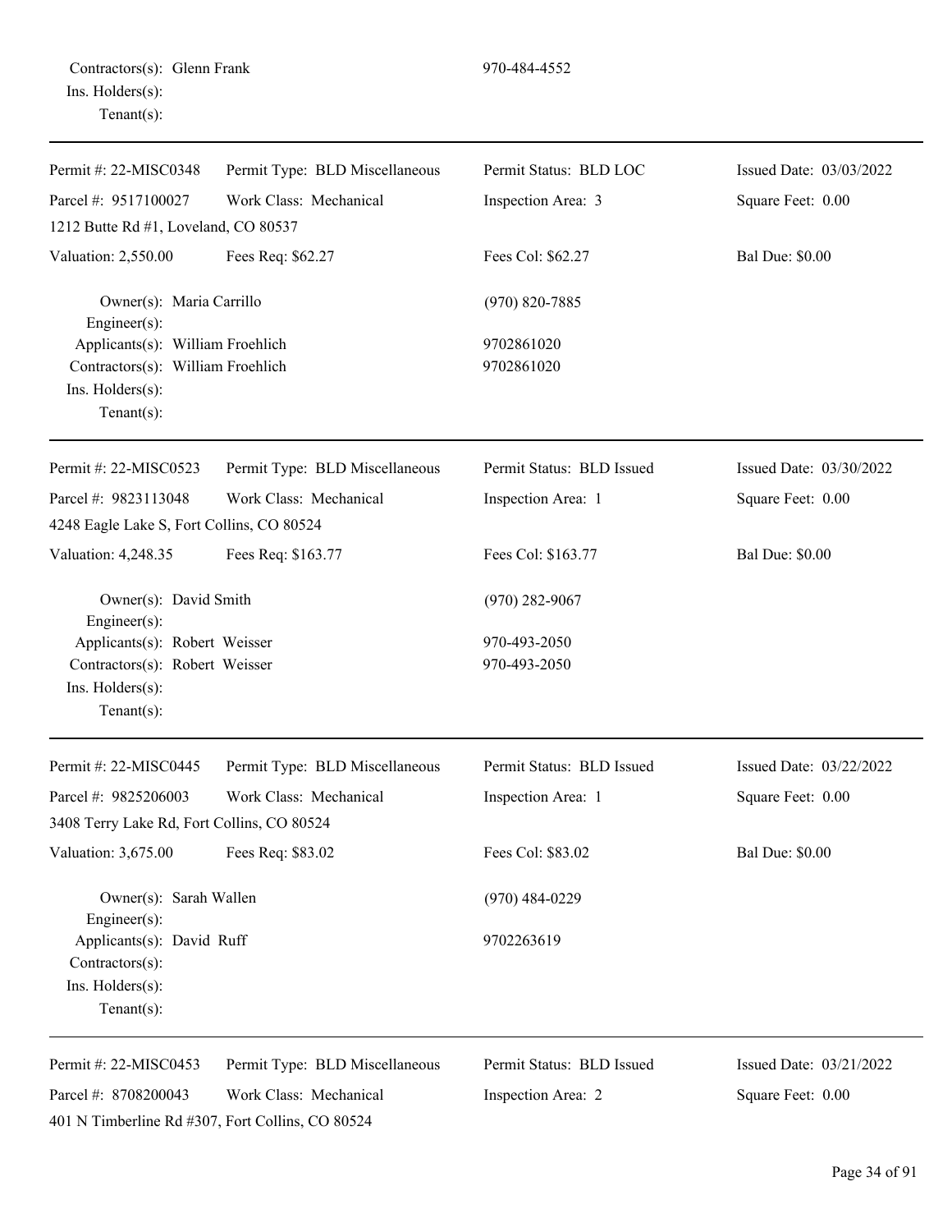Contractors(s): Glenn Frank 970-484-4552
Ins. Holders(s):
Tenant(s):

---

| Permit #: 22-MISC0348 | Permit Type: BLD Miscellaneous | Permit Status: BLD LOC | Issued Date: 03/03/2022 |
|---|---|---|---|
| Parcel #: 9517100027 | Work Class: Mechanical | Inspection Area: 3 | Square Feet: 0.00 |
| 1212 Butte Rd #1, Loveland, CO 80537 | | | |
| Valuation: 2,550.00 | Fees Req: $62.27 | Fees Col: $62.27 | Bal Due: $0.00 |

Owner(s): Maria Carrillo (970) 820-7885
Engineer(s):
Applicants(s): William Froehlich 9702861020
Contractors(s): William Froehlich 9702861020
Ins. Holders(s):
Tenant(s):

---

| Permit #: 22-MISC0523 | Permit Type: BLD Miscellaneous | Permit Status: BLD Issued | Issued Date: 03/30/2022 |
|---|---|---|---|
| Parcel #: 9823113048 | Work Class: Mechanical | Inspection Area: 1 | Square Feet: 0.00 |
| 4248 Eagle Lake S, Fort Collins, CO 80524 | | | |
| Valuation: 4,248.35 | Fees Req: $163.77 | Fees Col: $163.77 | Bal Due: $0.00 |

Owner(s): David Smith (970) 282-9067
Engineer(s):
Applicants(s): Robert Weisser 970-493-2050
Contractors(s): Robert Weisser 970-493-2050
Ins. Holders(s):
Tenant(s):

---

| Permit #: 22-MISC0445 | Permit Type: BLD Miscellaneous | Permit Status: BLD Issued | Issued Date: 03/22/2022 |
|---|---|---|---|
| Parcel #: 9825206003 | Work Class: Mechanical | Inspection Area: 1 | Square Feet: 0.00 |
| 3408 Terry Lake Rd, Fort Collins, CO 80524 | | | |
| Valuation: 3,675.00 | Fees Req: $83.02 | Fees Col: $83.02 | Bal Due: $0.00 |

Owner(s): Sarah Wallen (970) 484-0229
Engineer(s):
Applicants(s): David Ruff 9702263619
Contractors(s):
Ins. Holders(s):
Tenant(s):

---

| Permit #: 22-MISC0453 | Permit Type: BLD Miscellaneous | Permit Status: BLD Issued | Issued Date: 03/21/2022 |
|---|---|---|---|
| Parcel #: 8708200043 | Work Class: Mechanical | Inspection Area: 2 | Square Feet: 0.00 |
| 401 N Timberline Rd #307, Fort Collins, CO 80524 | | | |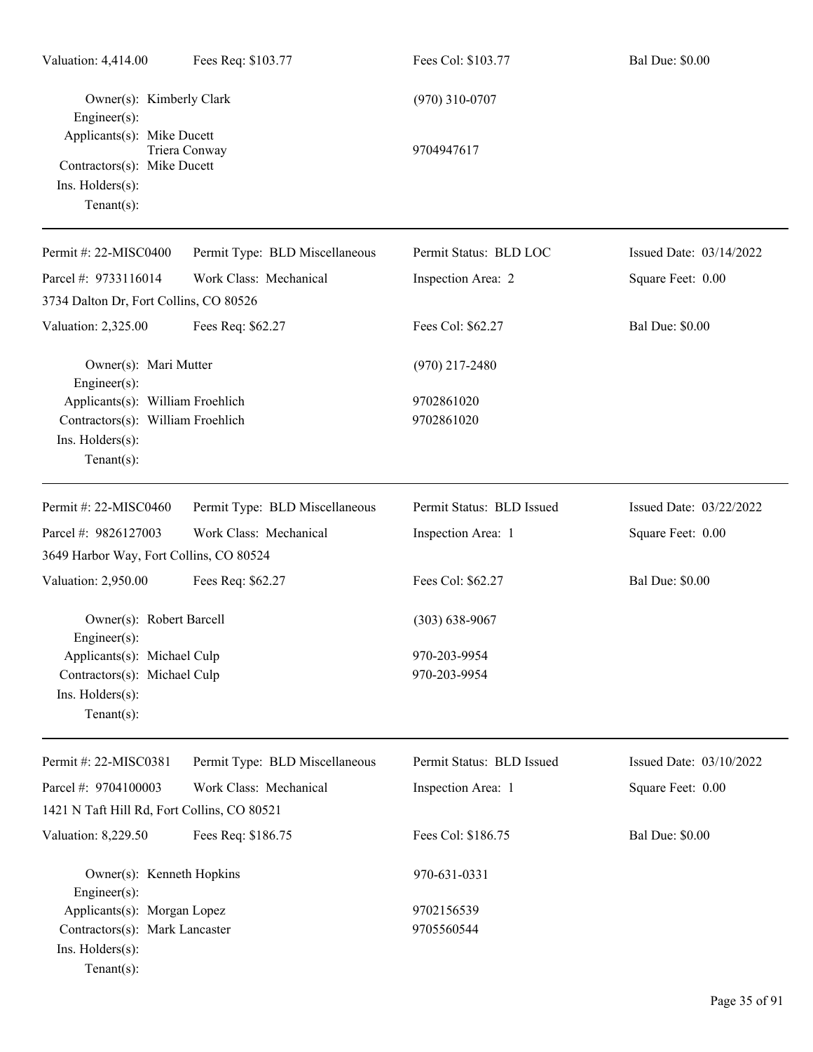Valuation: 4,414.00 | Fees Req: $103.77 | Fees Col: $103.77 | Bal Due: $0.00

Owner(s): Kimberly Clark (970) 310-0707
Engineer(s):
Applicants(s): Mike Ducett
Triera Conway 9704947617
Contractors(s): Mike Ducett
Ins. Holders(s):
Tenant(s):

---

| | | | |
|---|---|---|---|
| Permit #: 22-MISC0400 | Permit Type: BLD Miscellaneous | Permit Status: BLD LOC | Issued Date: 03/14/2022 |
| Parcel #: 9733116014 | Work Class: Mechanical | Inspection Area: 2 | Square Feet: 0.00 |
| 3734 Dalton Dr, Fort Collins, CO 80526 | | | |
| Valuation: 2,325.00 | Fees Req: $62.27 | Fees Col: $62.27 | Bal Due: $0.00 |

Owner(s): Mari Mutter (970) 217-2480
Engineer(s):
Applicants(s): William Froehlich 9702861020
Contractors(s): William Froehlich 9702861020
Ins. Holders(s):
Tenant(s):

---

| | | | |
|---|---|---|---|
| Permit #: 22-MISC0460 | Permit Type: BLD Miscellaneous | Permit Status: BLD Issued | Issued Date: 03/22/2022 |
| Parcel #: 9826127003 | Work Class: Mechanical | Inspection Area: 1 | Square Feet: 0.00 |
| 3649 Harbor Way, Fort Collins, CO 80524 | | | |
| Valuation: 2,950.00 | Fees Req: $62.27 | Fees Col: $62.27 | Bal Due: $0.00 |

Owner(s): Robert Barcell (303) 638-9067
Engineer(s):
Applicants(s): Michael Culp 970-203-9954
Contractors(s): Michael Culp 970-203-9954
Ins. Holders(s):
Tenant(s):

---

| | | | |
|---|---|---|---|
| Permit #: 22-MISC0381 | Permit Type: BLD Miscellaneous | Permit Status: BLD Issued | Issued Date: 03/10/2022 |
| Parcel #: 9704100003 | Work Class: Mechanical | Inspection Area: 1 | Square Feet: 0.00 |
| 1421 N Taft Hill Rd, Fort Collins, CO 80521 | | | |
| Valuation: 8,229.50 | Fees Req: $186.75 | Fees Col: $186.75 | Bal Due: $0.00 |

Owner(s): Kenneth Hopkins 970-631-0331
Engineer(s):
Applicants(s): Morgan Lopez 9702156539
Contractors(s): Mark Lancaster 9705560544
Ins. Holders(s):
Tenant(s):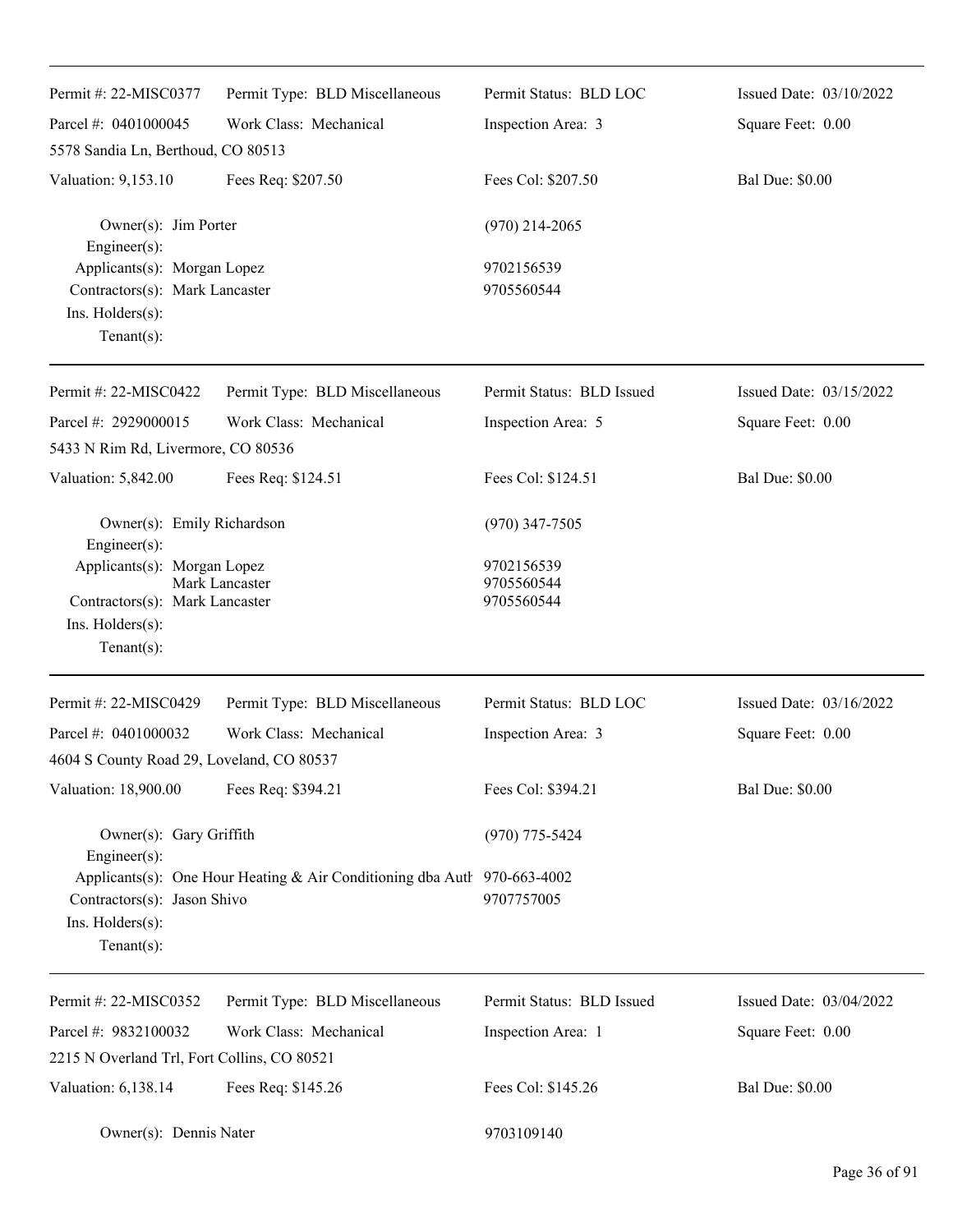| Permit #: 22-MISC0377 | Permit Type: BLD Miscellaneous | Permit Status: BLD LOC | Issued Date: 03/10/2022 |
|---|---|---|---|
| Parcel #: 0401000045 | Work Class: Mechanical | Inspection Area: 3 | Square Feet: 0.00 |
| 5578 Sandia Ln, Berthoud, CO 80513 | | | |
| Valuation: 9,153.10 | Fees Req: $207.50 | Fees Col: $207.50 | Bal Due: $0.00 |

Owner(s): Jim Porter (970) 214-2065
Engineer(s):
Applicants(s): Morgan Lopez 9702156539
Contractors(s): Mark Lancaster 9705560544
Ins. Holders(s):
Tenant(s):

| Permit #: 22-MISC0422 | Permit Type: BLD Miscellaneous | Permit Status: BLD Issued | Issued Date: 03/15/2022 |
|---|---|---|---|
| Parcel #: 2929000015 | Work Class: Mechanical | Inspection Area: 5 | Square Feet: 0.00 |
| 5433 N Rim Rd, Livermore, CO 80536 | | | |
| Valuation: 5,842.00 | Fees Req: $124.51 | Fees Col: $124.51 | Bal Due: $0.00 |

Owner(s): Emily Richardson (970) 347-7505
Engineer(s):
Applicants(s): Morgan Lopez 9702156539
Mark Lancaster 9705560544
Contractors(s): Mark Lancaster 9705560544
Ins. Holders(s):
Tenant(s):

| Permit #: 22-MISC0429 | Permit Type: BLD Miscellaneous | Permit Status: BLD LOC | Issued Date: 03/16/2022 |
|---|---|---|---|
| Parcel #: 0401000032 | Work Class: Mechanical | Inspection Area: 3 | Square Feet: 0.00 |
| 4604 S County Road 29, Loveland, CO 80537 | | | |
| Valuation: 18,900.00 | Fees Req: $394.21 | Fees Col: $394.21 | Bal Due: $0.00 |

Owner(s): Gary Griffith (970) 775-5424
Engineer(s):
Applicants(s): One Hour Heating & Air Conditioning dba Auth 970-663-4002
Contractors(s): Jason Shivo 9707757005
Ins. Holders(s):
Tenant(s):

| Permit #: 22-MISC0352 | Permit Type: BLD Miscellaneous | Permit Status: BLD Issued | Issued Date: 03/04/2022 |
|---|---|---|---|
| Parcel #: 9832100032 | Work Class: Mechanical | Inspection Area: 1 | Square Feet: 0.00 |
| 2215 N Overland Trl, Fort Collins, CO 80521 | | | |
| Valuation: 6,138.14 | Fees Req: $145.26 | Fees Col: $145.26 | Bal Due: $0.00 |

Owner(s): Dennis Nater 9703109140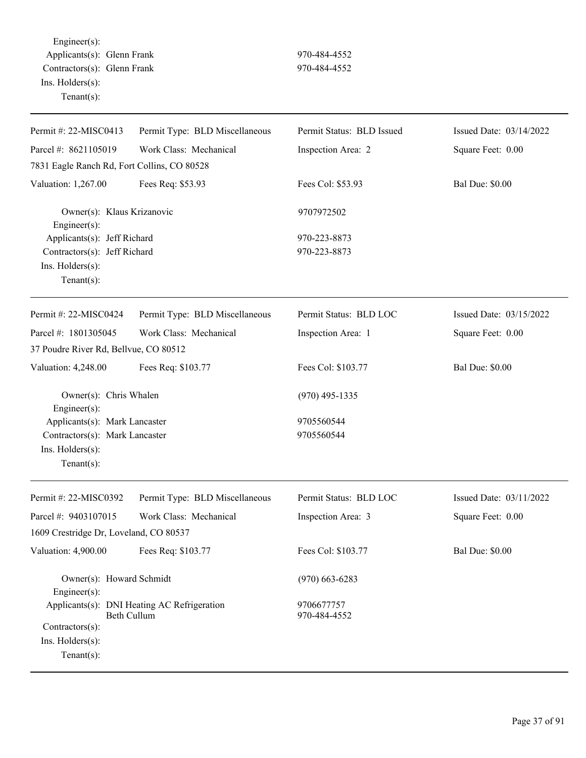Engineer(s):
Applicants(s): Glenn Frank 970-484-4552
Contractors(s): Glenn Frank 970-484-4552
Ins. Holders(s):
Tenant(s):

---

| Permit #: 22-MISC0413 | Permit Type: BLD Miscellaneous | Permit Status: BLD Issued | Issued Date: 03/14/2022 |
|---|---|---|---|
| Parcel #: 8621105019 | Work Class: Mechanical | Inspection Area: 2 | Square Feet: 0.00 |
| 7831 Eagle Ranch Rd, Fort Collins, CO 80528 | | | |
| Valuation: 1,267.00 | Fees Req: $53.93 | Fees Col: $53.93 | Bal Due: $0.00 |

Owner(s): Klaus Krizanovic 9707972502
Engineer(s):
Applicants(s): Jeff Richard 970-223-8873
Contractors(s): Jeff Richard 970-223-8873
Ins. Holders(s):
Tenant(s):

---

| Permit #: 22-MISC0424 | Permit Type: BLD Miscellaneous | Permit Status: BLD LOC | Issued Date: 03/15/2022 |
|---|---|---|---|
| Parcel #: 1801305045 | Work Class: Mechanical | Inspection Area: 1 | Square Feet: 0.00 |
| 37 Poudre River Rd, Bellvue, CO 80512 | | | |
| Valuation: 4,248.00 | Fees Req: $103.77 | Fees Col: $103.77 | Bal Due: $0.00 |

Owner(s): Chris Whalen (970) 495-1335
Engineer(s):
Applicants(s): Mark Lancaster 9705560544
Contractors(s): Mark Lancaster 9705560544
Ins. Holders(s):
Tenant(s):

---

| Permit #: 22-MISC0392 | Permit Type: BLD Miscellaneous | Permit Status: BLD LOC | Issued Date: 03/11/2022 |
|---|---|---|---|
| Parcel #: 9403107015 | Work Class: Mechanical | Inspection Area: 3 | Square Feet: 0.00 |
| 1609 Crestridge Dr, Loveland, CO 80537 | | | |
| Valuation: 4,900.00 | Fees Req: $103.77 | Fees Col: $103.77 | Bal Due: $0.00 |

Owner(s): Howard Schmidt (970) 663-6283
Engineer(s):
Applicants(s): DNI Heating AC Refrigeration 9706677757
Beth Cullum 970-484-4552
Contractors(s):
Ins. Holders(s):
Tenant(s):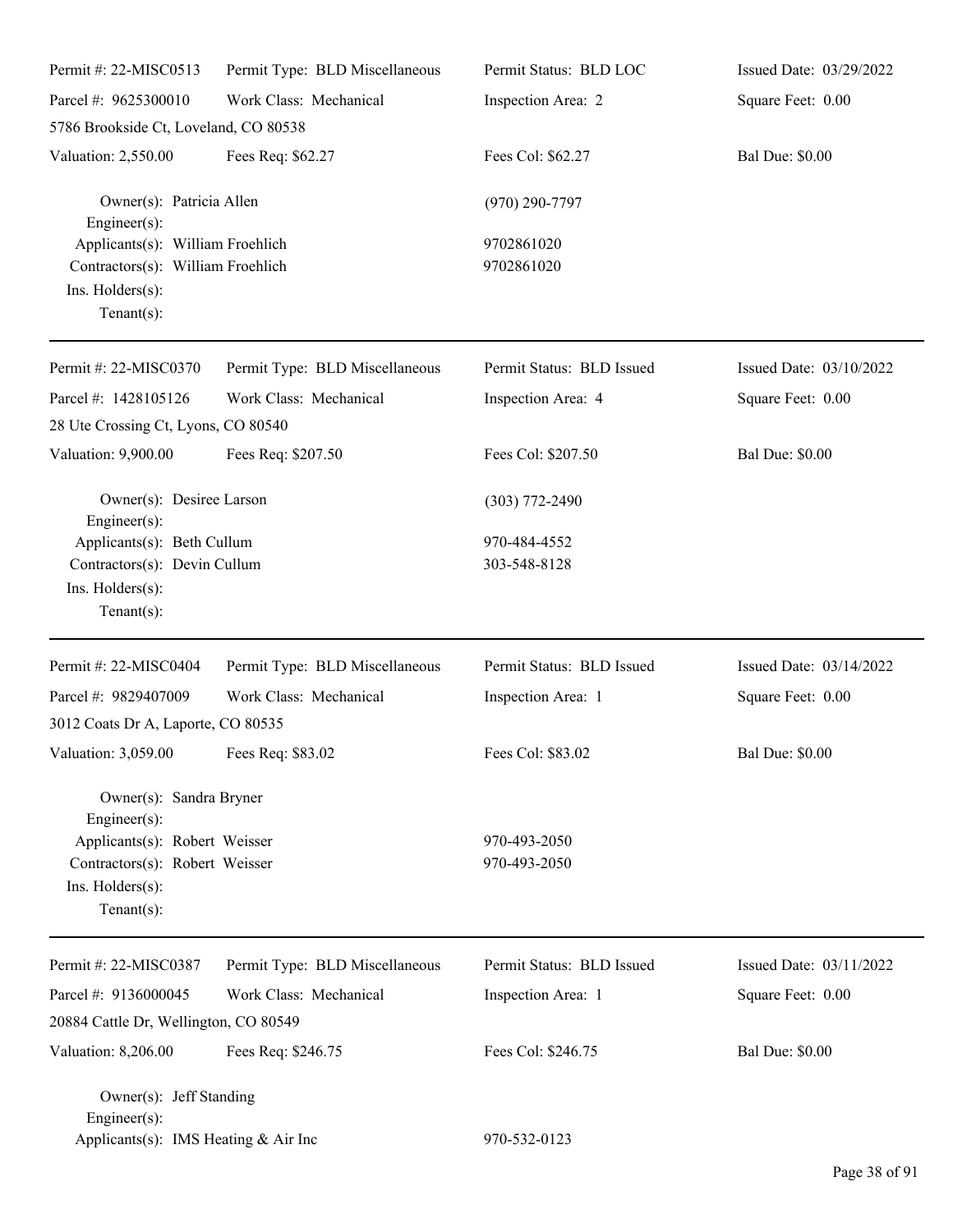Permit #: 22-MISC0513 | Permit Type: BLD Miscellaneous | Permit Status: BLD LOC | Issued Date: 03/29/2022
Parcel #: 9625300010 | Work Class: Mechanical | Inspection Area: 2 | Square Feet: 0.00
5786 Brookside Ct, Loveland, CO 80538
Valuation: 2,550.00 | Fees Req: $62.27 | Fees Col: $62.27 | Bal Due: $0.00

Owner(s): Patricia Allen (970) 290-7797
Engineer(s):
Applicants(s): William Froehlich 9702861020
Contractors(s): William Froehlich 9702861020
Ins. Holders(s):
Tenant(s):

---

Permit #: 22-MISC0370 | Permit Type: BLD Miscellaneous | Permit Status: BLD Issued | Issued Date: 03/10/2022
Parcel #: 1428105126 | Work Class: Mechanical | Inspection Area: 4 | Square Feet: 0.00
28 Ute Crossing Ct, Lyons, CO 80540
Valuation: 9,900.00 | Fees Req: $207.50 | Fees Col: $207.50 | Bal Due: $0.00

Owner(s): Desiree Larson (303) 772-2490
Engineer(s):
Applicants(s): Beth Cullum 970-484-4552
Contractors(s): Devin Cullum 303-548-8128
Ins. Holders(s):
Tenant(s):

---

Permit #: 22-MISC0404 | Permit Type: BLD Miscellaneous | Permit Status: BLD Issued | Issued Date: 03/14/2022
Parcel #: 9829407009 | Work Class: Mechanical | Inspection Area: 1 | Square Feet: 0.00
3012 Coats Dr A, Laporte, CO 80535
Valuation: 3,059.00 | Fees Req: $83.02 | Fees Col: $83.02 | Bal Due: $0.00

Owner(s): Sandra Bryner
Engineer(s):
Applicants(s): Robert Weisser 970-493-2050
Contractors(s): Robert Weisser 970-493-2050
Ins. Holders(s):
Tenant(s):

---

Permit #: 22-MISC0387 | Permit Type: BLD Miscellaneous | Permit Status: BLD Issued | Issued Date: 03/11/2022
Parcel #: 9136000045 | Work Class: Mechanical | Inspection Area: 1 | Square Feet: 0.00
20884 Cattle Dr, Wellington, CO 80549
Valuation: 8,206.00 | Fees Req: $246.75 | Fees Col: $246.75 | Bal Due: $0.00

Owner(s): Jeff Standing
Engineer(s):
Applicants(s): IMS Heating & Air Inc 970-532-0123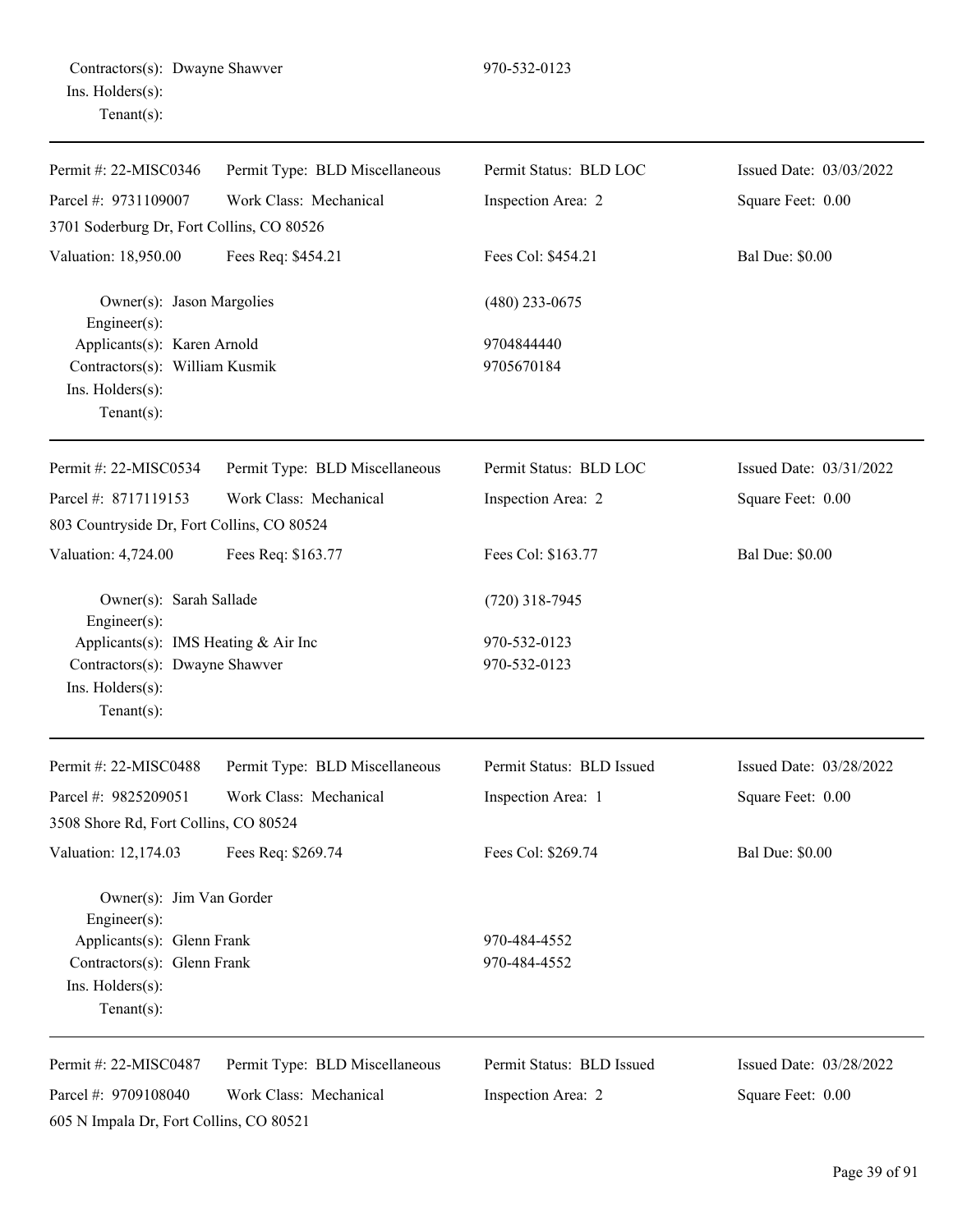Contractors(s): Dwayne Shawver 970-532-0123
Ins. Holders(s):
Tenant(s):

---

Permit #: 22-MISC0346 | Permit Type: BLD Miscellaneous | Permit Status: BLD LOC | Issued Date: 03/03/2022
Parcel #: 9731109007 | Work Class: Mechanical | Inspection Area: 2 | Square Feet: 0.00
3701 Soderburg Dr, Fort Collins, CO 80526
Valuation: 18,950.00 | Fees Req: $454.21 | Fees Col: $454.21 | Bal Due: $0.00

Owner(s): Jason Margolies (480) 233-0675
Engineer(s):
Applicants(s): Karen Arnold 9704844440
Contractors(s): William Kusmik 9705670184
Ins. Holders(s):
Tenant(s):

---

Permit #: 22-MISC0534 | Permit Type: BLD Miscellaneous | Permit Status: BLD LOC | Issued Date: 03/31/2022
Parcel #: 8717119153 | Work Class: Mechanical | Inspection Area: 2 | Square Feet: 0.00
803 Countryside Dr, Fort Collins, CO 80524
Valuation: 4,724.00 | Fees Req: $163.77 | Fees Col: $163.77 | Bal Due: $0.00

Owner(s): Sarah Sallade (720) 318-7945
Engineer(s):
Applicants(s): IMS Heating & Air Inc 970-532-0123
Contractors(s): Dwayne Shawver 970-532-0123
Ins. Holders(s):
Tenant(s):

---

Permit #: 22-MISC0488 | Permit Type: BLD Miscellaneous | Permit Status: BLD Issued | Issued Date: 03/28/2022
Parcel #: 9825209051 | Work Class: Mechanical | Inspection Area: 1 | Square Feet: 0.00
3508 Shore Rd, Fort Collins, CO 80524
Valuation: 12,174.03 | Fees Req: $269.74 | Fees Col: $269.74 | Bal Due: $0.00

Owner(s): Jim Van Gorder
Engineer(s):
Applicants(s): Glenn Frank 970-484-4552
Contractors(s): Glenn Frank 970-484-4552
Ins. Holders(s):
Tenant(s):

---

Permit #: 22-MISC0487 | Permit Type: BLD Miscellaneous | Permit Status: BLD Issued | Issued Date: 03/28/2022
Parcel #: 9709108040 | Work Class: Mechanical | Inspection Area: 2 | Square Feet: 0.00
605 N Impala Dr, Fort Collins, CO 80521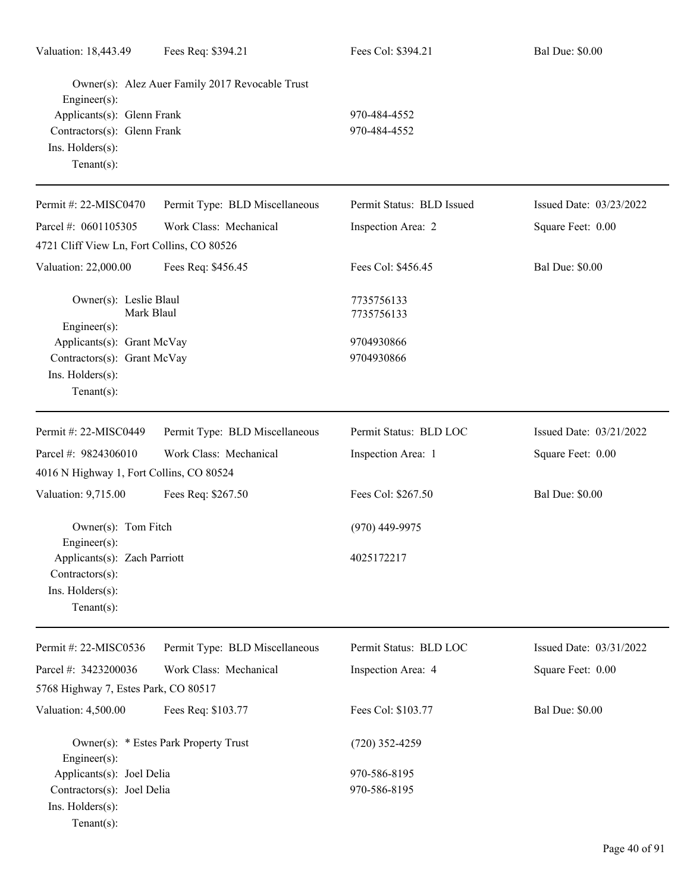Valuation: 18,443.49 Fees Req: $394.21 Fees Col: $394.21 Bal Due: $0.00

Owner(s): Alez Auer Family 2017 Revocable Trust
Engineer(s):
Applicants(s): Glenn Frank 970-484-4552
Contractors(s): Glenn Frank 970-484-4552
Ins. Holders(s):
Tenant(s):

---

Permit #: 22-MISC0470 Permit Type: BLD Miscellaneous Permit Status: BLD Issued Issued Date: 03/23/2022
Parcel #: 0601105305 Work Class: Mechanical Inspection Area: 2 Square Feet: 0.00
4721 Cliff View Ln, Fort Collins, CO 80526
Valuation: 22,000.00 Fees Req: $456.45 Fees Col: $456.45 Bal Due: $0.00

Owner(s): Leslie Blaul 7735756133
Mark Blaul 7735756133
Engineer(s):
Applicants(s): Grant McVay 9704930866
Contractors(s): Grant McVay 9704930866
Ins. Holders(s):
Tenant(s):

---

Permit #: 22-MISC0449 Permit Type: BLD Miscellaneous Permit Status: BLD LOC Issued Date: 03/21/2022
Parcel #: 9824306010 Work Class: Mechanical Inspection Area: 1 Square Feet: 0.00
4016 N Highway 1, Fort Collins, CO 80524
Valuation: 9,715.00 Fees Req: $267.50 Fees Col: $267.50 Bal Due: $0.00

Owner(s): Tom Fitch (970) 449-9975
Engineer(s):
Applicants(s): Zach Parriott 4025172217
Contractors(s):
Ins. Holders(s):
Tenant(s):

---

Permit #: 22-MISC0536 Permit Type: BLD Miscellaneous Permit Status: BLD LOC Issued Date: 03/31/2022
Parcel #: 3423200036 Work Class: Mechanical Inspection Area: 4 Square Feet: 0.00
5768 Highway 7, Estes Park, CO 80517
Valuation: 4,500.00 Fees Req: $103.77 Fees Col: $103.77 Bal Due: $0.00

Owner(s): * Estes Park Property Trust (720) 352-4259
Engineer(s):
Applicants(s): Joel Delia 970-586-8195
Contractors(s): Joel Delia 970-586-8195
Ins. Holders(s):
Tenant(s):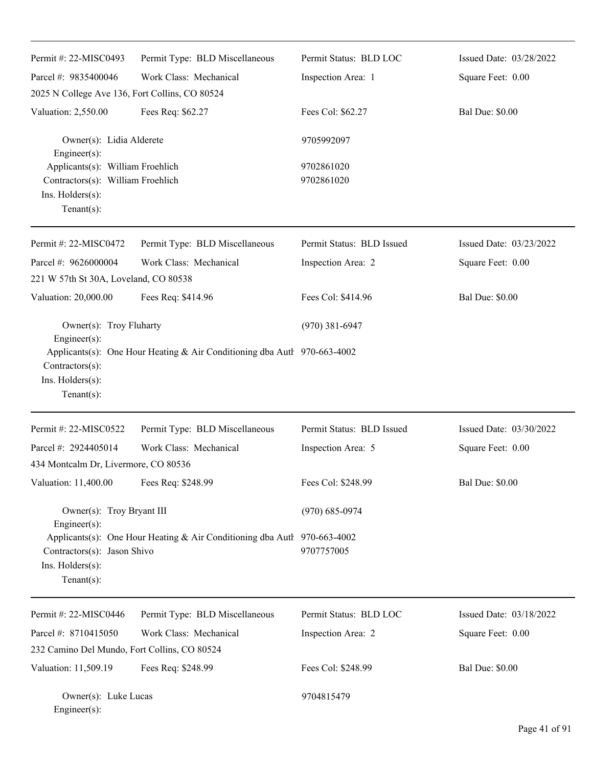| | | | |
|---|---|---|---|
| Permit #: 22-MISC0493 | Permit Type: BLD Miscellaneous | Permit Status: BLD LOC | Issued Date: 03/28/2022 |
| Parcel #: 9835400046 | Work Class: Mechanical | Inspection Area: 1 | Square Feet: 0.00 |
| 2025 N College Ave 136, Fort Collins, CO 80524 | | | |
| Valuation: 2,550.00 | Fees Req: $62.27 | Fees Col: $62.27 | Bal Due: $0.00 |

Owner(s): Lidia Alderete 9705992097
Engineer(s):
Applicants(s): William Froehlich 9702861020
Contractors(s): William Froehlich 9702861020
Ins. Holders(s):
Tenant(s):

---

| | | | |
|---|---|---|---|
| Permit #: 22-MISC0472 | Permit Type: BLD Miscellaneous | Permit Status: BLD Issued | Issued Date: 03/23/2022 |
| Parcel #: 9626000004 | Work Class: Mechanical | Inspection Area: 2 | Square Feet: 0.00 |
| 221 W 57th St 30A, Loveland, CO 80538 | | | |
| Valuation: 20,000.00 | Fees Req: $414.96 | Fees Col: $414.96 | Bal Due: $0.00 |

Owner(s): Troy Fluharty (970) 381-6947
Engineer(s):
Applicants(s): One Hour Heating & Air Conditioning dba Auth 970-663-4002
Contractors(s):
Ins. Holders(s):
Tenant(s):

---

| | | | |
|---|---|---|---|
| Permit #: 22-MISC0522 | Permit Type: BLD Miscellaneous | Permit Status: BLD Issued | Issued Date: 03/30/2022 |
| Parcel #: 2924405014 | Work Class: Mechanical | Inspection Area: 5 | Square Feet: 0.00 |
| 434 Montcalm Dr, Livermore, CO 80536 | | | |
| Valuation: 11,400.00 | Fees Req: $248.99 | Fees Col: $248.99 | Bal Due: $0.00 |

Owner(s): Troy Bryant III (970) 685-0974
Engineer(s):
Applicants(s): One Hour Heating & Air Conditioning dba Auth 970-663-4002
Contractors(s): Jason Shivo 9707757005
Ins. Holders(s):
Tenant(s):

---

| | | | |
|---|---|---|---|
| Permit #: 22-MISC0446 | Permit Type: BLD Miscellaneous | Permit Status: BLD LOC | Issued Date: 03/18/2022 |
| Parcel #: 8710415050 | Work Class: Mechanical | Inspection Area: 2 | Square Feet: 0.00 |
| 232 Camino Del Mundo, Fort Collins, CO 80524 | | | |
| Valuation: 11,509.19 | Fees Req: $248.99 | Fees Col: $248.99 | Bal Due: $0.00 |

Owner(s): Luke Lucas 9704815479
Engineer(s):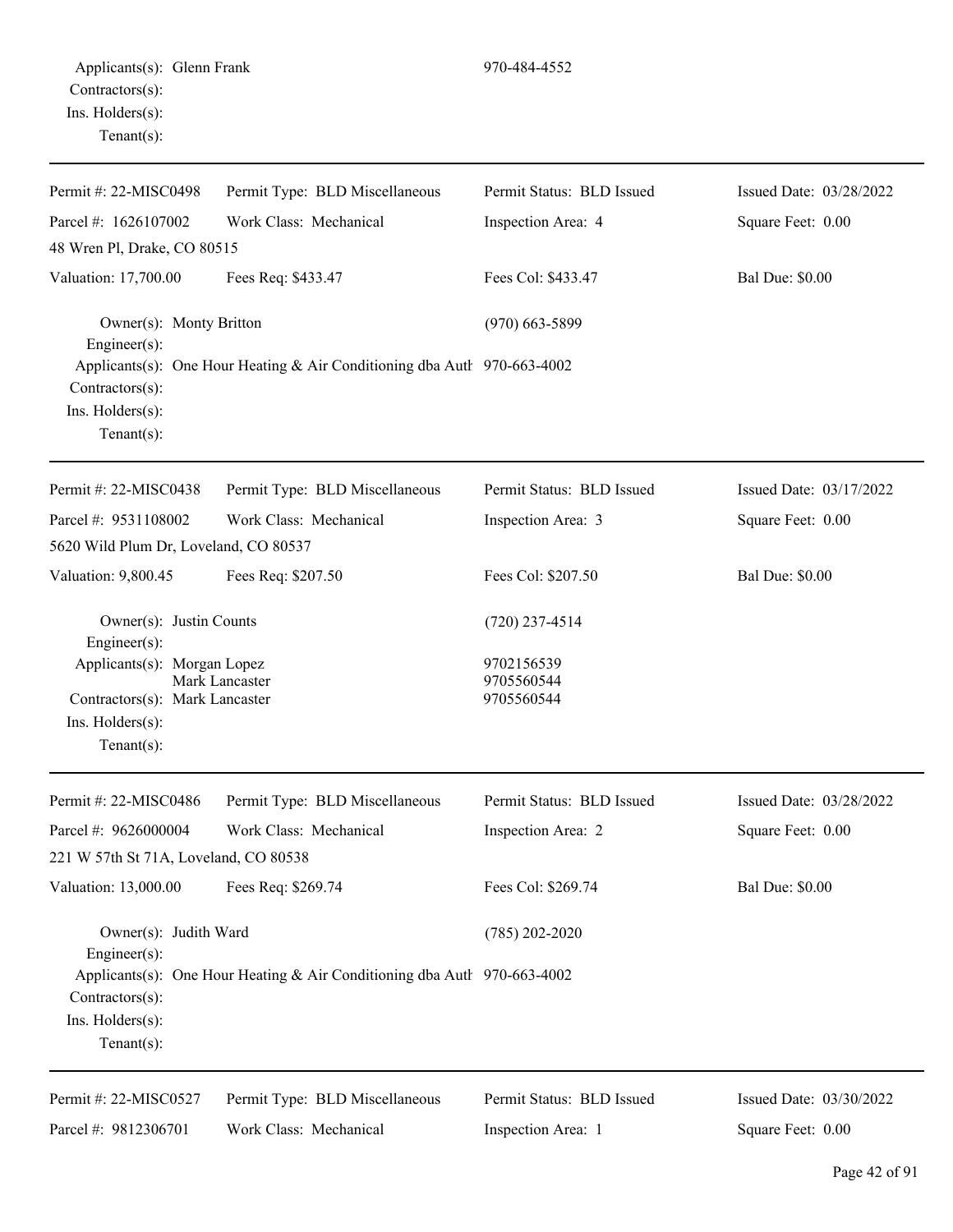Applicants(s): Glenn Frank 970-484-4552
Contractors(s):
Ins. Holders(s):
Tenant(s):

---

| Permit #: 22-MISC0498 | Permit Type: BLD Miscellaneous | Permit Status: BLD Issued | Issued Date: 03/28/2022 |
|---|---|---|---|
| Parcel #: 1626107002 | Work Class: Mechanical | Inspection Area: 4 | Square Feet: 0.00 |
| 48 Wren Pl, Drake, CO 80515 | | | |
| Valuation: 17,700.00 | Fees Req: $433.47 | Fees Col: $433.47 | Bal Due: $0.00 |

Owner(s): Monty Britton (970) 663-5899
Engineer(s):
Applicants(s): One Hour Heating & Air Conditioning dba Auth 970-663-4002
Contractors(s):
Ins. Holders(s):
Tenant(s):

---

| Permit #: 22-MISC0438 | Permit Type: BLD Miscellaneous | Permit Status: BLD Issued | Issued Date: 03/17/2022 |
|---|---|---|---|
| Parcel #: 9531108002 | Work Class: Mechanical | Inspection Area: 3 | Square Feet: 0.00 |
| 5620 Wild Plum Dr, Loveland, CO 80537 | | | |
| Valuation: 9,800.45 | Fees Req: $207.50 | Fees Col: $207.50 | Bal Due: $0.00 |

Owner(s): Justin Counts (720) 237-4514
Engineer(s):
Applicants(s): Morgan Lopez 9702156539
Mark Lancaster 9705560544
Contractors(s): Mark Lancaster 9705560544
Ins. Holders(s):
Tenant(s):

---

| Permit #: 22-MISC0486 | Permit Type: BLD Miscellaneous | Permit Status: BLD Issued | Issued Date: 03/28/2022 |
|---|---|---|---|
| Parcel #: 9626000004 | Work Class: Mechanical | Inspection Area: 2 | Square Feet: 0.00 |
| 221 W 57th St 71A, Loveland, CO 80538 | | | |
| Valuation: 13,000.00 | Fees Req: $269.74 | Fees Col: $269.74 | Bal Due: $0.00 |

Owner(s): Judith Ward (785) 202-2020
Engineer(s):
Applicants(s): One Hour Heating & Air Conditioning dba Auth 970-663-4002
Contractors(s):
Ins. Holders(s):
Tenant(s):

---

| Permit #: 22-MISC0527 | Permit Type: BLD Miscellaneous | Permit Status: BLD Issued | Issued Date: 03/30/2022 |
|---|---|---|---|
| Parcel #: 9812306701 | Work Class: Mechanical | Inspection Area: 1 | Square Feet: 0.00 |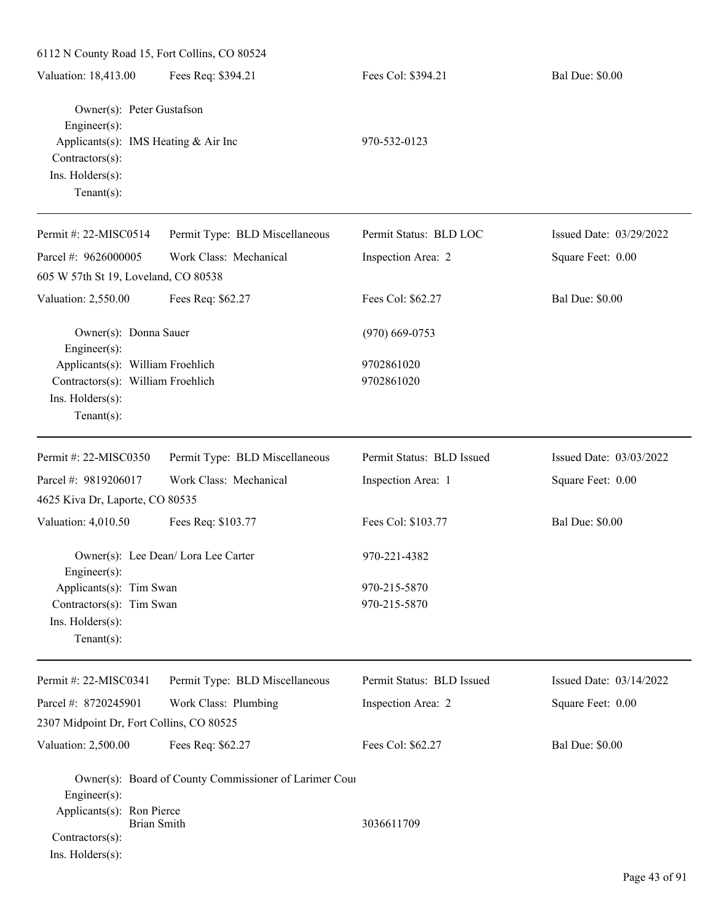6112 N County Road 15, Fort Collins, CO 80524

Valuation: 18,413.00 | Fees Req: $394.21 | Fees Col: $394.21 | Bal Due: $0.00

Owner(s): Peter Gustafson
Engineer(s):
Applicants(s): IMS Heating & Air Inc 970-532-0123
Contractors(s):
Ins. Holders(s):
Tenant(s):

---

Permit #: 22-MISC0514 | Permit Type: BLD Miscellaneous | Permit Status: BLD LOC | Issued Date: 03/29/2022
Parcel #: 9626000005 | Work Class: Mechanical | Inspection Area: 2 | Square Feet: 0.00
605 W 57th St 19, Loveland, CO 80538
Valuation: 2,550.00 | Fees Req: $62.27 | Fees Col: $62.27 | Bal Due: $0.00

Owner(s): Donna Sauer (970) 669-0753
Engineer(s):
Applicants(s): William Froehlich 9702861020
Contractors(s): William Froehlich 9702861020
Ins. Holders(s):
Tenant(s):

---

Permit #: 22-MISC0350 | Permit Type: BLD Miscellaneous | Permit Status: BLD Issued | Issued Date: 03/03/2022
Parcel #: 9819206017 | Work Class: Mechanical | Inspection Area: 1 | Square Feet: 0.00
4625 Kiva Dr, Laporte, CO 80535
Valuation: 4,010.50 | Fees Req: $103.77 | Fees Col: $103.77 | Bal Due: $0.00

Owner(s): Lee Dean/ Lora Lee Carter 970-221-4382
Engineer(s):
Applicants(s): Tim Swan 970-215-5870
Contractors(s): Tim Swan 970-215-5870
Ins. Holders(s):
Tenant(s):

---

Permit #: 22-MISC0341 | Permit Type: BLD Miscellaneous | Permit Status: BLD Issued | Issued Date: 03/14/2022
Parcel #: 8720245901 | Work Class: Plumbing | Inspection Area: 2 | Square Feet: 0.00
2307 Midpoint Dr, Fort Collins, CO 80525
Valuation: 2,500.00 | Fees Req: $62.27 | Fees Col: $62.27 | Bal Due: $0.00

Owner(s): Board of County Commissioner of Larimer Cou
Engineer(s):
Applicants(s): Ron Pierce
Brian Smith 3036611709
Contractors(s):
Ins. Holders(s):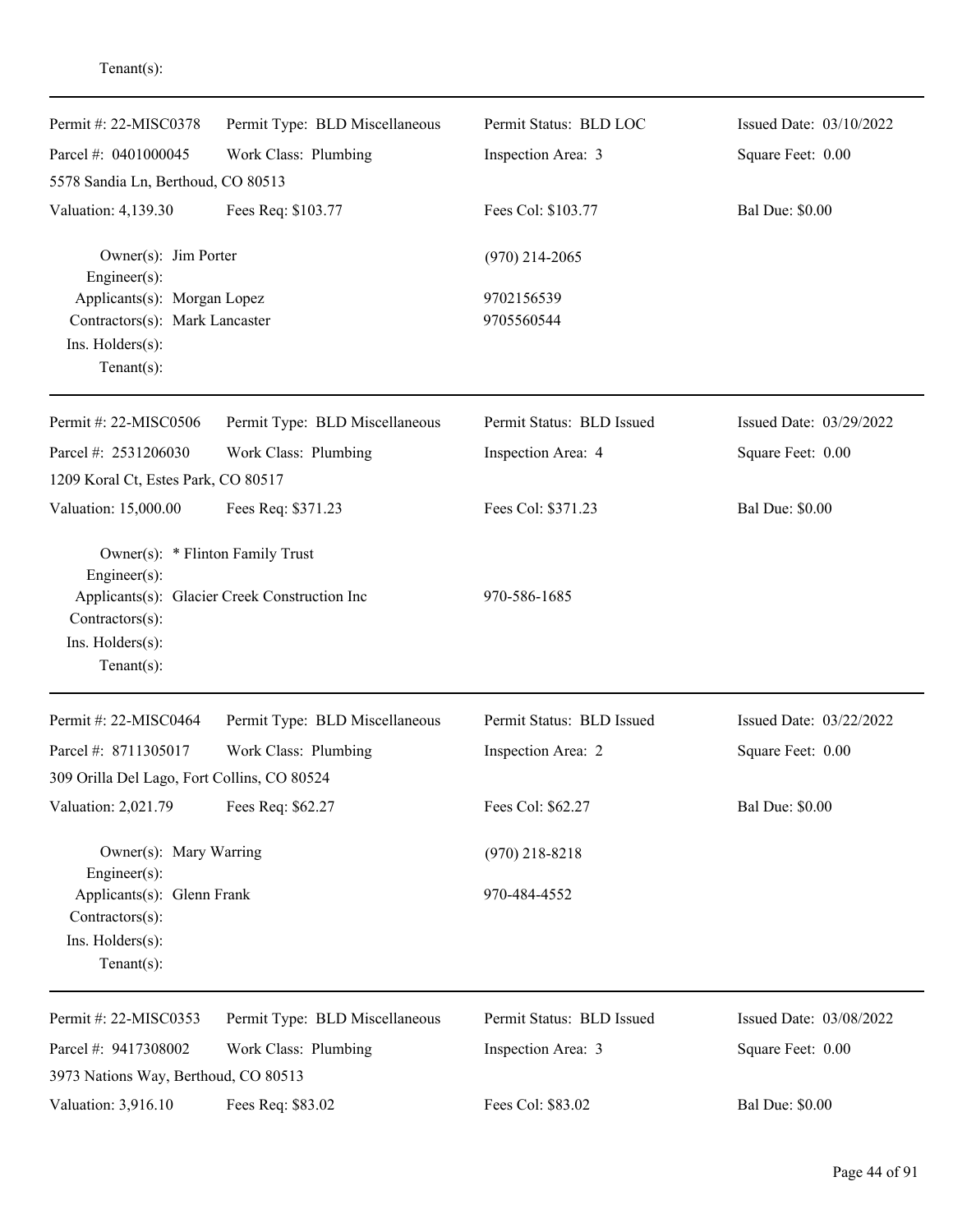Tenant(s):

---

| Permit #: 22-MISC0378 | Permit Type: BLD Miscellaneous | Permit Status: BLD LOC | Issued Date: 03/10/2022 |
|---|---|---|---|
| Parcel #: 0401000045 | Work Class: Plumbing | Inspection Area: 3 | Square Feet: 0.00 |
| 5578 Sandia Ln, Berthoud, CO 80513 | | | |
| Valuation: 4,139.30 | Fees Req: $103.77 | Fees Col: $103.77 | Bal Due: $0.00 |

Owner(s): Jim Porter — (970) 214-2065
Engineer(s):
Applicants(s): Morgan Lopez — 9702156539
Contractors(s): Mark Lancaster — 9705560544
Ins. Holders(s):
Tenant(s):

---

| Permit #: 22-MISC0506 | Permit Type: BLD Miscellaneous | Permit Status: BLD Issued | Issued Date: 03/29/2022 |
|---|---|---|---|
| Parcel #: 2531206030 | Work Class: Plumbing | Inspection Area: 4 | Square Feet: 0.00 |
| 1209 Koral Ct, Estes Park, CO 80517 | | | |
| Valuation: 15,000.00 | Fees Req: $371.23 | Fees Col: $371.23 | Bal Due: $0.00 |

Owner(s): * Flinton Family Trust
Engineer(s):
Applicants(s): Glacier Creek Construction Inc — 970-586-1685
Contractors(s):
Ins. Holders(s):
Tenant(s):

---

| Permit #: 22-MISC0464 | Permit Type: BLD Miscellaneous | Permit Status: BLD Issued | Issued Date: 03/22/2022 |
|---|---|---|---|
| Parcel #: 8711305017 | Work Class: Plumbing | Inspection Area: 2 | Square Feet: 0.00 |
| 309 Orilla Del Lago, Fort Collins, CO 80524 | | | |
| Valuation: 2,021.79 | Fees Req: $62.27 | Fees Col: $62.27 | Bal Due: $0.00 |

Owner(s): Mary Warring — (970) 218-8218
Engineer(s):
Applicants(s): Glenn Frank — 970-484-4552
Contractors(s):
Ins. Holders(s):
Tenant(s):

---

| Permit #: 22-MISC0353 | Permit Type: BLD Miscellaneous | Permit Status: BLD Issued | Issued Date: 03/08/2022 |
|---|---|---|---|
| Parcel #: 9417308002 | Work Class: Plumbing | Inspection Area: 3 | Square Feet: 0.00 |
| 3973 Nations Way, Berthoud, CO 80513 | | | |
| Valuation: 3,916.10 | Fees Req: $83.02 | Fees Col: $83.02 | Bal Due: $0.00 |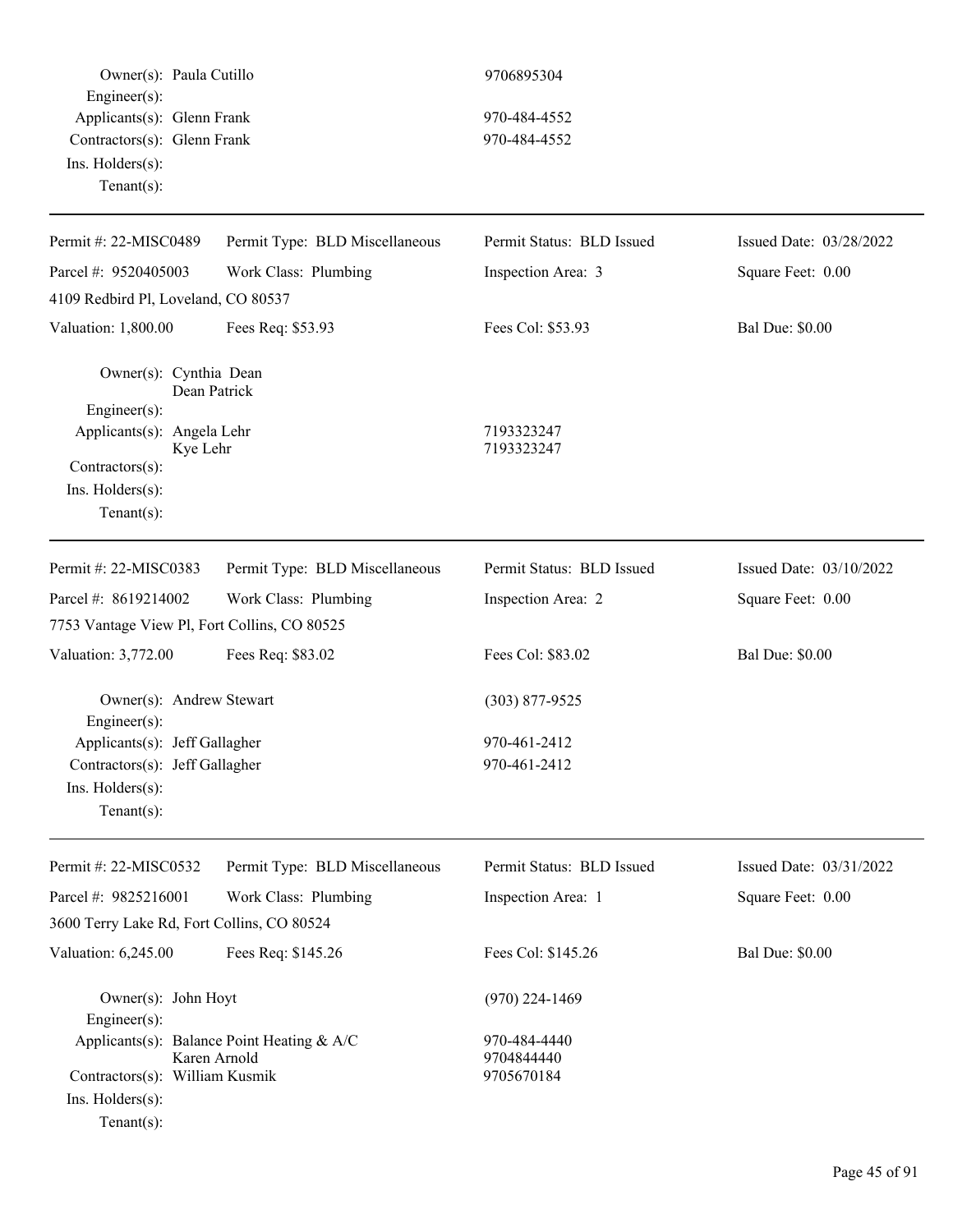Owner(s): Paula Cutillo — 9706895304
Engineer(s):
Applicants(s): Glenn Frank — 970-484-4552
Contractors(s): Glenn Frank — 970-484-4552
Ins. Holders(s):
Tenant(s):

---

| Permit #: 22-MISC0489 | Permit Type: BLD Miscellaneous | Permit Status: BLD Issued | Issued Date: 03/28/2022 |
|---|---|---|---|
| Parcel #: 9520405003 | Work Class: Plumbing | Inspection Area: 3 | Square Feet: 0.00 |
| 4109 Redbird Pl, Loveland, CO 80537 | | | |
| Valuation: 1,800.00 | Fees Req: $53.93 | Fees Col: $53.93 | Bal Due: $0.00 |

Owner(s): Cynthia Dean
Dean Patrick
Engineer(s):
Applicants(s): Angela Lehr — 7193323247
Kye Lehr — 7193323247
Contractors(s):
Ins. Holders(s):
Tenant(s):

---

| Permit #: 22-MISC0383 | Permit Type: BLD Miscellaneous | Permit Status: BLD Issued | Issued Date: 03/10/2022 |
|---|---|---|---|
| Parcel #: 8619214002 | Work Class: Plumbing | Inspection Area: 2 | Square Feet: 0.00 |
| 7753 Vantage View Pl, Fort Collins, CO 80525 | | | |
| Valuation: 3,772.00 | Fees Req: $83.02 | Fees Col: $83.02 | Bal Due: $0.00 |

Owner(s): Andrew Stewart — (303) 877-9525
Engineer(s):
Applicants(s): Jeff Gallagher — 970-461-2412
Contractors(s): Jeff Gallagher — 970-461-2412
Ins. Holders(s):
Tenant(s):

---

| Permit #: 22-MISC0532 | Permit Type: BLD Miscellaneous | Permit Status: BLD Issued | Issued Date: 03/31/2022 |
|---|---|---|---|
| Parcel #: 9825216001 | Work Class: Plumbing | Inspection Area: 1 | Square Feet: 0.00 |
| 3600 Terry Lake Rd, Fort Collins, CO 80524 | | | |
| Valuation: 6,245.00 | Fees Req: $145.26 | Fees Col: $145.26 | Bal Due: $0.00 |

Owner(s): John Hoyt — (970) 224-1469
Engineer(s):
Applicants(s): Balance Point Heating & A/C — 970-484-4440
Karen Arnold — 9704844440
Contractors(s): William Kusmik — 9705670184
Ins. Holders(s):
Tenant(s):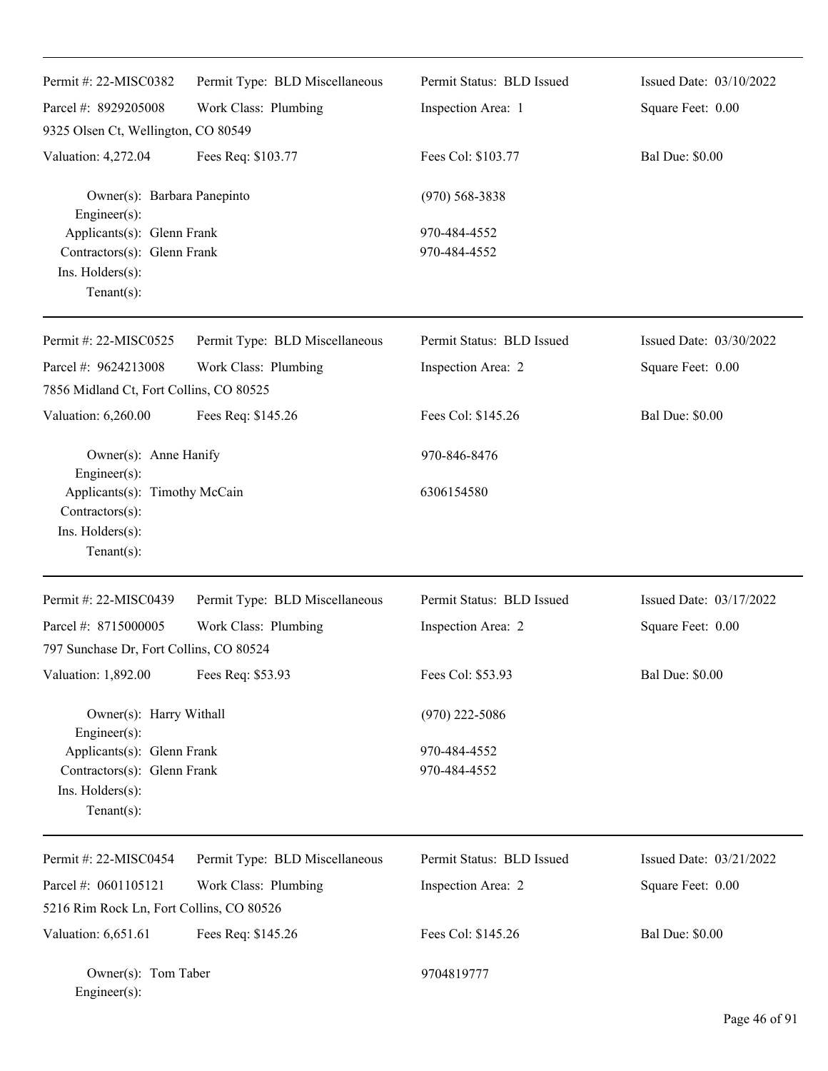Permit #: 22-MISC0382 | Permit Type: BLD Miscellaneous | Permit Status: BLD Issued | Issued Date: 03/10/2022

Parcel #: 8929205008 | Work Class: Plumbing | Inspection Area: 1 | Square Feet: 0.00

9325 Olsen Ct, Wellington, CO 80549

Valuation: 4,272.04 | Fees Req: $103.77 | Fees Col: $103.77 | Bal Due: $0.00

Owner(s): Barbara Panepinto (970) 568-3838
Engineer(s):
Applicants(s): Glenn Frank 970-484-4552
Contractors(s): Glenn Frank 970-484-4552
Ins. Holders(s):
Tenant(s):

---

Permit #: 22-MISC0525 | Permit Type: BLD Miscellaneous | Permit Status: BLD Issued | Issued Date: 03/30/2022

Parcel #: 9624213008 | Work Class: Plumbing | Inspection Area: 2 | Square Feet: 0.00

7856 Midland Ct, Fort Collins, CO 80525

Valuation: 6,260.00 | Fees Req: $145.26 | Fees Col: $145.26 | Bal Due: $0.00

Owner(s): Anne Hanify 970-846-8476
Engineer(s):
Applicants(s): Timothy McCain 6306154580
Contractors(s):
Ins. Holders(s):
Tenant(s):

---

Permit #: 22-MISC0439 | Permit Type: BLD Miscellaneous | Permit Status: BLD Issued | Issued Date: 03/17/2022

Parcel #: 8715000005 | Work Class: Plumbing | Inspection Area: 2 | Square Feet: 0.00

797 Sunchase Dr, Fort Collins, CO 80524

Valuation: 1,892.00 | Fees Req: $53.93 | Fees Col: $53.93 | Bal Due: $0.00

Owner(s): Harry Withall (970) 222-5086
Engineer(s):
Applicants(s): Glenn Frank 970-484-4552
Contractors(s): Glenn Frank 970-484-4552
Ins. Holders(s):
Tenant(s):

---

Permit #: 22-MISC0454 | Permit Type: BLD Miscellaneous | Permit Status: BLD Issued | Issued Date: 03/21/2022

Parcel #: 0601105121 | Work Class: Plumbing | Inspection Area: 2 | Square Feet: 0.00

5216 Rim Rock Ln, Fort Collins, CO 80526

Valuation: 6,651.61 | Fees Req: $145.26 | Fees Col: $145.26 | Bal Due: $0.00

Owner(s): Tom Taber 9704819777
Engineer(s):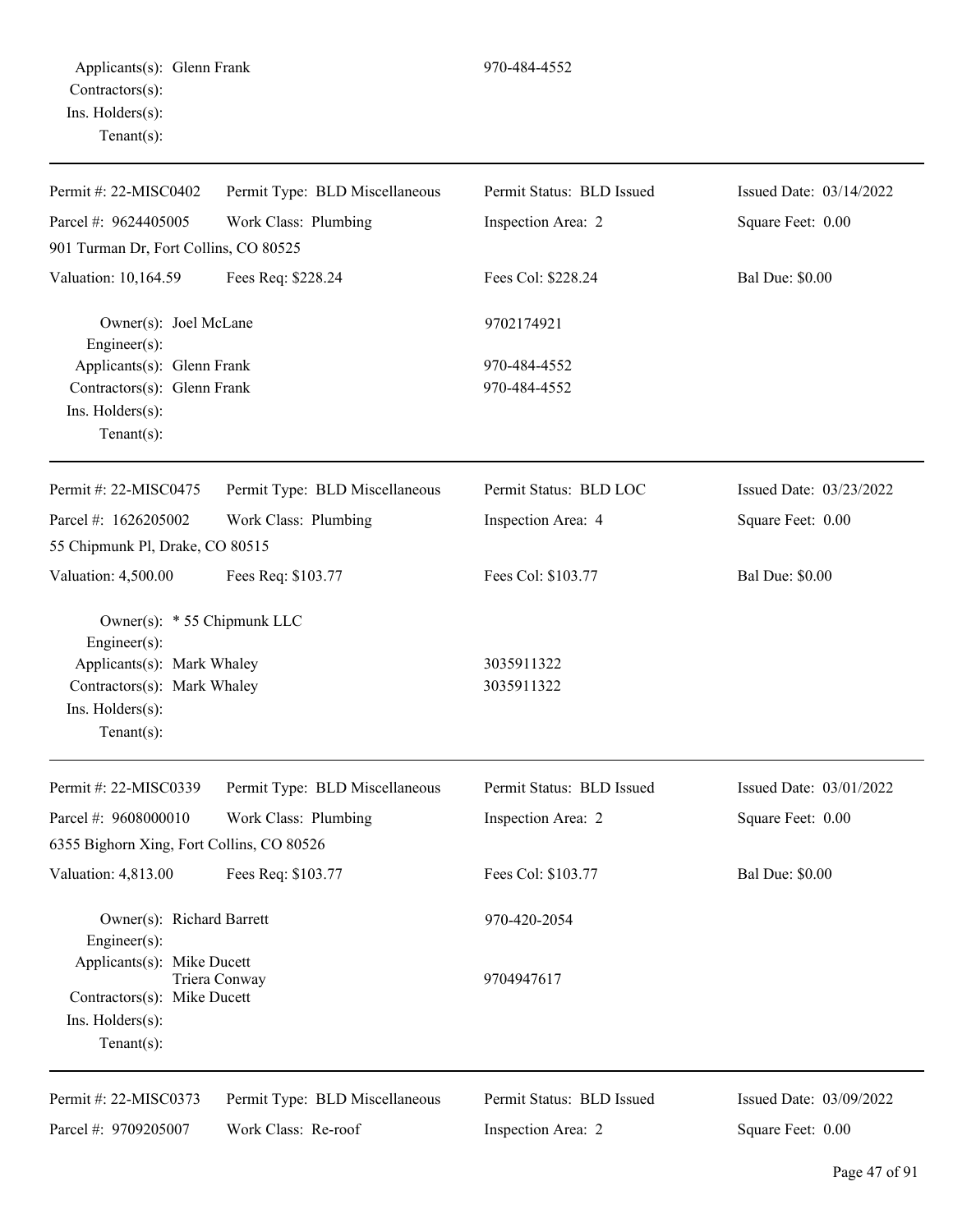Applicants(s): Glenn Frank 970-484-4552
Contractors(s):
Ins. Holders(s):
Tenant(s):

---

| Permit #: 22-MISC0402 | Permit Type: BLD Miscellaneous | Permit Status: BLD Issued | Issued Date: 03/14/2022 |
|---|---|---|---|
| Parcel #: 9624405005 | Work Class: Plumbing | Inspection Area: 2 | Square Feet: 0.00 |
| 901 Turman Dr, Fort Collins, CO 80525 | | | |
| Valuation: 10,164.59 | Fees Req: $228.24 | Fees Col: $228.24 | Bal Due: $0.00 |

Owner(s): Joel McLane 9702174921
Engineer(s):
Applicants(s): Glenn Frank 970-484-4552
Contractors(s): Glenn Frank 970-484-4552
Ins. Holders(s):
Tenant(s):

---

| Permit #: 22-MISC0475 | Permit Type: BLD Miscellaneous | Permit Status: BLD LOC | Issued Date: 03/23/2022 |
|---|---|---|---|
| Parcel #: 1626205002 | Work Class: Plumbing | Inspection Area: 4 | Square Feet: 0.00 |
| 55 Chipmunk Pl, Drake, CO 80515 | | | |
| Valuation: 4,500.00 | Fees Req: $103.77 | Fees Col: $103.77 | Bal Due: $0.00 |

Owner(s): * 55 Chipmunk LLC
Engineer(s):
Applicants(s): Mark Whaley 3035911322
Contractors(s): Mark Whaley 3035911322
Ins. Holders(s):
Tenant(s):

---

| Permit #: 22-MISC0339 | Permit Type: BLD Miscellaneous | Permit Status: BLD Issued | Issued Date: 03/01/2022 |
|---|---|---|---|
| Parcel #: 9608000010 | Work Class: Plumbing | Inspection Area: 2 | Square Feet: 0.00 |
| 6355 Bighorn Xing, Fort Collins, CO 80526 | | | |
| Valuation: 4,813.00 | Fees Req: $103.77 | Fees Col: $103.77 | Bal Due: $0.00 |

Owner(s): Richard Barrett 970-420-2054
Engineer(s):
Applicants(s): Mike Ducett
Triera Conway 9704947617
Contractors(s): Mike Ducett
Ins. Holders(s):
Tenant(s):

---

| Permit #: 22-MISC0373 | Permit Type: BLD Miscellaneous | Permit Status: BLD Issued | Issued Date: 03/09/2022 |
|---|---|---|---|
| Parcel #: 9709205007 | Work Class: Re-roof | Inspection Area: 2 | Square Feet: 0.00 |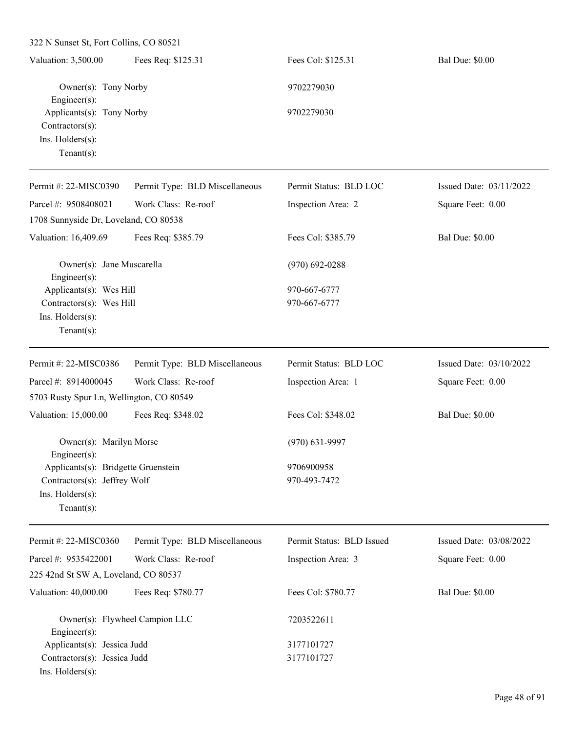322 N Sunset St, Fort Collins, CO 80521

| Valuation: 3,500.00 | Fees Req: $125.31 | Fees Col: $125.31 | Bal Due: $0.00 |
|---|---|---|---|

Owner(s): Tony Norby — 9702279030
Engineer(s):
Applicants(s): Tony Norby — 9702279030
Contractors(s):
Ins. Holders(s):
Tenant(s):

---

| Permit #: 22-MISC0390 | Permit Type: BLD Miscellaneous | Permit Status: BLD LOC | Issued Date: 03/11/2022 |
|---|---|---|---|
| Parcel #: 9508408021 | Work Class: Re-roof | Inspection Area: 2 | Square Feet: 0.00 |

1708 Sunnyside Dr, Loveland, CO 80538

| Valuation: 16,409.69 | Fees Req: $385.79 | Fees Col: $385.79 | Bal Due: $0.00 |
|---|---|---|---|

Owner(s): Jane Muscarella — (970) 692-0288
Engineer(s):
Applicants(s): Wes Hill — 970-667-6777
Contractors(s): Wes Hill — 970-667-6777
Ins. Holders(s):
Tenant(s):

---

| Permit #: 22-MISC0386 | Permit Type: BLD Miscellaneous | Permit Status: BLD LOC | Issued Date: 03/10/2022 |
|---|---|---|---|
| Parcel #: 8914000045 | Work Class: Re-roof | Inspection Area: 1 | Square Feet: 0.00 |

5703 Rusty Spur Ln, Wellington, CO 80549

| Valuation: 15,000.00 | Fees Req: $348.02 | Fees Col: $348.02 | Bal Due: $0.00 |
|---|---|---|---|

Owner(s): Marilyn Morse — (970) 631-9997
Engineer(s):
Applicants(s): Bridgette Gruenstein — 9706900958
Contractors(s): Jeffrey Wolf — 970-493-7472
Ins. Holders(s):
Tenant(s):

---

| Permit #: 22-MISC0360 | Permit Type: BLD Miscellaneous | Permit Status: BLD Issued | Issued Date: 03/08/2022 |
|---|---|---|---|
| Parcel #: 9535422001 | Work Class: Re-roof | Inspection Area: 3 | Square Feet: 0.00 |

225 42nd St SW A, Loveland, CO 80537

| Valuation: 40,000.00 | Fees Req: $780.77 | Fees Col: $780.77 | Bal Due: $0.00 |
|---|---|---|---|

Owner(s): Flywheel Campion LLC — 7203522611
Engineer(s):
Applicants(s): Jessica Judd — 3177101727
Contractors(s): Jessica Judd — 3177101727
Ins. Holders(s):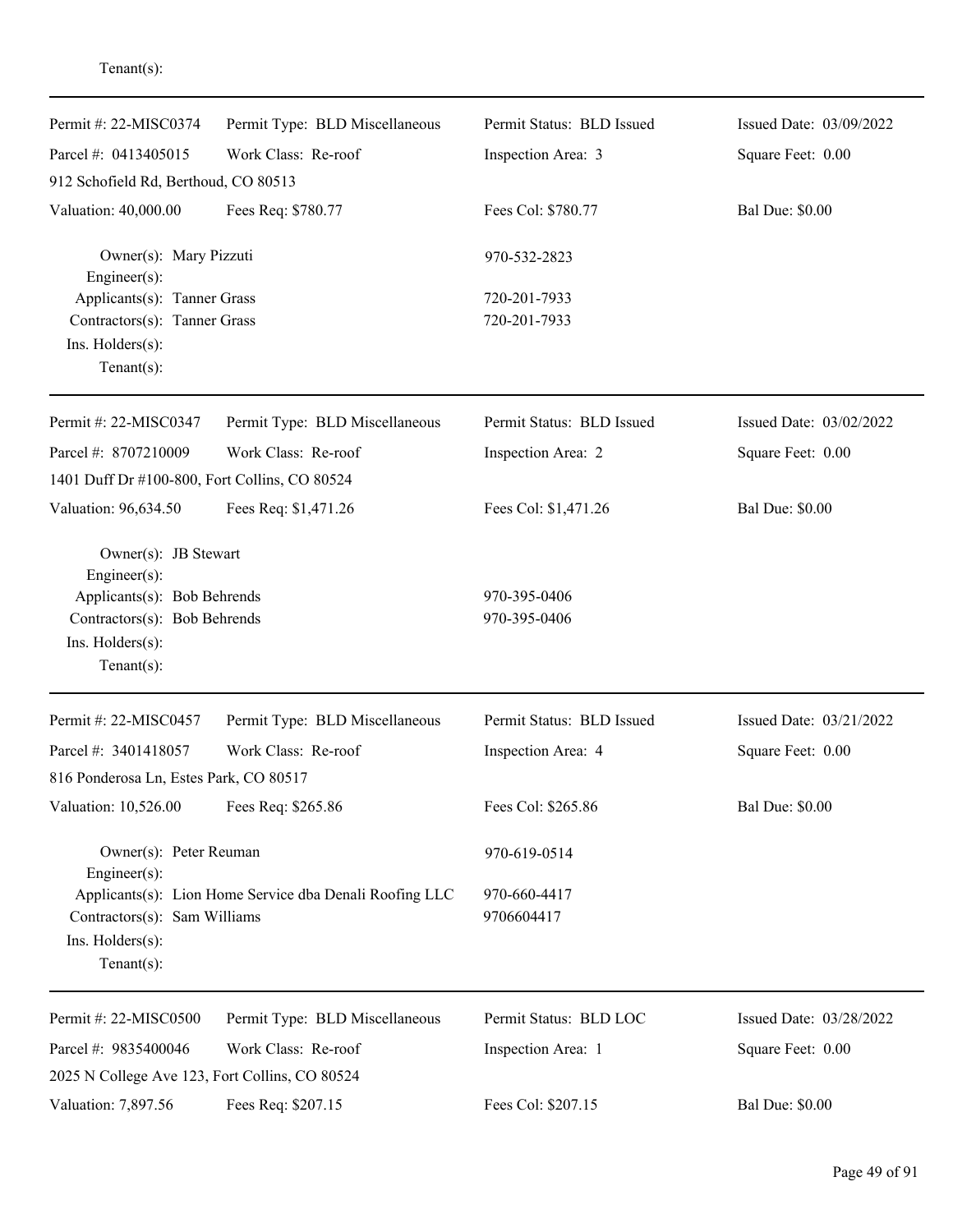Tenant(s):

---

| Permit #: 22-MISC0374 | Permit Type: BLD Miscellaneous | Permit Status: BLD Issued | Issued Date: 03/09/2022 |
|---|---|---|---|
| Parcel #: 0413405015 | Work Class: Re-roof | Inspection Area: 3 | Square Feet: 0.00 |
| 912 Schofield Rd, Berthoud, CO 80513 | | | |
| Valuation: 40,000.00 | Fees Req: $780.77 | Fees Col: $780.77 | Bal Due: $0.00 |

Owner(s): Mary Pizzuti — 970-532-2823
Engineer(s):
Applicants(s): Tanner Grass — 720-201-7933
Contractors(s): Tanner Grass — 720-201-7933
Ins. Holders(s):
Tenant(s):

---

| Permit #: 22-MISC0347 | Permit Type: BLD Miscellaneous | Permit Status: BLD Issued | Issued Date: 03/02/2022 |
|---|---|---|---|
| Parcel #: 8707210009 | Work Class: Re-roof | Inspection Area: 2 | Square Feet: 0.00 |
| 1401 Duff Dr #100-800, Fort Collins, CO 80524 | | | |
| Valuation: 96,634.50 | Fees Req: $1,471.26 | Fees Col: $1,471.26 | Bal Due: $0.00 |

Owner(s): JB Stewart
Engineer(s):
Applicants(s): Bob Behrends — 970-395-0406
Contractors(s): Bob Behrends — 970-395-0406
Ins. Holders(s):
Tenant(s):

---

| Permit #: 22-MISC0457 | Permit Type: BLD Miscellaneous | Permit Status: BLD Issued | Issued Date: 03/21/2022 |
|---|---|---|---|
| Parcel #: 3401418057 | Work Class: Re-roof | Inspection Area: 4 | Square Feet: 0.00 |
| 816 Ponderosa Ln, Estes Park, CO 80517 | | | |
| Valuation: 10,526.00 | Fees Req: $265.86 | Fees Col: $265.86 | Bal Due: $0.00 |

Owner(s): Peter Reuman — 970-619-0514
Engineer(s):
Applicants(s): Lion Home Service dba Denali Roofing LLC — 970-660-4417
Contractors(s): Sam Williams — 9706604417
Ins. Holders(s):
Tenant(s):

---

| Permit #: 22-MISC0500 | Permit Type: BLD Miscellaneous | Permit Status: BLD LOC | Issued Date: 03/28/2022 |
|---|---|---|---|
| Parcel #: 9835400046 | Work Class: Re-roof | Inspection Area: 1 | Square Feet: 0.00 |
| 2025 N College Ave 123, Fort Collins, CO 80524 | | | |
| Valuation: 7,897.56 | Fees Req: $207.15 | Fees Col: $207.15 | Bal Due: $0.00 |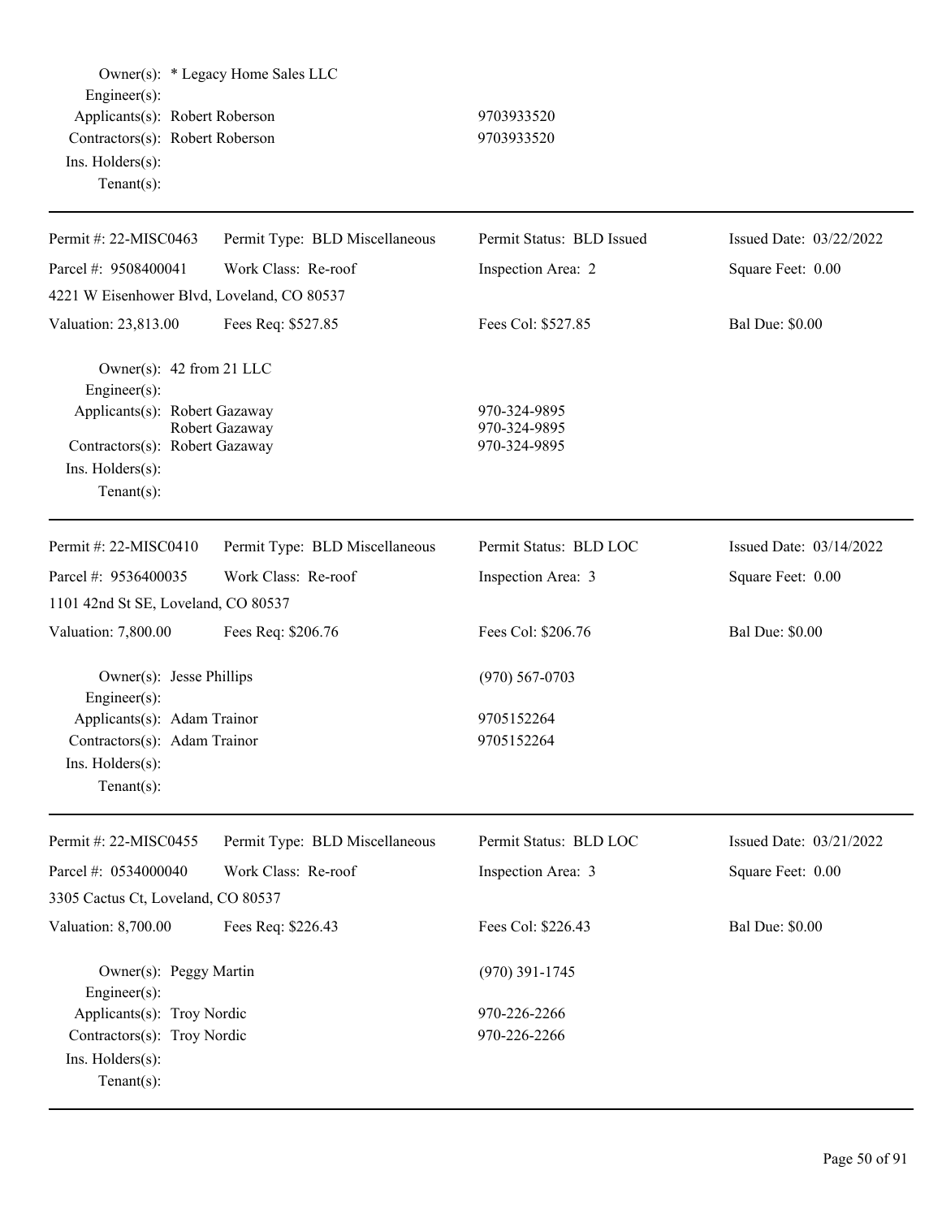Owner(s): * Legacy Home Sales LLC
Engineer(s):
Applicants(s): Robert Roberson 9703933520
Contractors(s): Robert Roberson 9703933520
Ins. Holders(s):
Tenant(s):

---

| Permit #: 22-MISC0463 | Permit Type: BLD Miscellaneous | Permit Status: BLD Issued | Issued Date: 03/22/2022 |
|---|---|---|---|
| Parcel #: 9508400041 | Work Class: Re-roof | Inspection Area: 2 | Square Feet: 0.00 |
| 4221 W Eisenhower Blvd, Loveland, CO 80537 | | | |
| Valuation: 23,813.00 | Fees Req: $527.85 | Fees Col: $527.85 | Bal Due: $0.00 |

Owner(s): 42 from 21 LLC
Engineer(s):
Applicants(s): Robert Gazaway 970-324-9895
Robert Gazaway 970-324-9895
Contractors(s): Robert Gazaway 970-324-9895
Ins. Holders(s):
Tenant(s):

---

| Permit #: 22-MISC0410 | Permit Type: BLD Miscellaneous | Permit Status: BLD LOC | Issued Date: 03/14/2022 |
|---|---|---|---|
| Parcel #: 9536400035 | Work Class: Re-roof | Inspection Area: 3 | Square Feet: 0.00 |
| 1101 42nd St SE, Loveland, CO 80537 | | | |
| Valuation: 7,800.00 | Fees Req: $206.76 | Fees Col: $206.76 | Bal Due: $0.00 |

Owner(s): Jesse Phillips (970) 567-0703
Engineer(s):
Applicants(s): Adam Trainor 9705152264
Contractors(s): Adam Trainor 9705152264
Ins. Holders(s):
Tenant(s):

---

| Permit #: 22-MISC0455 | Permit Type: BLD Miscellaneous | Permit Status: BLD LOC | Issued Date: 03/21/2022 |
|---|---|---|---|
| Parcel #: 0534000040 | Work Class: Re-roof | Inspection Area: 3 | Square Feet: 0.00 |
| 3305 Cactus Ct, Loveland, CO 80537 | | | |
| Valuation: 8,700.00 | Fees Req: $226.43 | Fees Col: $226.43 | Bal Due: $0.00 |

Owner(s): Peggy Martin (970) 391-1745
Engineer(s):
Applicants(s): Troy Nordic 970-226-2266
Contractors(s): Troy Nordic 970-226-2266
Ins. Holders(s):
Tenant(s):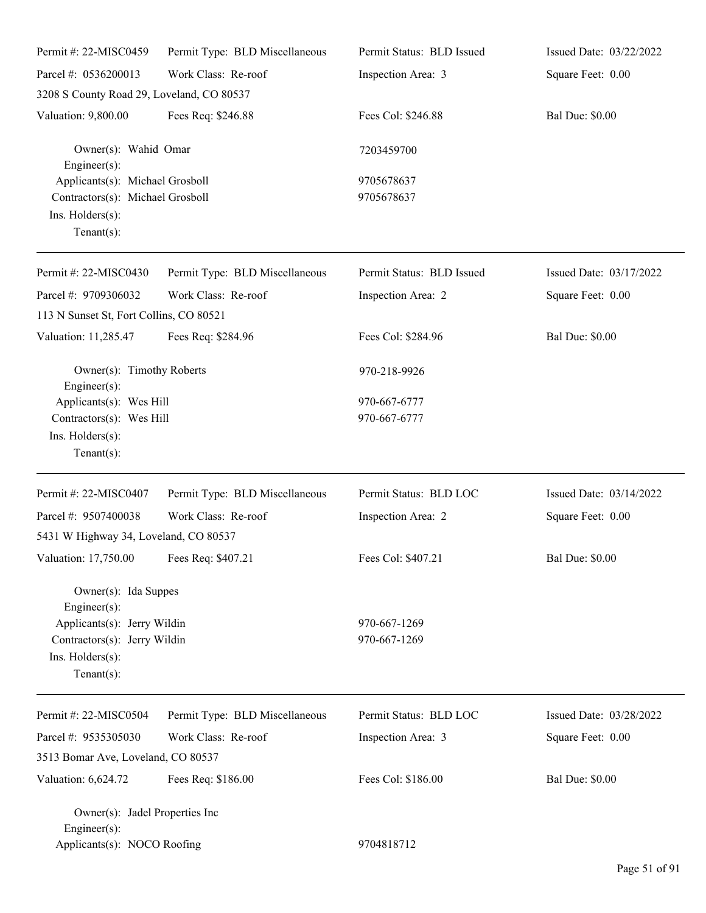| Permit #: 22-MISC0459 | Permit Type: BLD Miscellaneous | Permit Status: BLD Issued | Issued Date: 03/22/2022 |
|---|---|---|---|
| Parcel #: 0536200013 | Work Class: Re-roof | Inspection Area: 3 | Square Feet: 0.00 |
| 3208 S County Road 29, Loveland, CO 80537 | | | |
| Valuation: 9,800.00 | Fees Req: $246.88 | Fees Col: $246.88 | Bal Due: $0.00 |

Owner(s): Wahid Omar — 7203459700
Engineer(s):
Applicants(s): Michael Grosboll — 9705678637
Contractors(s): Michael Grosboll — 9705678637
Ins. Holders(s):
Tenant(s):

---

| Permit #: 22-MISC0430 | Permit Type: BLD Miscellaneous | Permit Status: BLD Issued | Issued Date: 03/17/2022 |
|---|---|---|---|
| Parcel #: 9709306032 | Work Class: Re-roof | Inspection Area: 2 | Square Feet: 0.00 |
| 113 N Sunset St, Fort Collins, CO 80521 | | | |
| Valuation: 11,285.47 | Fees Req: $284.96 | Fees Col: $284.96 | Bal Due: $0.00 |

Owner(s): Timothy Roberts — 970-218-9926
Engineer(s):
Applicants(s): Wes Hill — 970-667-6777
Contractors(s): Wes Hill — 970-667-6777
Ins. Holders(s):
Tenant(s):

---

| Permit #: 22-MISC0407 | Permit Type: BLD Miscellaneous | Permit Status: BLD LOC | Issued Date: 03/14/2022 |
|---|---|---|---|
| Parcel #: 9507400038 | Work Class: Re-roof | Inspection Area: 2 | Square Feet: 0.00 |
| 5431 W Highway 34, Loveland, CO 80537 | | | |
| Valuation: 17,750.00 | Fees Req: $407.21 | Fees Col: $407.21 | Bal Due: $0.00 |

Owner(s): Ida Suppes
Engineer(s):
Applicants(s): Jerry Wildin — 970-667-1269
Contractors(s): Jerry Wildin — 970-667-1269
Ins. Holders(s):
Tenant(s):

---

| Permit #: 22-MISC0504 | Permit Type: BLD Miscellaneous | Permit Status: BLD LOC | Issued Date: 03/28/2022 |
|---|---|---|---|
| Parcel #: 9535305030 | Work Class: Re-roof | Inspection Area: 3 | Square Feet: 0.00 |
| 3513 Bomar Ave, Loveland, CO 80537 | | | |
| Valuation: 6,624.72 | Fees Req: $186.00 | Fees Col: $186.00 | Bal Due: $0.00 |

Owner(s): Jadel Properties Inc
Engineer(s):
Applicants(s): NOCO Roofing — 9704818712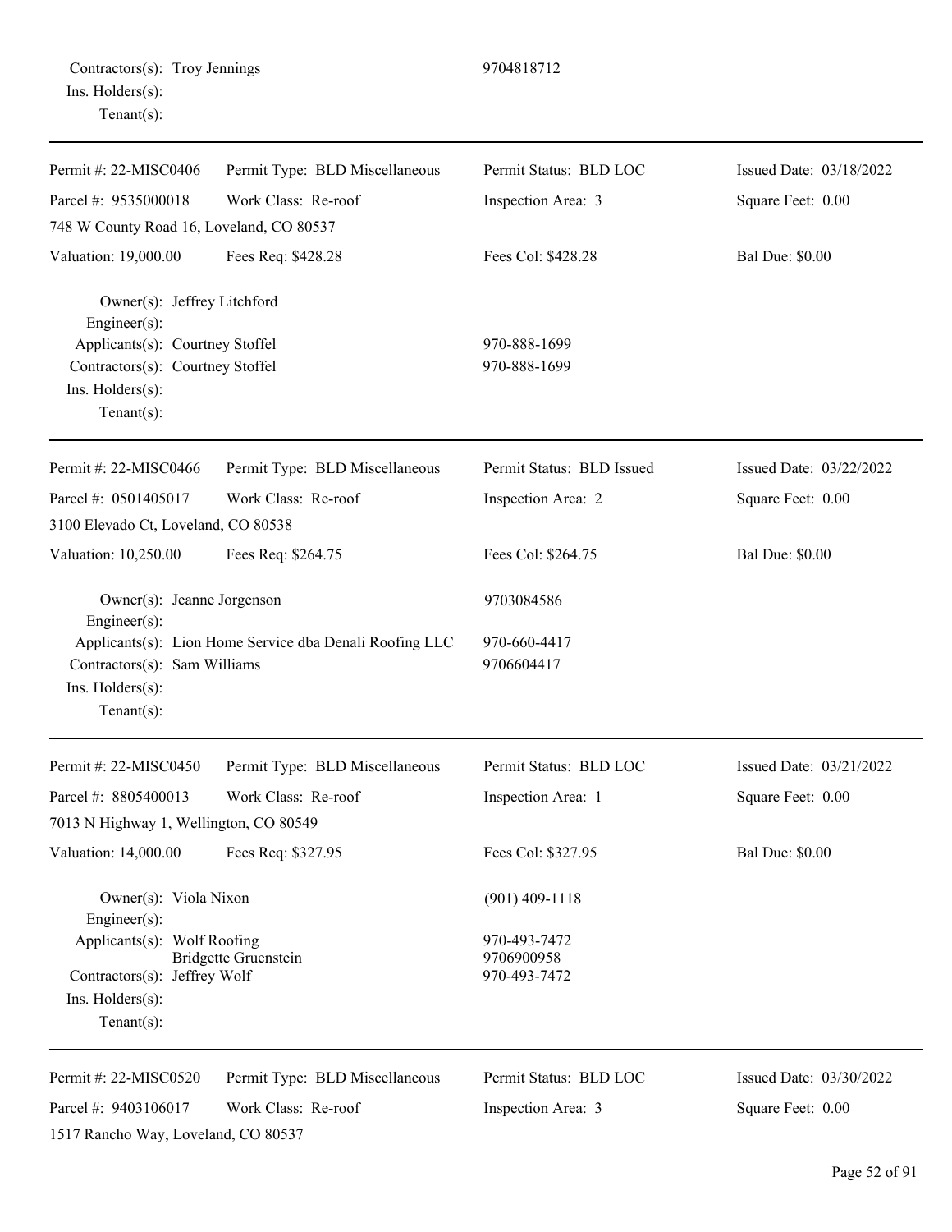Contractors(s): Troy Jennings 9704818712
Ins. Holders(s):
Tenant(s):

---

| Permit #: 22-MISC0406 | Permit Type: BLD Miscellaneous | Permit Status: BLD LOC | Issued Date: 03/18/2022 |
|---|---|---|---|
| Parcel #: 9535000018 | Work Class: Re-roof | Inspection Area: 3 | Square Feet: 0.00 |
| 748 W County Road 16, Loveland, CO 80537 | | | |
| Valuation: 19,000.00 | Fees Req: $428.28 | Fees Col: $428.28 | Bal Due: $0.00 |

Owner(s): Jeffrey Litchford
Engineer(s):
Applicants(s): Courtney Stoffel 970-888-1699
Contractors(s): Courtney Stoffel 970-888-1699
Ins. Holders(s):
Tenant(s):

---

| Permit #: 22-MISC0466 | Permit Type: BLD Miscellaneous | Permit Status: BLD Issued | Issued Date: 03/22/2022 |
|---|---|---|---|
| Parcel #: 0501405017 | Work Class: Re-roof | Inspection Area: 2 | Square Feet: 0.00 |
| 3100 Elevado Ct, Loveland, CO 80538 | | | |
| Valuation: 10,250.00 | Fees Req: $264.75 | Fees Col: $264.75 | Bal Due: $0.00 |

Owner(s): Jeanne Jorgenson 9703084586
Engineer(s):
Applicants(s): Lion Home Service dba Denali Roofing LLC 970-660-4417
Contractors(s): Sam Williams 9706604417
Ins. Holders(s):
Tenant(s):

---

| Permit #: 22-MISC0450 | Permit Type: BLD Miscellaneous | Permit Status: BLD LOC | Issued Date: 03/21/2022 |
|---|---|---|---|
| Parcel #: 8805400013 | Work Class: Re-roof | Inspection Area: 1 | Square Feet: 0.00 |
| 7013 N Highway 1, Wellington, CO 80549 | | | |
| Valuation: 14,000.00 | Fees Req: $327.95 | Fees Col: $327.95 | Bal Due: $0.00 |

Owner(s): Viola Nixon (901) 409-1118
Engineer(s):
Applicants(s): Wolf Roofing 970-493-7472
Bridgette Gruenstein 9706900958
Contractors(s): Jeffrey Wolf 970-493-7472
Ins. Holders(s):
Tenant(s):

---

| Permit #: 22-MISC0520 | Permit Type: BLD Miscellaneous | Permit Status: BLD LOC | Issued Date: 03/30/2022 |
|---|---|---|---|
| Parcel #: 9403106017 | Work Class: Re-roof | Inspection Area: 3 | Square Feet: 0.00 |
| 1517 Rancho Way, Loveland, CO 80537 | | | |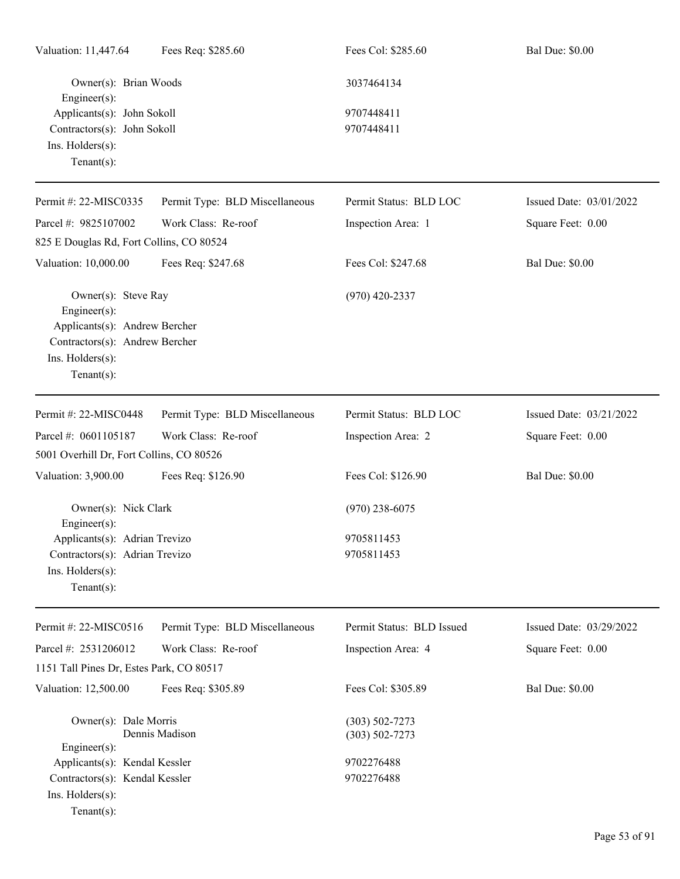Valuation: 11,447.64 Fees Req: $285.60 Fees Col: $285.60 Bal Due: $0.00

Owner(s): Brian Woods 3037464134
Engineer(s):
Applicants(s): John Sokoll 9707448411
Contractors(s): John Sokoll 9707448411
Ins. Holders(s):
Tenant(s):

---

Permit #: 22-MISC0335 Permit Type: BLD Miscellaneous Permit Status: BLD LOC Issued Date: 03/01/2022
Parcel #: 9825107002 Work Class: Re-roof Inspection Area: 1 Square Feet: 0.00
825 E Douglas Rd, Fort Collins, CO 80524
Valuation: 10,000.00 Fees Req: $247.68 Fees Col: $247.68 Bal Due: $0.00

Owner(s): Steve Ray (970) 420-2337
Engineer(s):
Applicants(s): Andrew Bercher
Contractors(s): Andrew Bercher
Ins. Holders(s):
Tenant(s):

---

Permit #: 22-MISC0448 Permit Type: BLD Miscellaneous Permit Status: BLD LOC Issued Date: 03/21/2022
Parcel #: 0601105187 Work Class: Re-roof Inspection Area: 2 Square Feet: 0.00
5001 Overhill Dr, Fort Collins, CO 80526
Valuation: 3,900.00 Fees Req: $126.90 Fees Col: $126.90 Bal Due: $0.00

Owner(s): Nick Clark (970) 238-6075
Engineer(s):
Applicants(s): Adrian Trevizo 9705811453
Contractors(s): Adrian Trevizo 9705811453
Ins. Holders(s):
Tenant(s):

---

Permit #: 22-MISC0516 Permit Type: BLD Miscellaneous Permit Status: BLD Issued Issued Date: 03/29/2022
Parcel #: 2531206012 Work Class: Re-roof Inspection Area: 4 Square Feet: 0.00
1151 Tall Pines Dr, Estes Park, CO 80517
Valuation: 12,500.00 Fees Req: $305.89 Fees Col: $305.89 Bal Due: $0.00

Owner(s): Dale Morris (303) 502-7273
Dennis Madison (303) 502-7273
Engineer(s):
Applicants(s): Kendal Kessler 9702276488
Contractors(s): Kendal Kessler 9702276488
Ins. Holders(s):
Tenant(s):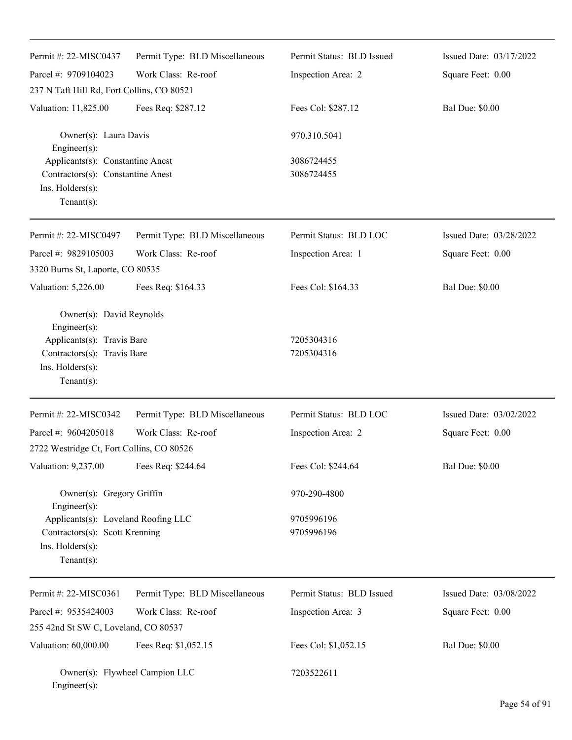Permit #: 22-MISC0437 | Permit Type: BLD Miscellaneous | Permit Status: BLD Issued | Issued Date: 03/17/2022
Parcel #: 9709104023 | Work Class: Re-roof | Inspection Area: 2 | Square Feet: 0.00
237 N Taft Hill Rd, Fort Collins, CO 80521
Valuation: 11,825.00 | Fees Req: $287.12 | Fees Col: $287.12 | Bal Due: $0.00

Owner(s): Laura Davis 970.310.5041
Engineer(s):
Applicants(s): Constantine Anest 3086724455
Contractors(s): Constantine Anest 3086724455
Ins. Holders(s):
Tenant(s):

---

Permit #: 22-MISC0497 | Permit Type: BLD Miscellaneous | Permit Status: BLD LOC | Issued Date: 03/28/2022
Parcel #: 9829105003 | Work Class: Re-roof | Inspection Area: 1 | Square Feet: 0.00
3320 Burns St, Laporte, CO 80535
Valuation: 5,226.00 | Fees Req: $164.33 | Fees Col: $164.33 | Bal Due: $0.00

Owner(s): David Reynolds
Engineer(s):
Applicants(s): Travis Bare 7205304316
Contractors(s): Travis Bare 7205304316
Ins. Holders(s):
Tenant(s):

---

Permit #: 22-MISC0342 | Permit Type: BLD Miscellaneous | Permit Status: BLD LOC | Issued Date: 03/02/2022
Parcel #: 9604205018 | Work Class: Re-roof | Inspection Area: 2 | Square Feet: 0.00
2722 Westridge Ct, Fort Collins, CO 80526
Valuation: 9,237.00 | Fees Req: $244.64 | Fees Col: $244.64 | Bal Due: $0.00

Owner(s): Gregory Griffin 970-290-4800
Engineer(s):
Applicants(s): Loveland Roofing LLC 9705996196
Contractors(s): Scott Krenning 9705996196
Ins. Holders(s):
Tenant(s):

---

Permit #: 22-MISC0361 | Permit Type: BLD Miscellaneous | Permit Status: BLD Issued | Issued Date: 03/08/2022
Parcel #: 9535424003 | Work Class: Re-roof | Inspection Area: 3 | Square Feet: 0.00
255 42nd St SW C, Loveland, CO 80537
Valuation: 60,000.00 | Fees Req: $1,052.15 | Fees Col: $1,052.15 | Bal Due: $0.00

Owner(s): Flywheel Campion LLC 7203522611
Engineer(s):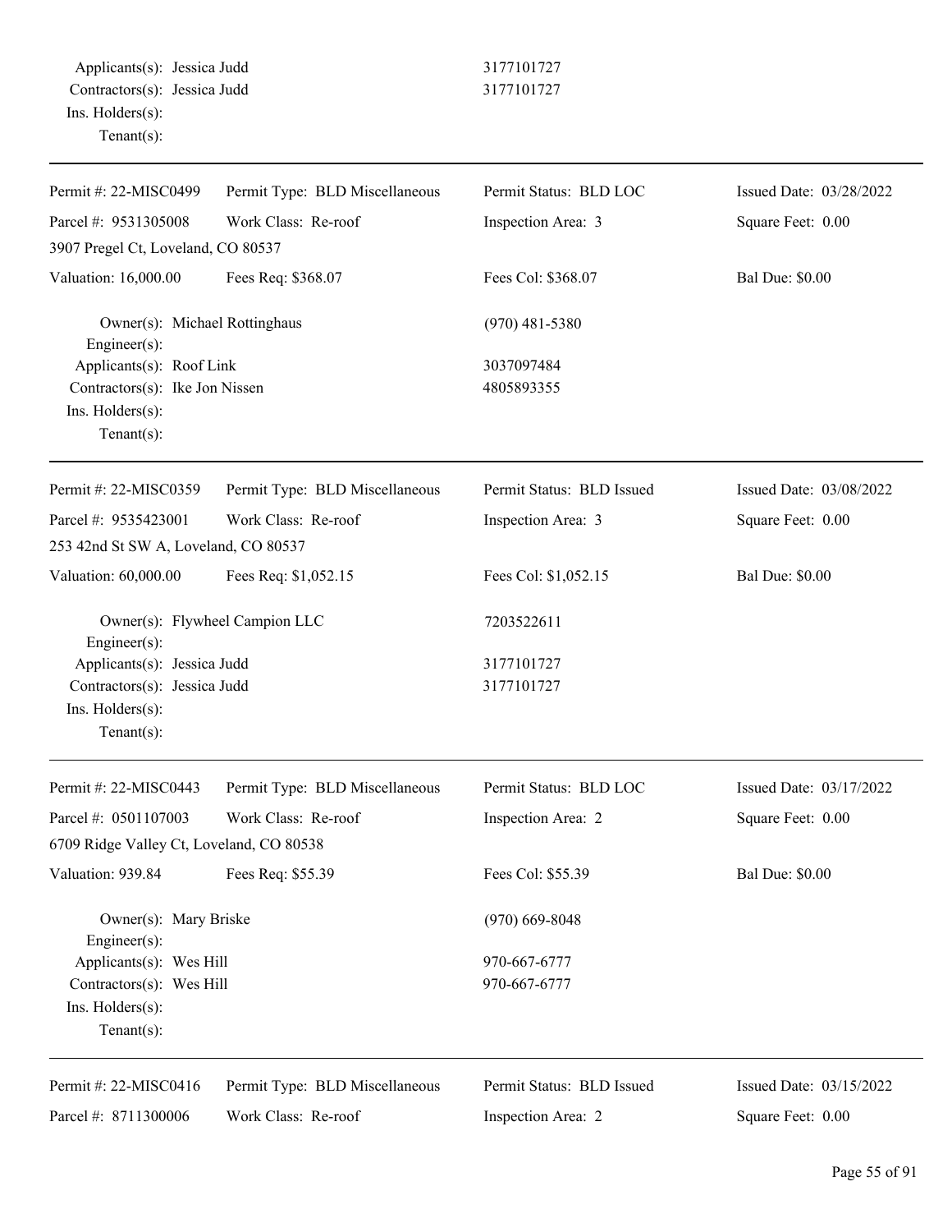Applicants(s): Jessica Judd 3177101727
Contractors(s): Jessica Judd 3177101727
Ins. Holders(s):
Tenant(s):

---

| Permit #: 22-MISC0499 | Permit Type: BLD Miscellaneous | Permit Status: BLD LOC | Issued Date: 03/28/2022 |
|---|---|---|---|
| Parcel #: 9531305008 | Work Class: Re-roof | Inspection Area: 3 | Square Feet: 0.00 |
| 3907 Pregel Ct, Loveland, CO 80537 | | | |
| Valuation: 16,000.00 | Fees Req: $368.07 | Fees Col: $368.07 | Bal Due: $0.00 |

Owner(s): Michael Rottinghaus (970) 481-5380
Engineer(s):
Applicants(s): Roof Link 3037097484
Contractors(s): Ike Jon Nissen 4805893355
Ins. Holders(s):
Tenant(s):

---

| Permit #: 22-MISC0359 | Permit Type: BLD Miscellaneous | Permit Status: BLD Issued | Issued Date: 03/08/2022 |
|---|---|---|---|
| Parcel #: 9535423001 | Work Class: Re-roof | Inspection Area: 3 | Square Feet: 0.00 |
| 253 42nd St SW A, Loveland, CO 80537 | | | |
| Valuation: 60,000.00 | Fees Req: $1,052.15 | Fees Col: $1,052.15 | Bal Due: $0.00 |

Owner(s): Flywheel Campion LLC 7203522611
Engineer(s):
Applicants(s): Jessica Judd 3177101727
Contractors(s): Jessica Judd 3177101727
Ins. Holders(s):
Tenant(s):

---

| Permit #: 22-MISC0443 | Permit Type: BLD Miscellaneous | Permit Status: BLD LOC | Issued Date: 03/17/2022 |
|---|---|---|---|
| Parcel #: 0501107003 | Work Class: Re-roof | Inspection Area: 2 | Square Feet: 0.00 |
| 6709 Ridge Valley Ct, Loveland, CO 80538 | | | |
| Valuation: 939.84 | Fees Req: $55.39 | Fees Col: $55.39 | Bal Due: $0.00 |

Owner(s): Mary Briske (970) 669-8048
Engineer(s):
Applicants(s): Wes Hill 970-667-6777
Contractors(s): Wes Hill 970-667-6777
Ins. Holders(s):
Tenant(s):

---

| Permit #: 22-MISC0416 | Permit Type: BLD Miscellaneous | Permit Status: BLD Issued | Issued Date: 03/15/2022 |
|---|---|---|---|
| Parcel #: 8711300006 | Work Class: Re-roof | Inspection Area: 2 | Square Feet: 0.00 |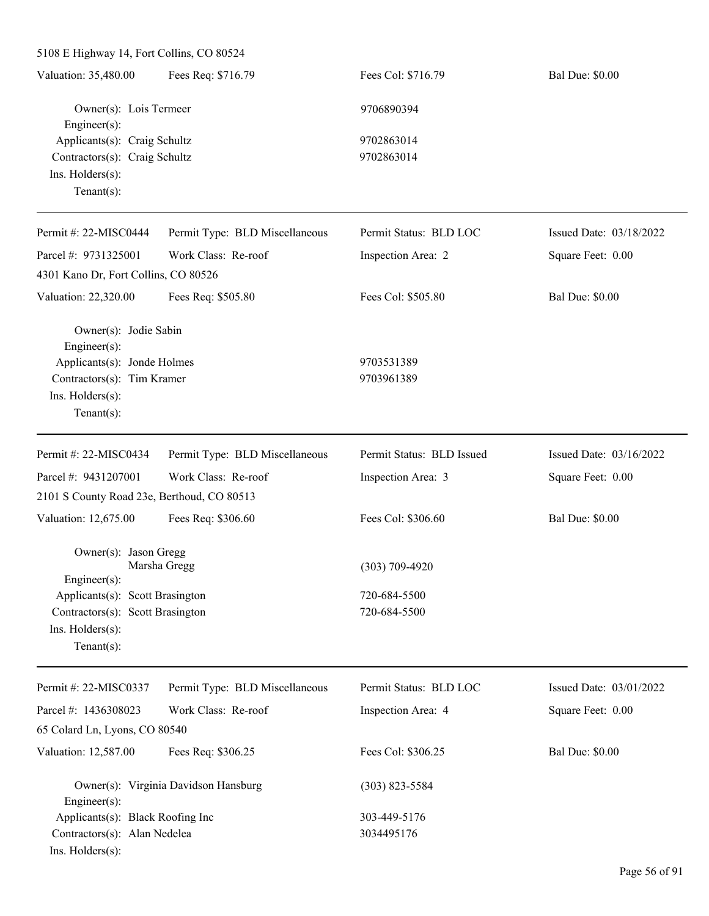5108 E Highway 14, Fort Collins, CO 80524

Valuation: 35,480.00 | Fees Req: $716.79 | Fees Col: $716.79 | Bal Due: $0.00

Owner(s): Lois Termeer 9706890394
Engineer(s):
Applicants(s): Craig Schultz 9702863014
Contractors(s): Craig Schultz 9702863014
Ins. Holders(s):
Tenant(s):

---

Permit #: 22-MISC0444 | Permit Type: BLD Miscellaneous | Permit Status: BLD LOC | Issued Date: 03/18/2022
Parcel #: 9731325001 | Work Class: Re-roof | Inspection Area: 2 | Square Feet: 0.00
4301 Kano Dr, Fort Collins, CO 80526
Valuation: 22,320.00 | Fees Req: $505.80 | Fees Col: $505.80 | Bal Due: $0.00

Owner(s): Jodie Sabin
Engineer(s):
Applicants(s): Jonde Holmes 9703531389
Contractors(s): Tim Kramer 9703961389
Ins. Holders(s):
Tenant(s):

---

Permit #: 22-MISC0434 | Permit Type: BLD Miscellaneous | Permit Status: BLD Issued | Issued Date: 03/16/2022
Parcel #: 9431207001 | Work Class: Re-roof | Inspection Area: 3 | Square Feet: 0.00
2101 S County Road 23e, Berthoud, CO 80513
Valuation: 12,675.00 | Fees Req: $306.60 | Fees Col: $306.60 | Bal Due: $0.00

Owner(s): Jason Gregg
Marsha Gregg (303) 709-4920
Engineer(s):
Applicants(s): Scott Brasington 720-684-5500
Contractors(s): Scott Brasington 720-684-5500
Ins. Holders(s):
Tenant(s):

---

Permit #: 22-MISC0337 | Permit Type: BLD Miscellaneous | Permit Status: BLD LOC | Issued Date: 03/01/2022
Parcel #: 1436308023 | Work Class: Re-roof | Inspection Area: 4 | Square Feet: 0.00
65 Colard Ln, Lyons, CO 80540
Valuation: 12,587.00 | Fees Req: $306.25 | Fees Col: $306.25 | Bal Due: $0.00

Owner(s): Virginia Davidson Hansburg (303) 823-5584
Engineer(s):
Applicants(s): Black Roofing Inc 303-449-5176
Contractors(s): Alan Nedelea 3034495176
Ins. Holders(s):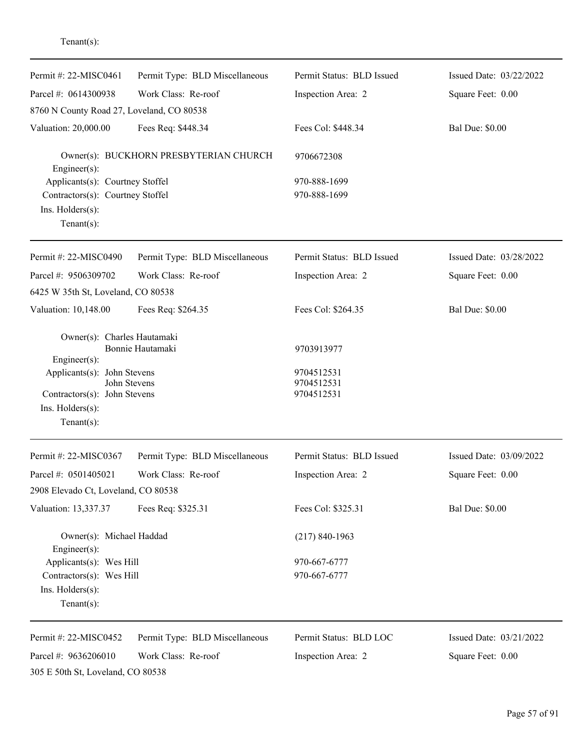Tenant(s):

---

| Permit #: 22-MISC0461 | Permit Type: BLD Miscellaneous | Permit Status: BLD Issued | Issued Date: 03/22/2022 |
|---|---|---|---|
| Parcel #: 0614300938 | Work Class: Re-roof | Inspection Area: 2 | Square Feet: 0.00 |
| 8760 N County Road 27, Loveland, CO 80538 | | | |
| Valuation: 20,000.00 | Fees Req: $448.34 | Fees Col: $448.34 | Bal Due: $0.00 |

Owner(s): BUCKHORN PRESBYTERIAN CHURCH 9706672308
Engineer(s):
Applicants(s): Courtney Stoffel 970-888-1699
Contractors(s): Courtney Stoffel 970-888-1699
Ins. Holders(s):
Tenant(s):

---

| Permit #: 22-MISC0490 | Permit Type: BLD Miscellaneous | Permit Status: BLD Issued | Issued Date: 03/28/2022 |
|---|---|---|---|
| Parcel #: 9506309702 | Work Class: Re-roof | Inspection Area: 2 | Square Feet: 0.00 |
| 6425 W 35th St, Loveland, CO 80538 | | | |
| Valuation: 10,148.00 | Fees Req: $264.35 | Fees Col: $264.35 | Bal Due: $0.00 |

Owner(s): Charles Hautamaki
Bonnie Hautamaki 9703913977
Engineer(s):
Applicants(s): John Stevens 9704512531
John Stevens 9704512531
Contractors(s): John Stevens 9704512531
Ins. Holders(s):
Tenant(s):

---

| Permit #: 22-MISC0367 | Permit Type: BLD Miscellaneous | Permit Status: BLD Issued | Issued Date: 03/09/2022 |
|---|---|---|---|
| Parcel #: 0501405021 | Work Class: Re-roof | Inspection Area: 2 | Square Feet: 0.00 |
| 2908 Elevado Ct, Loveland, CO 80538 | | | |
| Valuation: 13,337.37 | Fees Req: $325.31 | Fees Col: $325.31 | Bal Due: $0.00 |

Owner(s): Michael Haddad (217) 840-1963
Engineer(s):
Applicants(s): Wes Hill 970-667-6777
Contractors(s): Wes Hill 970-667-6777
Ins. Holders(s):
Tenant(s):

---

| Permit #: 22-MISC0452 | Permit Type: BLD Miscellaneous | Permit Status: BLD LOC | Issued Date: 03/21/2022 |
|---|---|---|---|
| Parcel #: 9636206010 | Work Class: Re-roof | Inspection Area: 2 | Square Feet: 0.00 |
| 305 E 50th St, Loveland, CO 80538 | | | |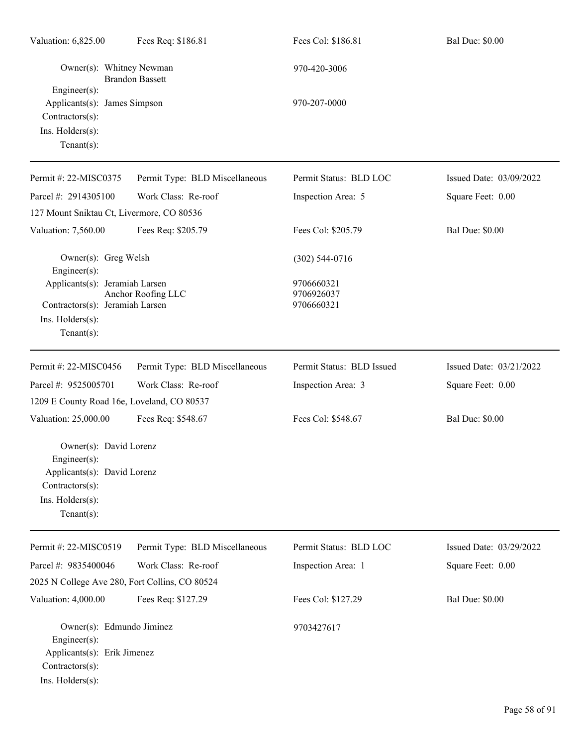| Valuation: 6,825.00 | Fees Req: $186.81 | Fees Col: $186.81 | Bal Due: $0.00 |
|---|---|---|---|

Owner(s): Whitney Newman
Brandon Bassett — 970-420-3006
Engineer(s):
Applicants(s): James Simpson — 970-207-0000
Contractors(s):
Ins. Holders(s):
Tenant(s):

---

| Permit #: 22-MISC0375 | Permit Type: BLD Miscellaneous | Permit Status: BLD LOC | Issued Date: 03/09/2022 |
|---|---|---|---|
| Parcel #: 2914305100 | Work Class: Re-roof | Inspection Area: 5 | Square Feet: 0.00 |
| 127 Mount Sniktau Ct, Livermore, CO 80536 | | | |
| Valuation: 7,560.00 | Fees Req: $205.79 | Fees Col: $205.79 | Bal Due: $0.00 |

Owner(s): Greg Welsh — (302) 544-0716
Engineer(s):
Applicants(s): Jeramiah Larsen — 9706660321
Anchor Roofing LLC — 9706926037
Contractors(s): Jeramiah Larsen — 9706660321
Ins. Holders(s):
Tenant(s):

---

| Permit #: 22-MISC0456 | Permit Type: BLD Miscellaneous | Permit Status: BLD Issued | Issued Date: 03/21/2022 |
|---|---|---|---|
| Parcel #: 9525005701 | Work Class: Re-roof | Inspection Area: 3 | Square Feet: 0.00 |
| 1209 E County Road 16e, Loveland, CO 80537 | | | |
| Valuation: 25,000.00 | Fees Req: $548.67 | Fees Col: $548.67 | Bal Due: $0.00 |

Owner(s): David Lorenz
Engineer(s):
Applicants(s): David Lorenz
Contractors(s):
Ins. Holders(s):
Tenant(s):

---

| Permit #: 22-MISC0519 | Permit Type: BLD Miscellaneous | Permit Status: BLD LOC | Issued Date: 03/29/2022 |
|---|---|---|---|
| Parcel #: 9835400046 | Work Class: Re-roof | Inspection Area: 1 | Square Feet: 0.00 |
| 2025 N College Ave 280, Fort Collins, CO 80524 | | | |
| Valuation: 4,000.00 | Fees Req: $127.29 | Fees Col: $127.29 | Bal Due: $0.00 |

Owner(s): Edmundo Jiminez — 9703427617
Engineer(s):
Applicants(s): Erik Jimenez
Contractors(s):
Ins. Holders(s):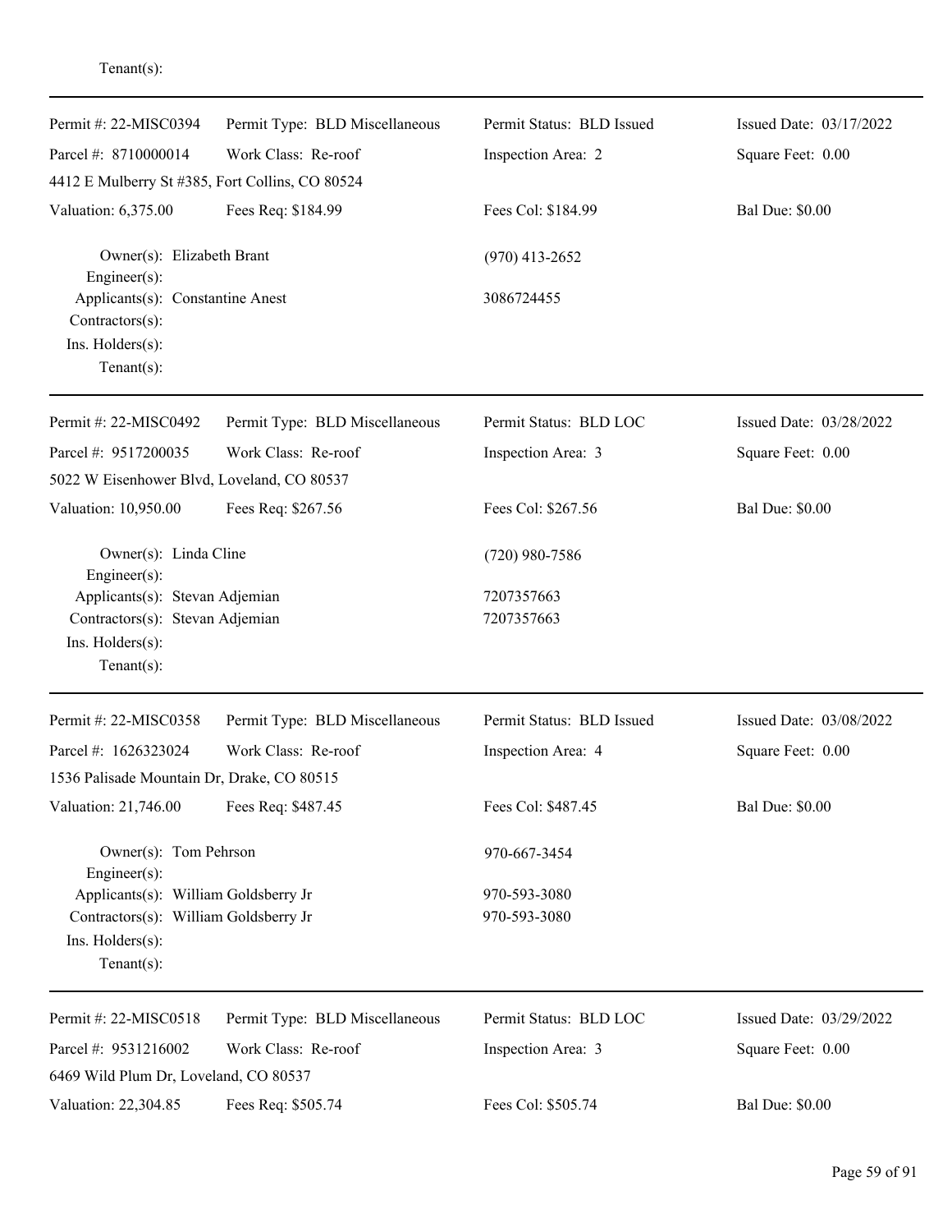Tenant(s):

---

| Permit #: 22-MISC0394 | Permit Type: BLD Miscellaneous | Permit Status: BLD Issued | Issued Date: 03/17/2022 |
|---|---|---|---|
| Parcel #: 8710000014 | Work Class: Re-roof | Inspection Area: 2 | Square Feet: 0.00 |
| 4412 E Mulberry St #385, Fort Collins, CO 80524 | | | |
| Valuation: 6,375.00 | Fees Req: $184.99 | Fees Col: $184.99 | Bal Due: $0.00 |

Owner(s): Elizabeth Brant (970) 413-2652
Engineer(s):
Applicants(s): Constantine Anest 3086724455
Contractors(s):
Ins. Holders(s):
Tenant(s):

---

| Permit #: 22-MISC0492 | Permit Type: BLD Miscellaneous | Permit Status: BLD LOC | Issued Date: 03/28/2022 |
|---|---|---|---|
| Parcel #: 9517200035 | Work Class: Re-roof | Inspection Area: 3 | Square Feet: 0.00 |
| 5022 W Eisenhower Blvd, Loveland, CO 80537 | | | |
| Valuation: 10,950.00 | Fees Req: $267.56 | Fees Col: $267.56 | Bal Due: $0.00 |

Owner(s): Linda Cline (720) 980-7586
Engineer(s):
Applicants(s): Stevan Adjemian 7207357663
Contractors(s): Stevan Adjemian 7207357663
Ins. Holders(s):
Tenant(s):

---

| Permit #: 22-MISC0358 | Permit Type: BLD Miscellaneous | Permit Status: BLD Issued | Issued Date: 03/08/2022 |
|---|---|---|---|
| Parcel #: 1626323024 | Work Class: Re-roof | Inspection Area: 4 | Square Feet: 0.00 |
| 1536 Palisade Mountain Dr, Drake, CO 80515 | | | |
| Valuation: 21,746.00 | Fees Req: $487.45 | Fees Col: $487.45 | Bal Due: $0.00 |

Owner(s): Tom Pehrson 970-667-3454
Engineer(s):
Applicants(s): William Goldsberry Jr 970-593-3080
Contractors(s): William Goldsberry Jr 970-593-3080
Ins. Holders(s):
Tenant(s):

---

| Permit #: 22-MISC0518 | Permit Type: BLD Miscellaneous | Permit Status: BLD LOC | Issued Date: 03/29/2022 |
|---|---|---|---|
| Parcel #: 9531216002 | Work Class: Re-roof | Inspection Area: 3 | Square Feet: 0.00 |
| 6469 Wild Plum Dr, Loveland, CO 80537 | | | |
| Valuation: 22,304.85 | Fees Req: $505.74 | Fees Col: $505.74 | Bal Due: $0.00 |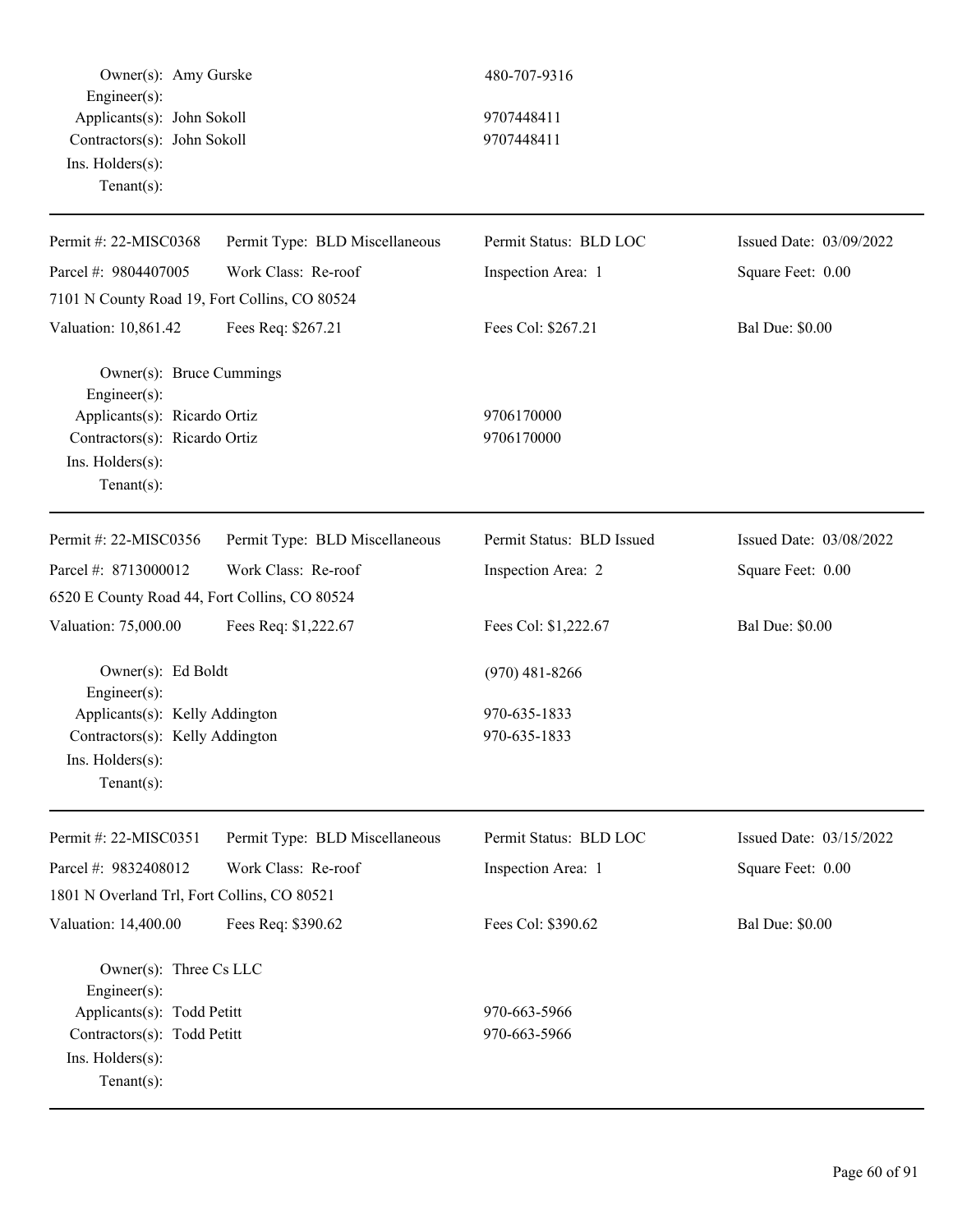Owner(s): Amy Gurske 480-707-9316
Engineer(s):
Applicants(s): John Sokoll 9707448411
Contractors(s): John Sokoll 9707448411
Ins. Holders(s):
Tenant(s):

---

| Permit #: 22-MISC0368 | Permit Type: BLD Miscellaneous | Permit Status: BLD LOC | Issued Date: 03/09/2022 |
|---|---|---|---|
| Parcel #: 9804407005 | Work Class: Re-roof | Inspection Area: 1 | Square Feet: 0.00 |
| 7101 N County Road 19, Fort Collins, CO 80524 | | | |
| Valuation: 10,861.42 | Fees Req: $267.21 | Fees Col: $267.21 | Bal Due: $0.00 |

Owner(s): Bruce Cummings
Engineer(s):
Applicants(s): Ricardo Ortiz 9706170000
Contractors(s): Ricardo Ortiz 9706170000
Ins. Holders(s):
Tenant(s):

---

| Permit #: 22-MISC0356 | Permit Type: BLD Miscellaneous | Permit Status: BLD Issued | Issued Date: 03/08/2022 |
|---|---|---|---|
| Parcel #: 8713000012 | Work Class: Re-roof | Inspection Area: 2 | Square Feet: 0.00 |
| 6520 E County Road 44, Fort Collins, CO 80524 | | | |
| Valuation: 75,000.00 | Fees Req: $1,222.67 | Fees Col: $1,222.67 | Bal Due: $0.00 |

Owner(s): Ed Boldt (970) 481-8266
Engineer(s):
Applicants(s): Kelly Addington 970-635-1833
Contractors(s): Kelly Addington 970-635-1833
Ins. Holders(s):
Tenant(s):

---

| Permit #: 22-MISC0351 | Permit Type: BLD Miscellaneous | Permit Status: BLD LOC | Issued Date: 03/15/2022 |
|---|---|---|---|
| Parcel #: 9832408012 | Work Class: Re-roof | Inspection Area: 1 | Square Feet: 0.00 |
| 1801 N Overland Trl, Fort Collins, CO 80521 | | | |
| Valuation: 14,400.00 | Fees Req: $390.62 | Fees Col: $390.62 | Bal Due: $0.00 |

Owner(s): Three Cs LLC
Engineer(s):
Applicants(s): Todd Petitt 970-663-5966
Contractors(s): Todd Petitt 970-663-5966
Ins. Holders(s):
Tenant(s):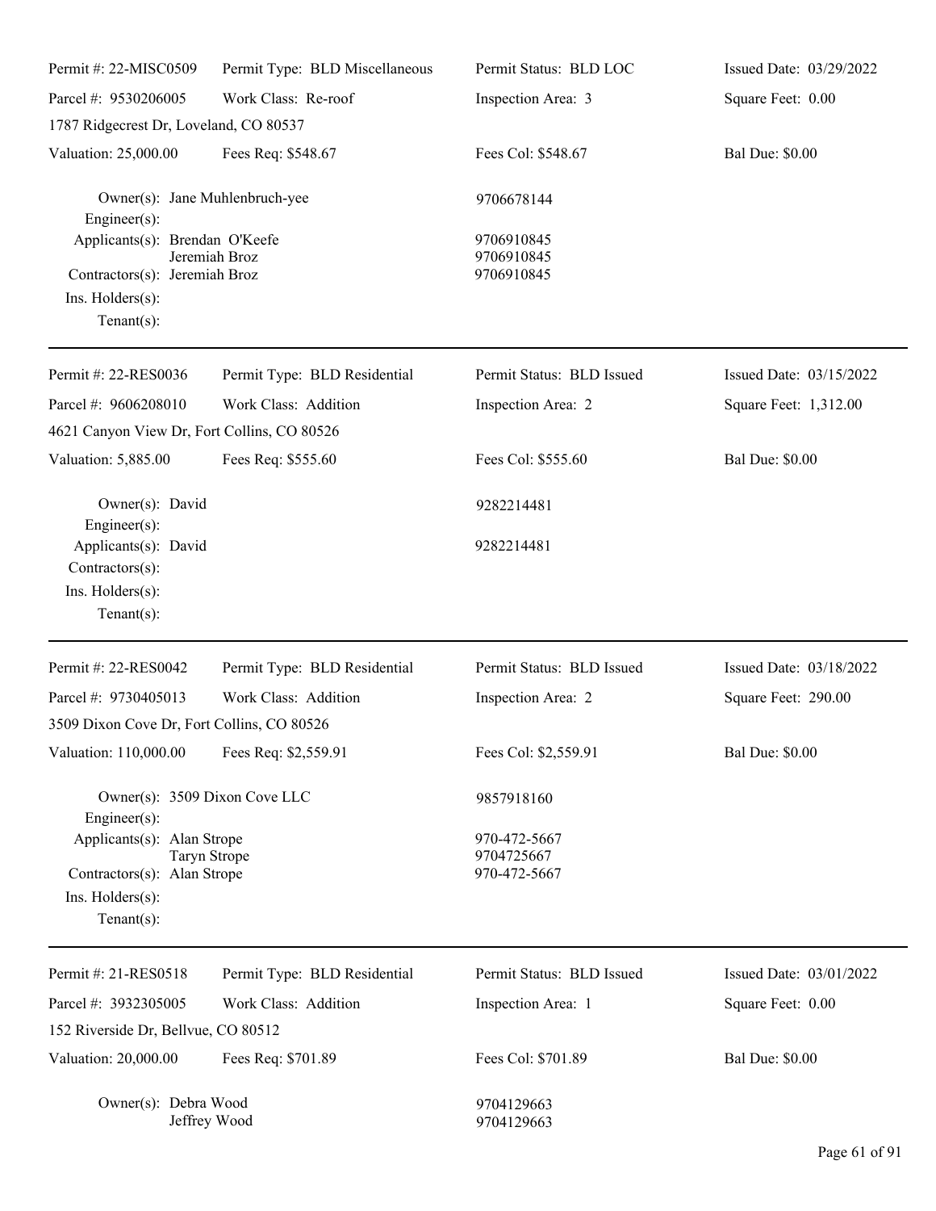| Permit #: 22-MISC0509 | Permit Type: BLD Miscellaneous | Permit Status: BLD LOC | Issued Date: 03/29/2022 |
|---|---|---|---|
| Parcel #: 9530206005 | Work Class: Re-roof | Inspection Area: 3 | Square Feet: 0.00 |
| 1787 Ridgecrest Dr, Loveland, CO 80537 | | | |
| Valuation: 25,000.00 | Fees Req: $548.67 | Fees Col: $548.67 | Bal Due: $0.00 |

Owner(s): Jane Muhlenbruch-yee 9706678144
Engineer(s):
Applicants(s): Brendan O'Keefe 9706910845
Jeremiah Broz 9706910845
Contractors(s): Jeremiah Broz 9706910845
Ins. Holders(s):
Tenant(s):

---

| Permit #: 22-RES0036 | Permit Type: BLD Residential | Permit Status: BLD Issued | Issued Date: 03/15/2022 |
|---|---|---|---|
| Parcel #: 9606208010 | Work Class: Addition | Inspection Area: 2 | Square Feet: 1,312.00 |
| 4621 Canyon View Dr, Fort Collins, CO 80526 | | | |
| Valuation: 5,885.00 | Fees Req: $555.60 | Fees Col: $555.60 | Bal Due: $0.00 |

Owner(s): David 9282214481
Engineer(s):
Applicants(s): David 9282214481
Contractors(s):
Ins. Holders(s):
Tenant(s):

---

| Permit #: 22-RES0042 | Permit Type: BLD Residential | Permit Status: BLD Issued | Issued Date: 03/18/2022 |
|---|---|---|---|
| Parcel #: 9730405013 | Work Class: Addition | Inspection Area: 2 | Square Feet: 290.00 |
| 3509 Dixon Cove Dr, Fort Collins, CO 80526 | | | |
| Valuation: 110,000.00 | Fees Req: $2,559.91 | Fees Col: $2,559.91 | Bal Due: $0.00 |

Owner(s): 3509 Dixon Cove LLC 9857918160
Engineer(s):
Applicants(s): Alan Strope 970-472-5667
Taryn Strope 9704725667
Contractors(s): Alan Strope 970-472-5667
Ins. Holders(s):
Tenant(s):

---

| Permit #: 21-RES0518 | Permit Type: BLD Residential | Permit Status: BLD Issued | Issued Date: 03/01/2022 |
|---|---|---|---|
| Parcel #: 3932305005 | Work Class: Addition | Inspection Area: 1 | Square Feet: 0.00 |
| 152 Riverside Dr, Bellvue, CO 80512 | | | |
| Valuation: 20,000.00 | Fees Req: $701.89 | Fees Col: $701.89 | Bal Due: $0.00 |

Owner(s): Debra Wood 9704129663
Jeffrey Wood 9704129663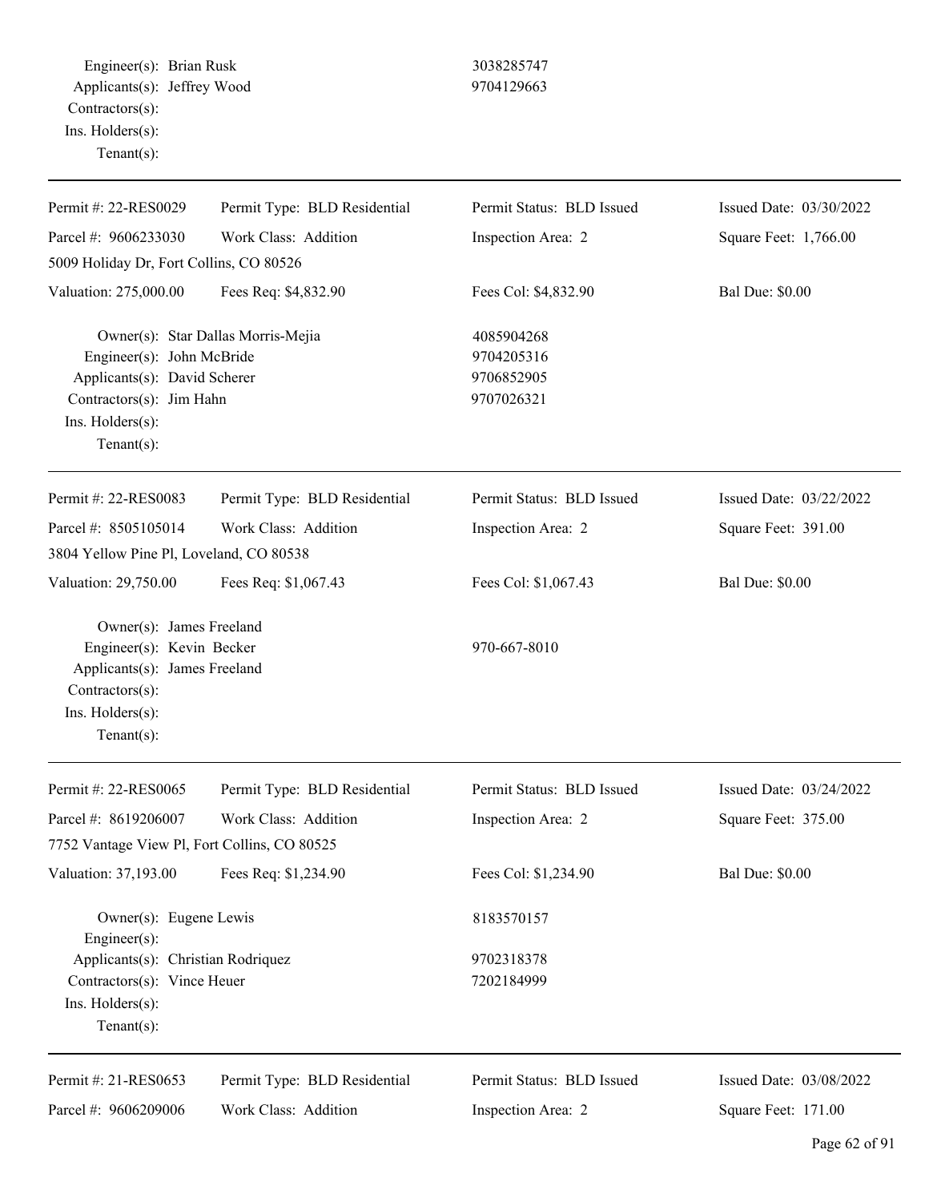Engineer(s): Brian Rusk 3038285747
Applicants(s): Jeffrey Wood 9704129663
Contractors(s):
Ins. Holders(s):
Tenant(s):

---

Permit #: 22-RES0029 | Permit Type: BLD Residential | Permit Status: BLD Issued | Issued Date: 03/30/2022
Parcel #: 9606233030 | Work Class: Addition | Inspection Area: 2 | Square Feet: 1,766.00
5009 Holiday Dr, Fort Collins, CO 80526
Valuation: 275,000.00 | Fees Req: $4,832.90 | Fees Col: $4,832.90 | Bal Due: $0.00

Owner(s): Star Dallas Morris-Mejia 4085904268
Engineer(s): John McBride 9704205316
Applicants(s): David Scherer 9706852905
Contractors(s): Jim Hahn 9707026321
Ins. Holders(s):
Tenant(s):

---

Permit #: 22-RES0083 | Permit Type: BLD Residential | Permit Status: BLD Issued | Issued Date: 03/22/2022
Parcel #: 8505105014 | Work Class: Addition | Inspection Area: 2 | Square Feet: 391.00
3804 Yellow Pine Pl, Loveland, CO 80538
Valuation: 29,750.00 | Fees Req: $1,067.43 | Fees Col: $1,067.43 | Bal Due: $0.00

Owner(s): James Freeland
Engineer(s): Kevin Becker 970-667-8010
Applicants(s): James Freeland
Contractors(s):
Ins. Holders(s):
Tenant(s):

---

Permit #: 22-RES0065 | Permit Type: BLD Residential | Permit Status: BLD Issued | Issued Date: 03/24/2022
Parcel #: 8619206007 | Work Class: Addition | Inspection Area: 2 | Square Feet: 375.00
7752 Vantage View Pl, Fort Collins, CO 80525
Valuation: 37,193.00 | Fees Req: $1,234.90 | Fees Col: $1,234.90 | Bal Due: $0.00

Owner(s): Eugene Lewis 8183570157
Engineer(s):
Applicants(s): Christian Rodriquez 9702318378
Contractors(s): Vince Heuer 7202184999
Ins. Holders(s):
Tenant(s):

---

Permit #: 21-RES0653 | Permit Type: BLD Residential | Permit Status: BLD Issued | Issued Date: 03/08/2022
Parcel #: 9606209006 | Work Class: Addition | Inspection Area: 2 | Square Feet: 171.00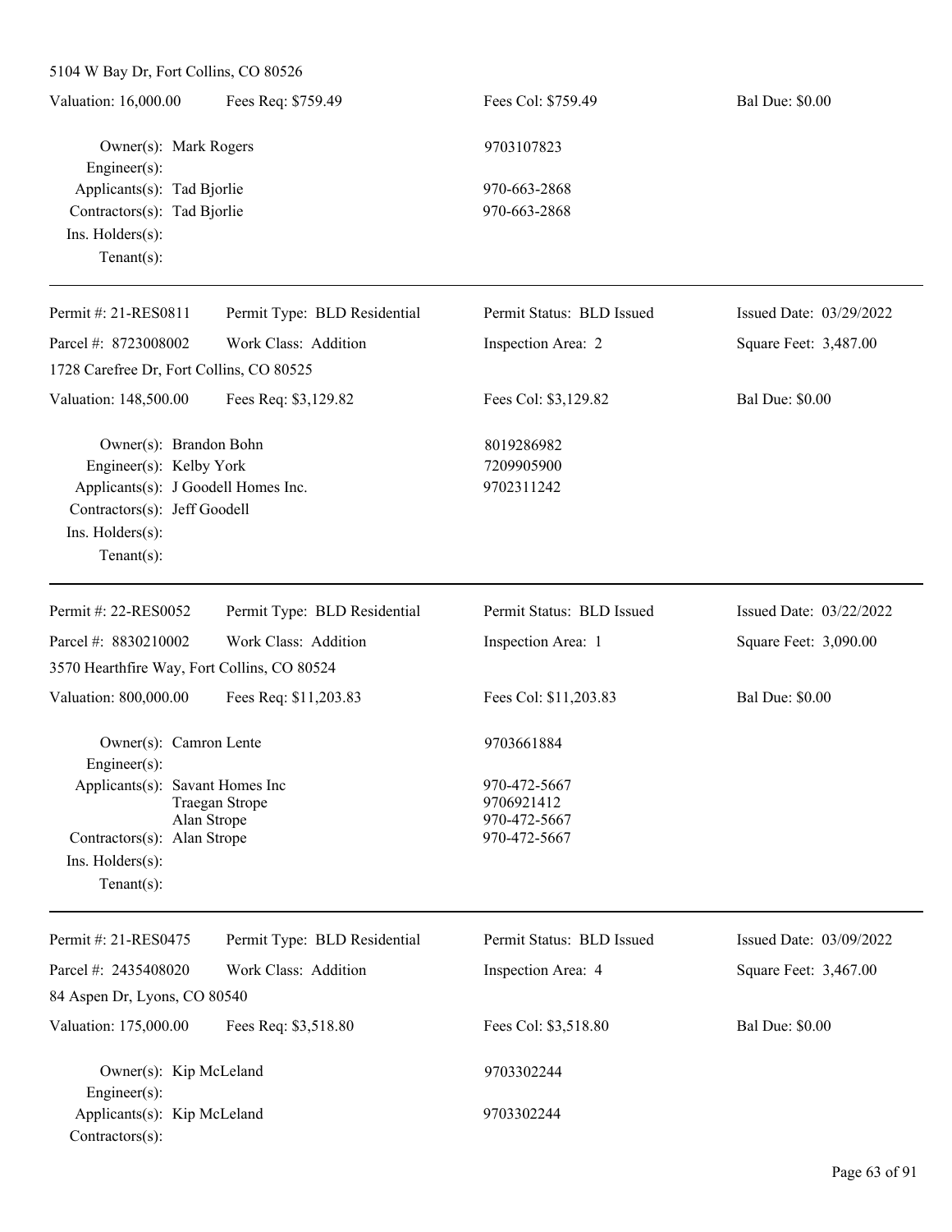5104 W Bay Dr, Fort Collins, CO 80526

| Valuation: 16,000.00 | Fees Req: $759.49 | Fees Col: $759.49 | Bal Due: $0.00 |
|---|---|---|---|

Owner(s): Mark Rogers — 9703107823
Engineer(s):
Applicants(s): Tad Bjorlie — 970-663-2868
Contractors(s): Tad Bjorlie — 970-663-2868
Ins. Holders(s):
Tenant(s):

---

| Permit #: 21-RES0811 | Permit Type: BLD Residential | Permit Status: BLD Issued | Issued Date: 03/29/2022 |
|---|---|---|---|
| Parcel #: 8723008002 | Work Class: Addition | Inspection Area: 2 | Square Feet: 3,487.00 |

1728 Carefree Dr, Fort Collins, CO 80525

| Valuation: 148,500.00 | Fees Req: $3,129.82 | Fees Col: $3,129.82 | Bal Due: $0.00 |
|---|---|---|---|

Owner(s): Brandon Bohn — 8019286982
Engineer(s): Kelby York — 7209905900
Applicants(s): J Goodell Homes Inc. — 9702311242
Contractors(s): Jeff Goodell
Ins. Holders(s):
Tenant(s):

---

| Permit #: 22-RES0052 | Permit Type: BLD Residential | Permit Status: BLD Issued | Issued Date: 03/22/2022 |
|---|---|---|---|
| Parcel #: 8830210002 | Work Class: Addition | Inspection Area: 1 | Square Feet: 3,090.00 |

3570 Hearthfire Way, Fort Collins, CO 80524

| Valuation: 800,000.00 | Fees Req: $11,203.83 | Fees Col: $11,203.83 | Bal Due: $0.00 |
|---|---|---|---|

Owner(s): Camron Lente — 9703661884
Engineer(s):
Applicants(s): Savant Homes Inc — 970-472-5667
Traegan Strope — 9706921412
Alan Strope — 970-472-5667
Contractors(s): Alan Strope — 970-472-5667
Ins. Holders(s):
Tenant(s):

---

| Permit #: 21-RES0475 | Permit Type: BLD Residential | Permit Status: BLD Issued | Issued Date: 03/09/2022 |
|---|---|---|---|
| Parcel #: 2435408020 | Work Class: Addition | Inspection Area: 4 | Square Feet: 3,467.00 |

84 Aspen Dr, Lyons, CO 80540

| Valuation: 175,000.00 | Fees Req: $3,518.80 | Fees Col: $3,518.80 | Bal Due: $0.00 |
|---|---|---|---|

Owner(s): Kip McLeland — 9703302244
Engineer(s):
Applicants(s): Kip McLeland — 9703302244
Contractors(s):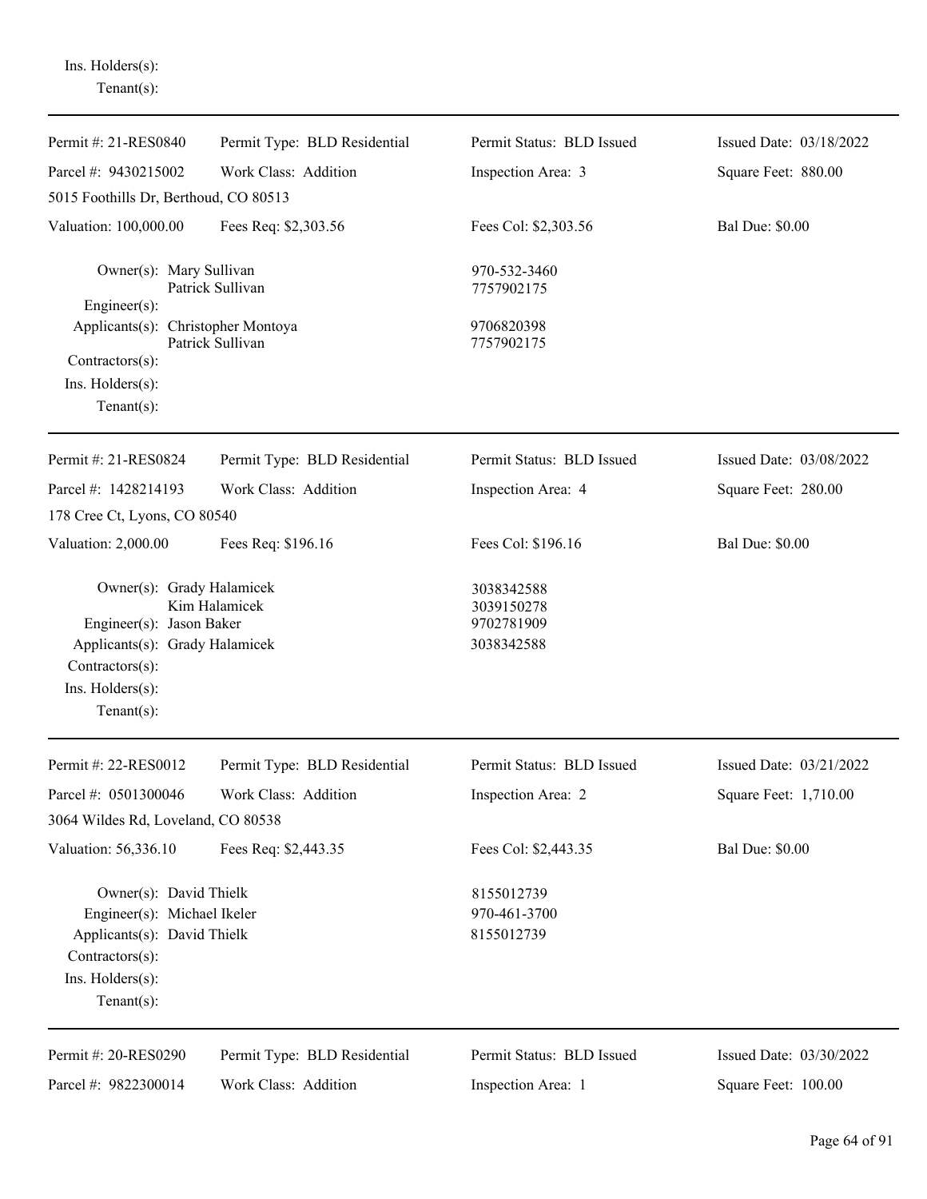Ins. Holders(s):
Tenant(s):

---

| Permit #: 21-RES0840 | Permit Type: BLD Residential | Permit Status: BLD Issued | Issued Date: 03/18/2022 |
|---|---|---|---|
| Parcel #: 9430215002 | Work Class: Addition | Inspection Area: 3 | Square Feet: 880.00 |

5015 Foothills Dr, Berthoud, CO 80513

| Valuation: 100,000.00 | Fees Req: $2,303.56 | Fees Col: $2,303.56 | Bal Due: $0.00 |
|---|---|---|---|

Owner(s): Mary Sullivan — 970-532-3460
Patrick Sullivan — 7757902175
Engineer(s):
Applicants(s): Christopher Montoya — 9706820398
Patrick Sullivan — 7757902175
Contractors(s):
Ins. Holders(s):
Tenant(s):

---

| Permit #: 21-RES0824 | Permit Type: BLD Residential | Permit Status: BLD Issued | Issued Date: 03/08/2022 |
|---|---|---|---|
| Parcel #: 1428214193 | Work Class: Addition | Inspection Area: 4 | Square Feet: 280.00 |

178 Cree Ct, Lyons, CO 80540

| Valuation: 2,000.00 | Fees Req: $196.16 | Fees Col: $196.16 | Bal Due: $0.00 |
|---|---|---|---|

Owner(s): Grady Halamicek — 3038342588
Kim Halamicek — 3039150278
Engineer(s): Jason Baker — 9702781909
Applicants(s): Grady Halamicek — 3038342588
Contractors(s):
Ins. Holders(s):
Tenant(s):

---

| Permit #: 22-RES0012 | Permit Type: BLD Residential | Permit Status: BLD Issued | Issued Date: 03/21/2022 |
|---|---|---|---|
| Parcel #: 0501300046 | Work Class: Addition | Inspection Area: 2 | Square Feet: 1,710.00 |

3064 Wildes Rd, Loveland, CO 80538

| Valuation: 56,336.10 | Fees Req: $2,443.35 | Fees Col: $2,443.35 | Bal Due: $0.00 |
|---|---|---|---|

Owner(s): David Thielk — 8155012739
Engineer(s): Michael Ikeler — 970-461-3700
Applicants(s): David Thielk — 8155012739
Contractors(s):
Ins. Holders(s):
Tenant(s):

---

| Permit #: 20-RES0290 | Permit Type: BLD Residential | Permit Status: BLD Issued | Issued Date: 03/30/2022 |
|---|---|---|---|
| Parcel #: 9822300014 | Work Class: Addition | Inspection Area: 1 | Square Feet: 100.00 |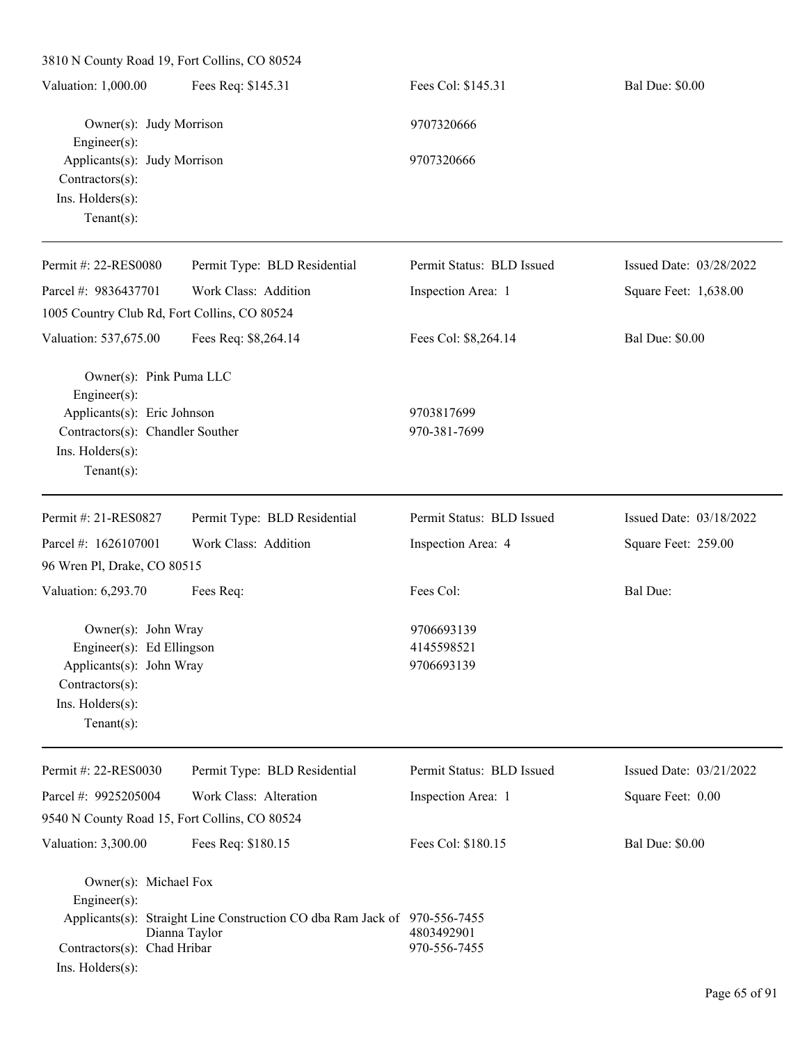3810 N County Road 19, Fort Collins, CO 80524

Valuation: 1,000.00 | Fees Req: $145.31 | Fees Col: $145.31 | Bal Due: $0.00

Owner(s): Judy Morrison 9707320666
Engineer(s):
Applicants(s): Judy Morrison 9707320666
Contractors(s):
Ins. Holders(s):
Tenant(s):

---

Permit #: 22-RES0080 | Permit Type: BLD Residential | Permit Status: BLD Issued | Issued Date: 03/28/2022
Parcel #: 9836437701 | Work Class: Addition | Inspection Area: 1 | Square Feet: 1,638.00
1005 Country Club Rd, Fort Collins, CO 80524
Valuation: 537,675.00 | Fees Req: $8,264.14 | Fees Col: $8,264.14 | Bal Due: $0.00

Owner(s): Pink Puma LLC
Engineer(s):
Applicants(s): Eric Johnson 9703817699
Contractors(s): Chandler Souther 970-381-7699
Ins. Holders(s):
Tenant(s):

---

Permit #: 21-RES0827 | Permit Type: BLD Residential | Permit Status: BLD Issued | Issued Date: 03/18/2022
Parcel #: 1626107001 | Work Class: Addition | Inspection Area: 4 | Square Feet: 259.00
96 Wren Pl, Drake, CO 80515
Valuation: 6,293.70 | Fees Req: | Fees Col: | Bal Due:

Owner(s): John Wray 9706693139
Engineer(s): Ed Ellingson 4145598521
Applicants(s): John Wray 9706693139
Contractors(s):
Ins. Holders(s):
Tenant(s):

---

Permit #: 22-RES0030 | Permit Type: BLD Residential | Permit Status: BLD Issued | Issued Date: 03/21/2022
Parcel #: 9925205004 | Work Class: Alteration | Inspection Area: 1 | Square Feet: 0.00
9540 N County Road 15, Fort Collins, CO 80524
Valuation: 3,300.00 | Fees Req: $180.15 | Fees Col: $180.15 | Bal Due: $0.00

Owner(s): Michael Fox
Engineer(s):
Applicants(s): Straight Line Construction CO dba Ram Jack of 970-556-7455
Dianna Taylor 4803492901
Contractors(s): Chad Hribar 970-556-7455
Ins. Holders(s):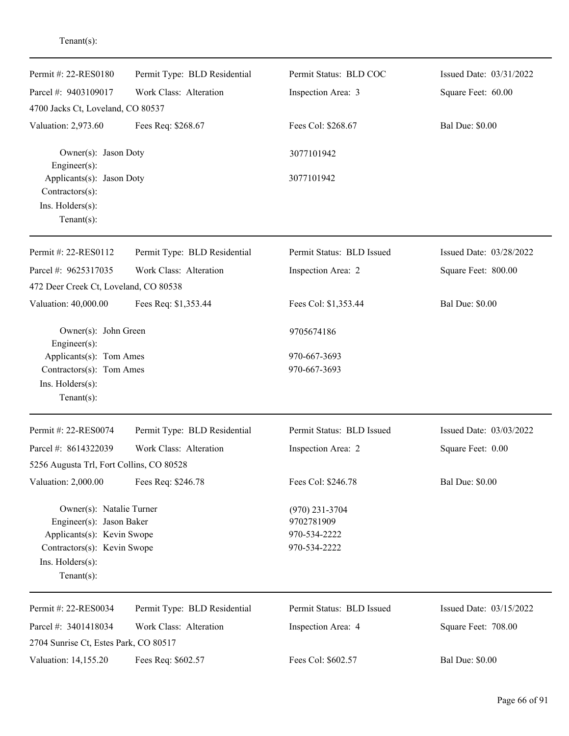Tenant(s):

---

| Permit #: 22-RES0180 | Permit Type: BLD Residential | Permit Status: BLD COC | Issued Date: 03/31/2022 |
|---|---|---|---|
| Parcel #: 9403109017 | Work Class: Alteration | Inspection Area: 3 | Square Feet: 60.00 |
| 4700 Jacks Ct, Loveland, CO 80537 | | | |
| Valuation: 2,973.60 | Fees Req: $268.67 | Fees Col: $268.67 | Bal Due: $0.00 |

Owner(s): Jason Doty — 3077101942
Engineer(s):
Applicants(s): Jason Doty — 3077101942
Contractors(s):
Ins. Holders(s):
Tenant(s):

---

| Permit #: 22-RES0112 | Permit Type: BLD Residential | Permit Status: BLD Issued | Issued Date: 03/28/2022 |
|---|---|---|---|
| Parcel #: 9625317035 | Work Class: Alteration | Inspection Area: 2 | Square Feet: 800.00 |
| 472 Deer Creek Ct, Loveland, CO 80538 | | | |
| Valuation: 40,000.00 | Fees Req: $1,353.44 | Fees Col: $1,353.44 | Bal Due: $0.00 |

Owner(s): John Green — 9705674186
Engineer(s):
Applicants(s): Tom Ames — 970-667-3693
Contractors(s): Tom Ames — 970-667-3693
Ins. Holders(s):
Tenant(s):

---

| Permit #: 22-RES0074 | Permit Type: BLD Residential | Permit Status: BLD Issued | Issued Date: 03/03/2022 |
|---|---|---|---|
| Parcel #: 8614322039 | Work Class: Alteration | Inspection Area: 2 | Square Feet: 0.00 |
| 5256 Augusta Trl, Fort Collins, CO 80528 | | | |
| Valuation: 2,000.00 | Fees Req: $246.78 | Fees Col: $246.78 | Bal Due: $0.00 |

Owner(s): Natalie Turner — (970) 231-3704
Engineer(s): Jason Baker — 9702781909
Applicants(s): Kevin Swope — 970-534-2222
Contractors(s): Kevin Swope — 970-534-2222
Ins. Holders(s):
Tenant(s):

---

| Permit #: 22-RES0034 | Permit Type: BLD Residential | Permit Status: BLD Issued | Issued Date: 03/15/2022 |
|---|---|---|---|
| Parcel #: 3401418034 | Work Class: Alteration | Inspection Area: 4 | Square Feet: 708.00 |
| 2704 Sunrise Ct, Estes Park, CO 80517 | | | |
| Valuation: 14,155.20 | Fees Req: $602.57 | Fees Col: $602.57 | Bal Due: $0.00 |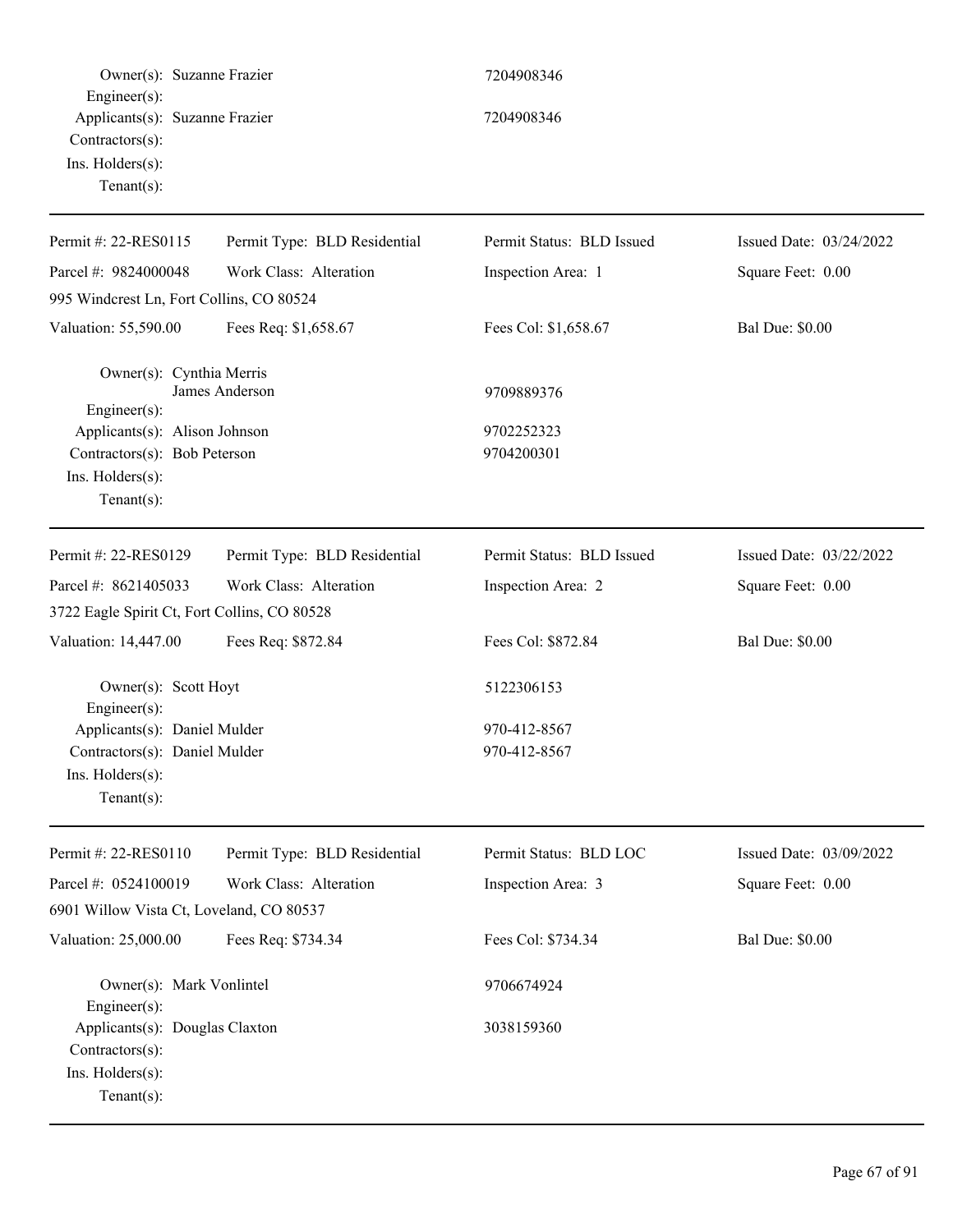Owner(s): Suzanne Frazier 7204908346
Engineer(s):
Applicants(s): Suzanne Frazier 7204908346
Contractors(s):
Ins. Holders(s):
Tenant(s):

---

Permit #: 22-RES0115 | Permit Type: BLD Residential | Permit Status: BLD Issued | Issued Date: 03/24/2022
Parcel #: 9824000048 | Work Class: Alteration | Inspection Area: 1 | Square Feet: 0.00
995 Windcrest Ln, Fort Collins, CO 80524
Valuation: 55,590.00 | Fees Req: $1,658.67 | Fees Col: $1,658.67 | Bal Due: $0.00

Owner(s): Cynthia Merris
James Anderson 9709889376
Engineer(s):
Applicants(s): Alison Johnson 9702252323
Contractors(s): Bob Peterson 9704200301
Ins. Holders(s):
Tenant(s):

---

Permit #: 22-RES0129 | Permit Type: BLD Residential | Permit Status: BLD Issued | Issued Date: 03/22/2022
Parcel #: 8621405033 | Work Class: Alteration | Inspection Area: 2 | Square Feet: 0.00
3722 Eagle Spirit Ct, Fort Collins, CO 80528
Valuation: 14,447.00 | Fees Req: $872.84 | Fees Col: $872.84 | Bal Due: $0.00

Owner(s): Scott Hoyt 5122306153
Engineer(s):
Applicants(s): Daniel Mulder 970-412-8567
Contractors(s): Daniel Mulder 970-412-8567
Ins. Holders(s):
Tenant(s):

---

Permit #: 22-RES0110 | Permit Type: BLD Residential | Permit Status: BLD LOC | Issued Date: 03/09/2022
Parcel #: 0524100019 | Work Class: Alteration | Inspection Area: 3 | Square Feet: 0.00
6901 Willow Vista Ct, Loveland, CO 80537
Valuation: 25,000.00 | Fees Req: $734.34 | Fees Col: $734.34 | Bal Due: $0.00

Owner(s): Mark Vonlintel 9706674924
Engineer(s):
Applicants(s): Douglas Claxton 3038159360
Contractors(s):
Ins. Holders(s):
Tenant(s):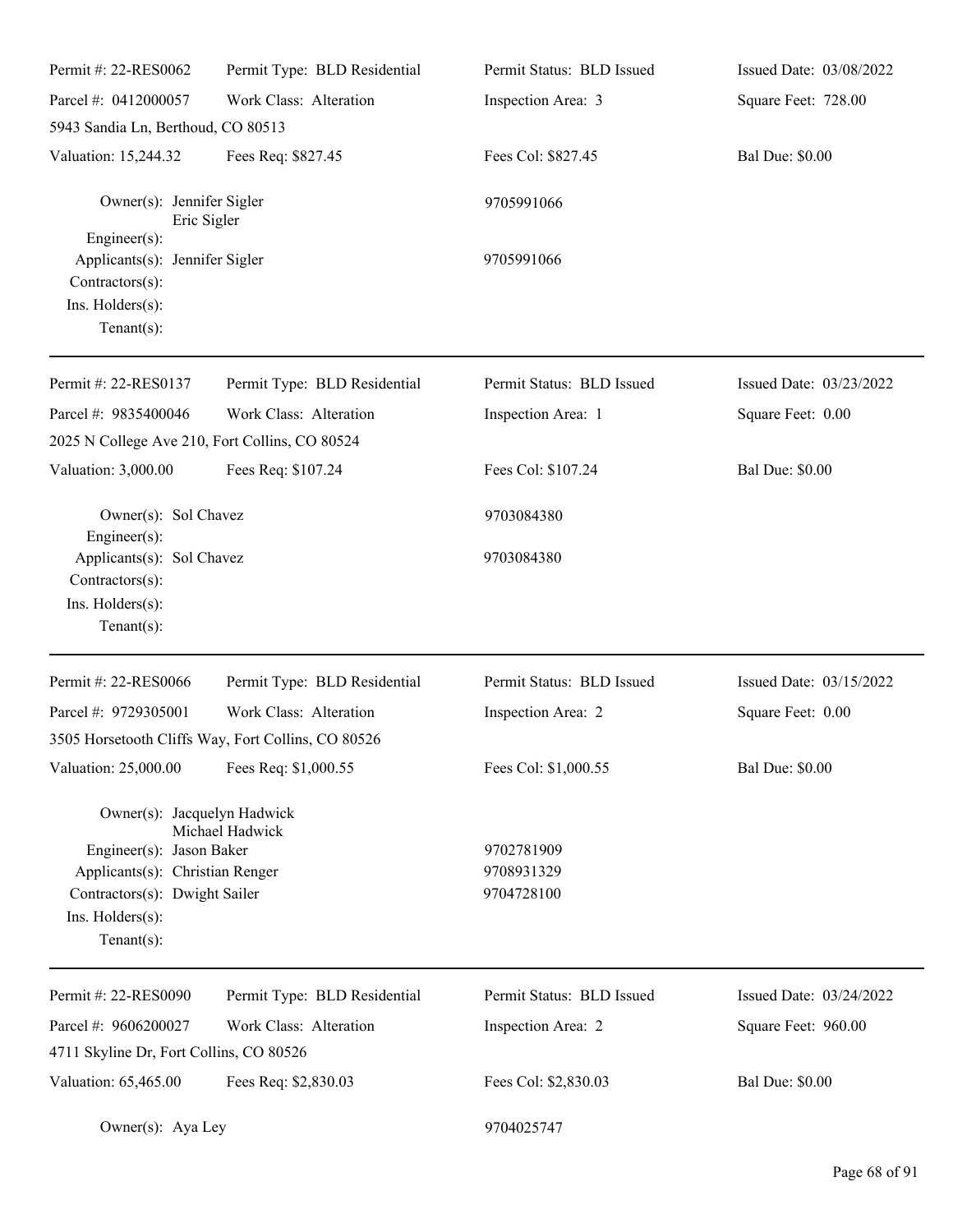| Permit #: 22-RES0062 | Permit Type: BLD Residential | Permit Status: BLD Issued | Issued Date: 03/08/2022 |
|---|---|---|---|
| Parcel #: 0412000057 | Work Class: Alteration | Inspection Area: 3 | Square Feet: 728.00 |
| 5943 Sandia Ln, Berthoud, CO 80513 | | | |
| Valuation: 15,244.32 | Fees Req: $827.45 | Fees Col: $827.45 | Bal Due: $0.00 |

Owner(s): Jennifer Sigler
Eric Sigler — 9705991066
Engineer(s):
Applicants(s): Jennifer Sigler — 9705991066
Contractors(s):
Ins. Holders(s):
Tenant(s):

---

| Permit #: 22-RES0137 | Permit Type: BLD Residential | Permit Status: BLD Issued | Issued Date: 03/23/2022 |
|---|---|---|---|
| Parcel #: 9835400046 | Work Class: Alteration | Inspection Area: 1 | Square Feet: 0.00 |
| 2025 N College Ave 210, Fort Collins, CO 80524 | | | |
| Valuation: 3,000.00 | Fees Req: $107.24 | Fees Col: $107.24 | Bal Due: $0.00 |

Owner(s): Sol Chavez — 9703084380
Engineer(s):
Applicants(s): Sol Chavez — 9703084380
Contractors(s):
Ins. Holders(s):
Tenant(s):

---

| Permit #: 22-RES0066 | Permit Type: BLD Residential | Permit Status: BLD Issued | Issued Date: 03/15/2022 |
|---|---|---|---|
| Parcel #: 9729305001 | Work Class: Alteration | Inspection Area: 2 | Square Feet: 0.00 |
| 3505 Horsetooth Cliffs Way, Fort Collins, CO 80526 | | | |
| Valuation: 25,000.00 | Fees Req: $1,000.55 | Fees Col: $1,000.55 | Bal Due: $0.00 |

Owner(s): Jacquelyn Hadwick
Michael Hadwick
Engineer(s): Jason Baker — 9702781909
Applicants(s): Christian Renger — 9708931329
Contractors(s): Dwight Sailer — 9704728100
Ins. Holders(s):
Tenant(s):

---

| Permit #: 22-RES0090 | Permit Type: BLD Residential | Permit Status: BLD Issued | Issued Date: 03/24/2022 |
|---|---|---|---|
| Parcel #: 9606200027 | Work Class: Alteration | Inspection Area: 2 | Square Feet: 960.00 |
| 4711 Skyline Dr, Fort Collins, CO 80526 | | | |
| Valuation: 65,465.00 | Fees Req: $2,830.03 | Fees Col: $2,830.03 | Bal Due: $0.00 |

Owner(s): Aya Ley — 9704025747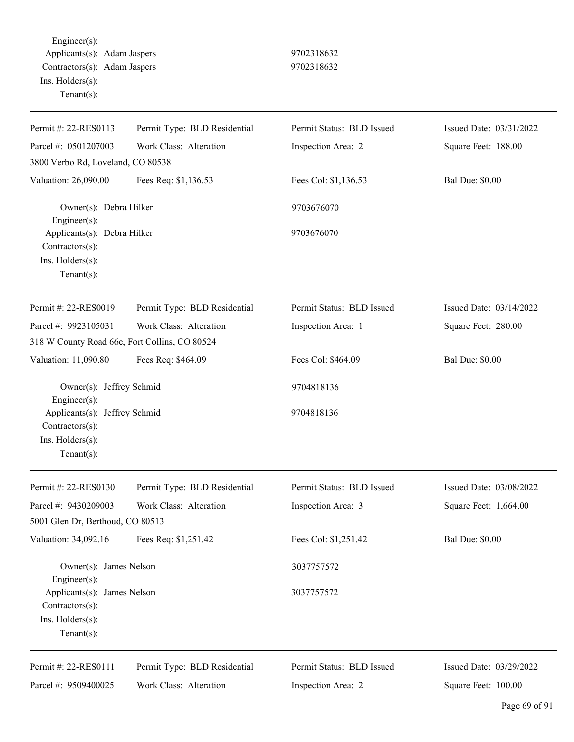Engineer(s):
Applicants(s): Adam Jaspers 9702318632
Contractors(s): Adam Jaspers 9702318632
Ins. Holders(s):
Tenant(s):

---

| Permit #: 22-RES0113 | Permit Type: BLD Residential | Permit Status: BLD Issued | Issued Date: 03/31/2022 |
|---|---|---|---|
| Parcel #: 0501207003 | Work Class: Alteration | Inspection Area: 2 | Square Feet: 188.00 |
| 3800 Verbo Rd, Loveland, CO 80538 | | | |
| Valuation: 26,090.00 | Fees Req: $1,136.53 | Fees Col: $1,136.53 | Bal Due: $0.00 |

Owner(s): Debra Hilker 9703676070
Engineer(s):
Applicants(s): Debra Hilker 9703676070
Contractors(s):
Ins. Holders(s):
Tenant(s):

---

| Permit #: 22-RES0019 | Permit Type: BLD Residential | Permit Status: BLD Issued | Issued Date: 03/14/2022 |
|---|---|---|---|
| Parcel #: 9923105031 | Work Class: Alteration | Inspection Area: 1 | Square Feet: 280.00 |
| 318 W County Road 66e, Fort Collins, CO 80524 | | | |
| Valuation: 11,090.80 | Fees Req: $464.09 | Fees Col: $464.09 | Bal Due: $0.00 |

Owner(s): Jeffrey Schmid 9704818136
Engineer(s):
Applicants(s): Jeffrey Schmid 9704818136
Contractors(s):
Ins. Holders(s):
Tenant(s):

---

| Permit #: 22-RES0130 | Permit Type: BLD Residential | Permit Status: BLD Issued | Issued Date: 03/08/2022 |
|---|---|---|---|
| Parcel #: 9430209003 | Work Class: Alteration | Inspection Area: 3 | Square Feet: 1,664.00 |
| 5001 Glen Dr, Berthoud, CO 80513 | | | |
| Valuation: 34,092.16 | Fees Req: $1,251.42 | Fees Col: $1,251.42 | Bal Due: $0.00 |

Owner(s): James Nelson 3037757572
Engineer(s):
Applicants(s): James Nelson 3037757572
Contractors(s):
Ins. Holders(s):
Tenant(s):

---

| Permit #: 22-RES0111 | Permit Type: BLD Residential | Permit Status: BLD Issued | Issued Date: 03/29/2022 |
|---|---|---|---|
| Parcel #: 9509400025 | Work Class: Alteration | Inspection Area: 2 | Square Feet: 100.00 |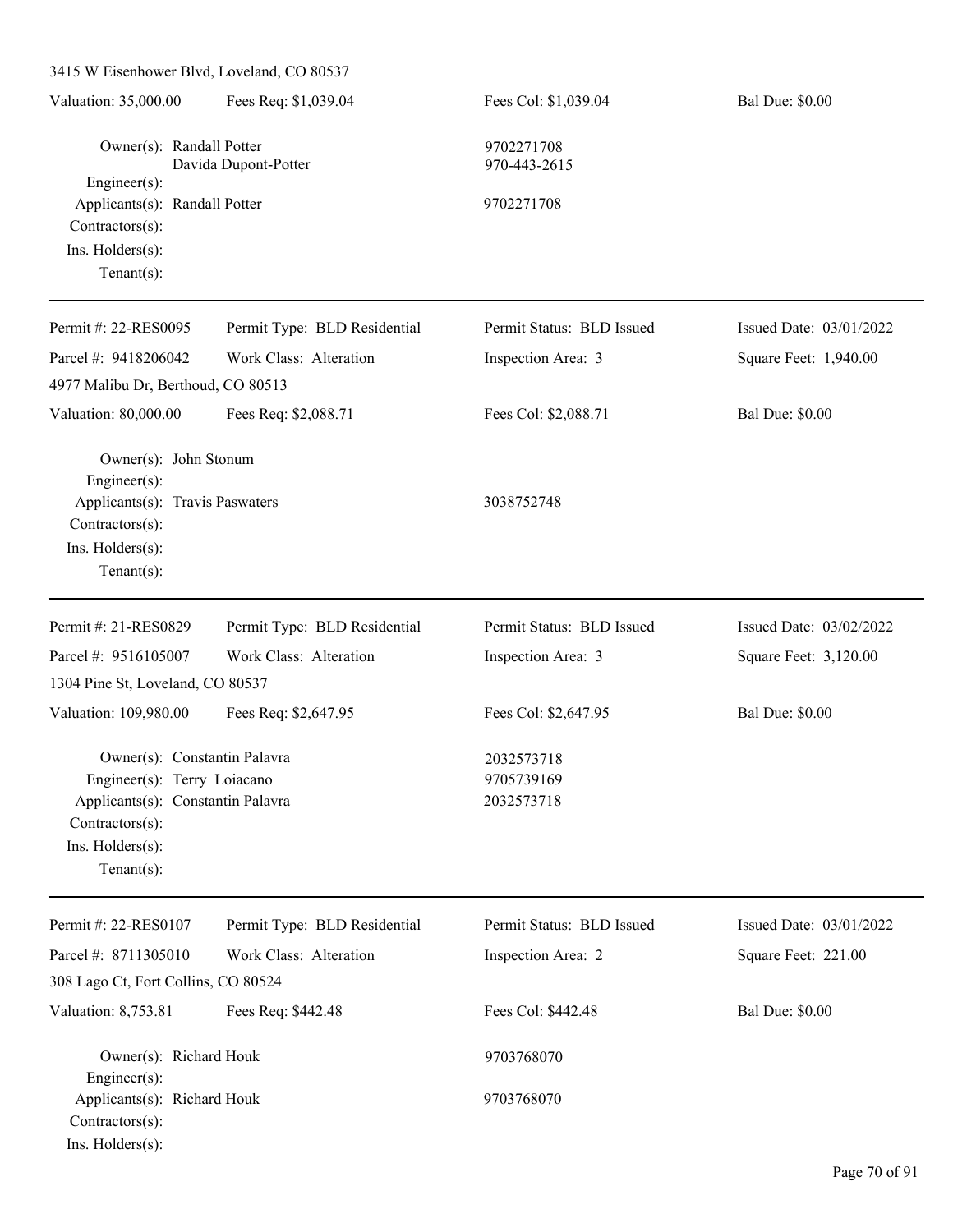3415 W Eisenhower Blvd, Loveland, CO 80537

| Valuation: 35,000.00 | Fees Req: $1,039.04 | Fees Col: $1,039.04 | Bal Due: $0.00 |
|---|---|---|---|

Owner(s): Randall Potter — 9702271708
Davida Dupont-Potter — 970-443-2615
Engineer(s):
Applicants(s): Randall Potter — 9702271708
Contractors(s):
Ins. Holders(s):
Tenant(s):

---

| Permit #: 22-RES0095 | Permit Type: BLD Residential | Permit Status: BLD Issued | Issued Date: 03/01/2022 |
|---|---|---|---|
| Parcel #: 9418206042 | Work Class: Alteration | Inspection Area: 3 | Square Feet: 1,940.00 |

4977 Malibu Dr, Berthoud, CO 80513

| Valuation: 80,000.00 | Fees Req: $2,088.71 | Fees Col: $2,088.71 | Bal Due: $0.00 |
|---|---|---|---|

Owner(s): John Stonum
Engineer(s):
Applicants(s): Travis Paswaters — 3038752748
Contractors(s):
Ins. Holders(s):
Tenant(s):

---

| Permit #: 21-RES0829 | Permit Type: BLD Residential | Permit Status: BLD Issued | Issued Date: 03/02/2022 |
|---|---|---|---|
| Parcel #: 9516105007 | Work Class: Alteration | Inspection Area: 3 | Square Feet: 3,120.00 |

1304 Pine St, Loveland, CO 80537

| Valuation: 109,980.00 | Fees Req: $2,647.95 | Fees Col: $2,647.95 | Bal Due: $0.00 |
|---|---|---|---|

Owner(s): Constantin Palavra — 2032573718
Engineer(s): Terry Loiacano — 9705739169
Applicants(s): Constantin Palavra — 2032573718
Contractors(s):
Ins. Holders(s):
Tenant(s):

---

| Permit #: 22-RES0107 | Permit Type: BLD Residential | Permit Status: BLD Issued | Issued Date: 03/01/2022 |
|---|---|---|---|
| Parcel #: 8711305010 | Work Class: Alteration | Inspection Area: 2 | Square Feet: 221.00 |

308 Lago Ct, Fort Collins, CO 80524

| Valuation: 8,753.81 | Fees Req: $442.48 | Fees Col: $442.48 | Bal Due: $0.00 |
|---|---|---|---|

Owner(s): Richard Houk — 9703768070
Engineer(s):
Applicants(s): Richard Houk — 9703768070
Contractors(s):
Ins. Holders(s):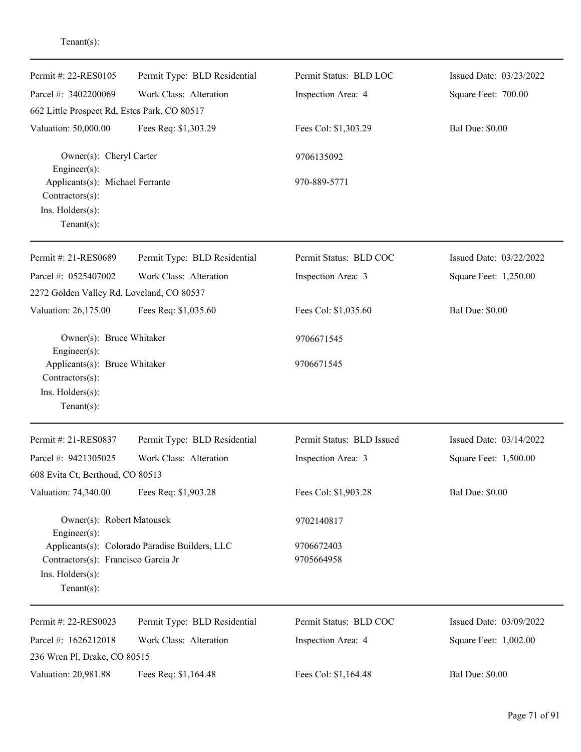Tenant(s):

---

| Permit #: 22-RES0105 | Permit Type: BLD Residential | Permit Status: BLD LOC | Issued Date: 03/23/2022 |
|---|---|---|---|
| Parcel #: 3402200069 | Work Class: Alteration | Inspection Area: 4 | Square Feet: 700.00 |
| 662 Little Prospect Rd, Estes Park, CO 80517 | | | |
| Valuation: 50,000.00 | Fees Req: $1,303.29 | Fees Col: $1,303.29 | Bal Due: $0.00 |

Owner(s): Cheryl Carter — 9706135092
Engineer(s):
Applicants(s): Michael Ferrante — 970-889-5771
Contractors(s):
Ins. Holders(s):
Tenant(s):

---

| Permit #: 21-RES0689 | Permit Type: BLD Residential | Permit Status: BLD COC | Issued Date: 03/22/2022 |
|---|---|---|---|
| Parcel #: 0525407002 | Work Class: Alteration | Inspection Area: 3 | Square Feet: 1,250.00 |
| 2272 Golden Valley Rd, Loveland, CO 80537 | | | |
| Valuation: 26,175.00 | Fees Req: $1,035.60 | Fees Col: $1,035.60 | Bal Due: $0.00 |

Owner(s): Bruce Whitaker — 9706671545
Engineer(s):
Applicants(s): Bruce Whitaker — 9706671545
Contractors(s):
Ins. Holders(s):
Tenant(s):

---

| Permit #: 21-RES0837 | Permit Type: BLD Residential | Permit Status: BLD Issued | Issued Date: 03/14/2022 |
|---|---|---|---|
| Parcel #: 9421305025 | Work Class: Alteration | Inspection Area: 3 | Square Feet: 1,500.00 |
| 608 Evita Ct, Berthoud, CO 80513 | | | |
| Valuation: 74,340.00 | Fees Req: $1,903.28 | Fees Col: $1,903.28 | Bal Due: $0.00 |

Owner(s): Robert Matousek — 9702140817
Engineer(s):
Applicants(s): Colorado Paradise Builders, LLC — 9706672403
Contractors(s): Francisco Garcia Jr — 9705664958
Ins. Holders(s):
Tenant(s):

---

| Permit #: 22-RES0023 | Permit Type: BLD Residential | Permit Status: BLD COC | Issued Date: 03/09/2022 |
|---|---|---|---|
| Parcel #: 1626212018 | Work Class: Alteration | Inspection Area: 4 | Square Feet: 1,002.00 |
| 236 Wren Pl, Drake, CO 80515 | | | |
| Valuation: 20,981.88 | Fees Req: $1,164.48 | Fees Col: $1,164.48 | Bal Due: $0.00 |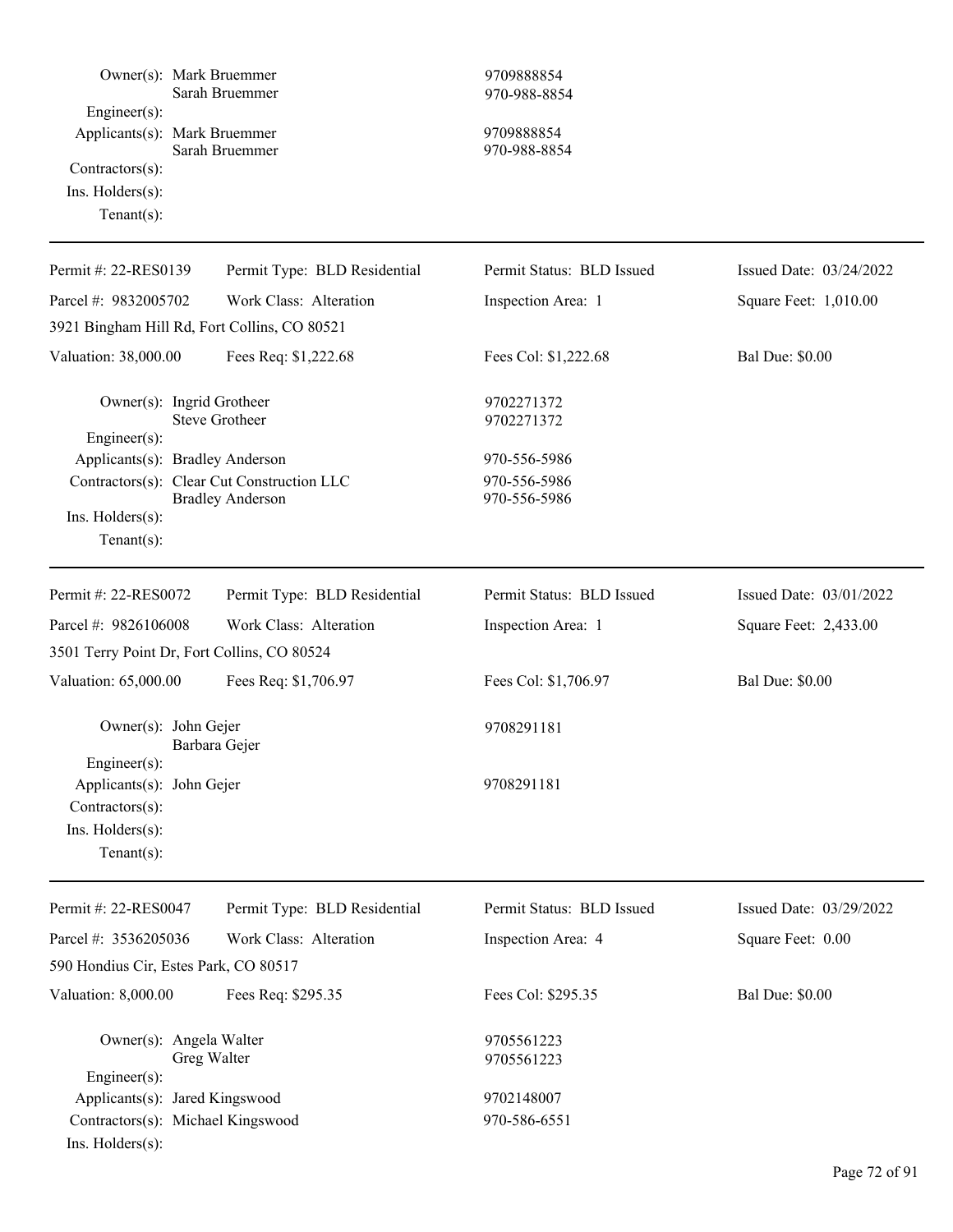Owner(s): Mark Bruemmer 9709888854
Sarah Bruemmer 970-988-8854
Engineer(s):
Applicants(s): Mark Bruemmer 9709888854
Sarah Bruemmer 970-988-8854
Contractors(s):
Ins. Holders(s):
Tenant(s):

---

| Permit #: 22-RES0139 | Permit Type: BLD Residential | Permit Status: BLD Issued | Issued Date: 03/24/2022 |
|---|---|---|---|
| Parcel #: 9832005702 | Work Class: Alteration | Inspection Area: 1 | Square Feet: 1,010.00 |
| 3921 Bingham Hill Rd, Fort Collins, CO 80521 | | | |
| Valuation: 38,000.00 | Fees Req: $1,222.68 | Fees Col: $1,222.68 | Bal Due: $0.00 |

Owner(s): Ingrid Grotheer 9702271372
Steve Grotheer 9702271372
Engineer(s):
Applicants(s): Bradley Anderson 970-556-5986
Contractors(s): Clear Cut Construction LLC 970-556-5986
Bradley Anderson 970-556-5986
Ins. Holders(s):
Tenant(s):

---

| Permit #: 22-RES0072 | Permit Type: BLD Residential | Permit Status: BLD Issued | Issued Date: 03/01/2022 |
|---|---|---|---|
| Parcel #: 9826106008 | Work Class: Alteration | Inspection Area: 1 | Square Feet: 2,433.00 |
| 3501 Terry Point Dr, Fort Collins, CO 80524 | | | |
| Valuation: 65,000.00 | Fees Req: $1,706.97 | Fees Col: $1,706.97 | Bal Due: $0.00 |

Owner(s): John Gejer 9708291181
Barbara Gejer
Engineer(s):
Applicants(s): John Gejer 9708291181
Contractors(s):
Ins. Holders(s):
Tenant(s):

---

| Permit #: 22-RES0047 | Permit Type: BLD Residential | Permit Status: BLD Issued | Issued Date: 03/29/2022 |
|---|---|---|---|
| Parcel #: 3536205036 | Work Class: Alteration | Inspection Area: 4 | Square Feet: 0.00 |
| 590 Hondius Cir, Estes Park, CO 80517 | | | |
| Valuation: 8,000.00 | Fees Req: $295.35 | Fees Col: $295.35 | Bal Due: $0.00 |

Owner(s): Angela Walter 9705561223
Greg Walter 9705561223
Engineer(s):
Applicants(s): Jared Kingswood 9702148007
Contractors(s): Michael Kingswood 970-586-6551
Ins. Holders(s):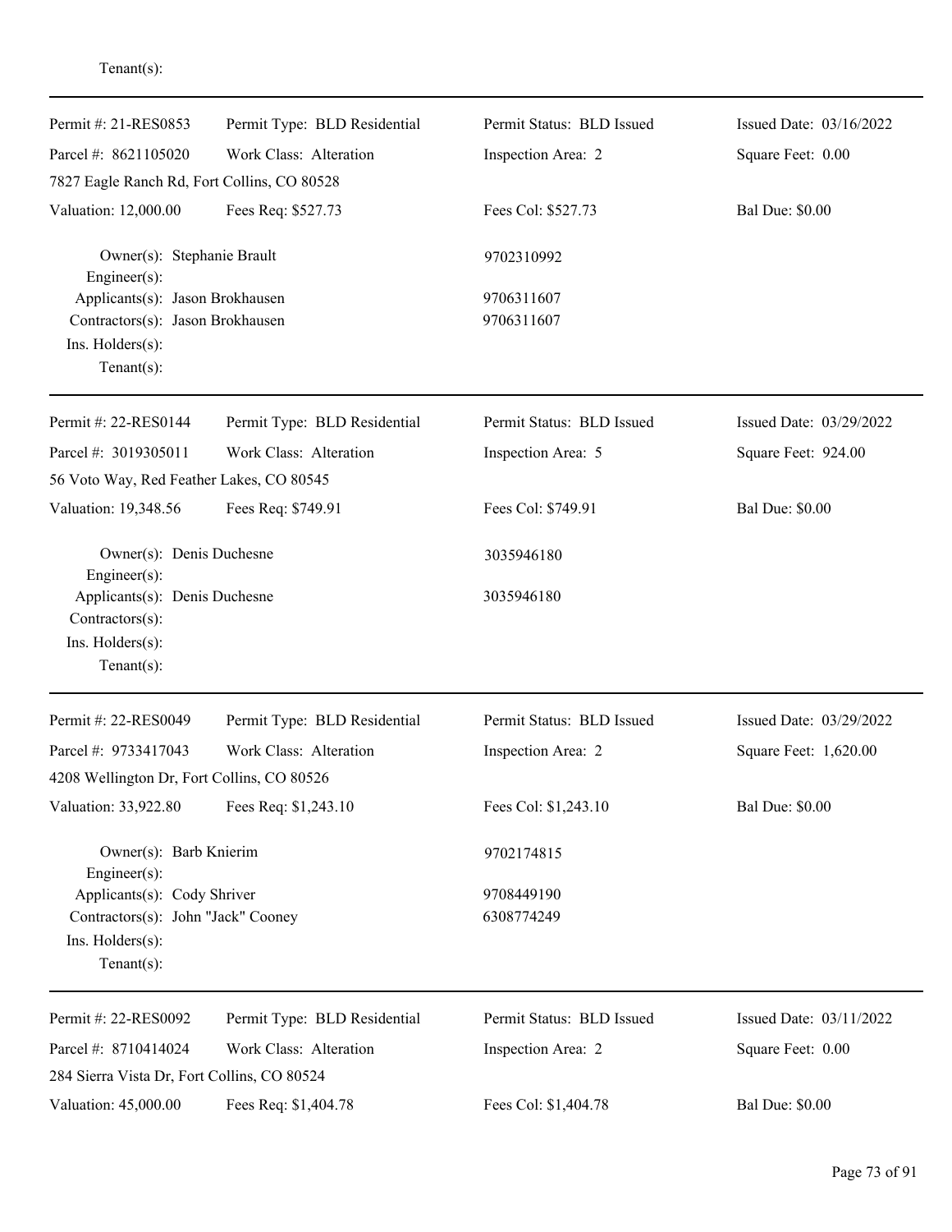Tenant(s):

---

| Permit #: 21-RES0853 | Permit Type: BLD Residential | Permit Status: BLD Issued | Issued Date: 03/16/2022 |
|---|---|---|---|
| Parcel #: 8621105020 | Work Class: Alteration | Inspection Area: 2 | Square Feet: 0.00 |
| 7827 Eagle Ranch Rd, Fort Collins, CO 80528 | | | |
| Valuation: 12,000.00 | Fees Req: $527.73 | Fees Col: $527.73 | Bal Due: $0.00 |

Owner(s): Stephanie Brault — 9702310992
Engineer(s):
Applicants(s): Jason Brokhausen — 9706311607
Contractors(s): Jason Brokhausen — 9706311607
Ins. Holders(s):
Tenant(s):

---

| Permit #: 22-RES0144 | Permit Type: BLD Residential | Permit Status: BLD Issued | Issued Date: 03/29/2022 |
|---|---|---|---|
| Parcel #: 3019305011 | Work Class: Alteration | Inspection Area: 5 | Square Feet: 924.00 |
| 56 Voto Way, Red Feather Lakes, CO 80545 | | | |
| Valuation: 19,348.56 | Fees Req: $749.91 | Fees Col: $749.91 | Bal Due: $0.00 |

Owner(s): Denis Duchesne — 3035946180
Engineer(s):
Applicants(s): Denis Duchesne — 3035946180
Contractors(s):
Ins. Holders(s):
Tenant(s):

---

| Permit #: 22-RES0049 | Permit Type: BLD Residential | Permit Status: BLD Issued | Issued Date: 03/29/2022 |
|---|---|---|---|
| Parcel #: 9733417043 | Work Class: Alteration | Inspection Area: 2 | Square Feet: 1,620.00 |
| 4208 Wellington Dr, Fort Collins, CO 80526 | | | |
| Valuation: 33,922.80 | Fees Req: $1,243.10 | Fees Col: $1,243.10 | Bal Due: $0.00 |

Owner(s): Barb Knierim — 9702174815
Engineer(s):
Applicants(s): Cody Shriver — 9708449190
Contractors(s): John "Jack" Cooney — 6308774249
Ins. Holders(s):
Tenant(s):

---

| Permit #: 22-RES0092 | Permit Type: BLD Residential | Permit Status: BLD Issued | Issued Date: 03/11/2022 |
|---|---|---|---|
| Parcel #: 8710414024 | Work Class: Alteration | Inspection Area: 2 | Square Feet: 0.00 |
| 284 Sierra Vista Dr, Fort Collins, CO 80524 | | | |
| Valuation: 45,000.00 | Fees Req: $1,404.78 | Fees Col: $1,404.78 | Bal Due: $0.00 |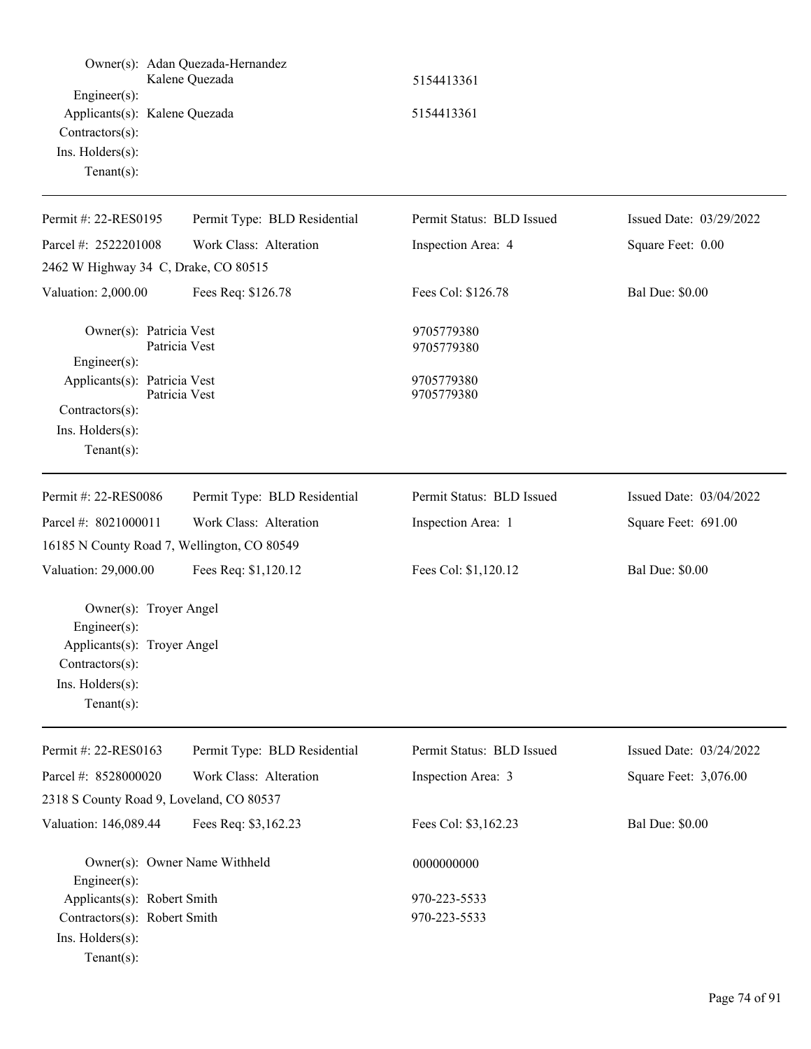Owner(s): Adan Quezada-Hernandez
Kalene Quezada 5154413361
Engineer(s):
Applicants(s): Kalene Quezada 5154413361
Contractors(s):
Ins. Holders(s):
Tenant(s):

---

| Permit #: 22-RES0195 | Permit Type: BLD Residential | Permit Status: BLD Issued | Issued Date: 03/29/2022 |
|---|---|---|---|
| Parcel #: 2522201008 | Work Class: Alteration | Inspection Area: 4 | Square Feet: 0.00 |
| 2462 W Highway 34 C, Drake, CO 80515 | | | |
| Valuation: 2,000.00 | Fees Req: $126.78 | Fees Col: $126.78 | Bal Due: $0.00 |

Owner(s): Patricia Vest 9705779380
Patricia Vest 9705779380
Engineer(s):
Applicants(s): Patricia Vest 9705779380
Patricia Vest 9705779380
Contractors(s):
Ins. Holders(s):
Tenant(s):

---

| Permit #: 22-RES0086 | Permit Type: BLD Residential | Permit Status: BLD Issued | Issued Date: 03/04/2022 |
|---|---|---|---|
| Parcel #: 8021000011 | Work Class: Alteration | Inspection Area: 1 | Square Feet: 691.00 |
| 16185 N County Road 7, Wellington, CO 80549 | | | |
| Valuation: 29,000.00 | Fees Req: $1,120.12 | Fees Col: $1,120.12 | Bal Due: $0.00 |

Owner(s): Troyer Angel
Engineer(s):
Applicants(s): Troyer Angel
Contractors(s):
Ins. Holders(s):
Tenant(s):

---

| Permit #: 22-RES0163 | Permit Type: BLD Residential | Permit Status: BLD Issued | Issued Date: 03/24/2022 |
|---|---|---|---|
| Parcel #: 8528000020 | Work Class: Alteration | Inspection Area: 3 | Square Feet: 3,076.00 |
| 2318 S County Road 9, Loveland, CO 80537 | | | |
| Valuation: 146,089.44 | Fees Req: $3,162.23 | Fees Col: $3,162.23 | Bal Due: $0.00 |

Owner(s): Owner Name Withheld 0000000000
Engineer(s):
Applicants(s): Robert Smith 970-223-5533
Contractors(s): Robert Smith 970-223-5533
Ins. Holders(s):
Tenant(s):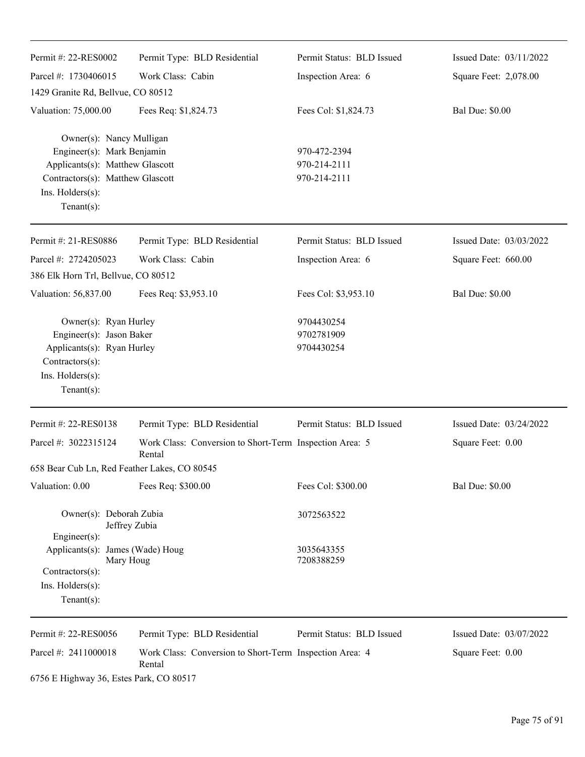| Permit #: 22-RES0002 | Permit Type: BLD Residential | Permit Status: BLD Issued | Issued Date: 03/11/2022 |
|---|---|---|---|
| Parcel #: 1730406015 | Work Class: Cabin | Inspection Area: 6 | Square Feet: 2,078.00 |
| 1429 Granite Rd, Bellvue, CO 80512 | | | |
| Valuation: 75,000.00 | Fees Req: $1,824.73 | Fees Col: $1,824.73 | Bal Due: $0.00 |

Owner(s): Nancy Mulligan
Engineer(s): Mark Benjamin — 970-472-2394
Applicants(s): Matthew Glascott — 970-214-2111
Contractors(s): Matthew Glascott — 970-214-2111
Ins. Holders(s):
Tenant(s):

---

| Permit #: 21-RES0886 | Permit Type: BLD Residential | Permit Status: BLD Issued | Issued Date: 03/03/2022 |
|---|---|---|---|
| Parcel #: 2724205023 | Work Class: Cabin | Inspection Area: 6 | Square Feet: 660.00 |
| 386 Elk Horn Trl, Bellvue, CO 80512 | | | |
| Valuation: 56,837.00 | Fees Req: $3,953.10 | Fees Col: $3,953.10 | Bal Due: $0.00 |

Owner(s): Ryan Hurley — 9704430254
Engineer(s): Jason Baker — 9702781909
Applicants(s): Ryan Hurley — 9704430254
Contractors(s):
Ins. Holders(s):
Tenant(s):

---

| Permit #: 22-RES0138 | Permit Type: BLD Residential | Permit Status: BLD Issued | Issued Date: 03/24/2022 |
|---|---|---|---|
| Parcel #: 3022315124 | Work Class: Conversion to Short-Term Rental | Inspection Area: 5 | Square Feet: 0.00 |
| 658 Bear Cub Ln, Red Feather Lakes, CO 80545 | | | |
| Valuation: 0.00 | Fees Req: $300.00 | Fees Col: $300.00 | Bal Due: $0.00 |

Owner(s): Deborah Zubia, Jeffrey Zubia — 3072563522
Engineer(s):
Applicants(s): James (Wade) Houg — 3035643355; Mary Houg — 7208388259
Contractors(s):
Ins. Holders(s):
Tenant(s):

---

| Permit #: 22-RES0056 | Permit Type: BLD Residential | Permit Status: BLD Issued | Issued Date: 03/07/2022 |
|---|---|---|---|
| Parcel #: 2411000018 | Work Class: Conversion to Short-Term Rental | Inspection Area: 4 | Square Feet: 0.00 |
| 6756 E Highway 36, Estes Park, CO 80517 | | | |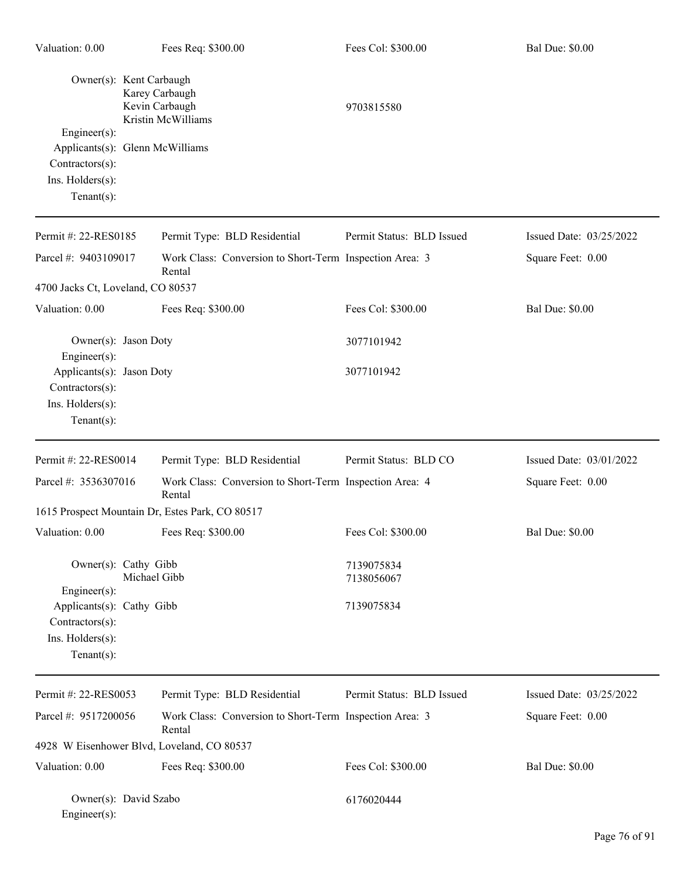Valuation: 0.00 | Fees Req: $300.00 | Fees Col: $300.00 | Bal Due: $0.00

Owner(s): Kent Carbaugh
Karey Carbaugh
Kevin Carbaugh — 9703815580
Kristin McWilliams
Engineer(s):
Applicants(s): Glenn McWilliams
Contractors(s):
Ins. Holders(s):
Tenant(s):

---

Permit #: 22-RES0185 | Permit Type: BLD Residential | Permit Status: BLD Issued | Issued Date: 03/25/2022
Parcel #: 9403109017 | Work Class: Conversion to Short-Term Rental | Inspection Area: 3 | Square Feet: 0.00

4700 Jacks Ct, Loveland, CO 80537

Valuation: 0.00 | Fees Req: $300.00 | Fees Col: $300.00 | Bal Due: $0.00

Owner(s): Jason Doty — 3077101942
Engineer(s):
Applicants(s): Jason Doty — 3077101942
Contractors(s):
Ins. Holders(s):
Tenant(s):

---

Permit #: 22-RES0014 | Permit Type: BLD Residential | Permit Status: BLD CO | Issued Date: 03/01/2022
Parcel #: 3536307016 | Work Class: Conversion to Short-Term Rental | Inspection Area: 4 | Square Feet: 0.00

1615 Prospect Mountain Dr, Estes Park, CO 80517

Valuation: 0.00 | Fees Req: $300.00 | Fees Col: $300.00 | Bal Due: $0.00

Owner(s): Cathy Gibb — 7139075834
Michael Gibb — 7138056067
Engineer(s):
Applicants(s): Cathy Gibb — 7139075834
Contractors(s):
Ins. Holders(s):
Tenant(s):

---

Permit #: 22-RES0053 | Permit Type: BLD Residential | Permit Status: BLD Issued | Issued Date: 03/25/2022
Parcel #: 9517200056 | Work Class: Conversion to Short-Term Rental | Inspection Area: 3 | Square Feet: 0.00

4928 W Eisenhower Blvd, Loveland, CO 80537

Valuation: 0.00 | Fees Req: $300.00 | Fees Col: $300.00 | Bal Due: $0.00

Owner(s): David Szabo — 6176020444
Engineer(s):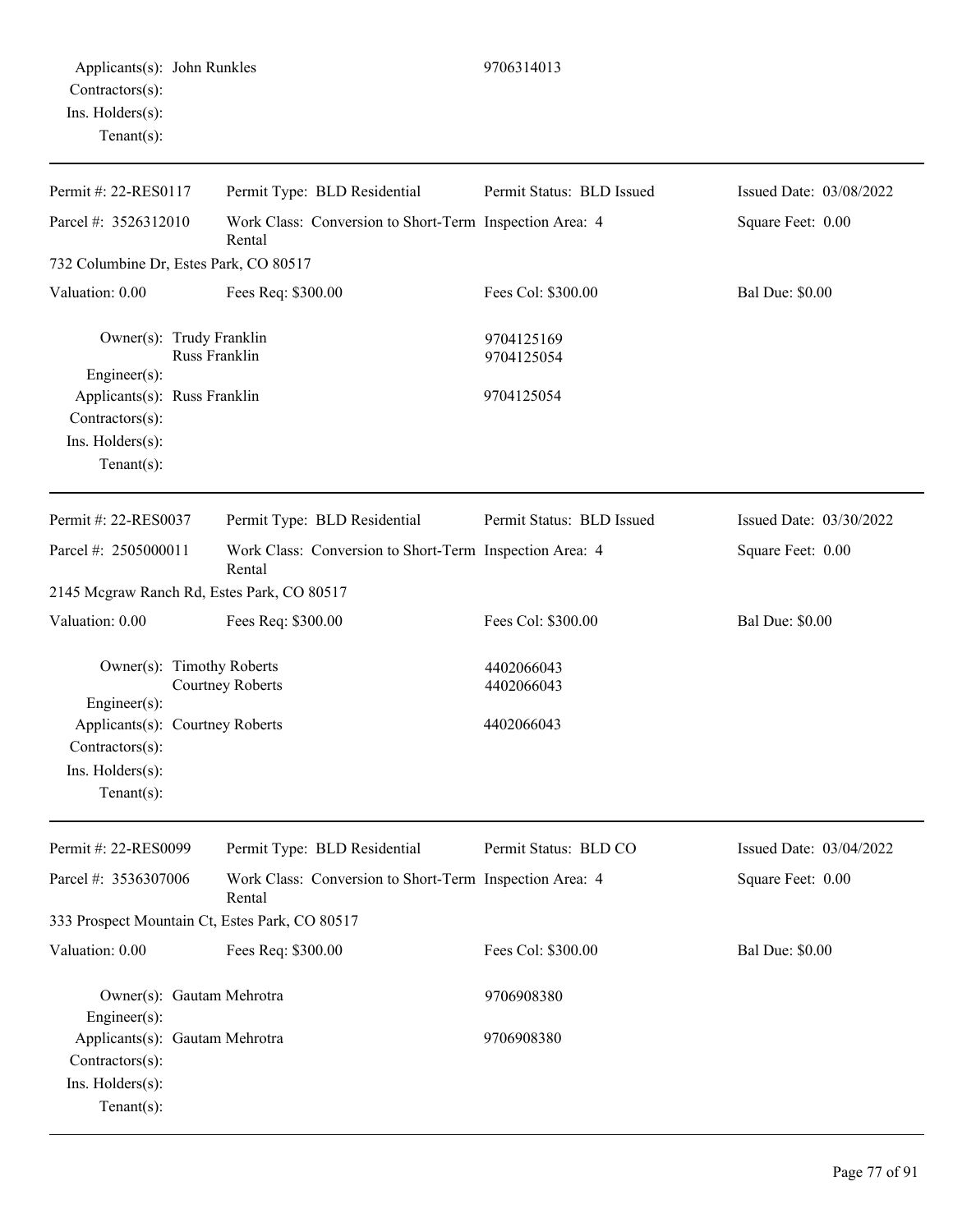Applicants(s): John Runkles 9706314013
Contractors(s):
Ins. Holders(s):
Tenant(s):

---

| Permit #: 22-RES0117 | Permit Type: BLD Residential | Permit Status: BLD Issued | Issued Date: 03/08/2022 |
|---|---|---|---|
| Parcel #: 3526312010 | Work Class: Conversion to Short-Term Rental | Inspection Area: 4 | Square Feet: 0.00 |
| 732 Columbine Dr, Estes Park, CO 80517 | | | |
| Valuation: 0.00 | Fees Req: $300.00 | Fees Col: $300.00 | Bal Due: $0.00 |

Owner(s): Trudy Franklin 9704125169
Russ Franklin 9704125054
Engineer(s):
Applicants(s): Russ Franklin 9704125054
Contractors(s):
Ins. Holders(s):
Tenant(s):

---

| Permit #: 22-RES0037 | Permit Type: BLD Residential | Permit Status: BLD Issued | Issued Date: 03/30/2022 |
|---|---|---|---|
| Parcel #: 2505000011 | Work Class: Conversion to Short-Term Rental | Inspection Area: 4 | Square Feet: 0.00 |
| 2145 Mcgraw Ranch Rd, Estes Park, CO 80517 | | | |
| Valuation: 0.00 | Fees Req: $300.00 | Fees Col: $300.00 | Bal Due: $0.00 |

Owner(s): Timothy Roberts 4402066043
Courtney Roberts 4402066043
Engineer(s):
Applicants(s): Courtney Roberts 4402066043
Contractors(s):
Ins. Holders(s):
Tenant(s):

---

| Permit #: 22-RES0099 | Permit Type: BLD Residential | Permit Status: BLD CO | Issued Date: 03/04/2022 |
|---|---|---|---|
| Parcel #: 3536307006 | Work Class: Conversion to Short-Term Rental | Inspection Area: 4 | Square Feet: 0.00 |
| 333 Prospect Mountain Ct, Estes Park, CO 80517 | | | |
| Valuation: 0.00 | Fees Req: $300.00 | Fees Col: $300.00 | Bal Due: $0.00 |

Owner(s): Gautam Mehrotra 9706908380
Engineer(s):
Applicants(s): Gautam Mehrotra 9706908380
Contractors(s):
Ins. Holders(s):
Tenant(s):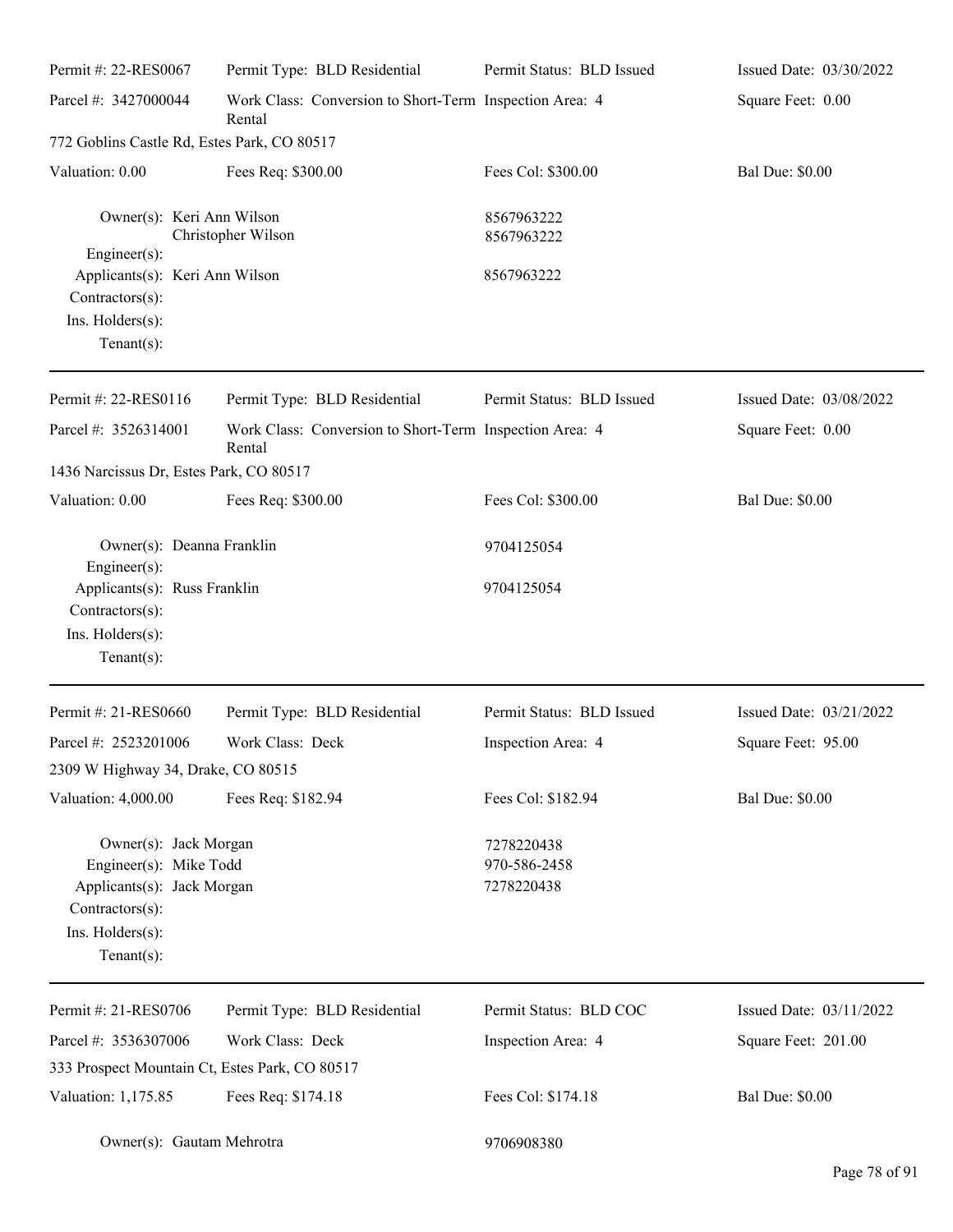Permit #: 22-RES0067 | Permit Type: BLD Residential | Permit Status: BLD Issued | Issued Date: 03/30/2022

Parcel #: 3427000044 | Work Class: Conversion to Short-Term Rental | Inspection Area: 4 | Square Feet: 0.00

772 Goblins Castle Rd, Estes Park, CO 80517

Valuation: 0.00 | Fees Req: $300.00 | Fees Col: $300.00 | Bal Due: $0.00

Owner(s): Keri Ann Wilson 8567963222
Christopher Wilson 8567963222
Engineer(s):
Applicants(s): Keri Ann Wilson 8567963222
Contractors(s):
Ins. Holders(s):
Tenant(s):

---

Permit #: 22-RES0116 | Permit Type: BLD Residential | Permit Status: BLD Issued | Issued Date: 03/08/2022

Parcel #: 3526314001 | Work Class: Conversion to Short-Term Rental | Inspection Area: 4 | Square Feet: 0.00

1436 Narcissus Dr, Estes Park, CO 80517

Valuation: 0.00 | Fees Req: $300.00 | Fees Col: $300.00 | Bal Due: $0.00

Owner(s): Deanna Franklin 9704125054
Engineer(s):
Applicants(s): Russ Franklin 9704125054
Contractors(s):
Ins. Holders(s):
Tenant(s):

---

Permit #: 21-RES0660 | Permit Type: BLD Residential | Permit Status: BLD Issued | Issued Date: 03/21/2022

Parcel #: 2523201006 | Work Class: Deck | Inspection Area: 4 | Square Feet: 95.00

2309 W Highway 34, Drake, CO 80515

Valuation: 4,000.00 | Fees Req: $182.94 | Fees Col: $182.94 | Bal Due: $0.00

Owner(s): Jack Morgan 7278220438
Engineer(s): Mike Todd 970-586-2458
Applicants(s): Jack Morgan 7278220438
Contractors(s):
Ins. Holders(s):
Tenant(s):

---

Permit #: 21-RES0706 | Permit Type: BLD Residential | Permit Status: BLD COC | Issued Date: 03/11/2022

Parcel #: 3536307006 | Work Class: Deck | Inspection Area: 4 | Square Feet: 201.00

333 Prospect Mountain Ct, Estes Park, CO 80517

Valuation: 1,175.85 | Fees Req: $174.18 | Fees Col: $174.18 | Bal Due: $0.00

Owner(s): Gautam Mehrotra 9706908380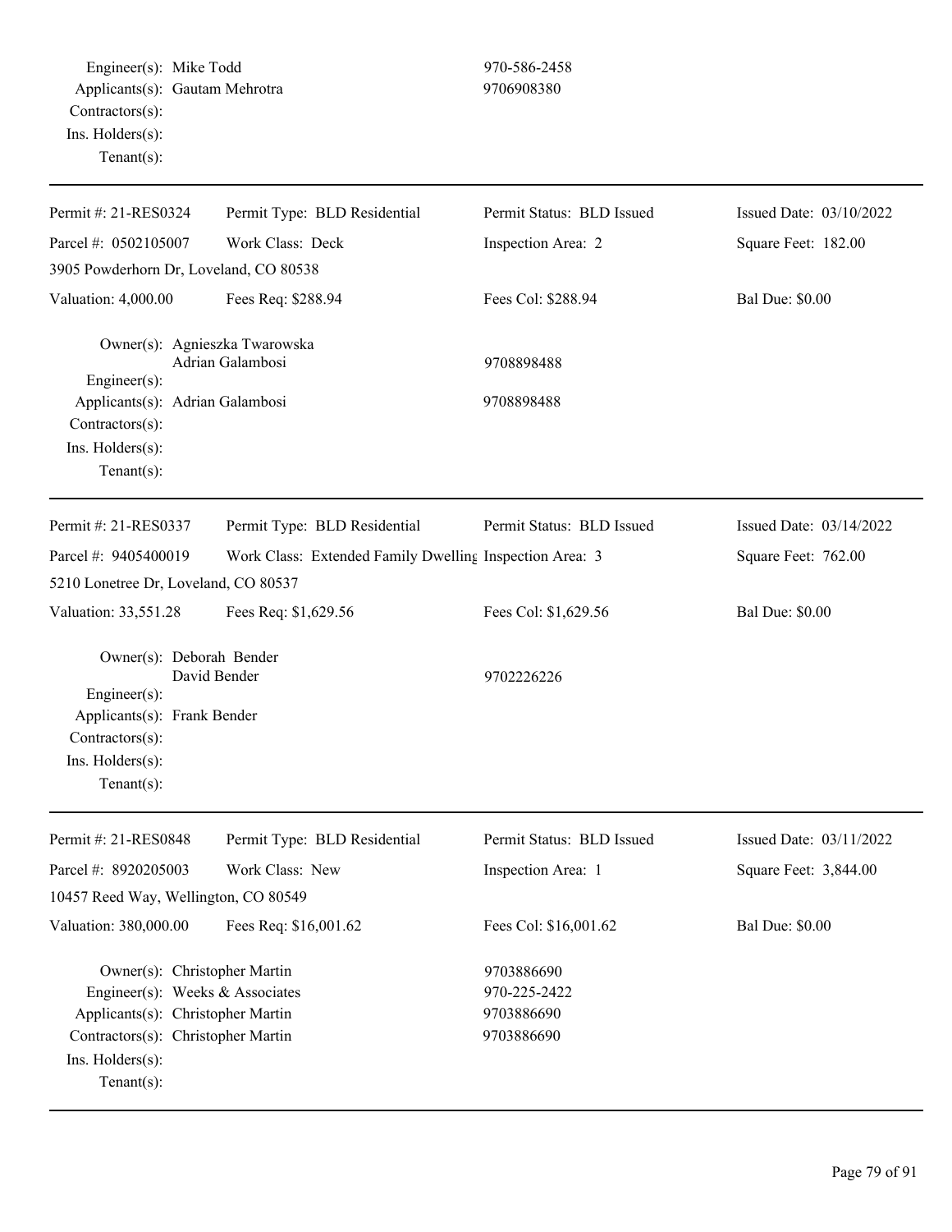Engineer(s): Mike Todd 970-586-2458
Applicants(s): Gautam Mehrotra 9706908380
Contractors(s):
Ins. Holders(s):
Tenant(s):

---

| Permit #: 21-RES0324 | Permit Type: BLD Residential | Permit Status: BLD Issued | Issued Date: 03/10/2022 |
|---|---|---|---|
| Parcel #: 0502105007 | Work Class: Deck | Inspection Area: 2 | Square Feet: 182.00 |
| 3905 Powderhorn Dr, Loveland, CO 80538 | | | |
| Valuation: 4,000.00 | Fees Req: $288.94 | Fees Col: $288.94 | Bal Due: $0.00 |

Owner(s): Agnieszka Twarowska
Adrian Galambosi 9708898488
Engineer(s):
Applicants(s): Adrian Galambosi 9708898488
Contractors(s):
Ins. Holders(s):
Tenant(s):

---

| Permit #: 21-RES0337 | Permit Type: BLD Residential | Permit Status: BLD Issued | Issued Date: 03/14/2022 |
|---|---|---|---|
| Parcel #: 9405400019 | Work Class: Extended Family Dwelling | Inspection Area: 3 | Square Feet: 762.00 |
| 5210 Lonetree Dr, Loveland, CO 80537 | | | |
| Valuation: 33,551.28 | Fees Req: $1,629.56 | Fees Col: $1,629.56 | Bal Due: $0.00 |

Owner(s): Deborah Bender
David Bender 9702226226
Engineer(s):
Applicants(s): Frank Bender
Contractors(s):
Ins. Holders(s):
Tenant(s):

---

| Permit #: 21-RES0848 | Permit Type: BLD Residential | Permit Status: BLD Issued | Issued Date: 03/11/2022 |
|---|---|---|---|
| Parcel #: 8920205003 | Work Class: New | Inspection Area: 1 | Square Feet: 3,844.00 |
| 10457 Reed Way, Wellington, CO 80549 | | | |
| Valuation: 380,000.00 | Fees Req: $16,001.62 | Fees Col: $16,001.62 | Bal Due: $0.00 |

Owner(s): Christopher Martin 9703886690
Engineer(s): Weeks & Associates 970-225-2422
Applicants(s): Christopher Martin 9703886690
Contractors(s): Christopher Martin 9703886690
Ins. Holders(s):
Tenant(s):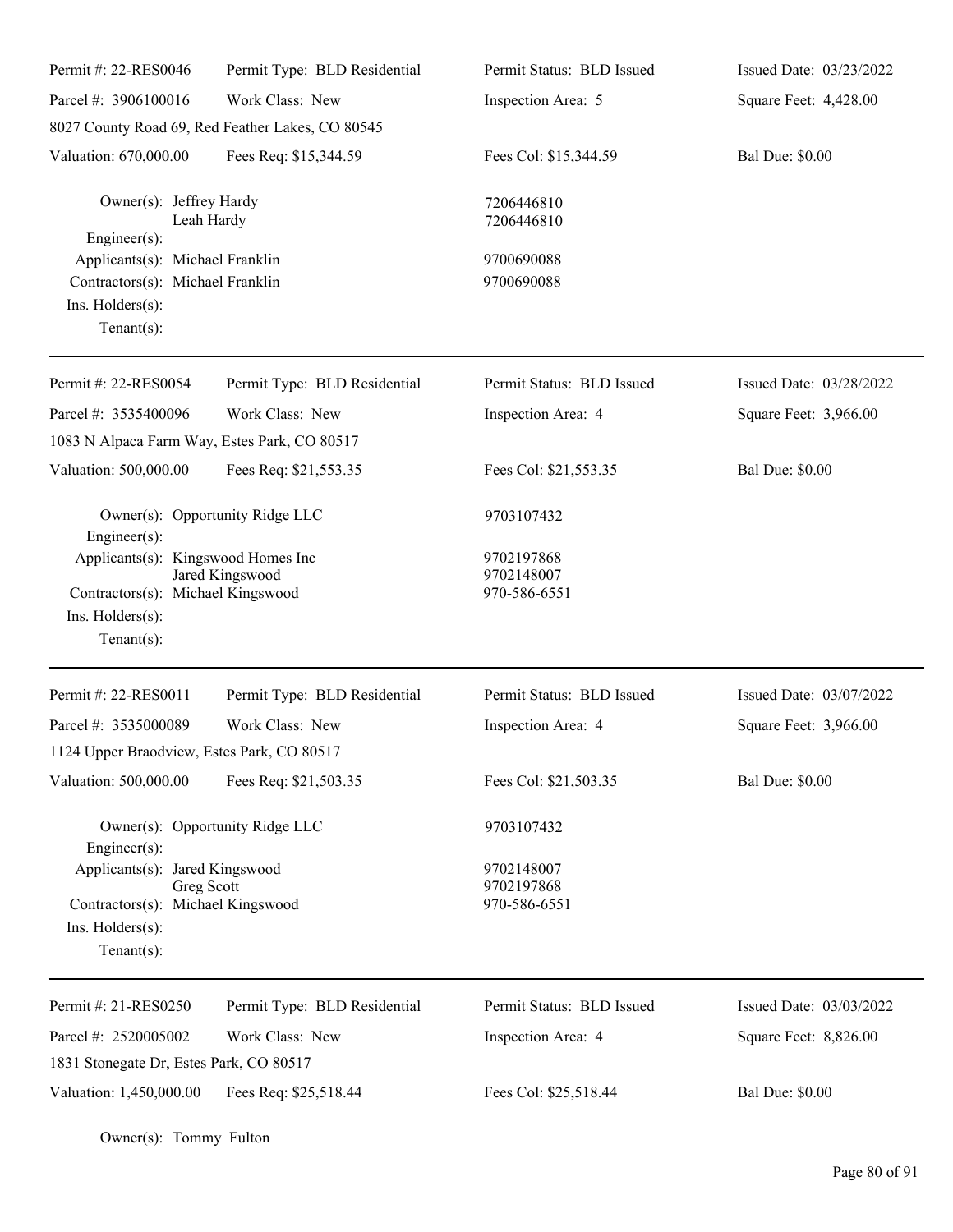| Permit #: 22-RES0046 | Permit Type: BLD Residential | Permit Status: BLD Issued | Issued Date: 03/23/2022 |
|---|---|---|---|
| Parcel #: 3906100016 | Work Class: New | Inspection Area: 5 | Square Feet: 4,428.00 |
| 8027 County Road 69, Red Feather Lakes, CO 80545 | | | |
| Valuation: 670,000.00 | Fees Req: $15,344.59 | Fees Col: $15,344.59 | Bal Due: $0.00 |

Owner(s): Jeffrey Hardy 7206446810
Leah Hardy 7206446810
Engineer(s):
Applicants(s): Michael Franklin 9700690088
Contractors(s): Michael Franklin 9700690088
Ins. Holders(s):
Tenant(s):

---

| Permit #: 22-RES0054 | Permit Type: BLD Residential | Permit Status: BLD Issued | Issued Date: 03/28/2022 |
|---|---|---|---|
| Parcel #: 3535400096 | Work Class: New | Inspection Area: 4 | Square Feet: 3,966.00 |
| 1083 N Alpaca Farm Way, Estes Park, CO 80517 | | | |
| Valuation: 500,000.00 | Fees Req: $21,553.35 | Fees Col: $21,553.35 | Bal Due: $0.00 |

Owner(s): Opportunity Ridge LLC 9703107432
Engineer(s):
Applicants(s): Kingswood Homes Inc 9702197868
Jared Kingswood 9702148007
Contractors(s): Michael Kingswood 970-586-6551
Ins. Holders(s):
Tenant(s):

---

| Permit #: 22-RES0011 | Permit Type: BLD Residential | Permit Status: BLD Issued | Issued Date: 03/07/2022 |
|---|---|---|---|
| Parcel #: 3535000089 | Work Class: New | Inspection Area: 4 | Square Feet: 3,966.00 |
| 1124 Upper Braodview, Estes Park, CO 80517 | | | |
| Valuation: 500,000.00 | Fees Req: $21,503.35 | Fees Col: $21,503.35 | Bal Due: $0.00 |

Owner(s): Opportunity Ridge LLC 9703107432
Engineer(s):
Applicants(s): Jared Kingswood 9702148007
Greg Scott 9702197868
Contractors(s): Michael Kingswood 970-586-6551
Ins. Holders(s):
Tenant(s):

---

| Permit #: 21-RES0250 | Permit Type: BLD Residential | Permit Status: BLD Issued | Issued Date: 03/03/2022 |
|---|---|---|---|
| Parcel #: 2520005002 | Work Class: New | Inspection Area: 4 | Square Feet: 8,826.00 |
| 1831 Stonegate Dr, Estes Park, CO 80517 | | | |
| Valuation: 1,450,000.00 | Fees Req: $25,518.44 | Fees Col: $25,518.44 | Bal Due: $0.00 |

Owner(s): Tommy Fulton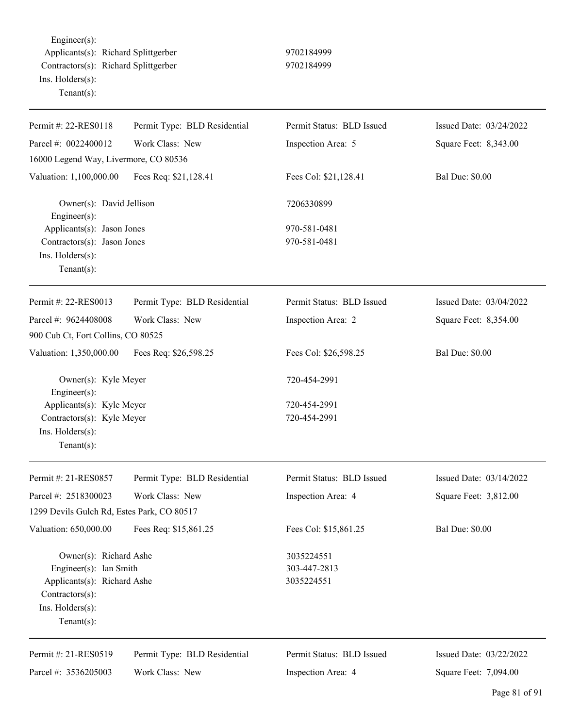Engineer(s):
Applicants(s): Richard Splittgerber 9702184999
Contractors(s): Richard Splittgerber 9702184999
Ins. Holders(s):
Tenant(s):

---

| Permit #: 22-RES0118 | Permit Type: BLD Residential | Permit Status: BLD Issued | Issued Date: 03/24/2022 |
|---|---|---|---|
| Parcel #: 0022400012 | Work Class: New | Inspection Area: 5 | Square Feet: 8,343.00 |
| 16000 Legend Way, Livermore, CO 80536 | | | |
| Valuation: 1,100,000.00 | Fees Req: $21,128.41 | Fees Col: $21,128.41 | Bal Due: $0.00 |

Owner(s): David Jellison 7206330899
Engineer(s):
Applicants(s): Jason Jones 970-581-0481
Contractors(s): Jason Jones 970-581-0481
Ins. Holders(s):
Tenant(s):

---

| Permit #: 22-RES0013 | Permit Type: BLD Residential | Permit Status: BLD Issued | Issued Date: 03/04/2022 |
|---|---|---|---|
| Parcel #: 9624408008 | Work Class: New | Inspection Area: 2 | Square Feet: 8,354.00 |
| 900 Cub Ct, Fort Collins, CO 80525 | | | |
| Valuation: 1,350,000.00 | Fees Req: $26,598.25 | Fees Col: $26,598.25 | Bal Due: $0.00 |

Owner(s): Kyle Meyer 720-454-2991
Engineer(s):
Applicants(s): Kyle Meyer 720-454-2991
Contractors(s): Kyle Meyer 720-454-2991
Ins. Holders(s):
Tenant(s):

---

| Permit #: 21-RES0857 | Permit Type: BLD Residential | Permit Status: BLD Issued | Issued Date: 03/14/2022 |
|---|---|---|---|
| Parcel #: 2518300023 | Work Class: New | Inspection Area: 4 | Square Feet: 3,812.00 |
| 1299 Devils Gulch Rd, Estes Park, CO 80517 | | | |
| Valuation: 650,000.00 | Fees Req: $15,861.25 | Fees Col: $15,861.25 | Bal Due: $0.00 |

Owner(s): Richard Ashe 3035224551
Engineer(s): Ian Smith 303-447-2813
Applicants(s): Richard Ashe 3035224551
Contractors(s):
Ins. Holders(s):
Tenant(s):

---

| Permit #: 21-RES0519 | Permit Type: BLD Residential | Permit Status: BLD Issued | Issued Date: 03/22/2022 |
|---|---|---|---|
| Parcel #: 3536205003 | Work Class: New | Inspection Area: 4 | Square Feet: 7,094.00 |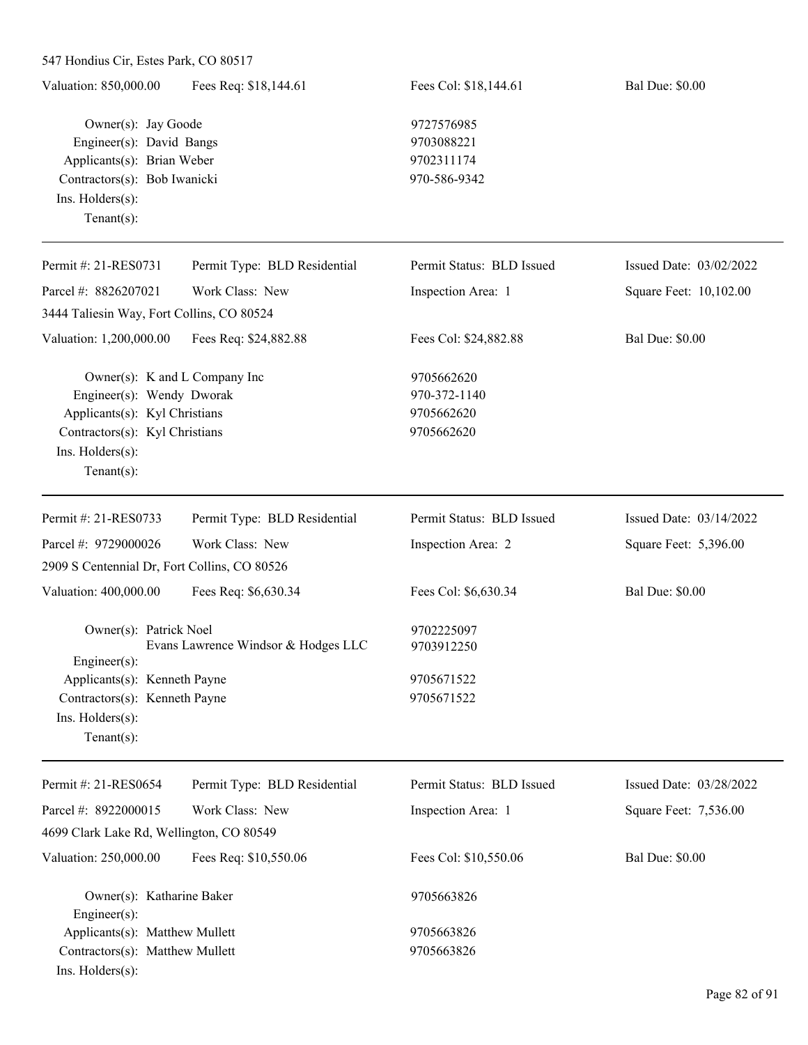547 Hondius Cir, Estes Park, CO 80517

| Valuation: 850,000.00 | Fees Req: $18,144.61 | Fees Col: $18,144.61 | Bal Due: $0.00 |
|---|---|---|---|

Owner(s): Jay Goode 9727576985
Engineer(s): David Bangs 9703088221
Applicants(s): Brian Weber 9702311174
Contractors(s): Bob Iwanicki 970-586-9342
Ins. Holders(s):
Tenant(s):

---

| Permit #: 21-RES0731 | Permit Type: BLD Residential | Permit Status: BLD Issued | Issued Date: 03/02/2022 |
|---|---|---|---|
| Parcel #: 8826207021 | Work Class: New | Inspection Area: 1 | Square Feet: 10,102.00 |

3444 Taliesin Way, Fort Collins, CO 80524

| Valuation: 1,200,000.00 | Fees Req: $24,882.88 | Fees Col: $24,882.88 | Bal Due: $0.00 |
|---|---|---|---|

Owner(s): K and L Company Inc 9705662620
Engineer(s): Wendy Dworak 970-372-1140
Applicants(s): Kyl Christians 9705662620
Contractors(s): Kyl Christians 9705662620
Ins. Holders(s):
Tenant(s):

---

| Permit #: 21-RES0733 | Permit Type: BLD Residential | Permit Status: BLD Issued | Issued Date: 03/14/2022 |
|---|---|---|---|
| Parcel #: 9729000026 | Work Class: New | Inspection Area: 2 | Square Feet: 5,396.00 |

2909 S Centennial Dr, Fort Collins, CO 80526

| Valuation: 400,000.00 | Fees Req: $6,630.34 | Fees Col: $6,630.34 | Bal Due: $0.00 |
|---|---|---|---|

Owner(s): Patrick Noel 9702225097
Evans Lawrence Windsor & Hodges LLC 9703912250
Engineer(s):
Applicants(s): Kenneth Payne 9705671522
Contractors(s): Kenneth Payne 9705671522
Ins. Holders(s):
Tenant(s):

---

| Permit #: 21-RES0654 | Permit Type: BLD Residential | Permit Status: BLD Issued | Issued Date: 03/28/2022 |
|---|---|---|---|
| Parcel #: 8922000015 | Work Class: New | Inspection Area: 1 | Square Feet: 7,536.00 |

4699 Clark Lake Rd, Wellington, CO 80549

| Valuation: 250,000.00 | Fees Req: $10,550.06 | Fees Col: $10,550.06 | Bal Due: $0.00 |
|---|---|---|---|

Owner(s): Katharine Baker 9705663826
Engineer(s):
Applicants(s): Matthew Mullett 9705663826
Contractors(s): Matthew Mullett 9705663826
Ins. Holders(s):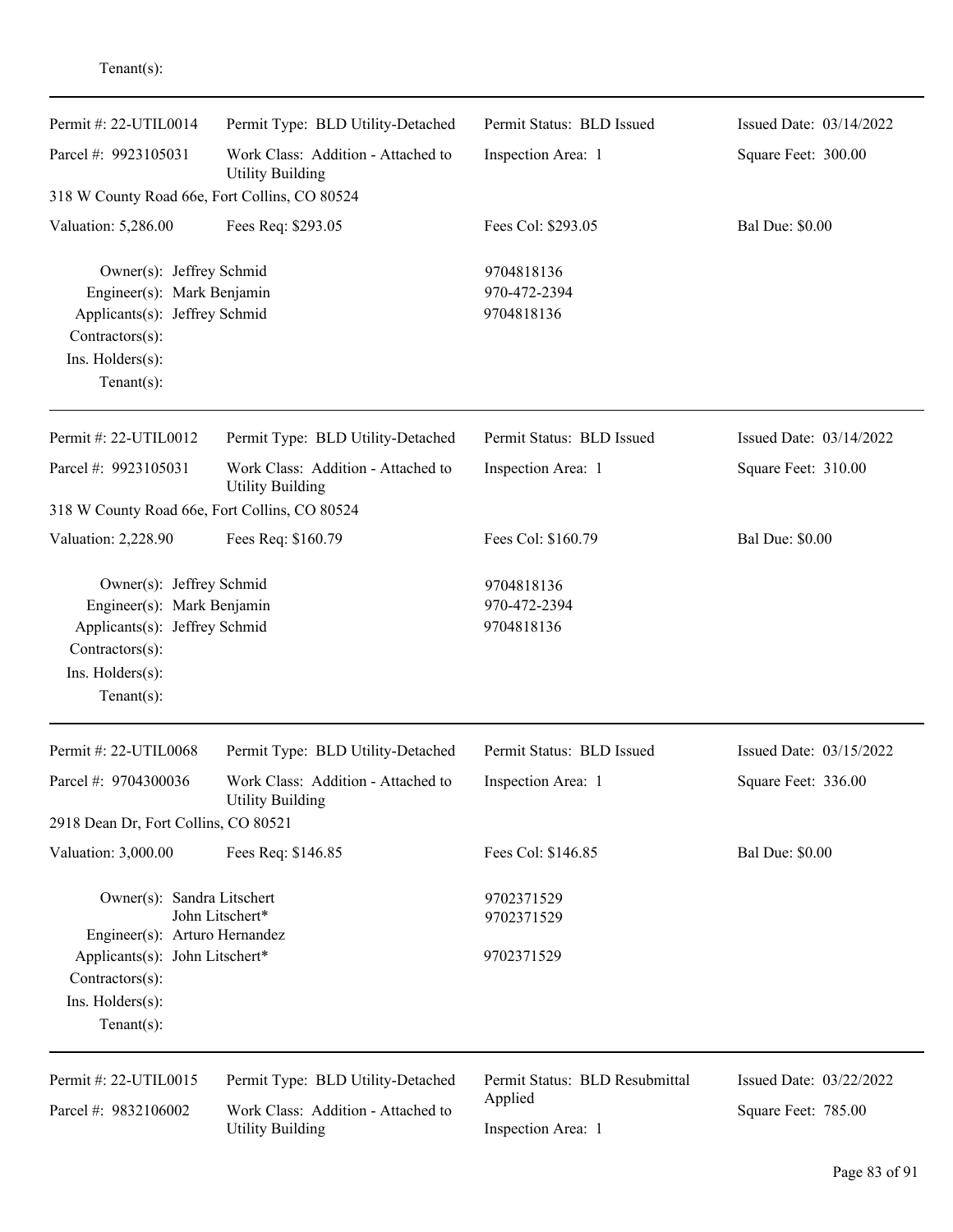Tenant(s):

---

| Permit #: 22-UTIL0014 | Permit Type: BLD Utility-Detached | Permit Status: BLD Issued | Issued Date: 03/14/2022 |
|---|---|---|---|
| Parcel #: 9923105031 | Work Class: Addition - Attached to Utility Building | Inspection Area: 1 | Square Feet: 300.00 |
| 318 W County Road 66e, Fort Collins, CO 80524 | | | |
| Valuation: 5,286.00 | Fees Req: $293.05 | Fees Col: $293.05 | Bal Due: $0.00 |

Owner(s): Jeffrey Schmid — 9704818136
Engineer(s): Mark Benjamin — 970-472-2394
Applicants(s): Jeffrey Schmid — 9704818136
Contractors(s):
Ins. Holders(s):
Tenant(s):

---

| Permit #: 22-UTIL0012 | Permit Type: BLD Utility-Detached | Permit Status: BLD Issued | Issued Date: 03/14/2022 |
|---|---|---|---|
| Parcel #: 9923105031 | Work Class: Addition - Attached to Utility Building | Inspection Area: 1 | Square Feet: 310.00 |
| 318 W County Road 66e, Fort Collins, CO 80524 | | | |
| Valuation: 2,228.90 | Fees Req: $160.79 | Fees Col: $160.79 | Bal Due: $0.00 |

Owner(s): Jeffrey Schmid — 9704818136
Engineer(s): Mark Benjamin — 970-472-2394
Applicants(s): Jeffrey Schmid — 9704818136
Contractors(s):
Ins. Holders(s):
Tenant(s):

---

| Permit #: 22-UTIL0068 | Permit Type: BLD Utility-Detached | Permit Status: BLD Issued | Issued Date: 03/15/2022 |
|---|---|---|---|
| Parcel #: 9704300036 | Work Class: Addition - Attached to Utility Building | Inspection Area: 1 | Square Feet: 336.00 |
| 2918 Dean Dr, Fort Collins, CO 80521 | | | |
| Valuation: 3,000.00 | Fees Req: $146.85 | Fees Col: $146.85 | Bal Due: $0.00 |

Owner(s): Sandra Litschert — 9702371529
John Litschert* — 9702371529
Engineer(s): Arturo Hernandez
Applicants(s): John Litschert* — 9702371529
Contractors(s):
Ins. Holders(s):
Tenant(s):

---

| Permit #: 22-UTIL0015 | Permit Type: BLD Utility-Detached | Permit Status: BLD Resubmittal Applied | Issued Date: 03/22/2022 |
|---|---|---|---|
| Parcel #: 9832106002 | Work Class: Addition - Attached to Utility Building | Inspection Area: 1 | Square Feet: 785.00 |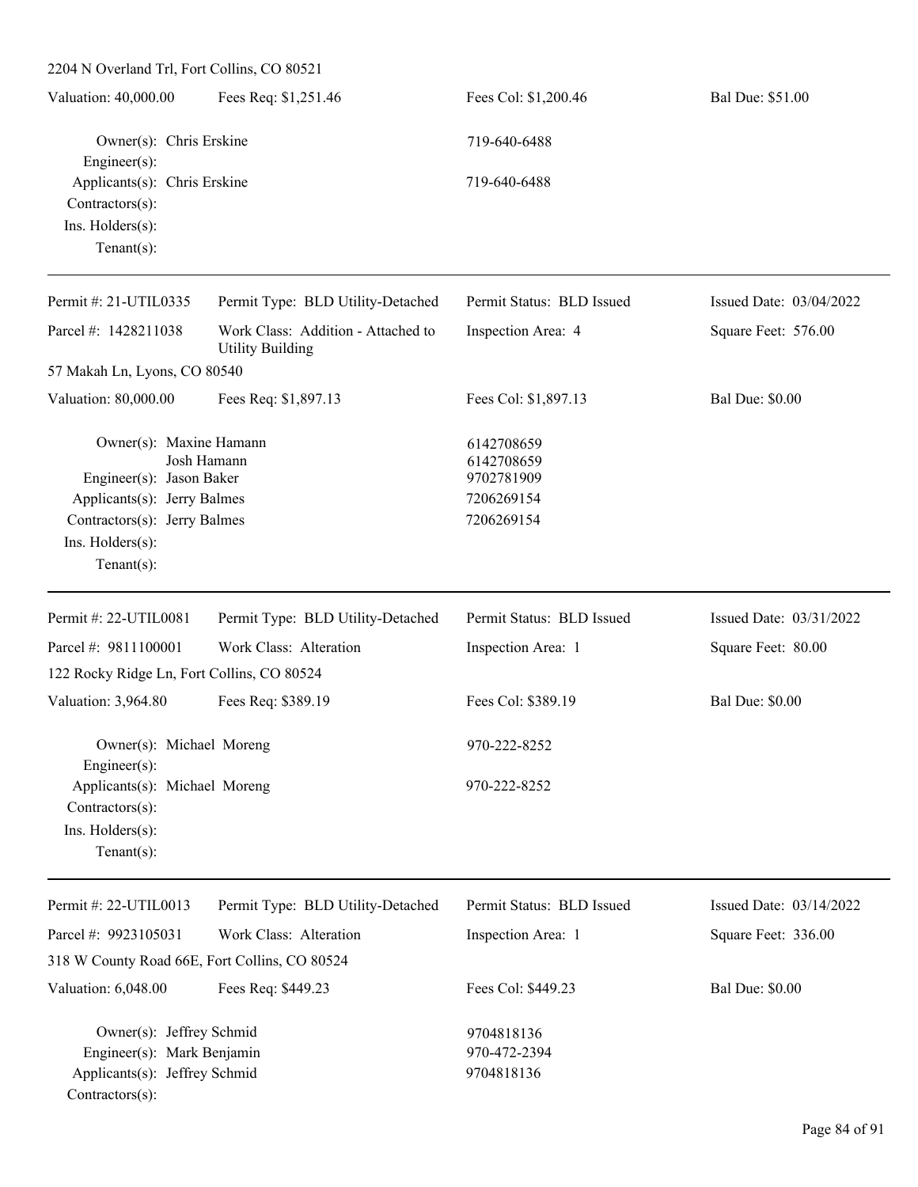2204 N Overland Trl, Fort Collins, CO 80521

| Valuation: 40,000.00 | Fees Req: $1,251.46 | Fees Col: $1,200.46 | Bal Due: $51.00 |
|---|---|---|---|

Owner(s): Chris Erskine — 719-640-6488
Engineer(s):
Applicants(s): Chris Erskine — 719-640-6488
Contractors(s):
Ins. Holders(s):
Tenant(s):

---

| Permit #: 21-UTIL0335 | Permit Type: BLD Utility-Detached | Permit Status: BLD Issued | Issued Date: 03/04/2022 |
|---|---|---|---|
| Parcel #: 1428211038 | Work Class: Addition - Attached to Utility Building | Inspection Area: 4 | Square Feet: 576.00 |

57 Makah Ln, Lyons, CO 80540

| Valuation: 80,000.00 | Fees Req: $1,897.13 | Fees Col: $1,897.13 | Bal Due: $0.00 |
|---|---|---|---|

Owner(s): Maxine Hamann — 6142708659
Josh Hamann — 6142708659
Engineer(s): Jason Baker — 9702781909
Applicants(s): Jerry Balmes — 7206269154
Contractors(s): Jerry Balmes — 7206269154
Ins. Holders(s):
Tenant(s):

---

| Permit #: 22-UTIL0081 | Permit Type: BLD Utility-Detached | Permit Status: BLD Issued | Issued Date: 03/31/2022 |
|---|---|---|---|
| Parcel #: 9811100001 | Work Class: Alteration | Inspection Area: 1 | Square Feet: 80.00 |

122 Rocky Ridge Ln, Fort Collins, CO 80524

| Valuation: 3,964.80 | Fees Req: $389.19 | Fees Col: $389.19 | Bal Due: $0.00 |
|---|---|---|---|

Owner(s): Michael Moreng — 970-222-8252
Engineer(s):
Applicants(s): Michael Moreng — 970-222-8252
Contractors(s):
Ins. Holders(s):
Tenant(s):

---

| Permit #: 22-UTIL0013 | Permit Type: BLD Utility-Detached | Permit Status: BLD Issued | Issued Date: 03/14/2022 |
|---|---|---|---|
| Parcel #: 9923105031 | Work Class: Alteration | Inspection Area: 1 | Square Feet: 336.00 |

318 W County Road 66E, Fort Collins, CO 80524

| Valuation: 6,048.00 | Fees Req: $449.23 | Fees Col: $449.23 | Bal Due: $0.00 |
|---|---|---|---|

Owner(s): Jeffrey Schmid — 9704818136
Engineer(s): Mark Benjamin — 970-472-2394
Applicants(s): Jeffrey Schmid — 9704818136
Contractors(s):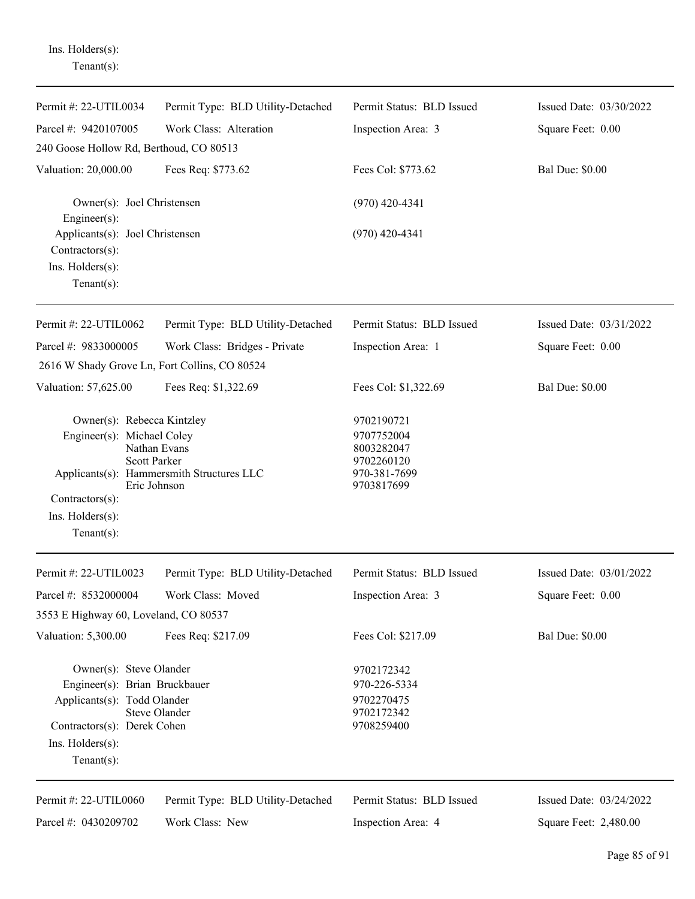Ins. Holders(s):
Tenant(s):

---

Permit #: 22-UTIL0034 | Permit Type: BLD Utility-Detached | Permit Status: BLD Issued | Issued Date: 03/30/2022

Parcel #: 9420107005 | Work Class: Alteration | Inspection Area: 3 | Square Feet: 0.00

240 Goose Hollow Rd, Berthoud, CO 80513

Valuation: 20,000.00 | Fees Req: $773.62 | Fees Col: $773.62 | Bal Due: $0.00

Owner(s): Joel Christensen (970) 420-4341
Engineer(s):
Applicants(s): Joel Christensen (970) 420-4341
Contractors(s):
Ins. Holders(s):
Tenant(s):

---

Permit #: 22-UTIL0062 | Permit Type: BLD Utility-Detached | Permit Status: BLD Issued | Issued Date: 03/31/2022

Parcel #: 9833000005 | Work Class: Bridges - Private | Inspection Area: 1 | Square Feet: 0.00

2616 W Shady Grove Ln, Fort Collins, CO 80524

Valuation: 57,625.00 | Fees Req: $1,322.69 | Fees Col: $1,322.69 | Bal Due: $0.00

Owner(s): Rebecca Kintzley 9702190721
Engineer(s): Michael Coley 9707752004
Nathan Evans 8003282047
Scott Parker 9702260120
Applicants(s): Hammersmith Structures LLC 970-381-7699
Eric Johnson 9703817699
Contractors(s):
Ins. Holders(s):
Tenant(s):

---

Permit #: 22-UTIL0023 | Permit Type: BLD Utility-Detached | Permit Status: BLD Issued | Issued Date: 03/01/2022

Parcel #: 8532000004 | Work Class: Moved | Inspection Area: 3 | Square Feet: 0.00

3553 E Highway 60, Loveland, CO 80537

Valuation: 5,300.00 | Fees Req: $217.09 | Fees Col: $217.09 | Bal Due: $0.00

Owner(s): Steve Olander 9702172342
Engineer(s): Brian Bruckbauer 970-226-5334
Applicants(s): Todd Olander 9702270475
Steve Olander 9702172342
Contractors(s): Derek Cohen 9708259400
Ins. Holders(s):
Tenant(s):

---

Permit #: 22-UTIL0060 | Permit Type: BLD Utility-Detached | Permit Status: BLD Issued | Issued Date: 03/24/2022

Parcel #: 0430209702 | Work Class: New | Inspection Area: 4 | Square Feet: 2,480.00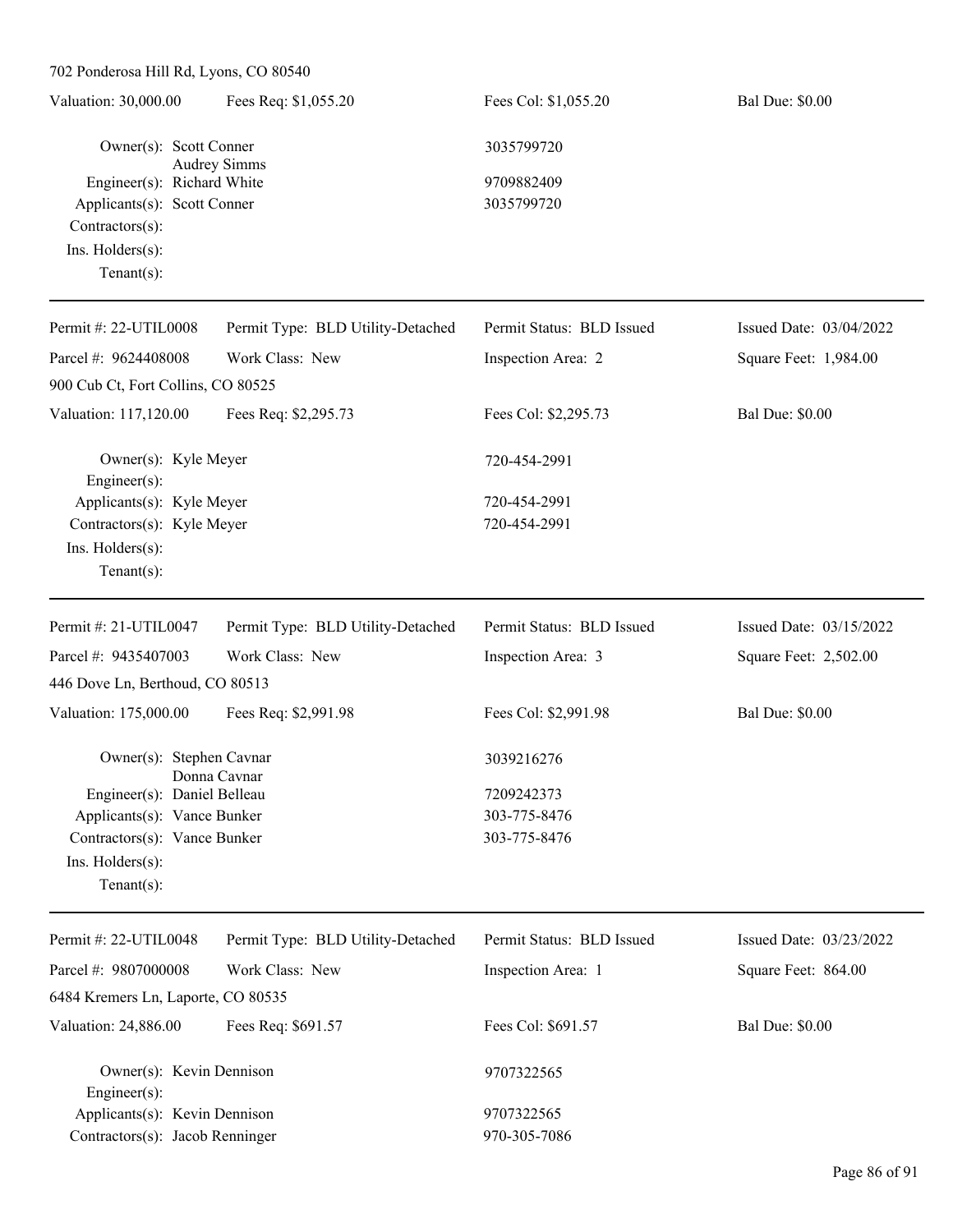702 Ponderosa Hill Rd, Lyons, CO 80540

| Valuation: 30,000.00 | Fees Req: $1,055.20 | Fees Col: $1,055.20 | Bal Due: $0.00 |
|---|---|---|---|

Owner(s): Scott Conner, Audrey Simms — 3035799720
Engineer(s): Richard White — 9709882409
Applicants(s): Scott Conner — 3035799720
Contractors(s):
Ins. Holders(s):
Tenant(s):

---

| Permit #: 22-UTIL0008 | Permit Type: BLD Utility-Detached | Permit Status: BLD Issued | Issued Date: 03/04/2022 |
|---|---|---|---|
| Parcel #: 9624408008 | Work Class: New | Inspection Area: 2 | Square Feet: 1,984.00 |

900 Cub Ct, Fort Collins, CO 80525

| Valuation: 117,120.00 | Fees Req: $2,295.73 | Fees Col: $2,295.73 | Bal Due: $0.00 |
|---|---|---|---|

Owner(s): Kyle Meyer — 720-454-2991
Engineer(s):
Applicants(s): Kyle Meyer — 720-454-2991
Contractors(s): Kyle Meyer — 720-454-2991
Ins. Holders(s):
Tenant(s):

---

| Permit #: 21-UTIL0047 | Permit Type: BLD Utility-Detached | Permit Status: BLD Issued | Issued Date: 03/15/2022 |
|---|---|---|---|
| Parcel #: 9435407003 | Work Class: New | Inspection Area: 3 | Square Feet: 2,502.00 |

446 Dove Ln, Berthoud, CO 80513

| Valuation: 175,000.00 | Fees Req: $2,991.98 | Fees Col: $2,991.98 | Bal Due: $0.00 |
|---|---|---|---|

Owner(s): Stephen Cavnar, Donna Cavnar — 3039216276
Engineer(s): Daniel Belleau — 7209242373
Applicants(s): Vance Bunker — 303-775-8476
Contractors(s): Vance Bunker — 303-775-8476
Ins. Holders(s):
Tenant(s):

---

| Permit #: 22-UTIL0048 | Permit Type: BLD Utility-Detached | Permit Status: BLD Issued | Issued Date: 03/23/2022 |
|---|---|---|---|
| Parcel #: 9807000008 | Work Class: New | Inspection Area: 1 | Square Feet: 864.00 |

6484 Kremers Ln, Laporte, CO 80535

| Valuation: 24,886.00 | Fees Req: $691.57 | Fees Col: $691.57 | Bal Due: $0.00 |
|---|---|---|---|

Owner(s): Kevin Dennison — 9707322565
Engineer(s):
Applicants(s): Kevin Dennison — 9707322565
Contractors(s): Jacob Renninger — 970-305-7086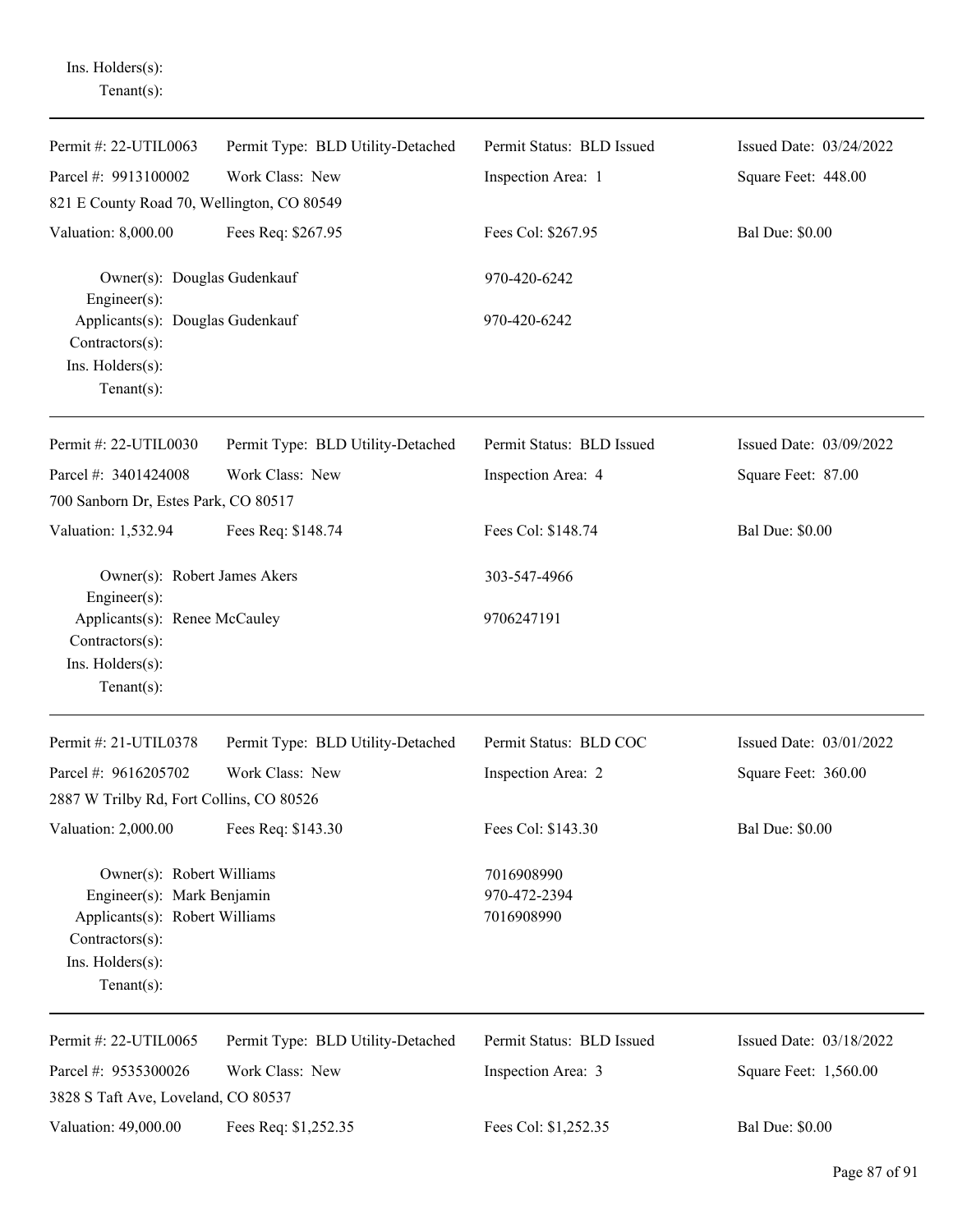Ins. Holders(s):
Tenant(s):

---

| Permit #: 22-UTIL0063 | Permit Type: BLD Utility-Detached | Permit Status: BLD Issued | Issued Date: 03/24/2022 |
|---|---|---|---|
| Parcel #: 9913100002 | Work Class: New | Inspection Area: 1 | Square Feet: 448.00 |
| 821 E County Road 70, Wellington, CO 80549 | | | |
| Valuation: 8,000.00 | Fees Req: $267.95 | Fees Col: $267.95 | Bal Due: $0.00 |

Owner(s): Douglas Gudenkauf — 970-420-6242
Engineer(s):
Applicants(s): Douglas Gudenkauf — 970-420-6242
Contractors(s):
Ins. Holders(s):
Tenant(s):

---

| Permit #: 22-UTIL0030 | Permit Type: BLD Utility-Detached | Permit Status: BLD Issued | Issued Date: 03/09/2022 |
|---|---|---|---|
| Parcel #: 3401424008 | Work Class: New | Inspection Area: 4 | Square Feet: 87.00 |
| 700 Sanborn Dr, Estes Park, CO 80517 | | | |
| Valuation: 1,532.94 | Fees Req: $148.74 | Fees Col: $148.74 | Bal Due: $0.00 |

Owner(s): Robert James Akers — 303-547-4966
Engineer(s):
Applicants(s): Renee McCauley — 9706247191
Contractors(s):
Ins. Holders(s):
Tenant(s):

---

| Permit #: 21-UTIL0378 | Permit Type: BLD Utility-Detached | Permit Status: BLD COC | Issued Date: 03/01/2022 |
|---|---|---|---|
| Parcel #: 9616205702 | Work Class: New | Inspection Area: 2 | Square Feet: 360.00 |
| 2887 W Trilby Rd, Fort Collins, CO 80526 | | | |
| Valuation: 2,000.00 | Fees Req: $143.30 | Fees Col: $143.30 | Bal Due: $0.00 |

Owner(s): Robert Williams — 7016908990
Engineer(s): Mark Benjamin — 970-472-2394
Applicants(s): Robert Williams — 7016908990
Contractors(s):
Ins. Holders(s):
Tenant(s):

---

| Permit #: 22-UTIL0065 | Permit Type: BLD Utility-Detached | Permit Status: BLD Issued | Issued Date: 03/18/2022 |
|---|---|---|---|
| Parcel #: 9535300026 | Work Class: New | Inspection Area: 3 | Square Feet: 1,560.00 |
| 3828 S Taft Ave, Loveland, CO 80537 | | | |
| Valuation: 49,000.00 | Fees Req: $1,252.35 | Fees Col: $1,252.35 | Bal Due: $0.00 |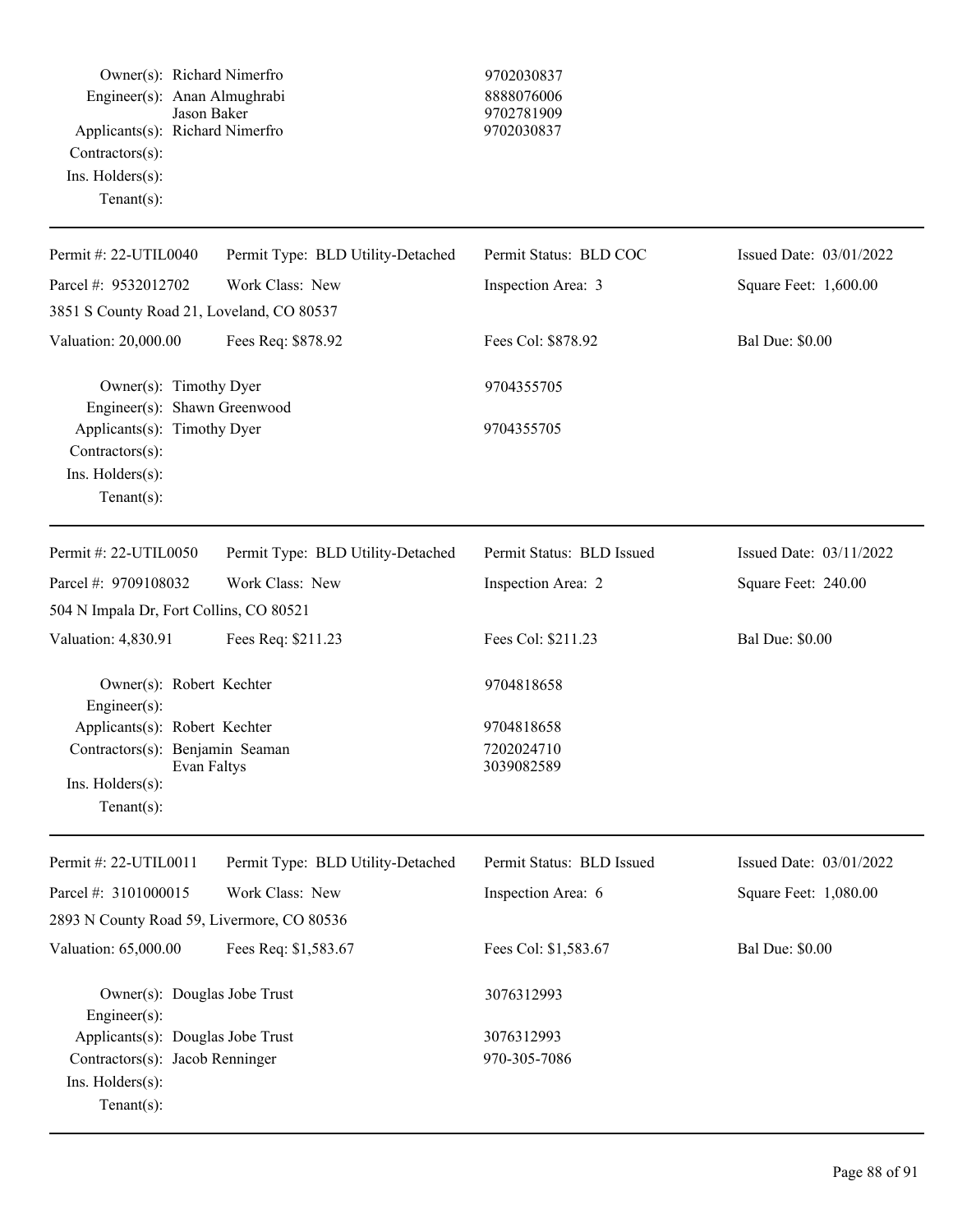Owner(s): Richard Nimerfro 9702030837
Engineer(s): Anan Almughrabi 8888076006
Jason Baker 9702781909
Applicants(s): Richard Nimerfro 9702030837
Contractors(s):
Ins. Holders(s):
Tenant(s):

---

| Permit #: 22-UTIL0040 | Permit Type: BLD Utility-Detached | Permit Status: BLD COC | Issued Date: 03/01/2022 |
|---|---|---|---|
| Parcel #: 9532012702 | Work Class: New | Inspection Area: 3 | Square Feet: 1,600.00 |
| 3851 S County Road 21, Loveland, CO 80537 | | | |
| Valuation: 20,000.00 | Fees Req: $878.92 | Fees Col: $878.92 | Bal Due: $0.00 |

Owner(s): Timothy Dyer 9704355705
Engineer(s): Shawn Greenwood
Applicants(s): Timothy Dyer 9704355705
Contractors(s):
Ins. Holders(s):
Tenant(s):

---

| Permit #: 22-UTIL0050 | Permit Type: BLD Utility-Detached | Permit Status: BLD Issued | Issued Date: 03/11/2022 |
|---|---|---|---|
| Parcel #: 9709108032 | Work Class: New | Inspection Area: 2 | Square Feet: 240.00 |
| 504 N Impala Dr, Fort Collins, CO 80521 | | | |
| Valuation: 4,830.91 | Fees Req: $211.23 | Fees Col: $211.23 | Bal Due: $0.00 |

Owner(s): Robert Kechter 9704818658
Engineer(s):
Applicants(s): Robert Kechter 9704818658
Contractors(s): Benjamin Seaman 7202024710
Evan Faltys 3039082589
Ins. Holders(s):
Tenant(s):

---

| Permit #: 22-UTIL0011 | Permit Type: BLD Utility-Detached | Permit Status: BLD Issued | Issued Date: 03/01/2022 |
|---|---|---|---|
| Parcel #: 3101000015 | Work Class: New | Inspection Area: 6 | Square Feet: 1,080.00 |
| 2893 N County Road 59, Livermore, CO 80536 | | | |
| Valuation: 65,000.00 | Fees Req: $1,583.67 | Fees Col: $1,583.67 | Bal Due: $0.00 |

Owner(s): Douglas Jobe Trust 3076312993
Engineer(s):
Applicants(s): Douglas Jobe Trust 3076312993
Contractors(s): Jacob Renninger 970-305-7086
Ins. Holders(s):
Tenant(s):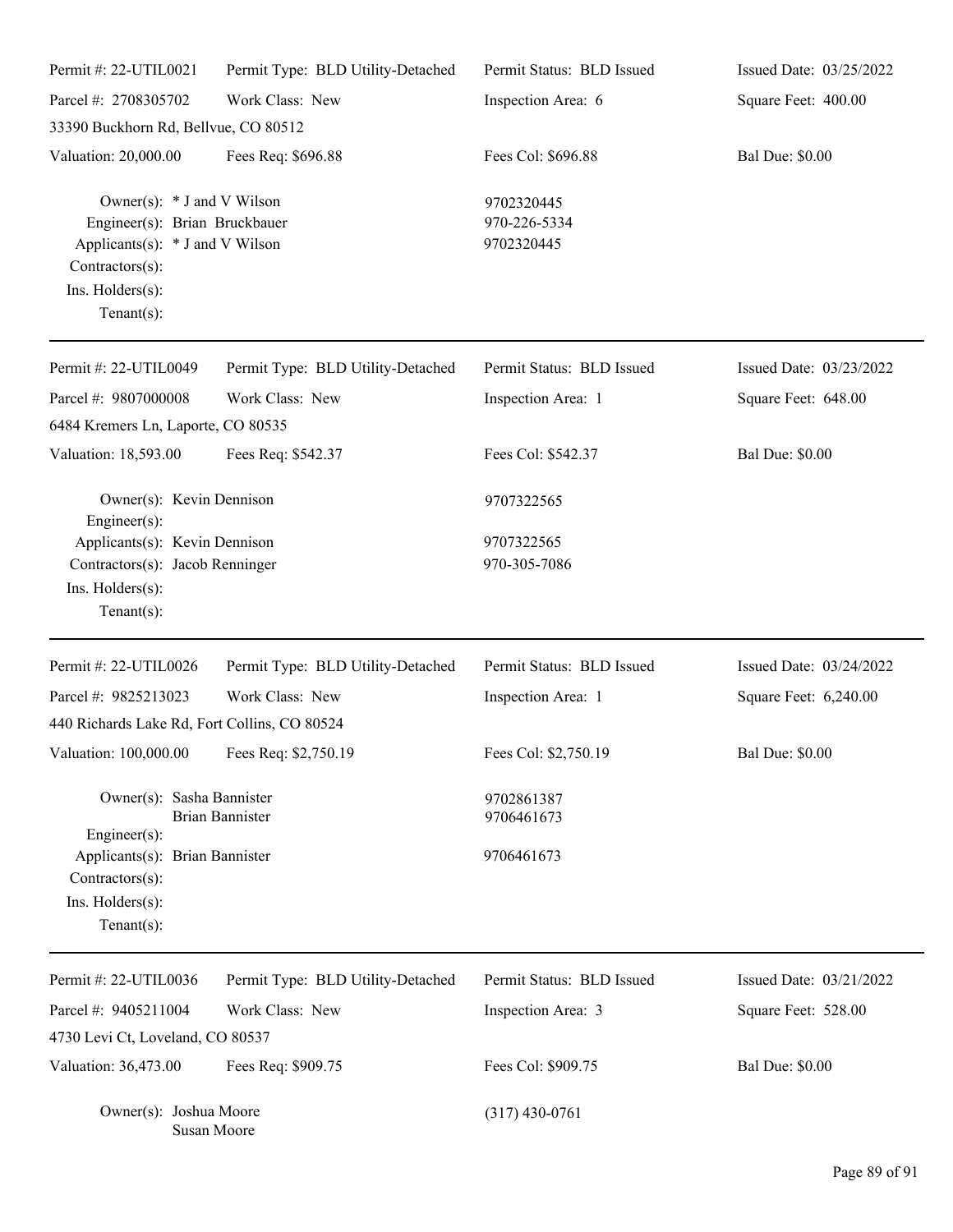Permit #: 22-UTIL0021 | Permit Type: BLD Utility-Detached | Permit Status: BLD Issued | Issued Date: 03/25/2022
Parcel #: 2708305702 | Work Class: New | Inspection Area: 6 | Square Feet: 400.00
33390 Buckhorn Rd, Bellvue, CO 80512
Valuation: 20,000.00 | Fees Req: $696.88 | Fees Col: $696.88 | Bal Due: $0.00

Owner(s): * J and V Wilson — 9702320445
Engineer(s): Brian Bruckbauer — 970-226-5334
Applicants(s): * J and V Wilson — 9702320445
Contractors(s):
Ins. Holders(s):
Tenant(s):

---

Permit #: 22-UTIL0049 | Permit Type: BLD Utility-Detached | Permit Status: BLD Issued | Issued Date: 03/23/2022
Parcel #: 9807000008 | Work Class: New | Inspection Area: 1 | Square Feet: 648.00
6484 Kremers Ln, Laporte, CO 80535
Valuation: 18,593.00 | Fees Req: $542.37 | Fees Col: $542.37 | Bal Due: $0.00

Owner(s): Kevin Dennison — 9707322565
Engineer(s):
Applicants(s): Kevin Dennison — 9707322565
Contractors(s): Jacob Renninger — 970-305-7086
Ins. Holders(s):
Tenant(s):

---

Permit #: 22-UTIL0026 | Permit Type: BLD Utility-Detached | Permit Status: BLD Issued | Issued Date: 03/24/2022
Parcel #: 9825213023 | Work Class: New | Inspection Area: 1 | Square Feet: 6,240.00
440 Richards Lake Rd, Fort Collins, CO 80524
Valuation: 100,000.00 | Fees Req: $2,750.19 | Fees Col: $2,750.19 | Bal Due: $0.00

Owner(s): Sasha Bannister — 9702861387
Brian Bannister — 9706461673
Engineer(s):
Applicants(s): Brian Bannister — 9706461673
Contractors(s):
Ins. Holders(s):
Tenant(s):

---

Permit #: 22-UTIL0036 | Permit Type: BLD Utility-Detached | Permit Status: BLD Issued | Issued Date: 03/21/2022
Parcel #: 9405211004 | Work Class: New | Inspection Area: 3 | Square Feet: 528.00
4730 Levi Ct, Loveland, CO 80537
Valuation: 36,473.00 | Fees Req: $909.75 | Fees Col: $909.75 | Bal Due: $0.00

Owner(s): Joshua Moore — (317) 430-0761
Susan Moore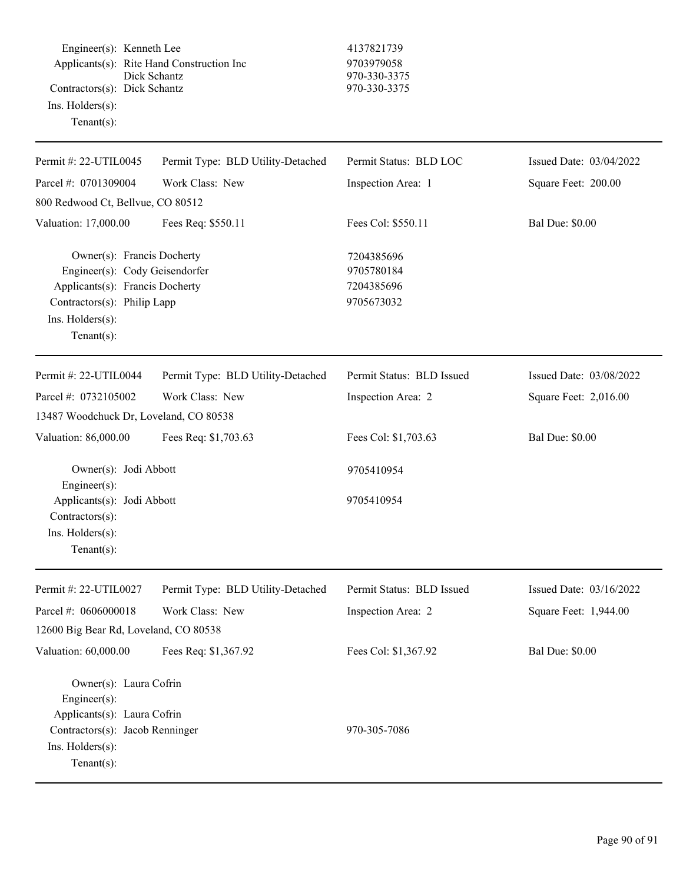Engineer(s): Kenneth Lee 4137821739
Applicants(s): Rite Hand Construction Inc 9703979058
Dick Schantz 970-330-3375
Contractors(s): Dick Schantz 970-330-3375
Ins. Holders(s):
Tenant(s):

---

| Permit #: 22-UTIL0045 | Permit Type: BLD Utility-Detached | Permit Status: BLD LOC | Issued Date: 03/04/2022 |
|---|---|---|---|
| Parcel #: 0701309004 | Work Class: New | Inspection Area: 1 | Square Feet: 200.00 |
| 800 Redwood Ct, Bellvue, CO 80512 | | | |
| Valuation: 17,000.00 | Fees Req: $550.11 | Fees Col: $550.11 | Bal Due: $0.00 |

Owner(s): Francis Docherty 7204385696
Engineer(s): Cody Geisendorfer 9705780184
Applicants(s): Francis Docherty 7204385696
Contractors(s): Philip Lapp 9705673032
Ins. Holders(s):
Tenant(s):

---

| Permit #: 22-UTIL0044 | Permit Type: BLD Utility-Detached | Permit Status: BLD Issued | Issued Date: 03/08/2022 |
|---|---|---|---|
| Parcel #: 0732105002 | Work Class: New | Inspection Area: 2 | Square Feet: 2,016.00 |
| 13487 Woodchuck Dr, Loveland, CO 80538 | | | |
| Valuation: 86,000.00 | Fees Req: $1,703.63 | Fees Col: $1,703.63 | Bal Due: $0.00 |

Owner(s): Jodi Abbott 9705410954
Engineer(s):
Applicants(s): Jodi Abbott 9705410954
Contractors(s):
Ins. Holders(s):
Tenant(s):

---

| Permit #: 22-UTIL0027 | Permit Type: BLD Utility-Detached | Permit Status: BLD Issued | Issued Date: 03/16/2022 |
|---|---|---|---|
| Parcel #: 0606000018 | Work Class: New | Inspection Area: 2 | Square Feet: 1,944.00 |
| 12600 Big Bear Rd, Loveland, CO 80538 | | | |
| Valuation: 60,000.00 | Fees Req: $1,367.92 | Fees Col: $1,367.92 | Bal Due: $0.00 |

Owner(s): Laura Cofrin
Engineer(s):
Applicants(s): Laura Cofrin
Contractors(s): Jacob Renninger 970-305-7086
Ins. Holders(s):
Tenant(s):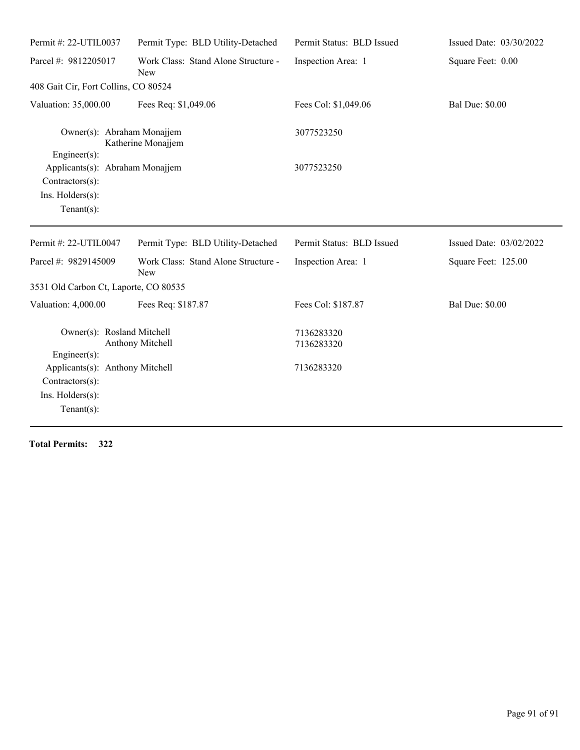| | | | |
|---|---|---|---|
| Permit #: 22-UTIL0037 | Permit Type: BLD Utility-Detached | Permit Status: BLD Issued | Issued Date: 03/30/2022 |
| Parcel #: 9812205017 | Work Class: Stand Alone Structure - New | Inspection Area: 1 | Square Feet: 0.00 |
| 408 Gait Cir, Fort Collins, CO 80524 | | | |
| Valuation: 35,000.00 | Fees Req: $1,049.06 | Fees Col: $1,049.06 | Bal Due: $0.00 |

Owner(s): Abraham Monajjem 3077523250
Katherine Monajjem

Engineer(s):

Applicants(s): Abraham Monajjem 3077523250

Contractors(s):

Ins. Holders(s):

Tenant(s):

---

| | | | |
|---|---|---|---|
| Permit #: 22-UTIL0047 | Permit Type: BLD Utility-Detached | Permit Status: BLD Issued | Issued Date: 03/02/2022 |
| Parcel #: 9829145009 | Work Class: Stand Alone Structure - New | Inspection Area: 1 | Square Feet: 125.00 |
| 3531 Old Carbon Ct, Laporte, CO 80535 | | | |
| Valuation: 4,000.00 | Fees Req: $187.87 | Fees Col: $187.87 | Bal Due: $0.00 |

Owner(s): Rosland Mitchell 7136283320
Anthony Mitchell 7136283320

Engineer(s):

Applicants(s): Anthony Mitchell 7136283320

Contractors(s):

Ins. Holders(s):

Tenant(s):

---

**Total Permits: 322**